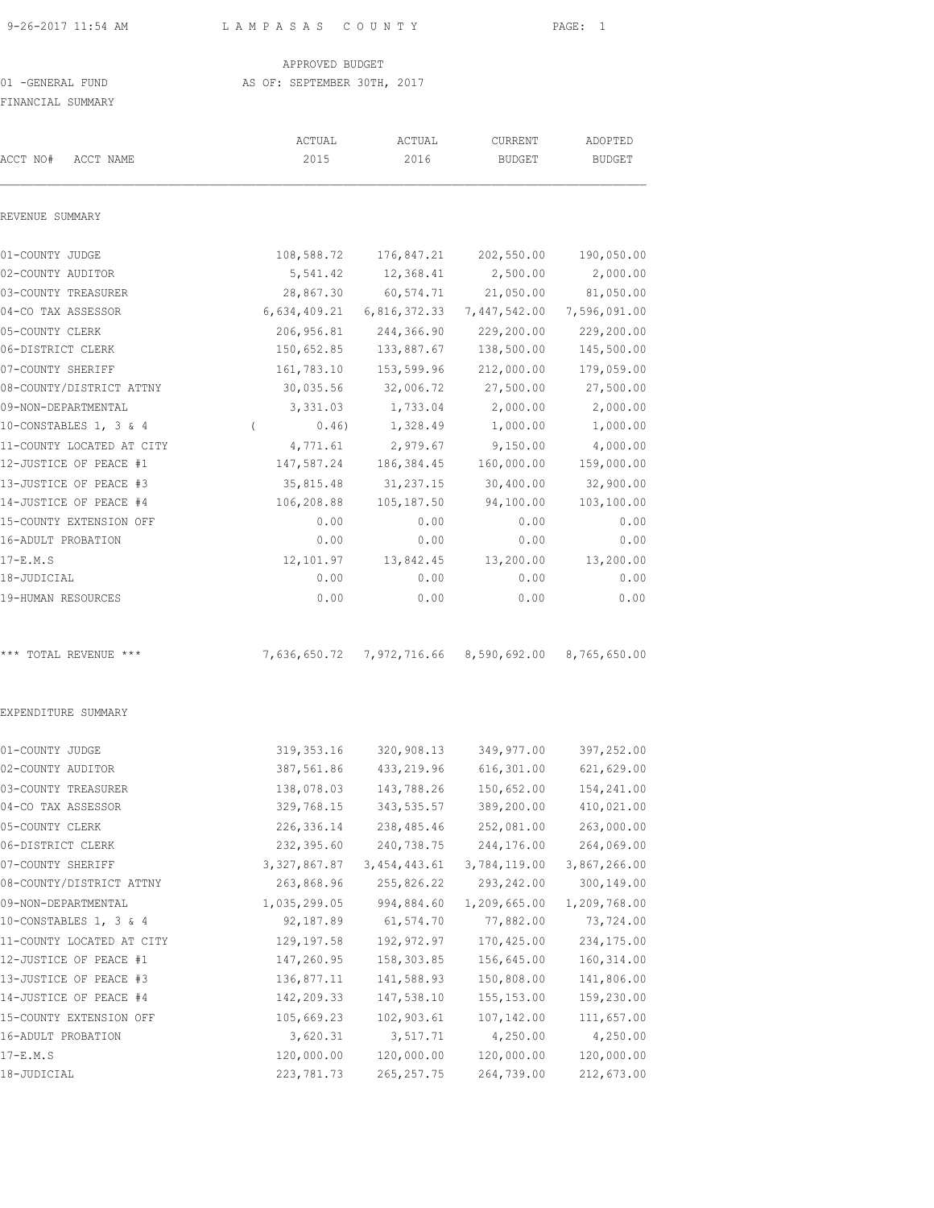# LAMPASAS COUNTY

APPROVED BUDGET

01 -GENERAL FUND AS OF: SEPTEMBER 30TH, 2017

FINANCIAL SUMMARY

| ACCT NO# ACCT NAME | ACTUAL 2015 | ACTUAL 2016 | CURRENT BUDGET | ADOPTED BUDGET |
|---|---|---|---|---|
| **REVENUE SUMMARY** | | | | |
| 01-COUNTY JUDGE | 108,588.72 | 176,847.21 | 202,550.00 | 190,050.00 |
| 02-COUNTY AUDITOR | 5,541.42 | 12,368.41 | 2,500.00 | 2,000.00 |
| 03-COUNTY TREASURER | 28,867.30 | 60,574.71 | 21,050.00 | 81,050.00 |
| 04-CO TAX ASSESSOR | 6,634,409.21 | 6,816,372.33 | 7,447,542.00 | 7,596,091.00 |
| 05-COUNTY CLERK | 206,956.81 | 244,366.90 | 229,200.00 | 229,200.00 |
| 06-DISTRICT CLERK | 150,652.85 | 133,887.67 | 138,500.00 | 145,500.00 |
| 07-COUNTY SHERIFF | 161,783.10 | 153,599.96 | 212,000.00 | 179,059.00 |
| 08-COUNTY/DISTRICT ATTNY | 30,035.56 | 32,006.72 | 27,500.00 | 27,500.00 |
| 09-NON-DEPARTMENTAL | 3,331.03 | 1,733.04 | 2,000.00 | 2,000.00 |
| 10-CONSTABLES 1, 3 & 4 | ( 0.46) | 1,328.49 | 1,000.00 | 1,000.00 |
| 11-COUNTY LOCATED AT CITY | 4,771.61 | 2,979.67 | 9,150.00 | 4,000.00 |
| 12-JUSTICE OF PEACE #1 | 147,587.24 | 186,384.45 | 160,000.00 | 159,000.00 |
| 13-JUSTICE OF PEACE #3 | 35,815.48 | 31,237.15 | 30,400.00 | 32,900.00 |
| 14-JUSTICE OF PEACE #4 | 106,208.88 | 105,187.50 | 94,100.00 | 103,100.00 |
| 15-COUNTY EXTENSION OFF | 0.00 | 0.00 | 0.00 | 0.00 |
| 16-ADULT PROBATION | 0.00 | 0.00 | 0.00 | 0.00 |
| 17-E.M.S | 12,101.97 | 13,842.45 | 13,200.00 | 13,200.00 |
| 18-JUDICIAL | 0.00 | 0.00 | 0.00 | 0.00 |
| 19-HUMAN RESOURCES | 0.00 | 0.00 | 0.00 | 0.00 |
| *** TOTAL REVENUE *** | 7,636,650.72 | 7,972,716.66 | 8,590,692.00 | 8,765,650.00 |
| **EXPENDITURE SUMMARY** | | | | |
| 01-COUNTY JUDGE | 319,353.16 | 320,908.13 | 349,977.00 | 397,252.00 |
| 02-COUNTY AUDITOR | 387,561.86 | 433,219.96 | 616,301.00 | 621,629.00 |
| 03-COUNTY TREASURER | 138,078.03 | 143,788.26 | 150,652.00 | 154,241.00 |
| 04-CO TAX ASSESSOR | 329,768.15 | 343,535.57 | 389,200.00 | 410,021.00 |
| 05-COUNTY CLERK | 226,336.14 | 238,485.46 | 252,081.00 | 263,000.00 |
| 06-DISTRICT CLERK | 232,395.60 | 240,738.75 | 244,176.00 | 264,069.00 |
| 07-COUNTY SHERIFF | 3,327,867.87 | 3,454,443.61 | 3,784,119.00 | 3,867,266.00 |
| 08-COUNTY/DISTRICT ATTNY | 263,868.96 | 255,826.22 | 293,242.00 | 300,149.00 |
| 09-NON-DEPARTMENTAL | 1,035,299.05 | 994,884.60 | 1,209,665.00 | 1,209,768.00 |
| 10-CONSTABLES 1, 3 & 4 | 92,187.89 | 61,574.70 | 77,882.00 | 73,724.00 |
| 11-COUNTY LOCATED AT CITY | 129,197.58 | 192,972.97 | 170,425.00 | 234,175.00 |
| 12-JUSTICE OF PEACE #1 | 147,260.95 | 158,303.85 | 156,645.00 | 160,314.00 |
| 13-JUSTICE OF PEACE #3 | 136,877.11 | 141,588.93 | 150,808.00 | 141,806.00 |
| 14-JUSTICE OF PEACE #4 | 142,209.33 | 147,538.10 | 155,153.00 | 159,230.00 |
| 15-COUNTY EXTENSION OFF | 105,669.23 | 102,903.61 | 107,142.00 | 111,657.00 |
| 16-ADULT PROBATION | 3,620.31 | 3,517.71 | 4,250.00 | 4,250.00 |
| 17-E.M.S | 120,000.00 | 120,000.00 | 120,000.00 | 120,000.00 |
| 18-JUDICIAL | 223,781.73 | 265,257.75 | 264,739.00 | 212,673.00 |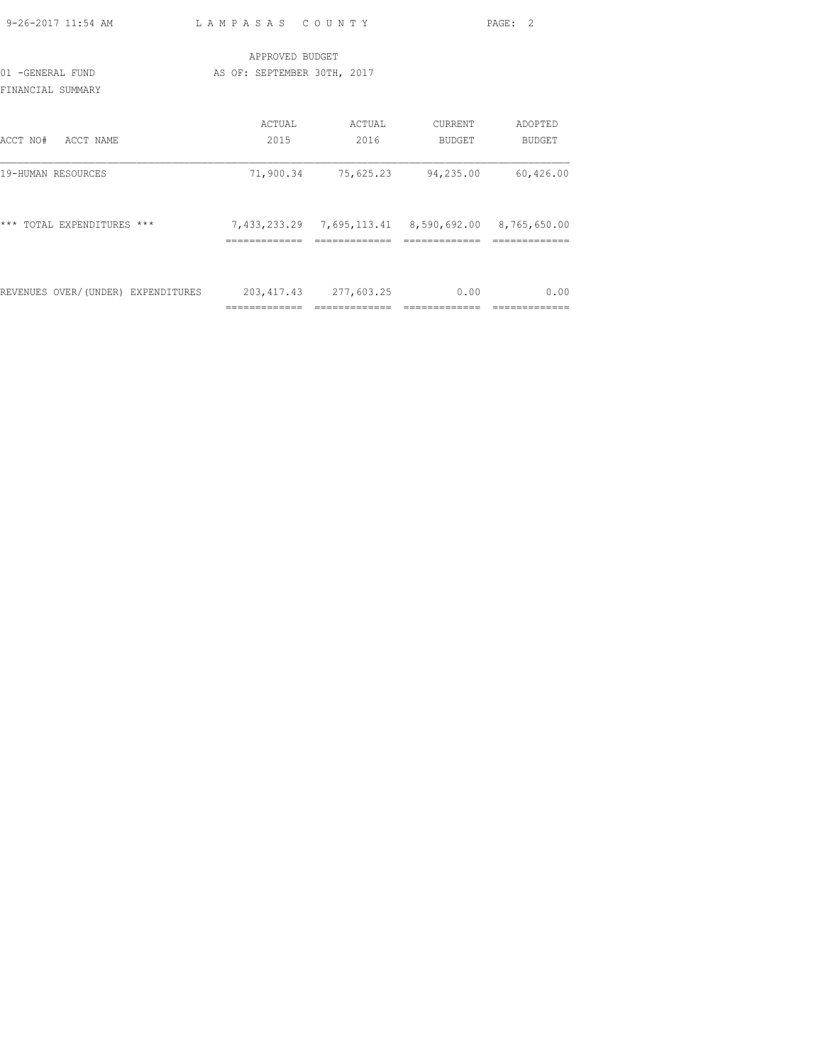APPROVED BUDGET

01 -GENERAL FUND AS OF: SEPTEMBER 30TH, 2017

FINANCIAL SUMMARY

| ACCT NO# ACCT NAME | ACTUAL 2015 | ACTUAL 2016 | CURRENT BUDGET | ADOPTED BUDGET |
|---|---|---|---|---|
| 19-HUMAN RESOURCES | 71,900.34 | 75,625.23 | 94,235.00 | 60,426.00 |
| *** TOTAL EXPENDITURES *** | 7,433,233.29 | 7,695,113.41 | 8,590,692.00 | 8,765,650.00 |
| REVENUES OVER/(UNDER) EXPENDITURES | 203,417.43 | 277,603.25 | 0.00 | 0.00 |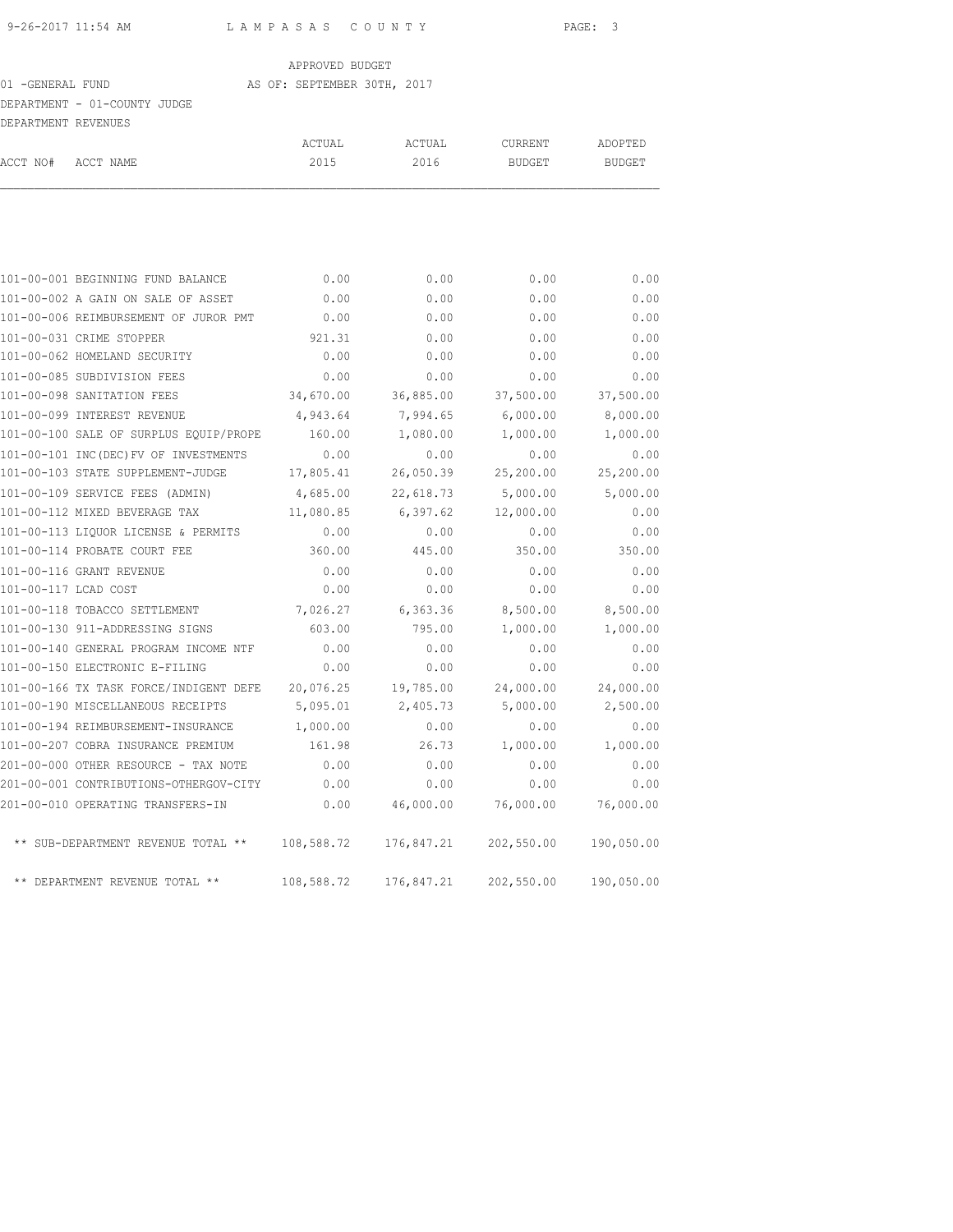APPROVED BUDGET

01 -GENERAL FUND AS OF: SEPTEMBER 30TH, 2017

DEPARTMENT - 01-COUNTY JUDGE

DEPARTMENT REVENUES

| ACCT NO# | ACCT NAME | ACTUAL 2015 | ACTUAL 2016 | CURRENT BUDGET | ADOPTED BUDGET |
|---|---|---|---|---|---|
| 101-00-001 | BEGINNING FUND BALANCE | 0.00 | 0.00 | 0.00 | 0.00 |
| 101-00-002 | A GAIN ON SALE OF ASSET | 0.00 | 0.00 | 0.00 | 0.00 |
| 101-00-006 | REIMBURSEMENT OF JUROR PMT | 0.00 | 0.00 | 0.00 | 0.00 |
| 101-00-031 | CRIME STOPPER | 921.31 | 0.00 | 0.00 | 0.00 |
| 101-00-062 | HOMELAND SECURITY | 0.00 | 0.00 | 0.00 | 0.00 |
| 101-00-085 | SUBDIVISION FEES | 0.00 | 0.00 | 0.00 | 0.00 |
| 101-00-098 | SANITATION FEES | 34,670.00 | 36,885.00 | 37,500.00 | 37,500.00 |
| 101-00-099 | INTEREST REVENUE | 4,943.64 | 7,994.65 | 6,000.00 | 8,000.00 |
| 101-00-100 | SALE OF SURPLUS EQUIP/PROPE | 160.00 | 1,080.00 | 1,000.00 | 1,000.00 |
| 101-00-101 | INC(DEC)FV OF INVESTMENTS | 0.00 | 0.00 | 0.00 | 0.00 |
| 101-00-103 | STATE SUPPLEMENT-JUDGE | 17,805.41 | 26,050.39 | 25,200.00 | 25,200.00 |
| 101-00-109 | SERVICE FEES (ADMIN) | 4,685.00 | 22,618.73 | 5,000.00 | 5,000.00 |
| 101-00-112 | MIXED BEVERAGE TAX | 11,080.85 | 6,397.62 | 12,000.00 | 0.00 |
| 101-00-113 | LIQUOR LICENSE & PERMITS | 0.00 | 0.00 | 0.00 | 0.00 |
| 101-00-114 | PROBATE COURT FEE | 360.00 | 445.00 | 350.00 | 350.00 |
| 101-00-116 | GRANT REVENUE | 0.00 | 0.00 | 0.00 | 0.00 |
| 101-00-117 | LCAD COST | 0.00 | 0.00 | 0.00 | 0.00 |
| 101-00-118 | TOBACCO SETTLEMENT | 7,026.27 | 6,363.36 | 8,500.00 | 8,500.00 |
| 101-00-130 | 911-ADDRESSING SIGNS | 603.00 | 795.00 | 1,000.00 | 1,000.00 |
| 101-00-140 | GENERAL PROGRAM INCOME NTF | 0.00 | 0.00 | 0.00 | 0.00 |
| 101-00-150 | ELECTRONIC E-FILING | 0.00 | 0.00 | 0.00 | 0.00 |
| 101-00-166 | TX TASK FORCE/INDIGENT DEFE | 20,076.25 | 19,785.00 | 24,000.00 | 24,000.00 |
| 101-00-190 | MISCELLANEOUS RECEIPTS | 5,095.01 | 2,405.73 | 5,000.00 | 2,500.00 |
| 101-00-194 | REIMBURSEMENT-INSURANCE | 1,000.00 | 0.00 | 0.00 | 0.00 |
| 101-00-207 | COBRA INSURANCE PREMIUM | 161.98 | 26.73 | 1,000.00 | 1,000.00 |
| 201-00-000 | OTHER RESOURCE - TAX NOTE | 0.00 | 0.00 | 0.00 | 0.00 |
| 201-00-001 | CONTRIBUTIONS-OTHERGOV-CITY | 0.00 | 0.00 | 0.00 | 0.00 |
| 201-00-010 | OPERATING TRANSFERS-IN | 0.00 | 46,000.00 | 76,000.00 | 76,000.00 |
| | ** SUB-DEPARTMENT REVENUE TOTAL ** | 108,588.72 | 176,847.21 | 202,550.00 | 190,050.00 |
| | ** DEPARTMENT REVENUE TOTAL ** | 108,588.72 | 176,847.21 | 202,550.00 | 190,050.00 |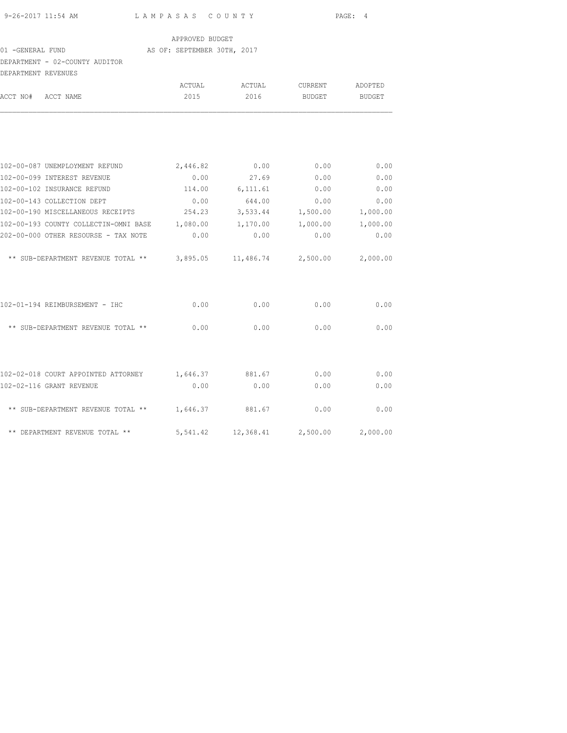APPROVED BUDGET

01 -GENERAL FUND AS OF: SEPTEMBER 30TH, 2017

DEPARTMENT - 02-COUNTY AUDITOR

DEPARTMENT REVENUES

| ACCT NO# ACCT NAME | ACTUAL 2015 | ACTUAL 2016 | CURRENT BUDGET | ADOPTED BUDGET |
|---|---|---|---|---|
| 102-00-087 UNEMPLOYMENT REFUND | 2,446.82 | 0.00 | 0.00 | 0.00 |
| 102-00-099 INTEREST REVENUE | 0.00 | 27.69 | 0.00 | 0.00 |
| 102-00-102 INSURANCE REFUND | 114.00 | 6,111.61 | 0.00 | 0.00 |
| 102-00-143 COLLECTION DEPT | 0.00 | 644.00 | 0.00 | 0.00 |
| 102-00-190 MISCELLANEOUS RECEIPTS | 254.23 | 3,533.44 | 1,500.00 | 1,000.00 |
| 102-00-193 COUNTY COLLECTIN-OMNI BASE | 1,080.00 | 1,170.00 | 1,000.00 | 1,000.00 |
| 202-00-000 OTHER RESOURSE - TAX NOTE | 0.00 | 0.00 | 0.00 | 0.00 |
| ** SUB-DEPARTMENT REVENUE TOTAL ** | 3,895.05 | 11,486.74 | 2,500.00 | 2,000.00 |
| 102-01-194 REIMBURSEMENT - IHC | 0.00 | 0.00 | 0.00 | 0.00 |
| ** SUB-DEPARTMENT REVENUE TOTAL ** | 0.00 | 0.00 | 0.00 | 0.00 |
| 102-02-018 COURT APPOINTED ATTORNEY | 1,646.37 | 881.67 | 0.00 | 0.00 |
| 102-02-116 GRANT REVENUE | 0.00 | 0.00 | 0.00 | 0.00 |
| ** SUB-DEPARTMENT REVENUE TOTAL ** | 1,646.37 | 881.67 | 0.00 | 0.00 |
| ** DEPARTMENT REVENUE TOTAL ** | 5,541.42 | 12,368.41 | 2,500.00 | 2,000.00 |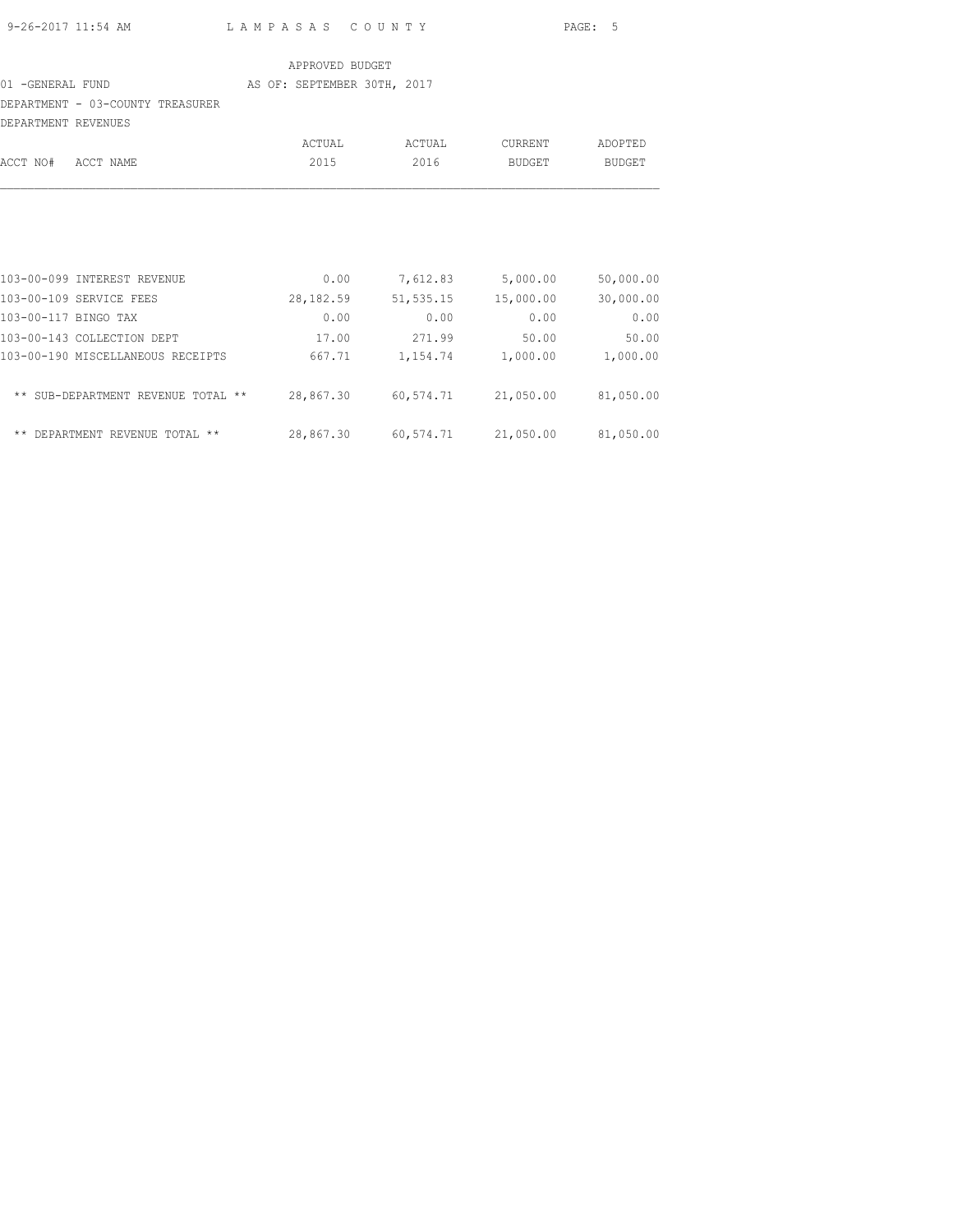APPROVED BUDGET

01 -GENERAL FUND AS OF: SEPTEMBER 30TH, 2017

DEPARTMENT - 03-COUNTY TREASURER

DEPARTMENT REVENUES

| ACCT NO# | ACCT NAME | ACTUAL 2015 | ACTUAL 2016 | CURRENT BUDGET | ADOPTED BUDGET |
|---|---|---|---|---|---|
| 103-00-099 | INTEREST REVENUE | 0.00 | 7,612.83 | 5,000.00 | 50,000.00 |
| 103-00-109 | SERVICE FEES | 28,182.59 | 51,535.15 | 15,000.00 | 30,000.00 |
| 103-00-117 | BINGO TAX | 0.00 | 0.00 | 0.00 | 0.00 |
| 103-00-143 | COLLECTION DEPT | 17.00 | 271.99 | 50.00 | 50.00 |
| 103-00-190 | MISCELLANEOUS RECEIPTS | 667.71 | 1,154.74 | 1,000.00 | 1,000.00 |
| | ** SUB-DEPARTMENT REVENUE TOTAL ** | 28,867.30 | 60,574.71 | 21,050.00 | 81,050.00 |
| | ** DEPARTMENT REVENUE TOTAL ** | 28,867.30 | 60,574.71 | 21,050.00 | 81,050.00 |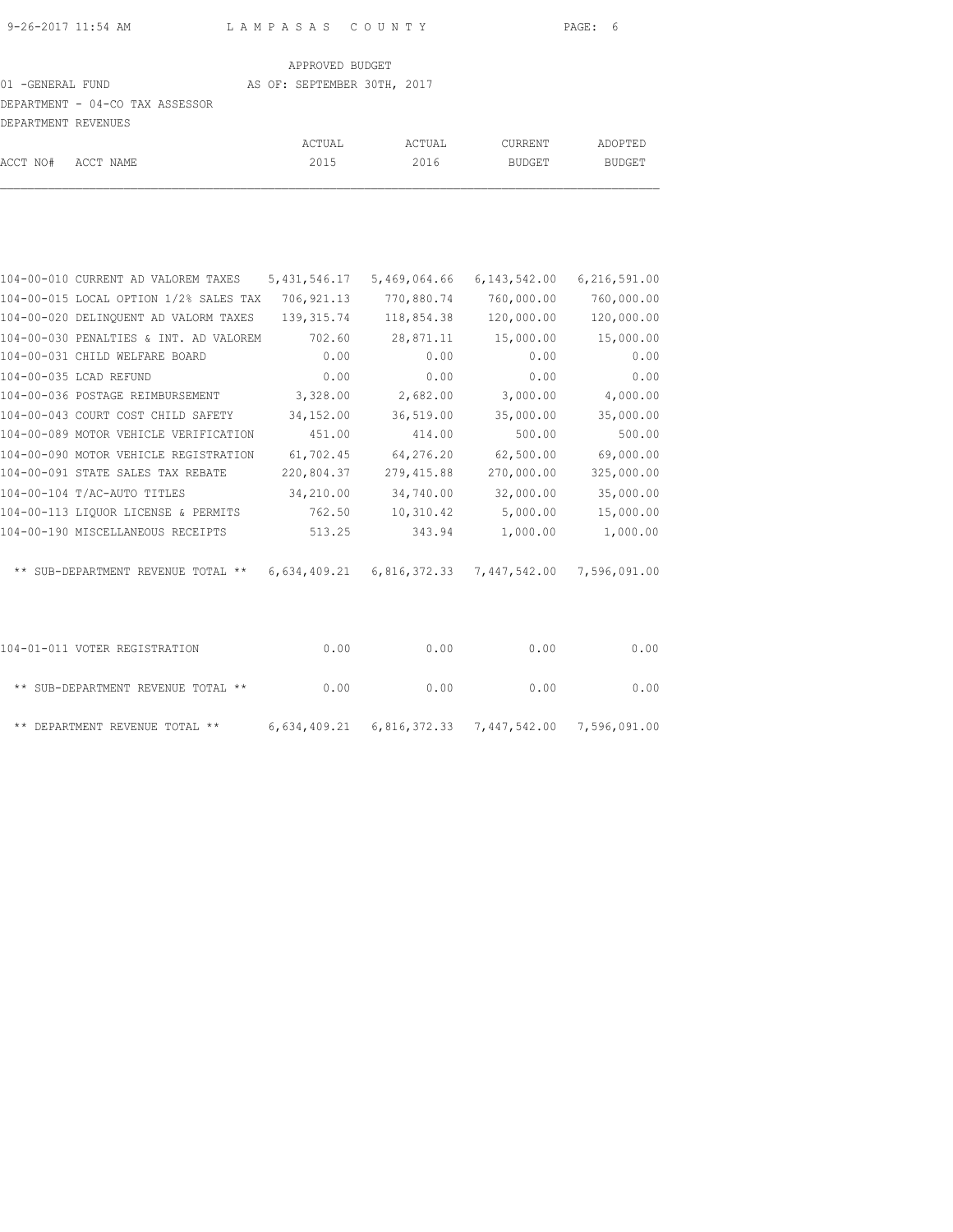APPROVED BUDGET

01 -GENERAL FUND AS OF: SEPTEMBER 30TH, 2017

DEPARTMENT - 04-CO TAX ASSESSOR

DEPARTMENT REVENUES

| ACCT NO# | ACCT NAME | ACTUAL 2015 | ACTUAL 2016 | CURRENT BUDGET | ADOPTED BUDGET |
|---|---|---|---|---|---|
| 104-00-010 | CURRENT AD VALOREM TAXES | 5,431,546.17 | 5,469,064.66 | 6,143,542.00 | 6,216,591.00 |
| 104-00-015 | LOCAL OPTION 1/2% SALES TAX | 706,921.13 | 770,880.74 | 760,000.00 | 760,000.00 |
| 104-00-020 | DELINQUENT AD VALORM TAXES | 139,315.74 | 118,854.38 | 120,000.00 | 120,000.00 |
| 104-00-030 | PENALTIES & INT. AD VALOREM | 702.60 | 28,871.11 | 15,000.00 | 15,000.00 |
| 104-00-031 | CHILD WELFARE BOARD | 0.00 | 0.00 | 0.00 | 0.00 |
| 104-00-035 | LCAD REFUND | 0.00 | 0.00 | 0.00 | 0.00 |
| 104-00-036 | POSTAGE REIMBURSEMENT | 3,328.00 | 2,682.00 | 3,000.00 | 4,000.00 |
| 104-00-043 | COURT COST CHILD SAFETY | 34,152.00 | 36,519.00 | 35,000.00 | 35,000.00 |
| 104-00-089 | MOTOR VEHICLE VERIFICATION | 451.00 | 414.00 | 500.00 | 500.00 |
| 104-00-090 | MOTOR VEHICLE REGISTRATION | 61,702.45 | 64,276.20 | 62,500.00 | 69,000.00 |
| 104-00-091 | STATE SALES TAX REBATE | 220,804.37 | 279,415.88 | 270,000.00 | 325,000.00 |
| 104-00-104 | T/AC-AUTO TITLES | 34,210.00 | 34,740.00 | 32,000.00 | 35,000.00 |
| 104-00-113 | LIQUOR LICENSE & PERMITS | 762.50 | 10,310.42 | 5,000.00 | 15,000.00 |
| 104-00-190 | MISCELLANEOUS RECEIPTS | 513.25 | 343.94 | 1,000.00 | 1,000.00 |
| | ** SUB-DEPARTMENT REVENUE TOTAL ** | 6,634,409.21 | 6,816,372.33 | 7,447,542.00 | 7,596,091.00 |
| 104-01-011 | VOTER REGISTRATION | 0.00 | 0.00 | 0.00 | 0.00 |
| | ** SUB-DEPARTMENT REVENUE TOTAL ** | 0.00 | 0.00 | 0.00 | 0.00 |
| | ** DEPARTMENT REVENUE TOTAL ** | 6,634,409.21 | 6,816,372.33 | 7,447,542.00 | 7,596,091.00 |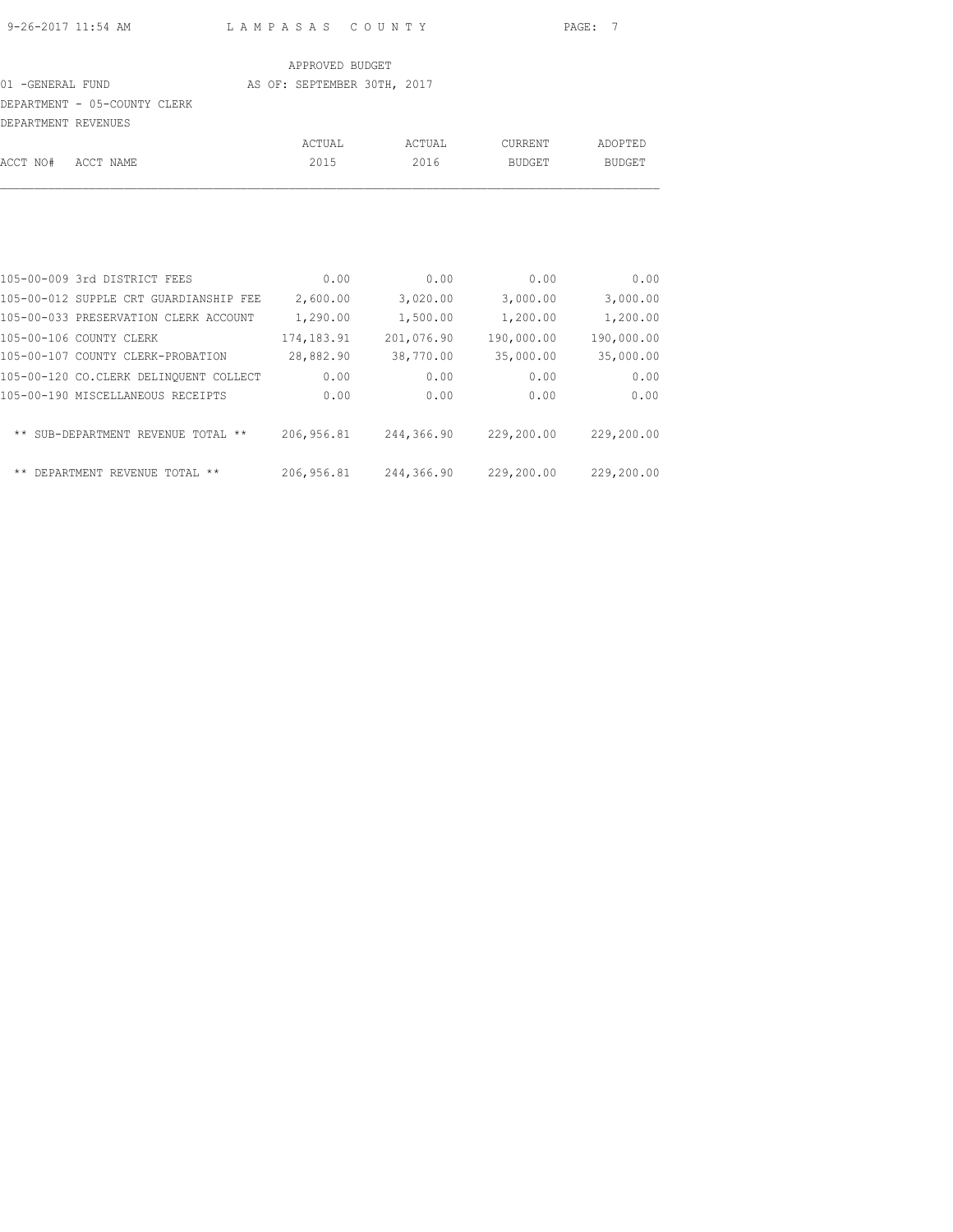LAMPASAS COUNTY

APPROVED BUDGET

01 -GENERAL FUND — AS OF: SEPTEMBER 30TH, 2017

DEPARTMENT - 05-COUNTY CLERK

DEPARTMENT REVENUES

| ACCT NO# | ACCT NAME | ACTUAL 2015 | ACTUAL 2016 | CURRENT BUDGET | ADOPTED BUDGET |
|---|---|---|---|---|---|
| 105-00-009 | 3rd DISTRICT FEES | 0.00 | 0.00 | 0.00 | 0.00 |
| 105-00-012 | SUPPLE CRT GUARDIANSHIP FEE | 2,600.00 | 3,020.00 | 3,000.00 | 3,000.00 |
| 105-00-033 | PRESERVATION CLERK ACCOUNT | 1,290.00 | 1,500.00 | 1,200.00 | 1,200.00 |
| 105-00-106 | COUNTY CLERK | 174,183.91 | 201,076.90 | 190,000.00 | 190,000.00 |
| 105-00-107 | COUNTY CLERK-PROBATION | 28,882.90 | 38,770.00 | 35,000.00 | 35,000.00 |
| 105-00-120 | CO.CLERK DELINQUENT COLLECT | 0.00 | 0.00 | 0.00 | 0.00 |
| 105-00-190 | MISCELLANEOUS RECEIPTS | 0.00 | 0.00 | 0.00 | 0.00 |
| | ** SUB-DEPARTMENT REVENUE TOTAL ** | 206,956.81 | 244,366.90 | 229,200.00 | 229,200.00 |
| | ** DEPARTMENT REVENUE TOTAL ** | 206,956.81 | 244,366.90 | 229,200.00 | 229,200.00 |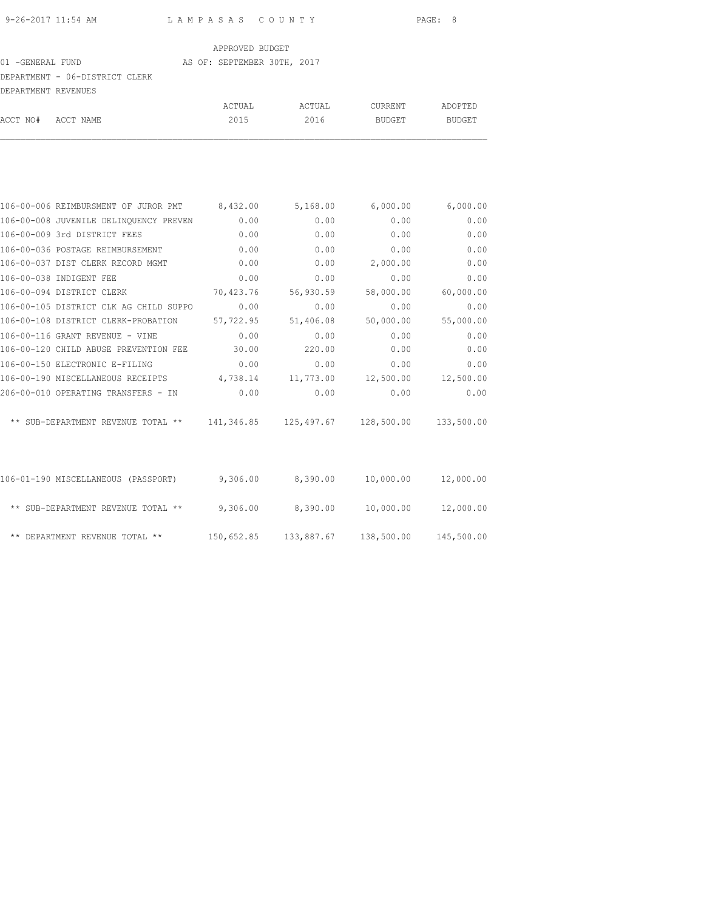APPROVED BUDGET

01 -GENERAL FUND AS OF: SEPTEMBER 30TH, 2017

DEPARTMENT - 06-DISTRICT CLERK

DEPARTMENT REVENUES

| ACCT NO# | ACCT NAME | ACTUAL 2015 | ACTUAL 2016 | CURRENT BUDGET | ADOPTED BUDGET |
|---|---|---|---|---|---|
| 106-00-006 | REIMBURSMENT OF JUROR PMT | 8,432.00 | 5,168.00 | 6,000.00 | 6,000.00 |
| 106-00-008 | JUVENILE DELINQUENCY PREVEN | 0.00 | 0.00 | 0.00 | 0.00 |
| 106-00-009 | 3rd DISTRICT FEES | 0.00 | 0.00 | 0.00 | 0.00 |
| 106-00-036 | POSTAGE REIMBURSEMENT | 0.00 | 0.00 | 0.00 | 0.00 |
| 106-00-037 | DIST CLERK RECORD MGMT | 0.00 | 0.00 | 2,000.00 | 0.00 |
| 106-00-038 | INDIGENT FEE | 0.00 | 0.00 | 0.00 | 0.00 |
| 106-00-094 | DISTRICT CLERK | 70,423.76 | 56,930.59 | 58,000.00 | 60,000.00 |
| 106-00-105 | DISTRICT CLK AG CHILD SUPPO | 0.00 | 0.00 | 0.00 | 0.00 |
| 106-00-108 | DISTRICT CLERK-PROBATION | 57,722.95 | 51,406.08 | 50,000.00 | 55,000.00 |
| 106-00-116 | GRANT REVENUE - VINE | 0.00 | 0.00 | 0.00 | 0.00 |
| 106-00-120 | CHILD ABUSE PREVENTION FEE | 30.00 | 220.00 | 0.00 | 0.00 |
| 106-00-150 | ELECTRONIC E-FILING | 0.00 | 0.00 | 0.00 | 0.00 |
| 106-00-190 | MISCELLANEOUS RECEIPTS | 4,738.14 | 11,773.00 | 12,500.00 | 12,500.00 |
| 206-00-010 | OPERATING TRANSFERS - IN | 0.00 | 0.00 | 0.00 | 0.00 |
| | ** SUB-DEPARTMENT REVENUE TOTAL ** | 141,346.85 | 125,497.67 | 128,500.00 | 133,500.00 |
| 106-01-190 | MISCELLANEOUS (PASSPORT) | 9,306.00 | 8,390.00 | 10,000.00 | 12,000.00 |
| | ** SUB-DEPARTMENT REVENUE TOTAL ** | 9,306.00 | 8,390.00 | 10,000.00 | 12,000.00 |
| | ** DEPARTMENT REVENUE TOTAL ** | 150,652.85 | 133,887.67 | 138,500.00 | 145,500.00 |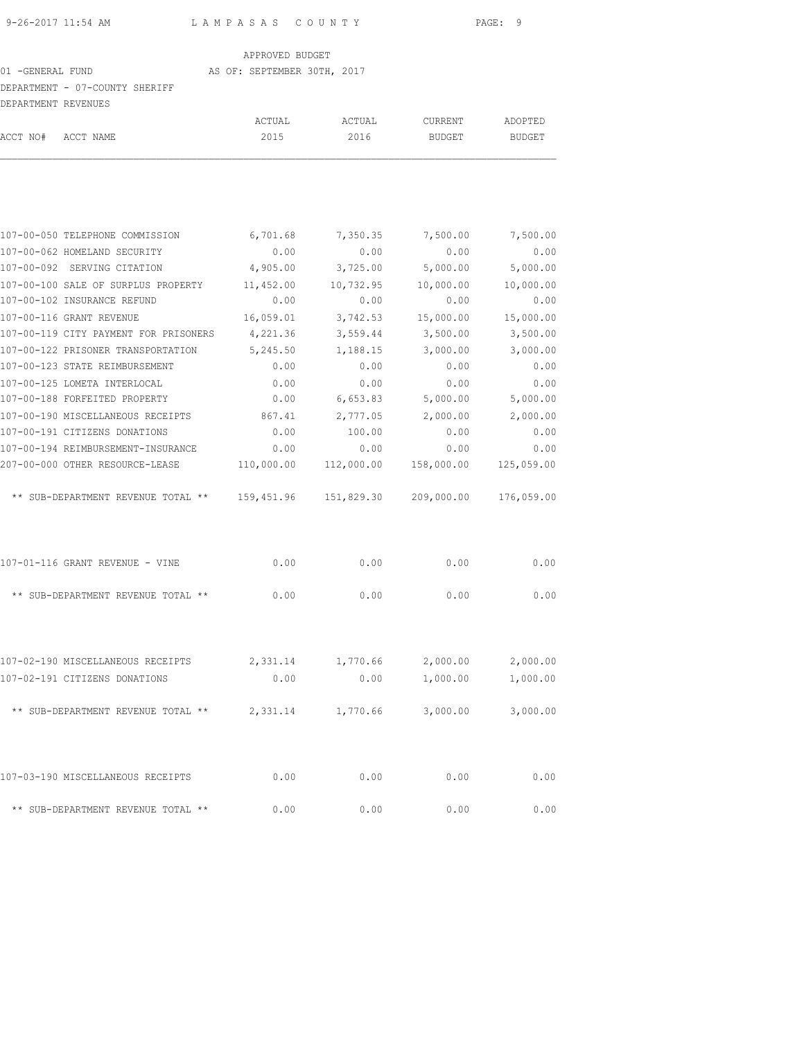APPROVED BUDGET

01 -GENERAL FUND    AS OF: SEPTEMBER 30TH, 2017

DEPARTMENT - 07-COUNTY SHERIFF

DEPARTMENT REVENUES

| ACCT NO# | ACCT NAME | ACTUAL 2015 | ACTUAL 2016 | CURRENT BUDGET | ADOPTED BUDGET |
|---|---|---|---|---|---|
| 107-00-050 | TELEPHONE COMMISSION | 6,701.68 | 7,350.35 | 7,500.00 | 7,500.00 |
| 107-00-062 | HOMELAND SECURITY | 0.00 | 0.00 | 0.00 | 0.00 |
| 107-00-092 | SERVING CITATION | 4,905.00 | 3,725.00 | 5,000.00 | 5,000.00 |
| 107-00-100 | SALE OF SURPLUS PROPERTY | 11,452.00 | 10,732.95 | 10,000.00 | 10,000.00 |
| 107-00-102 | INSURANCE REFUND | 0.00 | 0.00 | 0.00 | 0.00 |
| 107-00-116 | GRANT REVENUE | 16,059.01 | 3,742.53 | 15,000.00 | 15,000.00 |
| 107-00-119 | CITY PAYMENT FOR PRISONERS | 4,221.36 | 3,559.44 | 3,500.00 | 3,500.00 |
| 107-00-122 | PRISONER TRANSPORTATION | 5,245.50 | 1,188.15 | 3,000.00 | 3,000.00 |
| 107-00-123 | STATE REIMBURSEMENT | 0.00 | 0.00 | 0.00 | 0.00 |
| 107-00-125 | LOMETA INTERLOCAL | 0.00 | 0.00 | 0.00 | 0.00 |
| 107-00-188 | FORFEITED PROPERTY | 0.00 | 6,653.83 | 5,000.00 | 5,000.00 |
| 107-00-190 | MISCELLANEOUS RECEIPTS | 867.41 | 2,777.05 | 2,000.00 | 2,000.00 |
| 107-00-191 | CITIZENS DONATIONS | 0.00 | 100.00 | 0.00 | 0.00 |
| 107-00-194 | REIMBURSEMENT-INSURANCE | 0.00 | 0.00 | 0.00 | 0.00 |
| 207-00-000 | OTHER RESOURCE-LEASE | 110,000.00 | 112,000.00 | 158,000.00 | 125,059.00 |
| | ** SUB-DEPARTMENT REVENUE TOTAL ** | 159,451.96 | 151,829.30 | 209,000.00 | 176,059.00 |
| 107-01-116 | GRANT REVENUE - VINE | 0.00 | 0.00 | 0.00 | 0.00 |
| | ** SUB-DEPARTMENT REVENUE TOTAL ** | 0.00 | 0.00 | 0.00 | 0.00 |
| 107-02-190 | MISCELLANEOUS RECEIPTS | 2,331.14 | 1,770.66 | 2,000.00 | 2,000.00 |
| 107-02-191 | CITIZENS DONATIONS | 0.00 | 0.00 | 1,000.00 | 1,000.00 |
| | ** SUB-DEPARTMENT REVENUE TOTAL ** | 2,331.14 | 1,770.66 | 3,000.00 | 3,000.00 |
| 107-03-190 | MISCELLANEOUS RECEIPTS | 0.00 | 0.00 | 0.00 | 0.00 |
| | ** SUB-DEPARTMENT REVENUE TOTAL ** | 0.00 | 0.00 | 0.00 | 0.00 |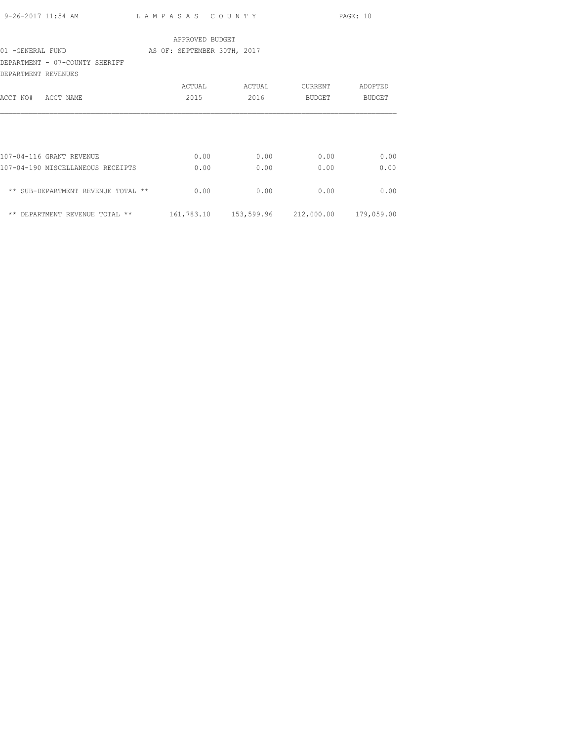APPROVED BUDGET

01 -GENERAL FUND AS OF: SEPTEMBER 30TH, 2017

DEPARTMENT - 07-COUNTY SHERIFF

DEPARTMENT REVENUES

| ACCT NO# ACCT NAME | ACTUAL 2015 | ACTUAL 2016 | CURRENT BUDGET | ADOPTED BUDGET |
|---|---|---|---|---|
| 107-04-116 GRANT REVENUE | 0.00 | 0.00 | 0.00 | 0.00 |
| 107-04-190 MISCELLANEOUS RECEIPTS | 0.00 | 0.00 | 0.00 | 0.00 |
| ** SUB-DEPARTMENT REVENUE TOTAL ** | 0.00 | 0.00 | 0.00 | 0.00 |
| ** DEPARTMENT REVENUE TOTAL ** | 161,783.10 | 153,599.96 | 212,000.00 | 179,059.00 |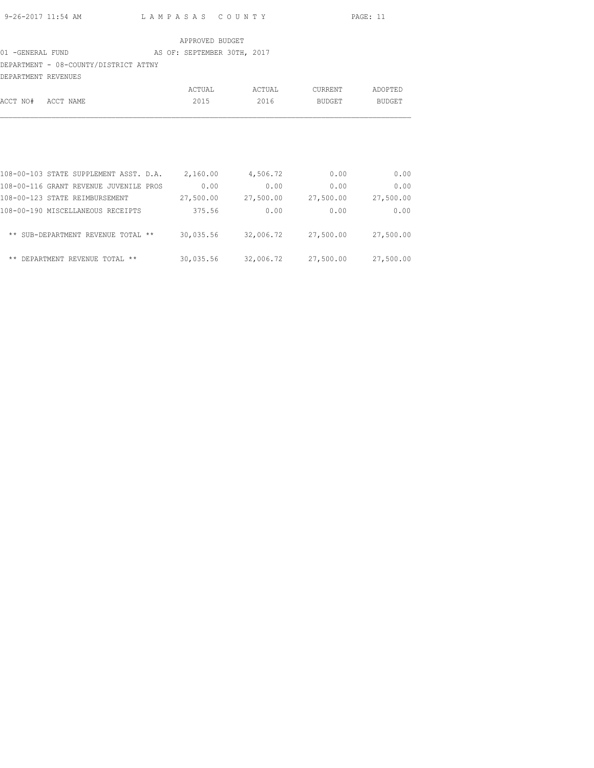APPROVED BUDGET

01 -GENERAL FUND AS OF: SEPTEMBER 30TH, 2017

DEPARTMENT - 08-COUNTY/DISTRICT ATTNY

DEPARTMENT REVENUES

| ACCT NO# | ACCT NAME | ACTUAL 2015 | ACTUAL 2016 | CURRENT BUDGET | ADOPTED BUDGET |
|---|---|---|---|---|---|
| 108-00-103 | STATE SUPPLEMENT ASST. D.A. | 2,160.00 | 4,506.72 | 0.00 | 0.00 |
| 108-00-116 | GRANT REVENUE JUVENILE PROS | 0.00 | 0.00 | 0.00 | 0.00 |
| 108-00-123 | STATE REIMBURSEMENT | 27,500.00 | 27,500.00 | 27,500.00 | 27,500.00 |
| 108-00-190 | MISCELLANEOUS RECEIPTS | 375.56 | 0.00 | 0.00 | 0.00 |
| | ** SUB-DEPARTMENT REVENUE TOTAL ** | 30,035.56 | 32,006.72 | 27,500.00 | 27,500.00 |
| | ** DEPARTMENT REVENUE TOTAL ** | 30,035.56 | 32,006.72 | 27,500.00 | 27,500.00 |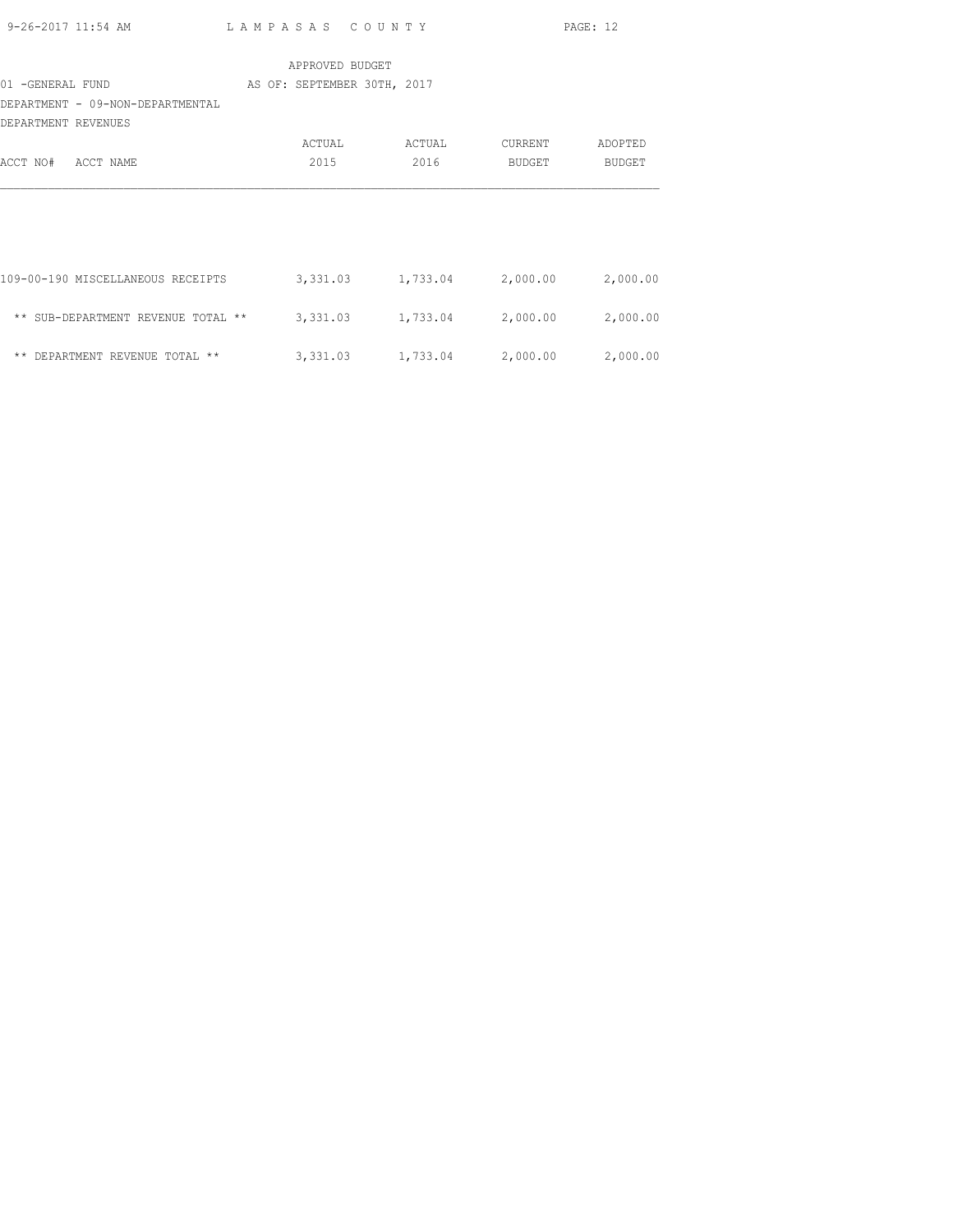LAMPASAS COUNTY

APPROVED BUDGET
AS OF: SEPTEMBER 30TH, 2017

01 -GENERAL FUND
DEPARTMENT - 09-NON-DEPARTMENTAL
DEPARTMENT REVENUES

| ACCT NO# ACCT NAME | ACTUAL 2015 | ACTUAL 2016 | CURRENT BUDGET | ADOPTED BUDGET |
|---|---|---|---|---|
| 109-00-190 MISCELLANEOUS RECEIPTS | 3,331.03 | 1,733.04 | 2,000.00 | 2,000.00 |
| ** SUB-DEPARTMENT REVENUE TOTAL ** | 3,331.03 | 1,733.04 | 2,000.00 | 2,000.00 |
| ** DEPARTMENT REVENUE TOTAL ** | 3,331.03 | 1,733.04 | 2,000.00 | 2,000.00 |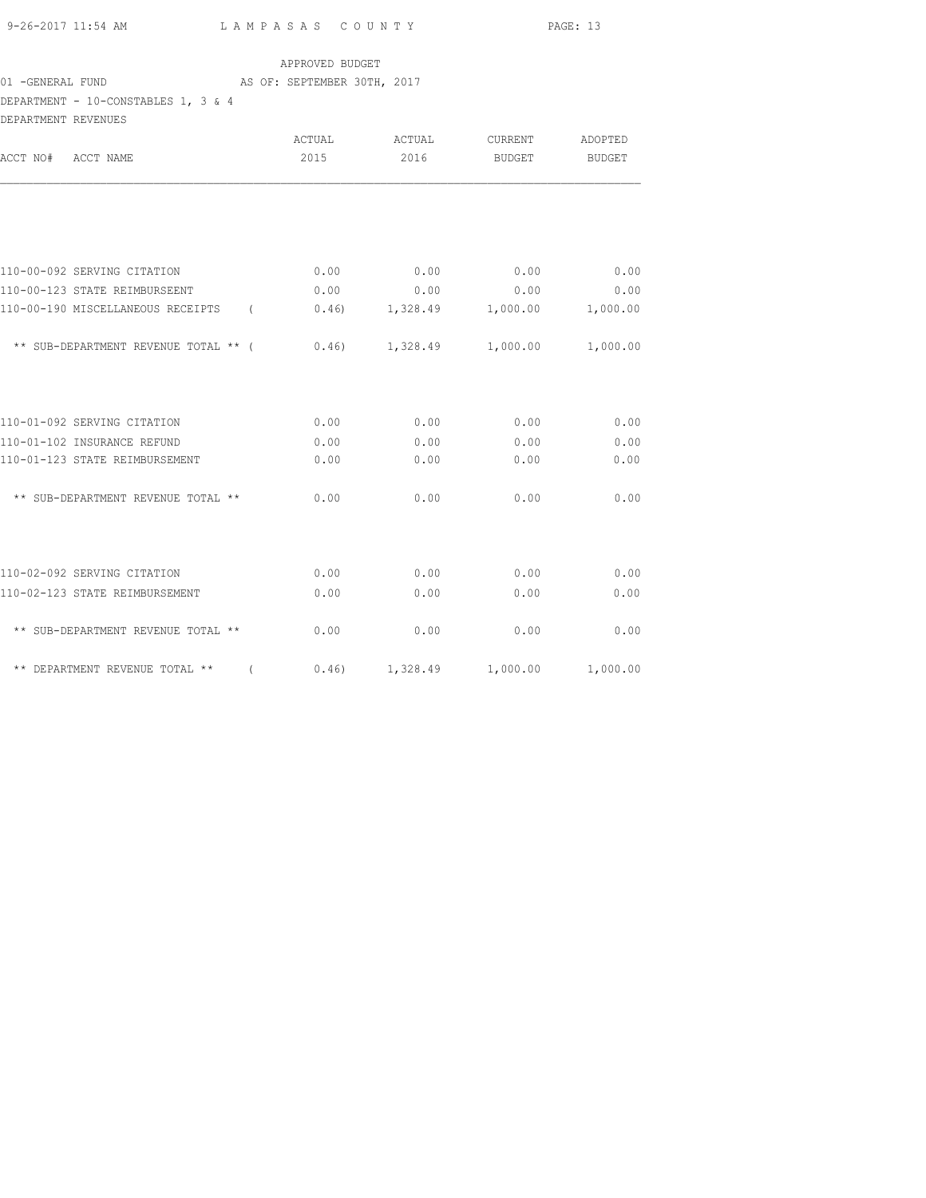APPROVED BUDGET

01 -GENERAL FUND AS OF: SEPTEMBER 30TH, 2017

DEPARTMENT - 10-CONSTABLES 1, 3 & 4

DEPARTMENT REVENUES

| ACCT NO# ACCT NAME | ACTUAL 2015 | ACTUAL 2016 | CURRENT BUDGET | ADOPTED BUDGET |
|---|---|---|---|---|
| 110-00-092 SERVING CITATION | 0.00 | 0.00 | 0.00 | 0.00 |
| 110-00-123 STATE REIMBURSEENT | 0.00 | 0.00 | 0.00 | 0.00 |
| 110-00-190 MISCELLANEOUS RECEIPTS | ( 0.46) | 1,328.49 | 1,000.00 | 1,000.00 |
| ** SUB-DEPARTMENT REVENUE TOTAL ** | ( 0.46) | 1,328.49 | 1,000.00 | 1,000.00 |
| 110-01-092 SERVING CITATION | 0.00 | 0.00 | 0.00 | 0.00 |
| 110-01-102 INSURANCE REFUND | 0.00 | 0.00 | 0.00 | 0.00 |
| 110-01-123 STATE REIMBURSEMENT | 0.00 | 0.00 | 0.00 | 0.00 |
| ** SUB-DEPARTMENT REVENUE TOTAL ** | 0.00 | 0.00 | 0.00 | 0.00 |
| 110-02-092 SERVING CITATION | 0.00 | 0.00 | 0.00 | 0.00 |
| 110-02-123 STATE REIMBURSEMENT | 0.00 | 0.00 | 0.00 | 0.00 |
| ** SUB-DEPARTMENT REVENUE TOTAL ** | 0.00 | 0.00 | 0.00 | 0.00 |
| ** DEPARTMENT REVENUE TOTAL ** | ( 0.46) | 1,328.49 | 1,000.00 | 1,000.00 |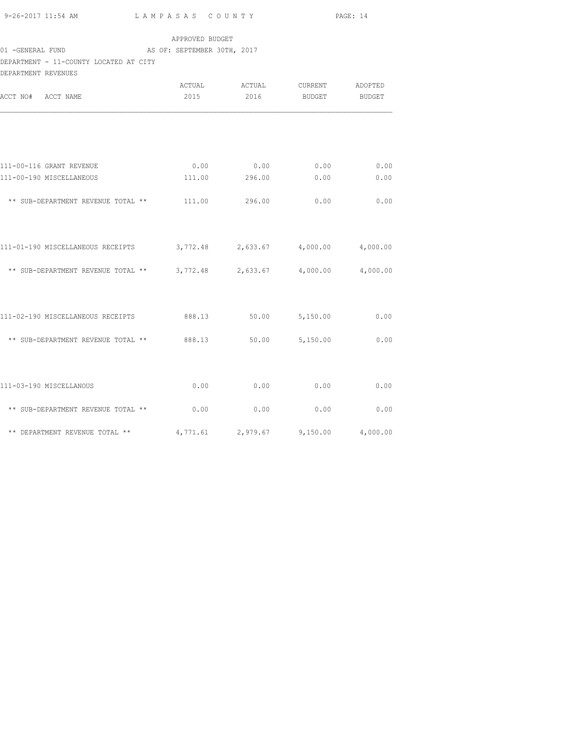APPROVED BUDGET

01 -GENERAL FUND AS OF: SEPTEMBER 30TH, 2017

DEPARTMENT - 11-COUNTY LOCATED AT CITY

DEPARTMENT REVENUES

| ACCT NO# ACCT NAME | ACTUAL 2015 | ACTUAL 2016 | CURRENT BUDGET | ADOPTED BUDGET |
|---|---|---|---|---|
| 111-00-116 GRANT REVENUE | 0.00 | 0.00 | 0.00 | 0.00 |
| 111-00-190 MISCELLANEOUS | 111.00 | 296.00 | 0.00 | 0.00 |
| ** SUB-DEPARTMENT REVENUE TOTAL ** | 111.00 | 296.00 | 0.00 | 0.00 |
| 111-01-190 MISCELLANEOUS RECEIPTS | 3,772.48 | 2,633.67 | 4,000.00 | 4,000.00 |
| ** SUB-DEPARTMENT REVENUE TOTAL ** | 3,772.48 | 2,633.67 | 4,000.00 | 4,000.00 |
| 111-02-190 MISCELLANEOUS RECEIPTS | 888.13 | 50.00 | 5,150.00 | 0.00 |
| ** SUB-DEPARTMENT REVENUE TOTAL ** | 888.13 | 50.00 | 5,150.00 | 0.00 |
| 111-03-190 MISCELLANOUS | 0.00 | 0.00 | 0.00 | 0.00 |
| ** SUB-DEPARTMENT REVENUE TOTAL ** | 0.00 | 0.00 | 0.00 | 0.00 |
| ** DEPARTMENT REVENUE TOTAL ** | 4,771.61 | 2,979.67 | 9,150.00 | 4,000.00 |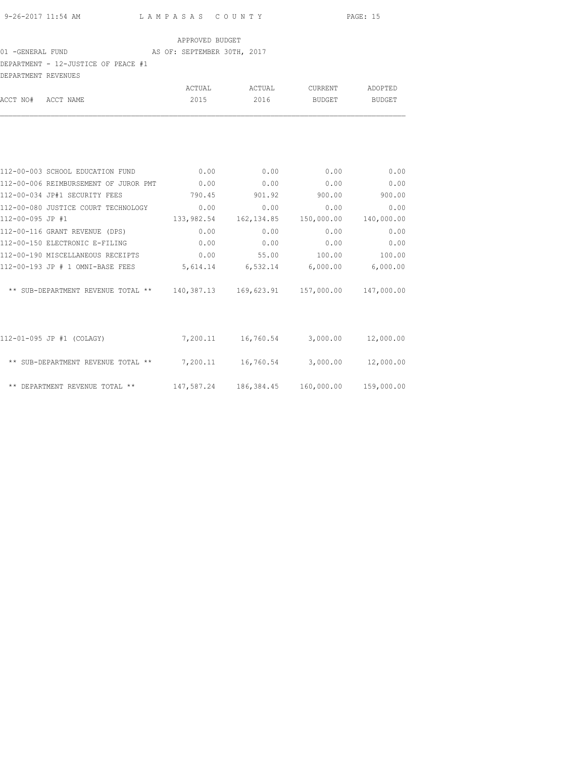APPROVED BUDGET

01 -GENERAL FUND AS OF: SEPTEMBER 30TH, 2017

DEPARTMENT - 12-JUSTICE OF PEACE #1

DEPARTMENT REVENUES

| ACCT NO# ACCT NAME | ACTUAL 2015 | ACTUAL 2016 | CURRENT BUDGET | ADOPTED BUDGET |
|---|---|---|---|---|
| 112-00-003 SCHOOL EDUCATION FUND | 0.00 | 0.00 | 0.00 | 0.00 |
| 112-00-006 REIMBURSEMENT OF JUROR PMT | 0.00 | 0.00 | 0.00 | 0.00 |
| 112-00-034 JP#1 SECURITY FEES | 790.45 | 901.92 | 900.00 | 900.00 |
| 112-00-080 JUSTICE COURT TECHNOLOGY | 0.00 | 0.00 | 0.00 | 0.00 |
| 112-00-095 JP #1 | 133,982.54 | 162,134.85 | 150,000.00 | 140,000.00 |
| 112-00-116 GRANT REVENUE (DPS) | 0.00 | 0.00 | 0.00 | 0.00 |
| 112-00-150 ELECTRONIC E-FILING | 0.00 | 0.00 | 0.00 | 0.00 |
| 112-00-190 MISCELLANEOUS RECEIPTS | 0.00 | 55.00 | 100.00 | 100.00 |
| 112-00-193 JP # 1 OMNI-BASE FEES | 5,614.14 | 6,532.14 | 6,000.00 | 6,000.00 |
| ** SUB-DEPARTMENT REVENUE TOTAL ** | 140,387.13 | 169,623.91 | 157,000.00 | 147,000.00 |
| 112-01-095 JP #1 (COLAGY) | 7,200.11 | 16,760.54 | 3,000.00 | 12,000.00 |
| ** SUB-DEPARTMENT REVENUE TOTAL ** | 7,200.11 | 16,760.54 | 3,000.00 | 12,000.00 |
| ** DEPARTMENT REVENUE TOTAL ** | 147,587.24 | 186,384.45 | 160,000.00 | 159,000.00 |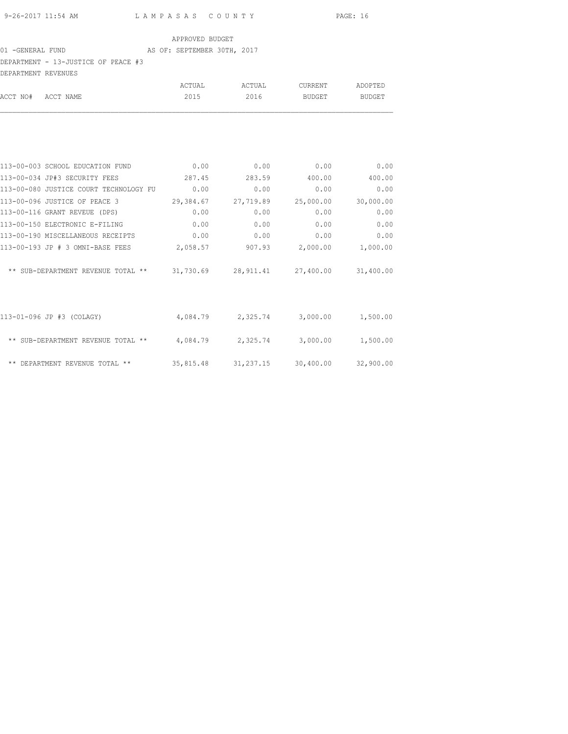APPROVED BUDGET

01 -GENERAL FUND AS OF: SEPTEMBER 30TH, 2017

DEPARTMENT - 13-JUSTICE OF PEACE #3

DEPARTMENT REVENUES

| ACCT NO# | ACCT NAME | ACTUAL 2015 | ACTUAL 2016 | CURRENT BUDGET | ADOPTED BUDGET |
|---|---|---|---|---|---|
| 113-00-003 | SCHOOL EDUCATION FUND | 0.00 | 0.00 | 0.00 | 0.00 |
| 113-00-034 | JP#3 SECURITY FEES | 287.45 | 283.59 | 400.00 | 400.00 |
| 113-00-080 | JUSTICE COURT TECHNOLOGY FU | 0.00 | 0.00 | 0.00 | 0.00 |
| 113-00-096 | JUSTICE OF PEACE 3 | 29,384.67 | 27,719.89 | 25,000.00 | 30,000.00 |
| 113-00-116 | GRANT REVEUE (DPS) | 0.00 | 0.00 | 0.00 | 0.00 |
| 113-00-150 | ELECTRONIC E-FILING | 0.00 | 0.00 | 0.00 | 0.00 |
| 113-00-190 | MISCELLANEOUS RECEIPTS | 0.00 | 0.00 | 0.00 | 0.00 |
| 113-00-193 | JP # 3 OMNI-BASE FEES | 2,058.57 | 907.93 | 2,000.00 | 1,000.00 |
| | ** SUB-DEPARTMENT REVENUE TOTAL ** | 31,730.69 | 28,911.41 | 27,400.00 | 31,400.00 |
| 113-01-096 | JP #3 (COLAGY) | 4,084.79 | 2,325.74 | 3,000.00 | 1,500.00 |
| | ** SUB-DEPARTMENT REVENUE TOTAL ** | 4,084.79 | 2,325.74 | 3,000.00 | 1,500.00 |
| | ** DEPARTMENT REVENUE TOTAL ** | 35,815.48 | 31,237.15 | 30,400.00 | 32,900.00 |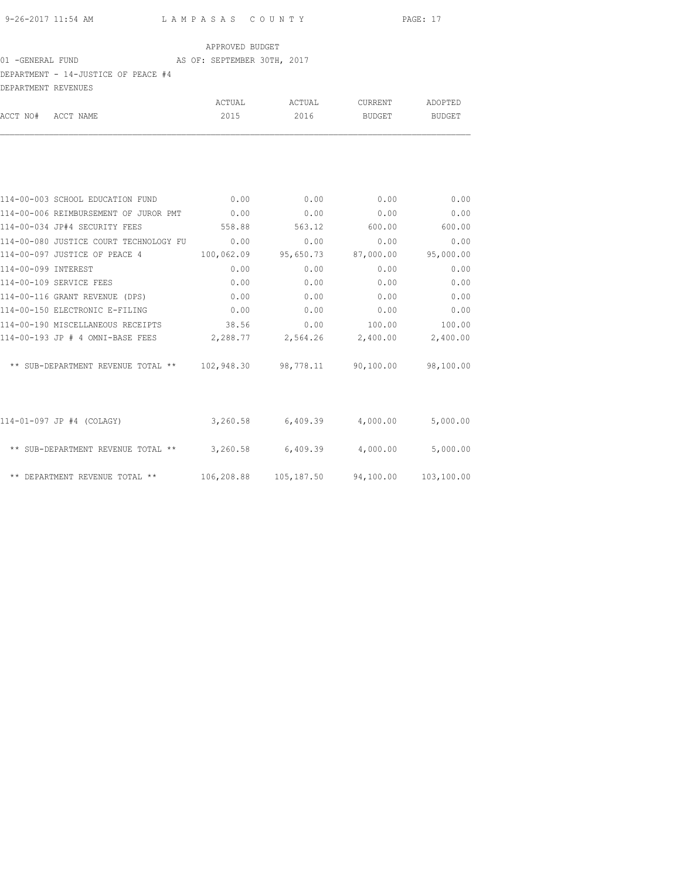APPROVED BUDGET

01 -GENERAL FUND AS OF: SEPTEMBER 30TH, 2017

DEPARTMENT - 14-JUSTICE OF PEACE #4

DEPARTMENT REVENUES

| ACCT NO# ACCT NAME | ACTUAL 2015 | ACTUAL 2016 | CURRENT BUDGET | ADOPTED BUDGET |
|---|---|---|---|---|
| 114-00-003 SCHOOL EDUCATION FUND | 0.00 | 0.00 | 0.00 | 0.00 |
| 114-00-006 REIMBURSEMENT OF JUROR PMT | 0.00 | 0.00 | 0.00 | 0.00 |
| 114-00-034 JP#4 SECURITY FEES | 558.88 | 563.12 | 600.00 | 600.00 |
| 114-00-080 JUSTICE COURT TECHNOLOGY FU | 0.00 | 0.00 | 0.00 | 0.00 |
| 114-00-097 JUSTICE OF PEACE 4 | 100,062.09 | 95,650.73 | 87,000.00 | 95,000.00 |
| 114-00-099 INTEREST | 0.00 | 0.00 | 0.00 | 0.00 |
| 114-00-109 SERVICE FEES | 0.00 | 0.00 | 0.00 | 0.00 |
| 114-00-116 GRANT REVENUE (DPS) | 0.00 | 0.00 | 0.00 | 0.00 |
| 114-00-150 ELECTRONIC E-FILING | 0.00 | 0.00 | 0.00 | 0.00 |
| 114-00-190 MISCELLANEOUS RECEIPTS | 38.56 | 0.00 | 100.00 | 100.00 |
| 114-00-193 JP # 4 OMNI-BASE FEES | 2,288.77 | 2,564.26 | 2,400.00 | 2,400.00 |
| ** SUB-DEPARTMENT REVENUE TOTAL ** | 102,948.30 | 98,778.11 | 90,100.00 | 98,100.00 |
| 114-01-097 JP #4 (COLAGY) | 3,260.58 | 6,409.39 | 4,000.00 | 5,000.00 |
| ** SUB-DEPARTMENT REVENUE TOTAL ** | 3,260.58 | 6,409.39 | 4,000.00 | 5,000.00 |
| ** DEPARTMENT REVENUE TOTAL ** | 106,208.88 | 105,187.50 | 94,100.00 | 103,100.00 |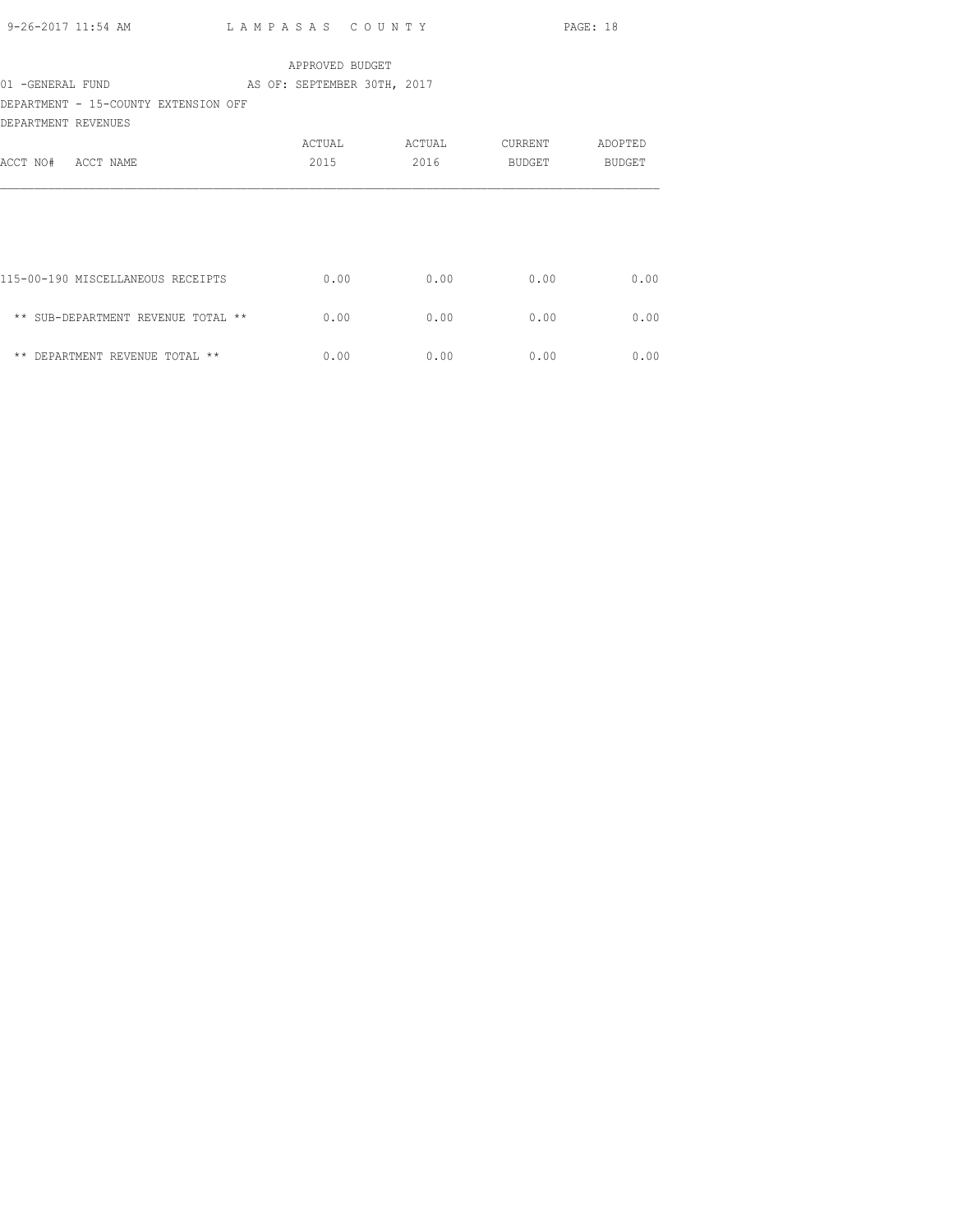LAMPASAS COUNTY

APPROVED BUDGET

01 -GENERAL FUND AS OF: SEPTEMBER 30TH, 2017

DEPARTMENT - 15-COUNTY EXTENSION OFF

DEPARTMENT REVENUES

| ACCT NO# ACCT NAME | ACTUAL 2015 | ACTUAL 2016 | CURRENT BUDGET | ADOPTED BUDGET |
|---|---|---|---|---|
| 115-00-190 MISCELLANEOUS RECEIPTS | 0.00 | 0.00 | 0.00 | 0.00 |
| ** SUB-DEPARTMENT REVENUE TOTAL ** | 0.00 | 0.00 | 0.00 | 0.00 |
| ** DEPARTMENT REVENUE TOTAL ** | 0.00 | 0.00 | 0.00 | 0.00 |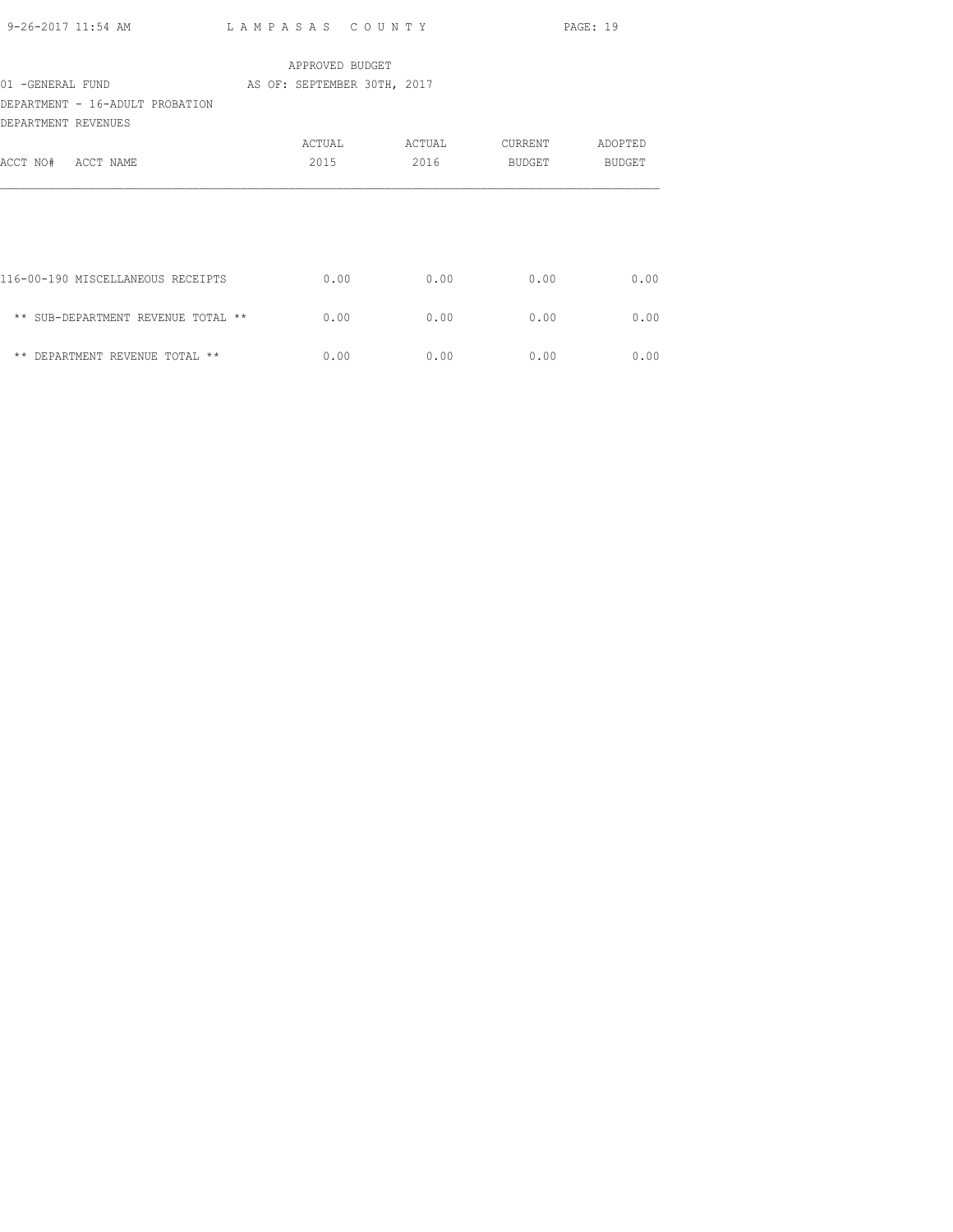APPROVED BUDGET

01 -GENERAL FUND AS OF: SEPTEMBER 30TH, 2017

DEPARTMENT - 16-ADULT PROBATION

DEPARTMENT REVENUES

| ACCT NO# ACCT NAME | ACTUAL 2015 | ACTUAL 2016 | CURRENT BUDGET | ADOPTED BUDGET |
|---|---|---|---|---|
| 116-00-190 MISCELLANEOUS RECEIPTS | 0.00 | 0.00 | 0.00 | 0.00 |
| ** SUB-DEPARTMENT REVENUE TOTAL ** | 0.00 | 0.00 | 0.00 | 0.00 |
| ** DEPARTMENT REVENUE TOTAL ** | 0.00 | 0.00 | 0.00 | 0.00 |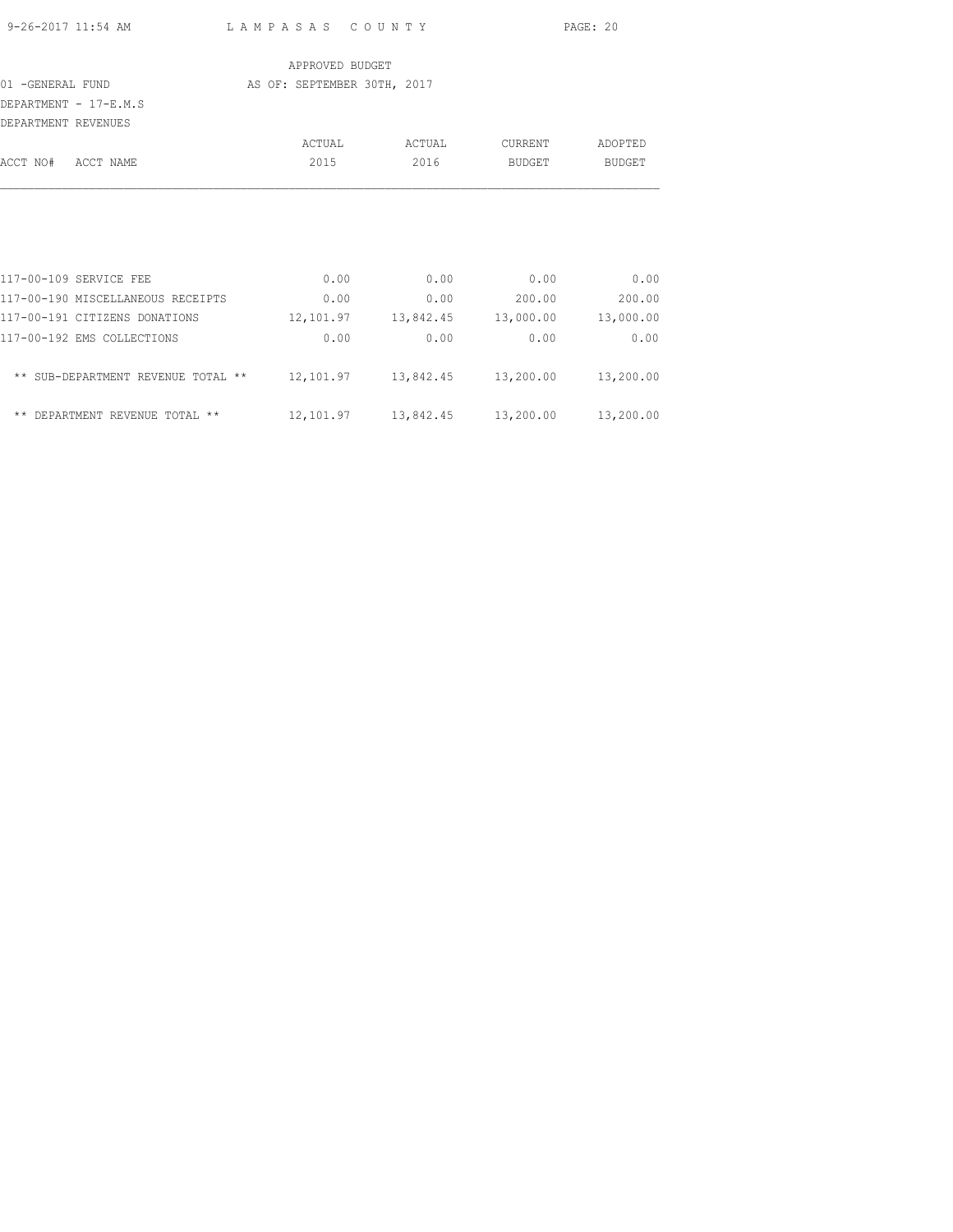APPROVED BUDGET

01 -GENERAL FUND AS OF: SEPTEMBER 30TH, 2017

DEPARTMENT - 17-E.M.S

DEPARTMENT REVENUES

| ACCT NO# ACCT NAME | ACTUAL 2015 | ACTUAL 2016 | CURRENT BUDGET | ADOPTED BUDGET |
|---|---|---|---|---|
| 117-00-109 SERVICE FEE | 0.00 | 0.00 | 0.00 | 0.00 |
| 117-00-190 MISCELLANEOUS RECEIPTS | 0.00 | 0.00 | 200.00 | 200.00 |
| 117-00-191 CITIZENS DONATIONS | 12,101.97 | 13,842.45 | 13,000.00 | 13,000.00 |
| 117-00-192 EMS COLLECTIONS | 0.00 | 0.00 | 0.00 | 0.00 |
| ** SUB-DEPARTMENT REVENUE TOTAL ** | 12,101.97 | 13,842.45 | 13,200.00 | 13,200.00 |
| ** DEPARTMENT REVENUE TOTAL ** | 12,101.97 | 13,842.45 | 13,200.00 | 13,200.00 |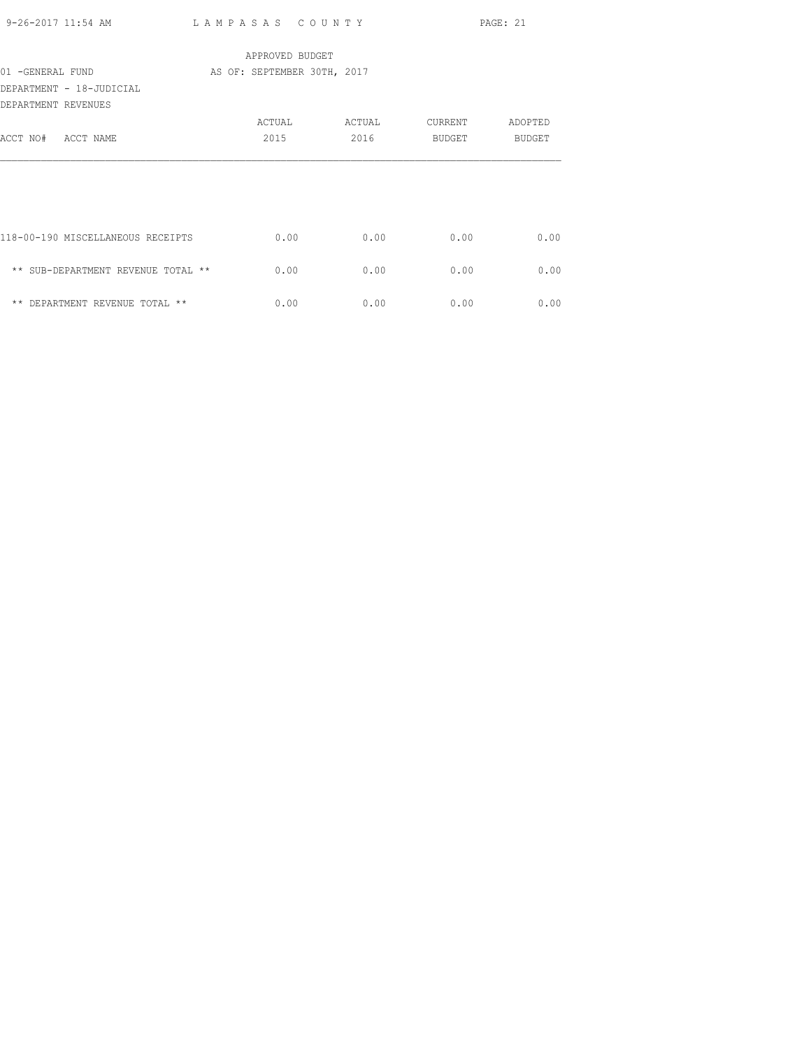APPROVED BUDGET

01 -GENERAL FUND AS OF: SEPTEMBER 30TH, 2017

DEPARTMENT - 18-JUDICIAL

DEPARTMENT REVENUES

| ACCT NO# ACCT NAME | ACTUAL 2015 | ACTUAL 2016 | CURRENT BUDGET | ADOPTED BUDGET |
|---|---|---|---|---|
| 118-00-190 MISCELLANEOUS RECEIPTS | 0.00 | 0.00 | 0.00 | 0.00 |
| ** SUB-DEPARTMENT REVENUE TOTAL ** | 0.00 | 0.00 | 0.00 | 0.00 |
| ** DEPARTMENT REVENUE TOTAL ** | 0.00 | 0.00 | 0.00 | 0.00 |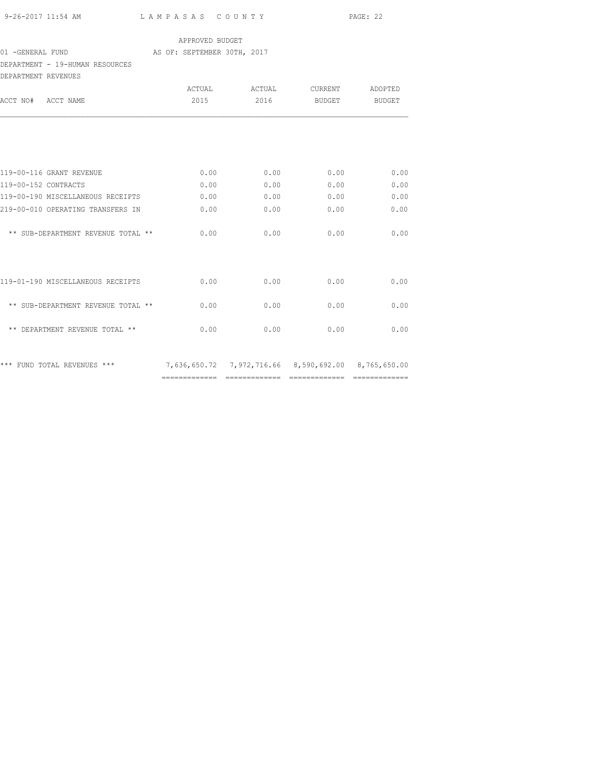APPROVED BUDGET

01 -GENERAL FUND AS OF: SEPTEMBER 30TH, 2017

DEPARTMENT - 19-HUMAN RESOURCES

DEPARTMENT REVENUES

| ACCT NO# ACCT NAME | ACTUAL 2015 | ACTUAL 2016 | CURRENT BUDGET | ADOPTED BUDGET |
|---|---|---|---|---|
| 119-00-116 GRANT REVENUE | 0.00 | 0.00 | 0.00 | 0.00 |
| 119-00-152 CONTRACTS | 0.00 | 0.00 | 0.00 | 0.00 |
| 119-00-190 MISCELLANEOUS RECEIPTS | 0.00 | 0.00 | 0.00 | 0.00 |
| 219-00-010 OPERATING TRANSFERS IN | 0.00 | 0.00 | 0.00 | 0.00 |
| ** SUB-DEPARTMENT REVENUE TOTAL ** | 0.00 | 0.00 | 0.00 | 0.00 |
| 119-01-190 MISCELLANEOUS RECEIPTS | 0.00 | 0.00 | 0.00 | 0.00 |
| ** SUB-DEPARTMENT REVENUE TOTAL ** | 0.00 | 0.00 | 0.00 | 0.00 |
| ** DEPARTMENT REVENUE TOTAL ** | 0.00 | 0.00 | 0.00 | 0.00 |
| *** FUND TOTAL REVENUES *** | 7,636,650.72 | 7,972,716.66 | 8,590,692.00 | 8,765,650.00 |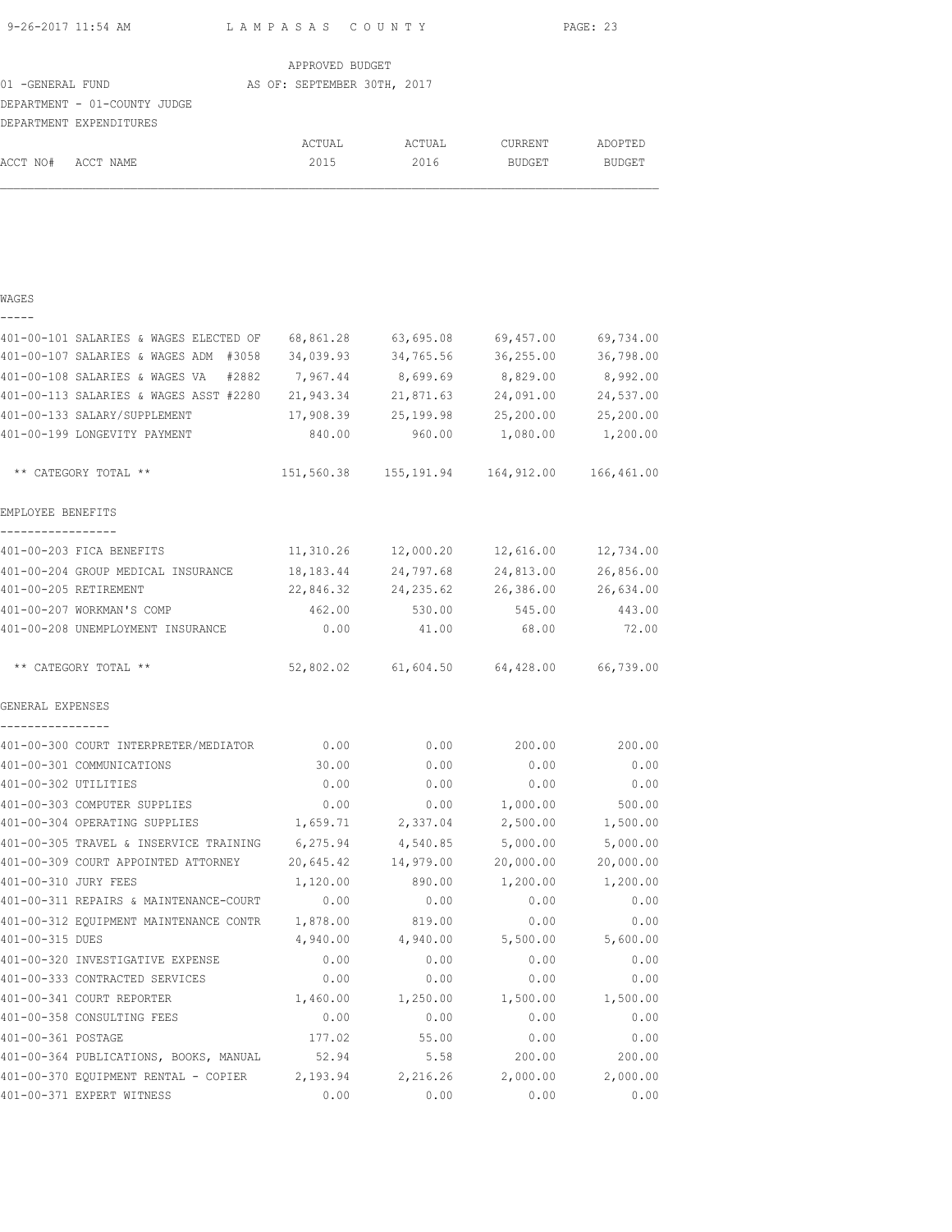APPROVED BUDGET

01 -GENERAL FUND AS OF: SEPTEMBER 30TH, 2017

DEPARTMENT - 01-COUNTY JUDGE

DEPARTMENT EXPENDITURES

| ACCT NO# | ACCT NAME | ACTUAL 2015 | ACTUAL 2016 | CURRENT BUDGET | ADOPTED BUDGET |
|---|---|---|---|---|---|
| **WAGES** | | | | | |
| 401-00-101 | SALARIES & WAGES ELECTED OF | 68,861.28 | 63,695.08 | 69,457.00 | 69,734.00 |
| 401-00-107 | SALARIES & WAGES ADM #3058 | 34,039.93 | 34,765.56 | 36,255.00 | 36,798.00 |
| 401-00-108 | SALARIES & WAGES VA #2882 | 7,967.44 | 8,699.69 | 8,829.00 | 8,992.00 |
| 401-00-113 | SALARIES & WAGES ASST #2280 | 21,943.34 | 21,871.63 | 24,091.00 | 24,537.00 |
| 401-00-133 | SALARY/SUPPLEMENT | 17,908.39 | 25,199.98 | 25,200.00 | 25,200.00 |
| 401-00-199 | LONGEVITY PAYMENT | 840.00 | 960.00 | 1,080.00 | 1,200.00 |
| | ** CATEGORY TOTAL ** | 151,560.38 | 155,191.94 | 164,912.00 | 166,461.00 |
| **EMPLOYEE BENEFITS** | | | | | |
| 401-00-203 | FICA BENEFITS | 11,310.26 | 12,000.20 | 12,616.00 | 12,734.00 |
| 401-00-204 | GROUP MEDICAL INSURANCE | 18,183.44 | 24,797.68 | 24,813.00 | 26,856.00 |
| 401-00-205 | RETIREMENT | 22,846.32 | 24,235.62 | 26,386.00 | 26,634.00 |
| 401-00-207 | WORKMAN'S COMP | 462.00 | 530.00 | 545.00 | 443.00 |
| 401-00-208 | UNEMPLOYMENT INSURANCE | 0.00 | 41.00 | 68.00 | 72.00 |
| | ** CATEGORY TOTAL ** | 52,802.02 | 61,604.50 | 64,428.00 | 66,739.00 |
| **GENERAL EXPENSES** | | | | | |
| 401-00-300 | COURT INTERPRETER/MEDIATOR | 0.00 | 0.00 | 200.00 | 200.00 |
| 401-00-301 | COMMUNICATIONS | 30.00 | 0.00 | 0.00 | 0.00 |
| 401-00-302 | UTILITIES | 0.00 | 0.00 | 0.00 | 0.00 |
| 401-00-303 | COMPUTER SUPPLIES | 0.00 | 0.00 | 1,000.00 | 500.00 |
| 401-00-304 | OPERATING SUPPLIES | 1,659.71 | 2,337.04 | 2,500.00 | 1,500.00 |
| 401-00-305 | TRAVEL & INSERVICE TRAINING | 6,275.94 | 4,540.85 | 5,000.00 | 5,000.00 |
| 401-00-309 | COURT APPOINTED ATTORNEY | 20,645.42 | 14,979.00 | 20,000.00 | 20,000.00 |
| 401-00-310 | JURY FEES | 1,120.00 | 890.00 | 1,200.00 | 1,200.00 |
| 401-00-311 | REPAIRS & MAINTENANCE-COURT | 0.00 | 0.00 | 0.00 | 0.00 |
| 401-00-312 | EQUIPMENT MAINTENANCE CONTR | 1,878.00 | 819.00 | 0.00 | 0.00 |
| 401-00-315 | DUES | 4,940.00 | 4,940.00 | 5,500.00 | 5,600.00 |
| 401-00-320 | INVESTIGATIVE EXPENSE | 0.00 | 0.00 | 0.00 | 0.00 |
| 401-00-333 | CONTRACTED SERVICES | 0.00 | 0.00 | 0.00 | 0.00 |
| 401-00-341 | COURT REPORTER | 1,460.00 | 1,250.00 | 1,500.00 | 1,500.00 |
| 401-00-358 | CONSULTING FEES | 0.00 | 0.00 | 0.00 | 0.00 |
| 401-00-361 | POSTAGE | 177.02 | 55.00 | 0.00 | 0.00 |
| 401-00-364 | PUBLICATIONS, BOOKS, MANUAL | 52.94 | 5.58 | 200.00 | 200.00 |
| 401-00-370 | EQUIPMENT RENTAL - COPIER | 2,193.94 | 2,216.26 | 2,000.00 | 2,000.00 |
| 401-00-371 | EXPERT WITNESS | 0.00 | 0.00 | 0.00 | 0.00 |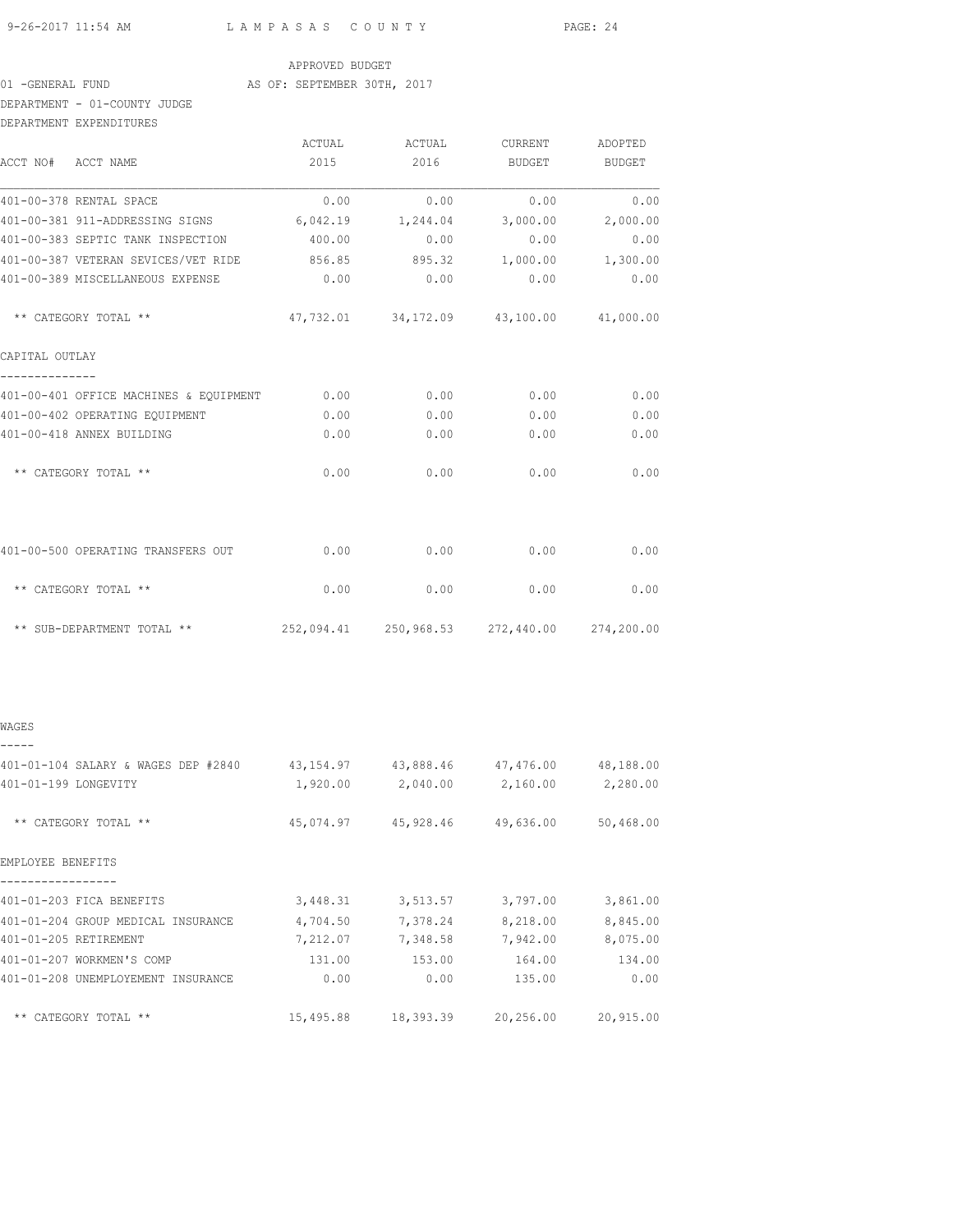APPROVED BUDGET

01 -GENERAL FUND AS OF: SEPTEMBER 30TH, 2017

DEPARTMENT - 01-COUNTY JUDGE

DEPARTMENT EXPENDITURES

| ACCT NO# ACCT NAME | ACTUAL 2015 | ACTUAL 2016 | CURRENT BUDGET | ADOPTED BUDGET |
|---|---|---|---|---|
| 401-00-378 RENTAL SPACE | 0.00 | 0.00 | 0.00 | 0.00 |
| 401-00-381 911-ADDRESSING SIGNS | 6,042.19 | 1,244.04 | 3,000.00 | 2,000.00 |
| 401-00-383 SEPTIC TANK INSPECTION | 400.00 | 0.00 | 0.00 | 0.00 |
| 401-00-387 VETERAN SEVICES/VET RIDE | 856.85 | 895.32 | 1,000.00 | 1,300.00 |
| 401-00-389 MISCELLANEOUS EXPENSE | 0.00 | 0.00 | 0.00 | 0.00 |
| ** CATEGORY TOTAL ** | 47,732.01 | 34,172.09 | 43,100.00 | 41,000.00 |
| **CAPITAL OUTLAY** | | | | |
| 401-00-401 OFFICE MACHINES & EQUIPMENT | 0.00 | 0.00 | 0.00 | 0.00 |
| 401-00-402 OPERATING EQUIPMENT | 0.00 | 0.00 | 0.00 | 0.00 |
| 401-00-418 ANNEX BUILDING | 0.00 | 0.00 | 0.00 | 0.00 |
| ** CATEGORY TOTAL ** | 0.00 | 0.00 | 0.00 | 0.00 |
| 401-00-500 OPERATING TRANSFERS OUT | 0.00 | 0.00 | 0.00 | 0.00 |
| ** CATEGORY TOTAL ** | 0.00 | 0.00 | 0.00 | 0.00 |
| ** SUB-DEPARTMENT TOTAL ** | 252,094.41 | 250,968.53 | 272,440.00 | 274,200.00 |

| ACCT NO# ACCT NAME | ACTUAL 2015 | ACTUAL 2016 | CURRENT BUDGET | ADOPTED BUDGET |
|---|---|---|---|---|
| **WAGES** | | | | |
| 401-01-104 SALARY & WAGES DEP #2840 | 43,154.97 | 43,888.46 | 47,476.00 | 48,188.00 |
| 401-01-199 LONGEVITY | 1,920.00 | 2,040.00 | 2,160.00 | 2,280.00 |
| ** CATEGORY TOTAL ** | 45,074.97 | 45,928.46 | 49,636.00 | 50,468.00 |
| **EMPLOYEE BENEFITS** | | | | |
| 401-01-203 FICA BENEFITS | 3,448.31 | 3,513.57 | 3,797.00 | 3,861.00 |
| 401-01-204 GROUP MEDICAL INSURANCE | 4,704.50 | 7,378.24 | 8,218.00 | 8,845.00 |
| 401-01-205 RETIREMENT | 7,212.07 | 7,348.58 | 7,942.00 | 8,075.00 |
| 401-01-207 WORKMEN'S COMP | 131.00 | 153.00 | 164.00 | 134.00 |
| 401-01-208 UNEMPLOYEMENT INSURANCE | 0.00 | 0.00 | 135.00 | 0.00 |
| ** CATEGORY TOTAL ** | 15,495.88 | 18,393.39 | 20,256.00 | 20,915.00 |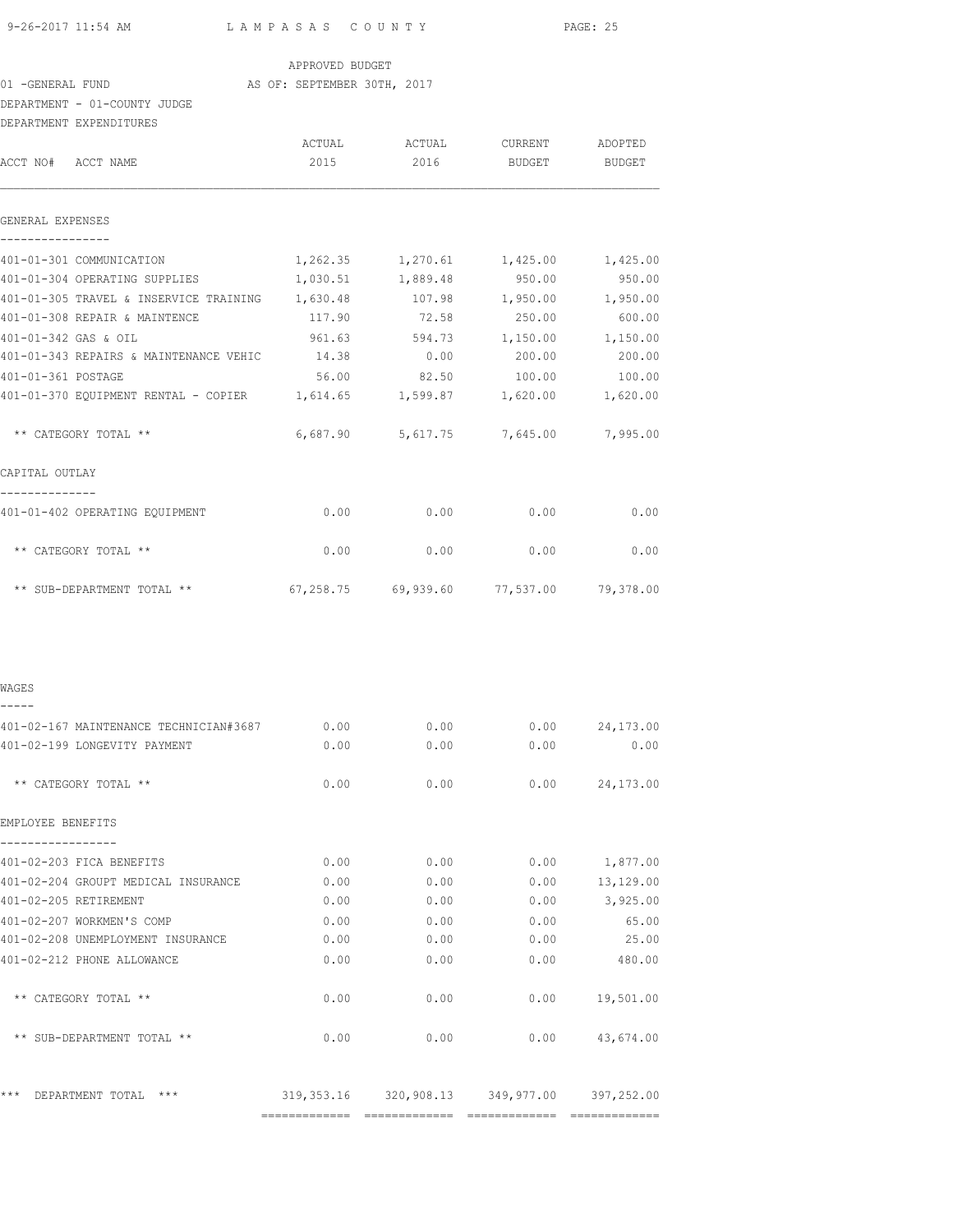APPROVED BUDGET

01 -GENERAL FUND AS OF: SEPTEMBER 30TH, 2017

DEPARTMENT - 01-COUNTY JUDGE

DEPARTMENT EXPENDITURES

| ACCT NO# ACCT NAME | ACTUAL 2015 | ACTUAL 2016 | CURRENT BUDGET | ADOPTED BUDGET |
|---|---|---|---|---|
| **GENERAL EXPENSES** | | | | |
| 401-01-301 COMMUNICATION | 1,262.35 | 1,270.61 | 1,425.00 | 1,425.00 |
| 401-01-304 OPERATING SUPPLIES | 1,030.51 | 1,889.48 | 950.00 | 950.00 |
| 401-01-305 TRAVEL & INSERVICE TRAINING | 1,630.48 | 107.98 | 1,950.00 | 1,950.00 |
| 401-01-308 REPAIR & MAINTENCE | 117.90 | 72.58 | 250.00 | 600.00 |
| 401-01-342 GAS & OIL | 961.63 | 594.73 | 1,150.00 | 1,150.00 |
| 401-01-343 REPAIRS & MAINTENANCE VEHIC | 14.38 | 0.00 | 200.00 | 200.00 |
| 401-01-361 POSTAGE | 56.00 | 82.50 | 100.00 | 100.00 |
| 401-01-370 EQUIPMENT RENTAL - COPIER | 1,614.65 | 1,599.87 | 1,620.00 | 1,620.00 |
| ** CATEGORY TOTAL ** | 6,687.90 | 5,617.75 | 7,645.00 | 7,995.00 |
| **CAPITAL OUTLAY** | | | | |
| 401-01-402 OPERATING EQUIPMENT | 0.00 | 0.00 | 0.00 | 0.00 |
| ** CATEGORY TOTAL ** | 0.00 | 0.00 | 0.00 | 0.00 |
| ** SUB-DEPARTMENT TOTAL ** | 67,258.75 | 69,939.60 | 77,537.00 | 79,378.00 |
| **WAGES** | | | | |
| 401-02-167 MAINTENANCE TECHNICIAN#3687 | 0.00 | 0.00 | 0.00 | 24,173.00 |
| 401-02-199 LONGEVITY PAYMENT | 0.00 | 0.00 | 0.00 | 0.00 |
| ** CATEGORY TOTAL ** | 0.00 | 0.00 | 0.00 | 24,173.00 |
| **EMPLOYEE BENEFITS** | | | | |
| 401-02-203 FICA BENEFITS | 0.00 | 0.00 | 0.00 | 1,877.00 |
| 401-02-204 GROUPT MEDICAL INSURANCE | 0.00 | 0.00 | 0.00 | 13,129.00 |
| 401-02-205 RETIREMENT | 0.00 | 0.00 | 0.00 | 3,925.00 |
| 401-02-207 WORKMEN'S COMP | 0.00 | 0.00 | 0.00 | 65.00 |
| 401-02-208 UNEMPLOYMENT INSURANCE | 0.00 | 0.00 | 0.00 | 25.00 |
| 401-02-212 PHONE ALLOWANCE | 0.00 | 0.00 | 0.00 | 480.00 |
| ** CATEGORY TOTAL ** | 0.00 | 0.00 | 0.00 | 19,501.00 |
| ** SUB-DEPARTMENT TOTAL ** | 0.00 | 0.00 | 0.00 | 43,674.00 |
| *** DEPARTMENT TOTAL *** | 319,353.16 | 320,908.13 | 349,977.00 | 397,252.00 |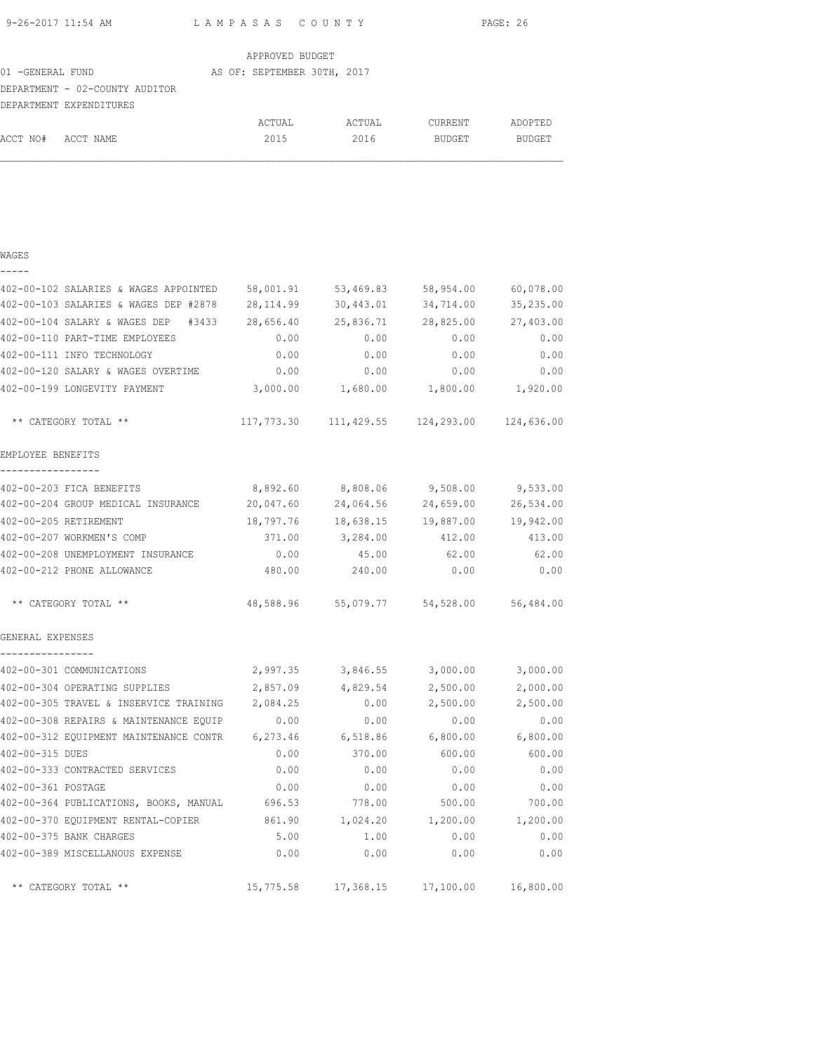LAMPASAS COUNTY

APPROVED BUDGET

01 -GENERAL FUND AS OF: SEPTEMBER 30TH, 2017

DEPARTMENT - 02-COUNTY AUDITOR

DEPARTMENT EXPENDITURES

| ACCT NO# ACCT NAME | ACTUAL 2015 | ACTUAL 2016 | CURRENT BUDGET | ADOPTED BUDGET |
|---|---|---|---|---|
| **WAGES** | | | | |
| 402-00-102 SALARIES & WAGES APPOINTED | 58,001.91 | 53,469.83 | 58,954.00 | 60,078.00 |
| 402-00-103 SALARIES & WAGES DEP #2878 | 28,114.99 | 30,443.01 | 34,714.00 | 35,235.00 |
| 402-00-104 SALARY & WAGES DEP #3433 | 28,656.40 | 25,836.71 | 28,825.00 | 27,403.00 |
| 402-00-110 PART-TIME EMPLOYEES | 0.00 | 0.00 | 0.00 | 0.00 |
| 402-00-111 INFO TECHNOLOGY | 0.00 | 0.00 | 0.00 | 0.00 |
| 402-00-120 SALARY & WAGES OVERTIME | 0.00 | 0.00 | 0.00 | 0.00 |
| 402-00-199 LONGEVITY PAYMENT | 3,000.00 | 1,680.00 | 1,800.00 | 1,920.00 |
| ** CATEGORY TOTAL ** | 117,773.30 | 111,429.55 | 124,293.00 | 124,636.00 |
| **EMPLOYEE BENEFITS** | | | | |
| 402-00-203 FICA BENEFITS | 8,892.60 | 8,808.06 | 9,508.00 | 9,533.00 |
| 402-00-204 GROUP MEDICAL INSURANCE | 20,047.60 | 24,064.56 | 24,659.00 | 26,534.00 |
| 402-00-205 RETIREMENT | 18,797.76 | 18,638.15 | 19,887.00 | 19,942.00 |
| 402-00-207 WORKMEN'S COMP | 371.00 | 3,284.00 | 412.00 | 413.00 |
| 402-00-208 UNEMPLOYMENT INSURANCE | 0.00 | 45.00 | 62.00 | 62.00 |
| 402-00-212 PHONE ALLOWANCE | 480.00 | 240.00 | 0.00 | 0.00 |
| ** CATEGORY TOTAL ** | 48,588.96 | 55,079.77 | 54,528.00 | 56,484.00 |
| **GENERAL EXPENSES** | | | | |
| 402-00-301 COMMUNICATIONS | 2,997.35 | 3,846.55 | 3,000.00 | 3,000.00 |
| 402-00-304 OPERATING SUPPLIES | 2,857.09 | 4,829.54 | 2,500.00 | 2,000.00 |
| 402-00-305 TRAVEL & INSERVICE TRAINING | 2,084.25 | 0.00 | 2,500.00 | 2,500.00 |
| 402-00-308 REPAIRS & MAINTENANCE EQUIP | 0.00 | 0.00 | 0.00 | 0.00 |
| 402-00-312 EQUIPMENT MAINTENANCE CONTR | 6,273.46 | 6,518.86 | 6,800.00 | 6,800.00 |
| 402-00-315 DUES | 0.00 | 370.00 | 600.00 | 600.00 |
| 402-00-333 CONTRACTED SERVICES | 0.00 | 0.00 | 0.00 | 0.00 |
| 402-00-361 POSTAGE | 0.00 | 0.00 | 0.00 | 0.00 |
| 402-00-364 PUBLICATIONS, BOOKS, MANUAL | 696.53 | 778.00 | 500.00 | 700.00 |
| 402-00-370 EQUIPMENT RENTAL-COPIER | 861.90 | 1,024.20 | 1,200.00 | 1,200.00 |
| 402-00-375 BANK CHARGES | 5.00 | 1.00 | 0.00 | 0.00 |
| 402-00-389 MISCELLANOUS EXPENSE | 0.00 | 0.00 | 0.00 | 0.00 |
| ** CATEGORY TOTAL ** | 15,775.58 | 17,368.15 | 17,100.00 | 16,800.00 |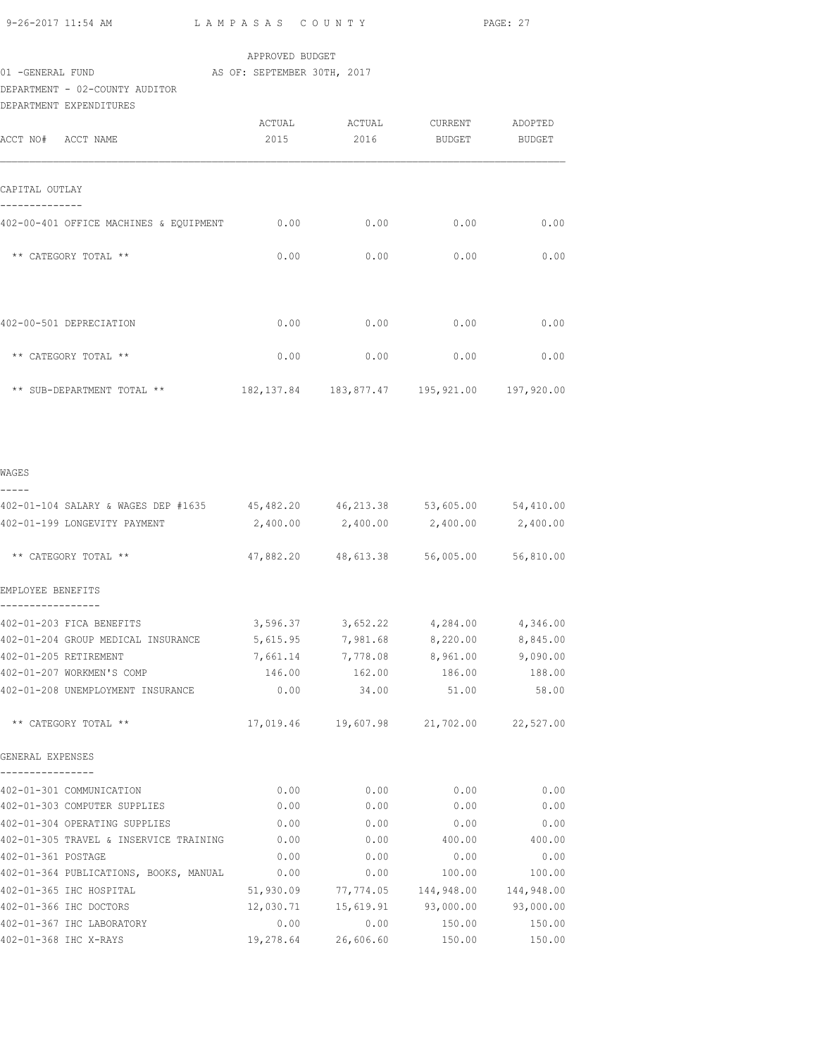APPROVED BUDGET

01 -GENERAL FUND AS OF: SEPTEMBER 30TH, 2017

DEPARTMENT - 02-COUNTY AUDITOR

DEPARTMENT EXPENDITURES

| ACCT NO# ACCT NAME | ACTUAL 2015 | ACTUAL 2016 | CURRENT BUDGET | ADOPTED BUDGET |
|---|---|---|---|---|
| **CAPITAL OUTLAY** | | | | |
| 402-00-401 OFFICE MACHINES & EQUIPMENT | 0.00 | 0.00 | 0.00 | 0.00 |
| ** CATEGORY TOTAL ** | 0.00 | 0.00 | 0.00 | 0.00 |
| 402-00-501 DEPRECIATION | 0.00 | 0.00 | 0.00 | 0.00 |
| ** CATEGORY TOTAL ** | 0.00 | 0.00 | 0.00 | 0.00 |
| ** SUB-DEPARTMENT TOTAL ** | 182,137.84 | 183,877.47 | 195,921.00 | 197,920.00 |
| **WAGES** | | | | |
| 402-01-104 SALARY & WAGES DEP #1635 | 45,482.20 | 46,213.38 | 53,605.00 | 54,410.00 |
| 402-01-199 LONGEVITY PAYMENT | 2,400.00 | 2,400.00 | 2,400.00 | 2,400.00 |
| ** CATEGORY TOTAL ** | 47,882.20 | 48,613.38 | 56,005.00 | 56,810.00 |
| **EMPLOYEE BENEFITS** | | | | |
| 402-01-203 FICA BENEFITS | 3,596.37 | 3,652.22 | 4,284.00 | 4,346.00 |
| 402-01-204 GROUP MEDICAL INSURANCE | 5,615.95 | 7,981.68 | 8,220.00 | 8,845.00 |
| 402-01-205 RETIREMENT | 7,661.14 | 7,778.08 | 8,961.00 | 9,090.00 |
| 402-01-207 WORKMEN'S COMP | 146.00 | 162.00 | 186.00 | 188.00 |
| 402-01-208 UNEMPLOYMENT INSURANCE | 0.00 | 34.00 | 51.00 | 58.00 |
| ** CATEGORY TOTAL ** | 17,019.46 | 19,607.98 | 21,702.00 | 22,527.00 |
| **GENERAL EXPENSES** | | | | |
| 402-01-301 COMMUNICATION | 0.00 | 0.00 | 0.00 | 0.00 |
| 402-01-303 COMPUTER SUPPLIES | 0.00 | 0.00 | 0.00 | 0.00 |
| 402-01-304 OPERATING SUPPLIES | 0.00 | 0.00 | 0.00 | 0.00 |
| 402-01-305 TRAVEL & INSERVICE TRAINING | 0.00 | 0.00 | 400.00 | 400.00 |
| 402-01-361 POSTAGE | 0.00 | 0.00 | 0.00 | 0.00 |
| 402-01-364 PUBLICATIONS, BOOKS, MANUAL | 0.00 | 0.00 | 100.00 | 100.00 |
| 402-01-365 IHC HOSPITAL | 51,930.09 | 77,774.05 | 144,948.00 | 144,948.00 |
| 402-01-366 IHC DOCTORS | 12,030.71 | 15,619.91 | 93,000.00 | 93,000.00 |
| 402-01-367 IHC LABORATORY | 0.00 | 0.00 | 150.00 | 150.00 |
| 402-01-368 IHC X-RAYS | 19,278.64 | 26,606.60 | 150.00 | 150.00 |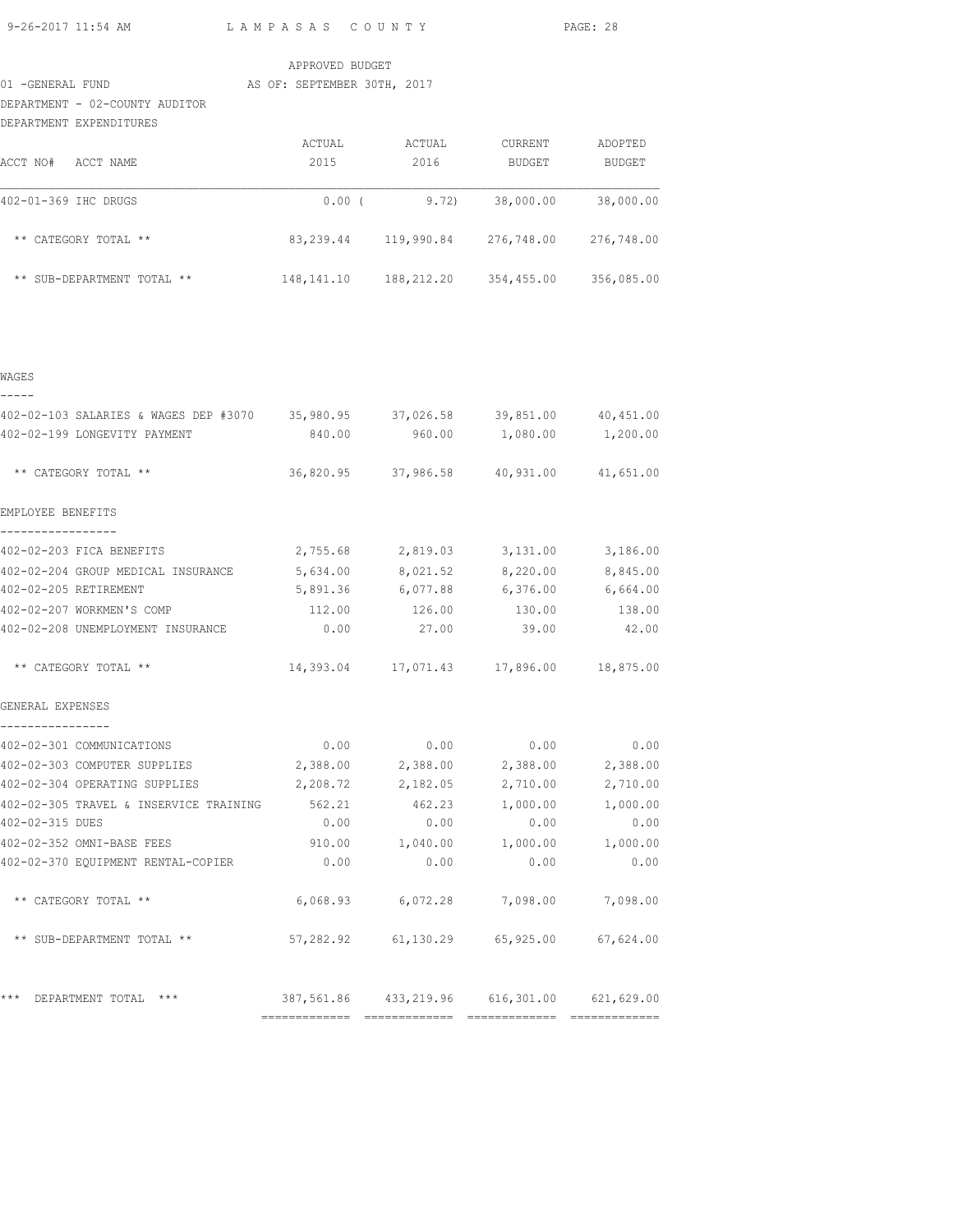APPROVED BUDGET

01 -GENERAL FUND AS OF: SEPTEMBER 30TH, 2017

DEPARTMENT - 02-COUNTY AUDITOR

DEPARTMENT EXPENDITURES

| ACCT NO# ACCT NAME | ACTUAL 2015 | ACTUAL 2016 | CURRENT BUDGET | ADOPTED BUDGET |
|---|---|---|---|---|
| 402-01-369 IHC DRUGS | 0.00 | ( 9.72) | 38,000.00 | 38,000.00 |
| ** CATEGORY TOTAL ** | 83,239.44 | 119,990.84 | 276,748.00 | 276,748.00 |
| ** SUB-DEPARTMENT TOTAL ** | 148,141.10 | 188,212.20 | 354,455.00 | 356,085.00 |

WAGES

| ACCT NO# ACCT NAME | ACTUAL 2015 | ACTUAL 2016 | CURRENT BUDGET | ADOPTED BUDGET |
|---|---|---|---|---|
| 402-02-103 SALARIES & WAGES DEP #3070 | 35,980.95 | 37,026.58 | 39,851.00 | 40,451.00 |
| 402-02-199 LONGEVITY PAYMENT | 840.00 | 960.00 | 1,080.00 | 1,200.00 |
| ** CATEGORY TOTAL ** | 36,820.95 | 37,986.58 | 40,931.00 | 41,651.00 |

EMPLOYEE BENEFITS

| ACCT NO# ACCT NAME | ACTUAL 2015 | ACTUAL 2016 | CURRENT BUDGET | ADOPTED BUDGET |
|---|---|---|---|---|
| 402-02-203 FICA BENEFITS | 2,755.68 | 2,819.03 | 3,131.00 | 3,186.00 |
| 402-02-204 GROUP MEDICAL INSURANCE | 5,634.00 | 8,021.52 | 8,220.00 | 8,845.00 |
| 402-02-205 RETIREMENT | 5,891.36 | 6,077.88 | 6,376.00 | 6,664.00 |
| 402-02-207 WORKMEN'S COMP | 112.00 | 126.00 | 130.00 | 138.00 |
| 402-02-208 UNEMPLOYMENT INSURANCE | 0.00 | 27.00 | 39.00 | 42.00 |
| ** CATEGORY TOTAL ** | 14,393.04 | 17,071.43 | 17,896.00 | 18,875.00 |

GENERAL EXPENSES

| ACCT NO# ACCT NAME | ACTUAL 2015 | ACTUAL 2016 | CURRENT BUDGET | ADOPTED BUDGET |
|---|---|---|---|---|
| 402-02-301 COMMUNICATIONS | 0.00 | 0.00 | 0.00 | 0.00 |
| 402-02-303 COMPUTER SUPPLIES | 2,388.00 | 2,388.00 | 2,388.00 | 2,388.00 |
| 402-02-304 OPERATING SUPPLIES | 2,208.72 | 2,182.05 | 2,710.00 | 2,710.00 |
| 402-02-305 TRAVEL & INSERVICE TRAINING | 562.21 | 462.23 | 1,000.00 | 1,000.00 |
| 402-02-315 DUES | 0.00 | 0.00 | 0.00 | 0.00 |
| 402-02-352 OMNI-BASE FEES | 910.00 | 1,040.00 | 1,000.00 | 1,000.00 |
| 402-02-370 EQUIPMENT RENTAL-COPIER | 0.00 | 0.00 | 0.00 | 0.00 |
| ** CATEGORY TOTAL ** | 6,068.93 | 6,072.28 | 7,098.00 | 7,098.00 |
| ** SUB-DEPARTMENT TOTAL ** | 57,282.92 | 61,130.29 | 65,925.00 | 67,624.00 |
| *** DEPARTMENT TOTAL *** | 387,561.86 | 433,219.96 | 616,301.00 | 621,629.00 |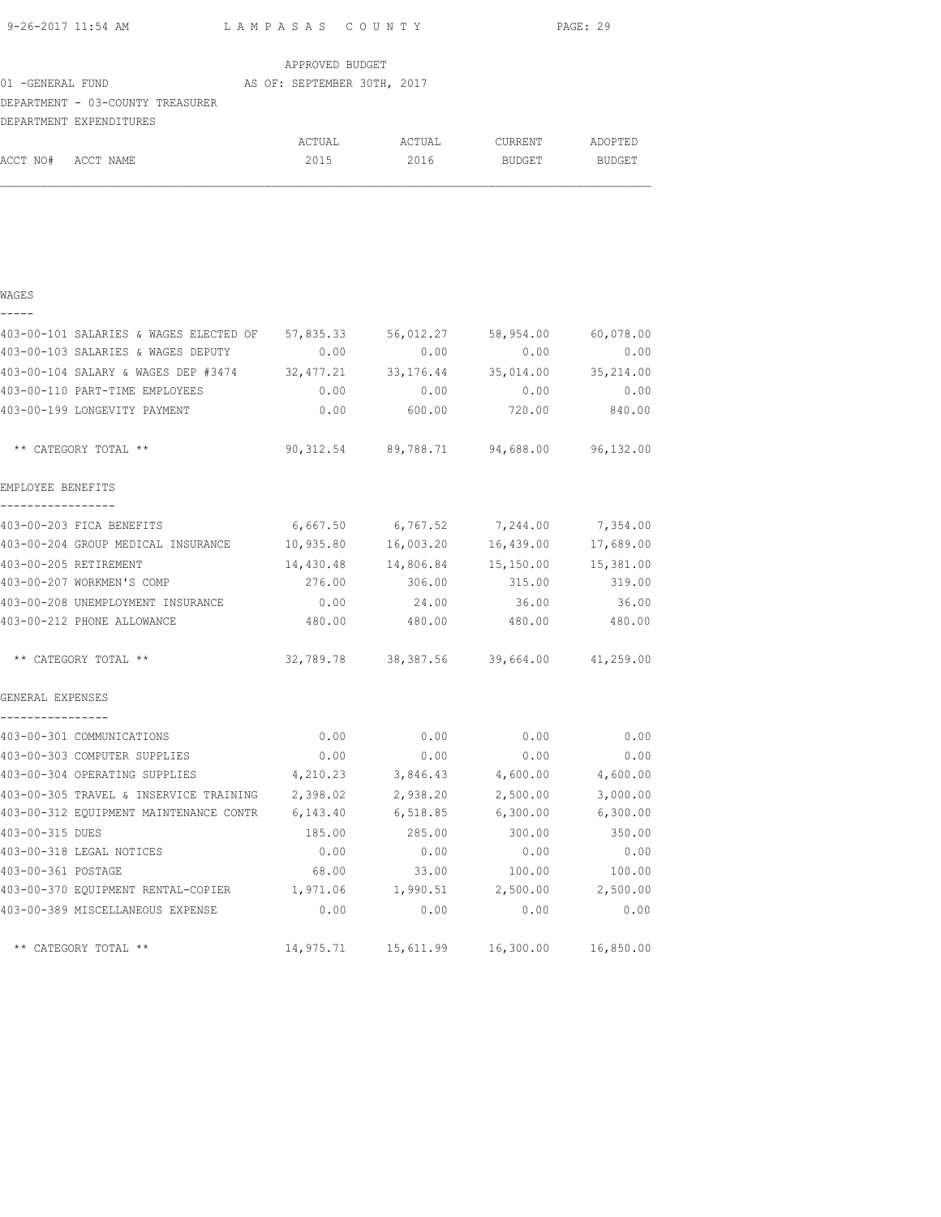APPROVED BUDGET

01 -GENERAL FUND AS OF: SEPTEMBER 30TH, 2017

DEPARTMENT - 03-COUNTY TREASURER

DEPARTMENT EXPENDITURES

| ACCT NO# ACCT NAME | ACTUAL 2015 | ACTUAL 2016 | CURRENT BUDGET | ADOPTED BUDGET |
|---|---|---|---|---|
| **WAGES** | | | | |
| 403-00-101 SALARIES & WAGES ELECTED OF | 57,835.33 | 56,012.27 | 58,954.00 | 60,078.00 |
| 403-00-103 SALARIES & WAGES DEPUTY | 0.00 | 0.00 | 0.00 | 0.00 |
| 403-00-104 SALARY & WAGES DEP #3474 | 32,477.21 | 33,176.44 | 35,014.00 | 35,214.00 |
| 403-00-110 PART-TIME EMPLOYEES | 0.00 | 0.00 | 0.00 | 0.00 |
| 403-00-199 LONGEVITY PAYMENT | 0.00 | 600.00 | 720.00 | 840.00 |
| ** CATEGORY TOTAL ** | 90,312.54 | 89,788.71 | 94,688.00 | 96,132.00 |
| **EMPLOYEE BENEFITS** | | | | |
| 403-00-203 FICA BENEFITS | 6,667.50 | 6,767.52 | 7,244.00 | 7,354.00 |
| 403-00-204 GROUP MEDICAL INSURANCE | 10,935.80 | 16,003.20 | 16,439.00 | 17,689.00 |
| 403-00-205 RETIREMENT | 14,430.48 | 14,806.84 | 15,150.00 | 15,381.00 |
| 403-00-207 WORKMEN'S COMP | 276.00 | 306.00 | 315.00 | 319.00 |
| 403-00-208 UNEMPLOYMENT INSURANCE | 0.00 | 24.00 | 36.00 | 36.00 |
| 403-00-212 PHONE ALLOWANCE | 480.00 | 480.00 | 480.00 | 480.00 |
| ** CATEGORY TOTAL ** | 32,789.78 | 38,387.56 | 39,664.00 | 41,259.00 |
| **GENERAL EXPENSES** | | | | |
| 403-00-301 COMMUNICATIONS | 0.00 | 0.00 | 0.00 | 0.00 |
| 403-00-303 COMPUTER SUPPLIES | 0.00 | 0.00 | 0.00 | 0.00 |
| 403-00-304 OPERATING SUPPLIES | 4,210.23 | 3,846.43 | 4,600.00 | 4,600.00 |
| 403-00-305 TRAVEL & INSERVICE TRAINING | 2,398.02 | 2,938.20 | 2,500.00 | 3,000.00 |
| 403-00-312 EQUIPMENT MAINTENANCE CONTR | 6,143.40 | 6,518.85 | 6,300.00 | 6,300.00 |
| 403-00-315 DUES | 185.00 | 285.00 | 300.00 | 350.00 |
| 403-00-318 LEGAL NOTICES | 0.00 | 0.00 | 0.00 | 0.00 |
| 403-00-361 POSTAGE | 68.00 | 33.00 | 100.00 | 100.00 |
| 403-00-370 EQUIPMENT RENTAL-COPIER | 1,971.06 | 1,990.51 | 2,500.00 | 2,500.00 |
| 403-00-389 MISCELLANEOUS EXPENSE | 0.00 | 0.00 | 0.00 | 0.00 |
| ** CATEGORY TOTAL ** | 14,975.71 | 15,611.99 | 16,300.00 | 16,850.00 |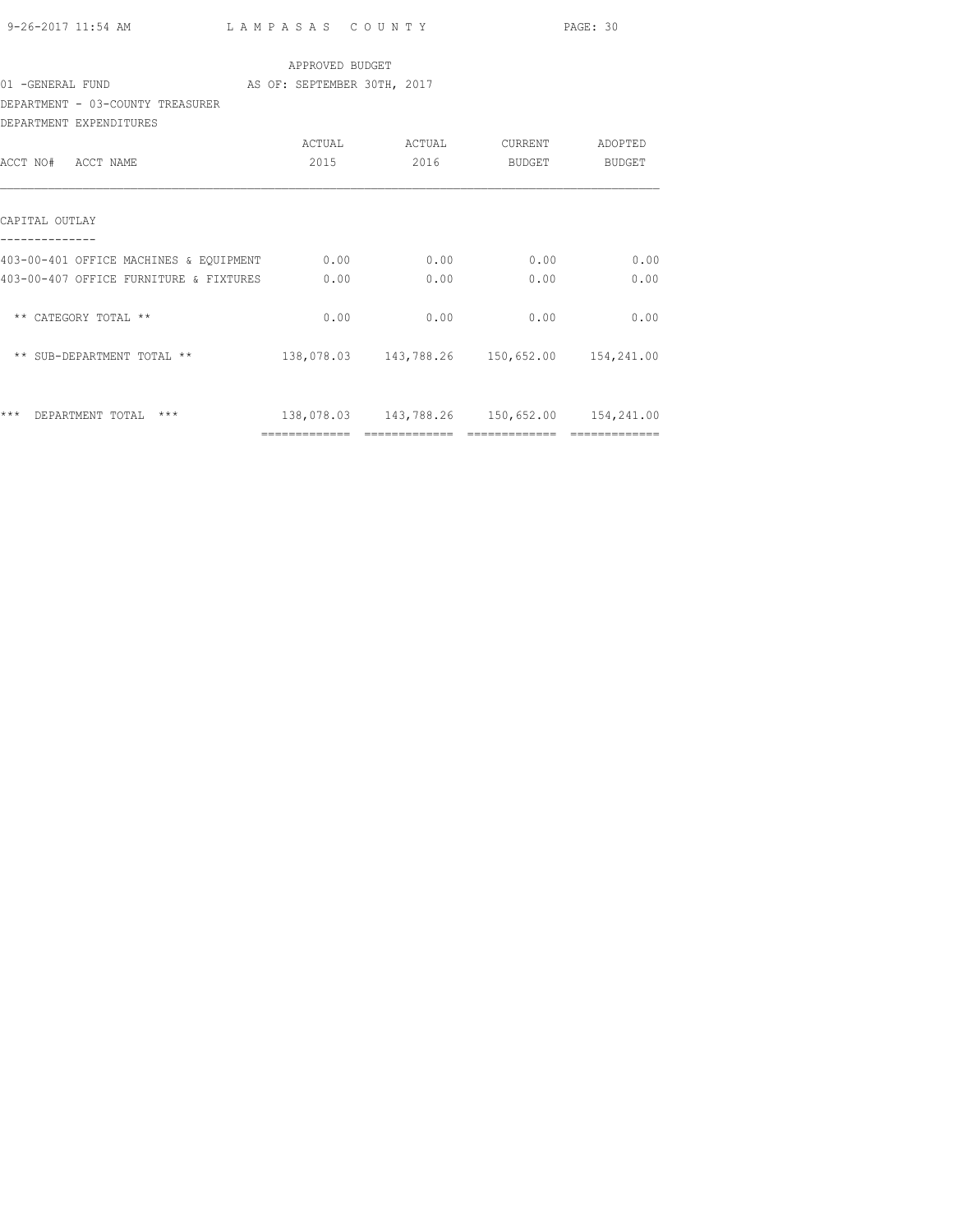APPROVED BUDGET

01 -GENERAL FUND AS OF: SEPTEMBER 30TH, 2017

DEPARTMENT - 03-COUNTY TREASURER

DEPARTMENT EXPENDITURES

| ACCT NO# ACCT NAME | ACTUAL 2015 | ACTUAL 2016 | CURRENT BUDGET | ADOPTED BUDGET |
|---|---|---|---|---|
| **CAPITAL OUTLAY** | | | | |
| 403-00-401 OFFICE MACHINES & EQUIPMENT | 0.00 | 0.00 | 0.00 | 0.00 |
| 403-00-407 OFFICE FURNITURE & FIXTURES | 0.00 | 0.00 | 0.00 | 0.00 |
| ** CATEGORY TOTAL ** | 0.00 | 0.00 | 0.00 | 0.00 |
| ** SUB-DEPARTMENT TOTAL ** | 138,078.03 | 143,788.26 | 150,652.00 | 154,241.00 |
| *** DEPARTMENT TOTAL *** | 138,078.03 | 143,788.26 | 150,652.00 | 154,241.00 |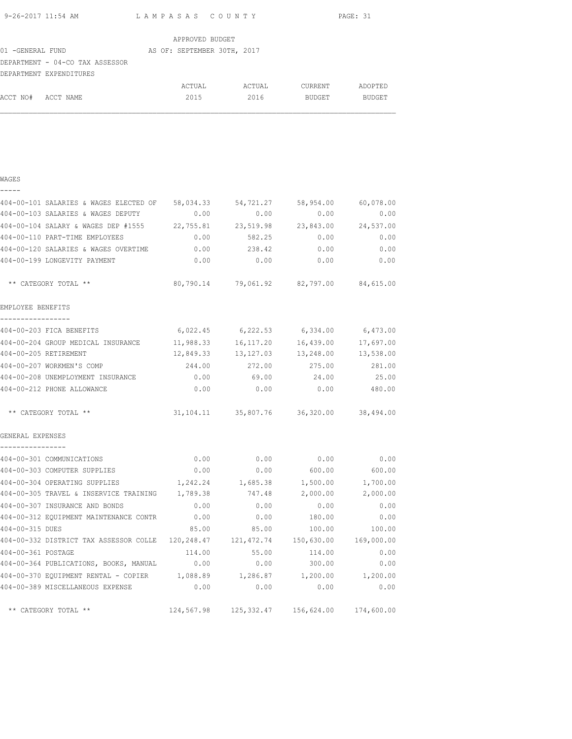APPROVED BUDGET

01 -GENERAL FUND AS OF: SEPTEMBER 30TH, 2017

DEPARTMENT - 04-CO TAX ASSESSOR

DEPARTMENT EXPENDITURES

| ACCT NO# | ACCT NAME | ACTUAL 2015 | ACTUAL 2016 | CURRENT BUDGET | ADOPTED BUDGET |
|---|---|---|---|---|---|
| **WAGES** | | | | | |
| 404-00-101 | SALARIES & WAGES ELECTED OF | 58,034.33 | 54,721.27 | 58,954.00 | 60,078.00 |
| 404-00-103 | SALARIES & WAGES DEPUTY | 0.00 | 0.00 | 0.00 | 0.00 |
| 404-00-104 | SALARY & WAGES DEP #1555 | 22,755.81 | 23,519.98 | 23,843.00 | 24,537.00 |
| 404-00-110 | PART-TIME EMPLOYEES | 0.00 | 582.25 | 0.00 | 0.00 |
| 404-00-120 | SALARIES & WAGES OVERTIME | 0.00 | 238.42 | 0.00 | 0.00 |
| 404-00-199 | LONGEVITY PAYMENT | 0.00 | 0.00 | 0.00 | 0.00 |
| | ** CATEGORY TOTAL ** | 80,790.14 | 79,061.92 | 82,797.00 | 84,615.00 |
| **EMPLOYEE BENEFITS** | | | | | |
| 404-00-203 | FICA BENEFITS | 6,022.45 | 6,222.53 | 6,334.00 | 6,473.00 |
| 404-00-204 | GROUP MEDICAL INSURANCE | 11,988.33 | 16,117.20 | 16,439.00 | 17,697.00 |
| 404-00-205 | RETIREMENT | 12,849.33 | 13,127.03 | 13,248.00 | 13,538.00 |
| 404-00-207 | WORKMEN'S COMP | 244.00 | 272.00 | 275.00 | 281.00 |
| 404-00-208 | UNEMPLOYMENT INSURANCE | 0.00 | 69.00 | 24.00 | 25.00 |
| 404-00-212 | PHONE ALLOWANCE | 0.00 | 0.00 | 0.00 | 480.00 |
| | ** CATEGORY TOTAL ** | 31,104.11 | 35,807.76 | 36,320.00 | 38,494.00 |
| **GENERAL EXPENSES** | | | | | |
| 404-00-301 | COMMUNICATIONS | 0.00 | 0.00 | 0.00 | 0.00 |
| 404-00-303 | COMPUTER SUPPLIES | 0.00 | 0.00 | 600.00 | 600.00 |
| 404-00-304 | OPERATING SUPPLIES | 1,242.24 | 1,685.38 | 1,500.00 | 1,700.00 |
| 404-00-305 | TRAVEL & INSERVICE TRAINING | 1,789.38 | 747.48 | 2,000.00 | 2,000.00 |
| 404-00-307 | INSURANCE AND BONDS | 0.00 | 0.00 | 0.00 | 0.00 |
| 404-00-312 | EQUIPMENT MAINTENANCE CONTR | 0.00 | 0.00 | 180.00 | 0.00 |
| 404-00-315 | DUES | 85.00 | 85.00 | 100.00 | 100.00 |
| 404-00-332 | DISTRICT TAX ASSESSOR COLLE | 120,248.47 | 121,472.74 | 150,630.00 | 169,000.00 |
| 404-00-361 | POSTAGE | 114.00 | 55.00 | 114.00 | 0.00 |
| 404-00-364 | PUBLICATIONS, BOOKS, MANUAL | 0.00 | 0.00 | 300.00 | 0.00 |
| 404-00-370 | EQUIPMENT RENTAL - COPIER | 1,088.89 | 1,286.87 | 1,200.00 | 1,200.00 |
| 404-00-389 | MISCELLANEOUS EXPENSE | 0.00 | 0.00 | 0.00 | 0.00 |
| | ** CATEGORY TOTAL ** | 124,567.98 | 125,332.47 | 156,624.00 | 174,600.00 |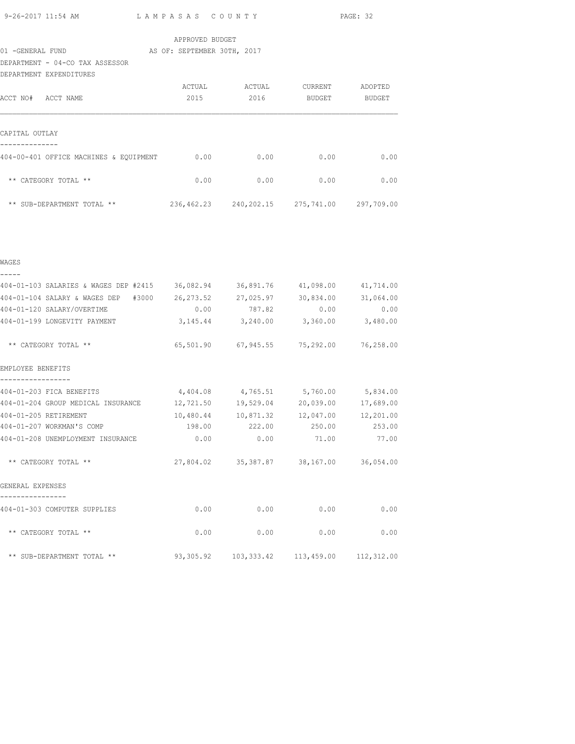APPROVED BUDGET

01 -GENERAL FUND AS OF: SEPTEMBER 30TH, 2017

DEPARTMENT - 04-CO TAX ASSESSOR

DEPARTMENT EXPENDITURES

| ACCT NO# ACCT NAME | ACTUAL 2015 | ACTUAL 2016 | CURRENT BUDGET | ADOPTED BUDGET |
|---|---|---|---|---|
| **CAPITAL OUTLAY** | | | | |
| 404-00-401 OFFICE MACHINES & EQUIPMENT | 0.00 | 0.00 | 0.00 | 0.00 |
| ** CATEGORY TOTAL ** | 0.00 | 0.00 | 0.00 | 0.00 |
| ** SUB-DEPARTMENT TOTAL ** | 236,462.23 | 240,202.15 | 275,741.00 | 297,709.00 |
| **WAGES** | | | | |
| 404-01-103 SALARIES & WAGES DEP #2415 | 36,082.94 | 36,891.76 | 41,098.00 | 41,714.00 |
| 404-01-104 SALARY & WAGES DEP #3000 | 26,273.52 | 27,025.97 | 30,834.00 | 31,064.00 |
| 404-01-120 SALARY/OVERTIME | 0.00 | 787.82 | 0.00 | 0.00 |
| 404-01-199 LONGEVITY PAYMENT | 3,145.44 | 3,240.00 | 3,360.00 | 3,480.00 |
| ** CATEGORY TOTAL ** | 65,501.90 | 67,945.55 | 75,292.00 | 76,258.00 |
| **EMPLOYEE BENEFITS** | | | | |
| 404-01-203 FICA BENEFITS | 4,404.08 | 4,765.51 | 5,760.00 | 5,834.00 |
| 404-01-204 GROUP MEDICAL INSURANCE | 12,721.50 | 19,529.04 | 20,039.00 | 17,689.00 |
| 404-01-205 RETIREMENT | 10,480.44 | 10,871.32 | 12,047.00 | 12,201.00 |
| 404-01-207 WORKMAN'S COMP | 198.00 | 222.00 | 250.00 | 253.00 |
| 404-01-208 UNEMPLOYMENT INSURANCE | 0.00 | 0.00 | 71.00 | 77.00 |
| ** CATEGORY TOTAL ** | 27,804.02 | 35,387.87 | 38,167.00 | 36,054.00 |
| **GENERAL EXPENSES** | | | | |
| 404-01-303 COMPUTER SUPPLIES | 0.00 | 0.00 | 0.00 | 0.00 |
| ** CATEGORY TOTAL ** | 0.00 | 0.00 | 0.00 | 0.00 |
| ** SUB-DEPARTMENT TOTAL ** | 93,305.92 | 103,333.42 | 113,459.00 | 112,312.00 |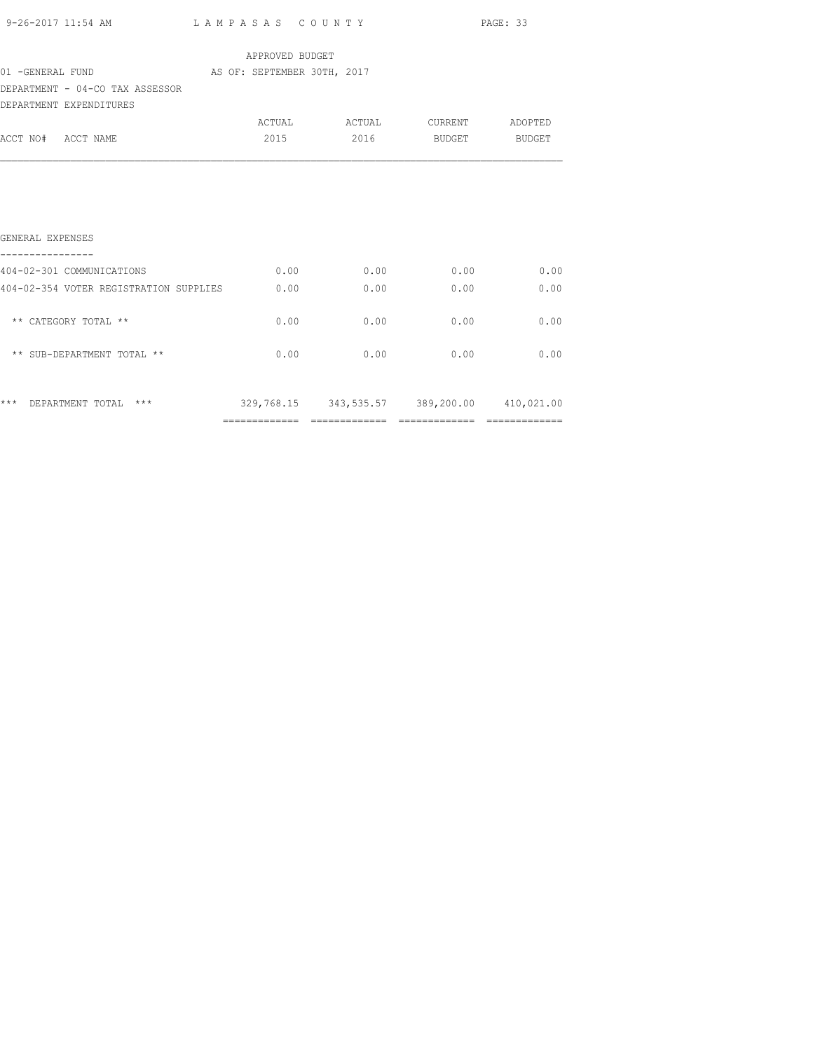APPROVED BUDGET

01 -GENERAL FUND AS OF: SEPTEMBER 30TH, 2017

DEPARTMENT - 04-CO TAX ASSESSOR

DEPARTMENT EXPENDITURES

| ACCT NO# ACCT NAME | ACTUAL 2015 | ACTUAL 2016 | CURRENT BUDGET | ADOPTED BUDGET |
|---|---|---|---|---|
| **GENERAL EXPENSES** | | | | |
| 404-02-301 COMMUNICATIONS | 0.00 | 0.00 | 0.00 | 0.00 |
| 404-02-354 VOTER REGISTRATION SUPPLIES | 0.00 | 0.00 | 0.00 | 0.00 |
| ** CATEGORY TOTAL ** | 0.00 | 0.00 | 0.00 | 0.00 |
| ** SUB-DEPARTMENT TOTAL ** | 0.00 | 0.00 | 0.00 | 0.00 |
| *** DEPARTMENT TOTAL *** | 329,768.15 | 343,535.57 | 389,200.00 | 410,021.00 |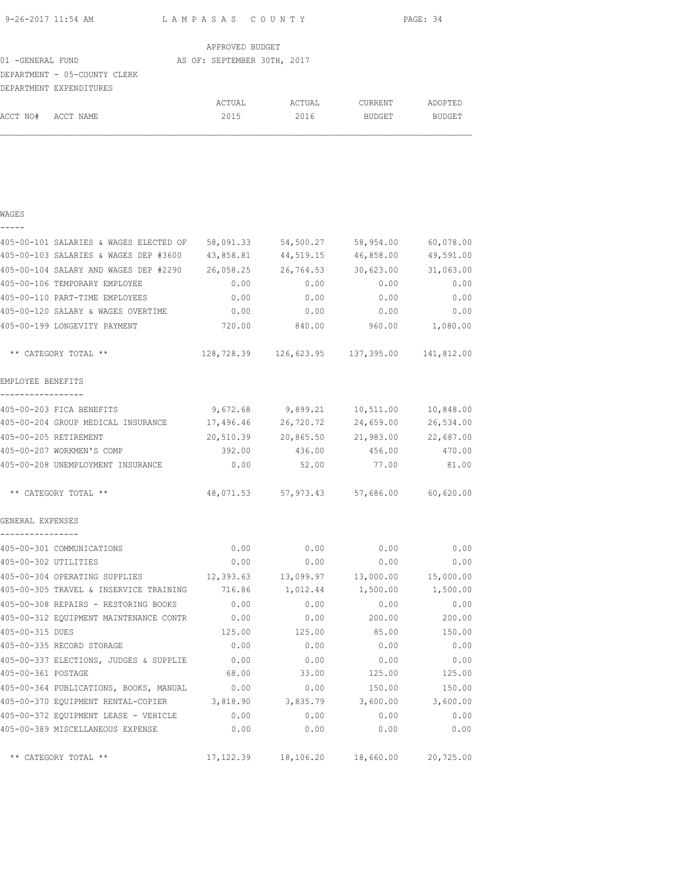APPROVED BUDGET

01 -GENERAL FUND AS OF: SEPTEMBER 30TH, 2017

DEPARTMENT - 05-COUNTY CLERK

DEPARTMENT EXPENDITURES

| ACCT NO# ACCT NAME | ACTUAL 2015 | ACTUAL 2016 | CURRENT BUDGET | ADOPTED BUDGET |
|---|---|---|---|---|
| **WAGES** | | | | |
| 405-00-101 SALARIES & WAGES ELECTED OF | 58,091.33 | 54,500.27 | 58,954.00 | 60,078.00 |
| 405-00-103 SALARIES & WAGES DEP #3600 | 43,858.81 | 44,519.15 | 46,858.00 | 49,591.00 |
| 405-00-104 SALARY AND WAGES DEP #2290 | 26,058.25 | 26,764.53 | 30,623.00 | 31,063.00 |
| 405-00-106 TEMPORARY EMPLOYEE | 0.00 | 0.00 | 0.00 | 0.00 |
| 405-00-110 PART-TIME EMPLOYEES | 0.00 | 0.00 | 0.00 | 0.00 |
| 405-00-120 SALARY & WAGES OVERTIME | 0.00 | 0.00 | 0.00 | 0.00 |
| 405-00-199 LONGEVITY PAYMENT | 720.00 | 840.00 | 960.00 | 1,080.00 |
| ** CATEGORY TOTAL ** | 128,728.39 | 126,623.95 | 137,395.00 | 141,812.00 |
| **EMPLOYEE BENEFITS** | | | | |
| 405-00-203 FICA BENEFITS | 9,672.68 | 9,899.21 | 10,511.00 | 10,848.00 |
| 405-00-204 GROUP MEDICAL INSURANCE | 17,496.46 | 26,720.72 | 24,659.00 | 26,534.00 |
| 405-00-205 RETIREMENT | 20,510.39 | 20,865.50 | 21,983.00 | 22,687.00 |
| 405-00-207 WORKMEN'S COMP | 392.00 | 436.00 | 456.00 | 470.00 |
| 405-00-208 UNEMPLOYMENT INSURANCE | 0.00 | 52.00 | 77.00 | 81.00 |
| ** CATEGORY TOTAL ** | 48,071.53 | 57,973.43 | 57,686.00 | 60,620.00 |
| **GENERAL EXPENSES** | | | | |
| 405-00-301 COMMUNICATIONS | 0.00 | 0.00 | 0.00 | 0.00 |
| 405-00-302 UTILITIES | 0.00 | 0.00 | 0.00 | 0.00 |
| 405-00-304 OPERATING SUPPLIES | 12,393.63 | 13,099.97 | 13,000.00 | 15,000.00 |
| 405-00-305 TRAVEL & INSERVICE TRAINING | 716.86 | 1,012.44 | 1,500.00 | 1,500.00 |
| 405-00-308 REPAIRS - RESTORING BOOKS | 0.00 | 0.00 | 0.00 | 0.00 |
| 405-00-312 EQUIPMENT MAINTENANCE CONTR | 0.00 | 0.00 | 200.00 | 200.00 |
| 405-00-315 DUES | 125.00 | 125.00 | 85.00 | 150.00 |
| 405-00-335 RECORD STORAGE | 0.00 | 0.00 | 0.00 | 0.00 |
| 405-00-337 ELECTIONS, JUDGES & SUPPLIE | 0.00 | 0.00 | 0.00 | 0.00 |
| 405-00-361 POSTAGE | 68.00 | 33.00 | 125.00 | 125.00 |
| 405-00-364 PUBLICATIONS, BOOKS, MANUAL | 0.00 | 0.00 | 150.00 | 150.00 |
| 405-00-370 EQUIPMENT RENTAL-COPIER | 3,818.90 | 3,835.79 | 3,600.00 | 3,600.00 |
| 405-00-372 EQUIPMENT LEASE - VEHICLE | 0.00 | 0.00 | 0.00 | 0.00 |
| 405-00-389 MISCELLANEOUS EXPENSE | 0.00 | 0.00 | 0.00 | 0.00 |
| ** CATEGORY TOTAL ** | 17,122.39 | 18,106.20 | 18,660.00 | 20,725.00 |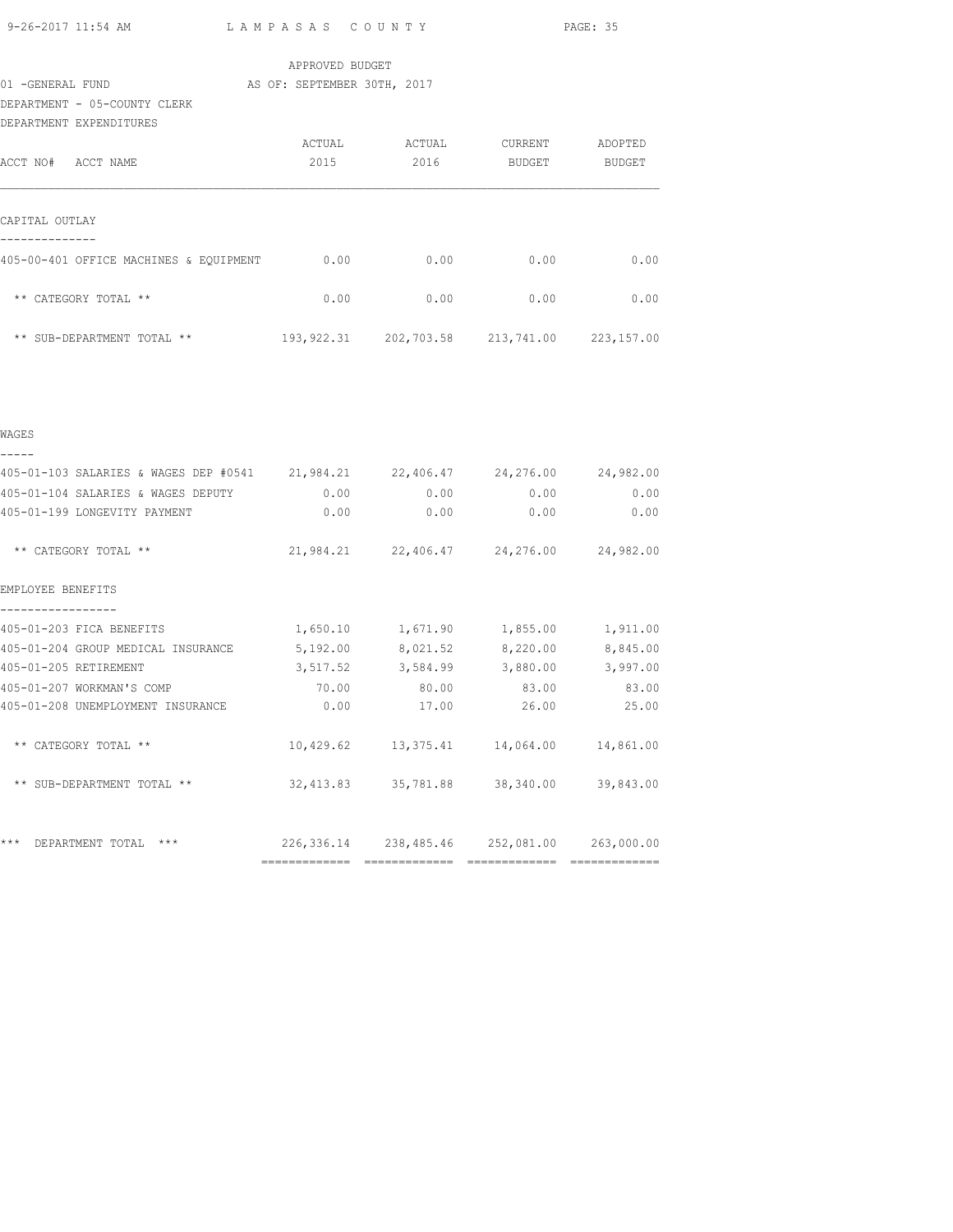LAMPASAS COUNTY

APPROVED BUDGET

01 -GENERAL FUND AS OF: SEPTEMBER 30TH, 2017

DEPARTMENT - 05-COUNTY CLERK

DEPARTMENT EXPENDITURES

| ACCT NO# ACCT NAME | ACTUAL 2015 | ACTUAL 2016 | CURRENT BUDGET | ADOPTED BUDGET |
|---|---|---|---|---|
| **CAPITAL OUTLAY** | | | | |
| 405-00-401 OFFICE MACHINES & EQUIPMENT | 0.00 | 0.00 | 0.00 | 0.00 |
| ** CATEGORY TOTAL ** | 0.00 | 0.00 | 0.00 | 0.00 |
| ** SUB-DEPARTMENT TOTAL ** | 193,922.31 | 202,703.58 | 213,741.00 | 223,157.00 |
| **WAGES** | | | | |
| 405-01-103 SALARIES & WAGES DEP #0541 | 21,984.21 | 22,406.47 | 24,276.00 | 24,982.00 |
| 405-01-104 SALARIES & WAGES DEPUTY | 0.00 | 0.00 | 0.00 | 0.00 |
| 405-01-199 LONGEVITY PAYMENT | 0.00 | 0.00 | 0.00 | 0.00 |
| ** CATEGORY TOTAL ** | 21,984.21 | 22,406.47 | 24,276.00 | 24,982.00 |
| **EMPLOYEE BENEFITS** | | | | |
| 405-01-203 FICA BENEFITS | 1,650.10 | 1,671.90 | 1,855.00 | 1,911.00 |
| 405-01-204 GROUP MEDICAL INSURANCE | 5,192.00 | 8,021.52 | 8,220.00 | 8,845.00 |
| 405-01-205 RETIREMENT | 3,517.52 | 3,584.99 | 3,880.00 | 3,997.00 |
| 405-01-207 WORKMAN'S COMP | 70.00 | 80.00 | 83.00 | 83.00 |
| 405-01-208 UNEMPLOYMENT INSURANCE | 0.00 | 17.00 | 26.00 | 25.00 |
| ** CATEGORY TOTAL ** | 10,429.62 | 13,375.41 | 14,064.00 | 14,861.00 |
| ** SUB-DEPARTMENT TOTAL ** | 32,413.83 | 35,781.88 | 38,340.00 | 39,843.00 |
| *** DEPARTMENT TOTAL *** | 226,336.14 | 238,485.46 | 252,081.00 | 263,000.00 |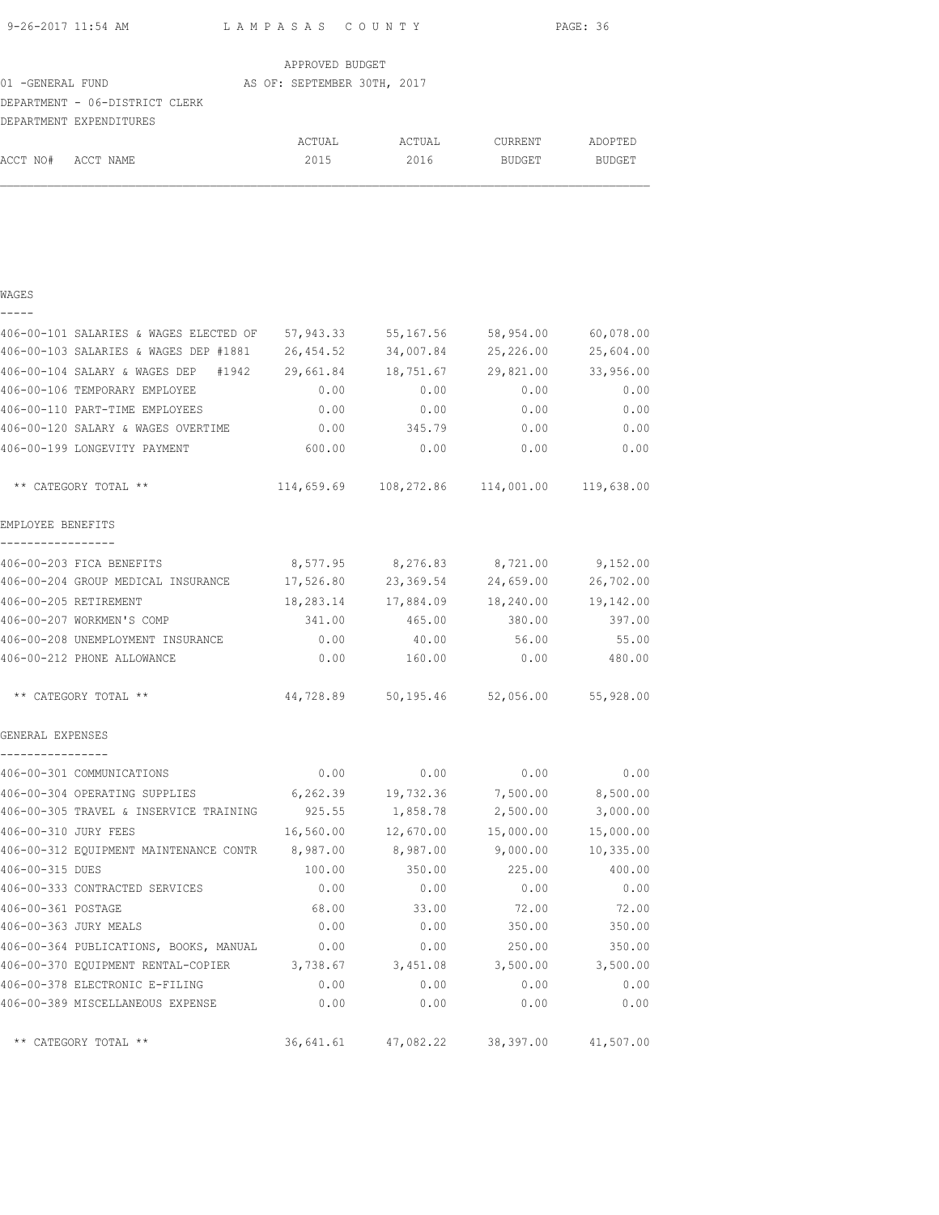APPROVED BUDGET

01 -GENERAL FUND AS OF: SEPTEMBER 30TH, 2017

DEPARTMENT - 06-DISTRICT CLERK

DEPARTMENT EXPENDITURES

| ACCT NO# | ACCT NAME | ACTUAL 2015 | ACTUAL 2016 | CURRENT BUDGET | ADOPTED BUDGET |
|---|---|---|---|---|---|
| **WAGES** | | | | | |
| 406-00-101 | SALARIES & WAGES ELECTED OF | 57,943.33 | 55,167.56 | 58,954.00 | 60,078.00 |
| 406-00-103 | SALARIES & WAGES DEP #1881 | 26,454.52 | 34,007.84 | 25,226.00 | 25,604.00 |
| 406-00-104 | SALARY & WAGES DEP #1942 | 29,661.84 | 18,751.67 | 29,821.00 | 33,956.00 |
| 406-00-106 | TEMPORARY EMPLOYEE | 0.00 | 0.00 | 0.00 | 0.00 |
| 406-00-110 | PART-TIME EMPLOYEES | 0.00 | 0.00 | 0.00 | 0.00 |
| 406-00-120 | SALARY & WAGES OVERTIME | 0.00 | 345.79 | 0.00 | 0.00 |
| 406-00-199 | LONGEVITY PAYMENT | 600.00 | 0.00 | 0.00 | 0.00 |
| | ** CATEGORY TOTAL ** | 114,659.69 | 108,272.86 | 114,001.00 | 119,638.00 |
| **EMPLOYEE BENEFITS** | | | | | |
| 406-00-203 | FICA BENEFITS | 8,577.95 | 8,276.83 | 8,721.00 | 9,152.00 |
| 406-00-204 | GROUP MEDICAL INSURANCE | 17,526.80 | 23,369.54 | 24,659.00 | 26,702.00 |
| 406-00-205 | RETIREMENT | 18,283.14 | 17,884.09 | 18,240.00 | 19,142.00 |
| 406-00-207 | WORKMEN'S COMP | 341.00 | 465.00 | 380.00 | 397.00 |
| 406-00-208 | UNEMPLOYMENT INSURANCE | 0.00 | 40.00 | 56.00 | 55.00 |
| 406-00-212 | PHONE ALLOWANCE | 0.00 | 160.00 | 0.00 | 480.00 |
| | ** CATEGORY TOTAL ** | 44,728.89 | 50,195.46 | 52,056.00 | 55,928.00 |
| **GENERAL EXPENSES** | | | | | |
| 406-00-301 | COMMUNICATIONS | 0.00 | 0.00 | 0.00 | 0.00 |
| 406-00-304 | OPERATING SUPPLIES | 6,262.39 | 19,732.36 | 7,500.00 | 8,500.00 |
| 406-00-305 | TRAVEL & INSERVICE TRAINING | 925.55 | 1,858.78 | 2,500.00 | 3,000.00 |
| 406-00-310 | JURY FEES | 16,560.00 | 12,670.00 | 15,000.00 | 15,000.00 |
| 406-00-312 | EQUIPMENT MAINTENANCE CONTR | 8,987.00 | 8,987.00 | 9,000.00 | 10,335.00 |
| 406-00-315 | DUES | 100.00 | 350.00 | 225.00 | 400.00 |
| 406-00-333 | CONTRACTED SERVICES | 0.00 | 0.00 | 0.00 | 0.00 |
| 406-00-361 | POSTAGE | 68.00 | 33.00 | 72.00 | 72.00 |
| 406-00-363 | JURY MEALS | 0.00 | 0.00 | 350.00 | 350.00 |
| 406-00-364 | PUBLICATIONS, BOOKS, MANUAL | 0.00 | 0.00 | 250.00 | 350.00 |
| 406-00-370 | EQUIPMENT RENTAL-COPIER | 3,738.67 | 3,451.08 | 3,500.00 | 3,500.00 |
| 406-00-378 | ELECTRONIC E-FILING | 0.00 | 0.00 | 0.00 | 0.00 |
| 406-00-389 | MISCELLANEOUS EXPENSE | 0.00 | 0.00 | 0.00 | 0.00 |
| | ** CATEGORY TOTAL ** | 36,641.61 | 47,082.22 | 38,397.00 | 41,507.00 |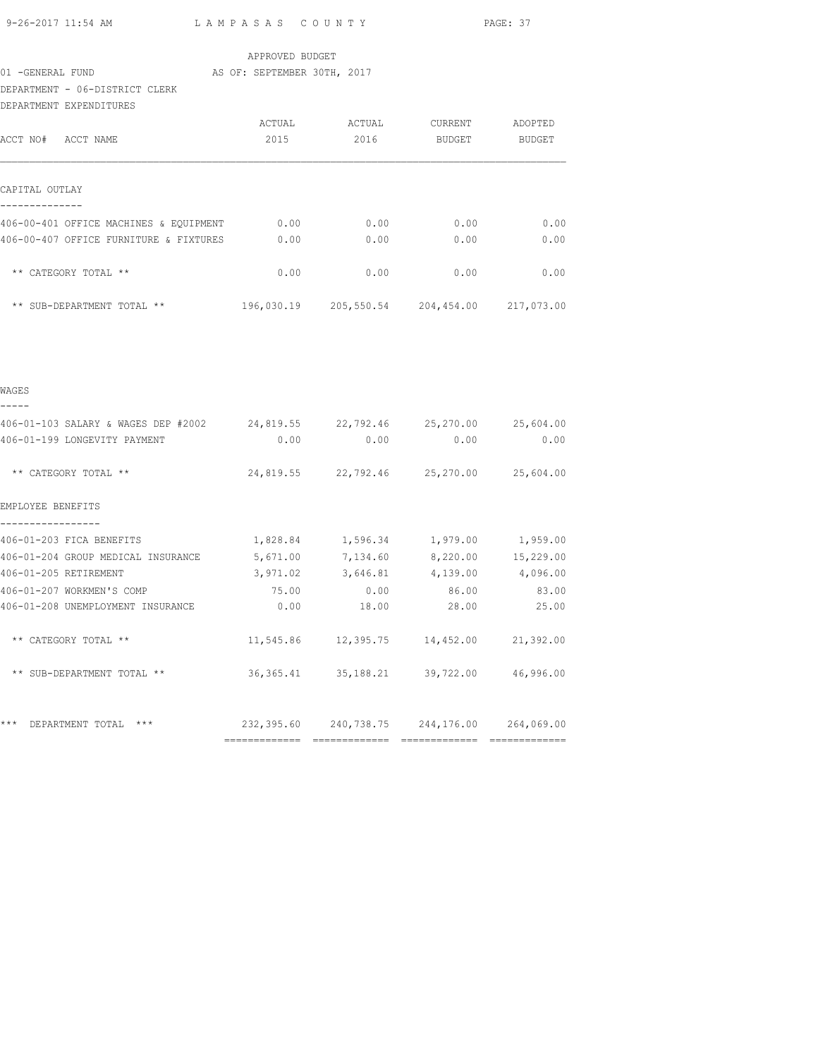APPROVED BUDGET

01 -GENERAL FUND AS OF: SEPTEMBER 30TH, 2017

DEPARTMENT - 06-DISTRICT CLERK

DEPARTMENT EXPENDITURES

| ACCT NO# ACCT NAME | ACTUAL 2015 | ACTUAL 2016 | CURRENT BUDGET | ADOPTED BUDGET |
|---|---|---|---|---|
| **CAPITAL OUTLAY** | | | | |
| 406-00-401 OFFICE MACHINES & EQUIPMENT | 0.00 | 0.00 | 0.00 | 0.00 |
| 406-00-407 OFFICE FURNITURE & FIXTURES | 0.00 | 0.00 | 0.00 | 0.00 |
| ** CATEGORY TOTAL ** | 0.00 | 0.00 | 0.00 | 0.00 |
| ** SUB-DEPARTMENT TOTAL ** | 196,030.19 | 205,550.54 | 204,454.00 | 217,073.00 |
| **WAGES** | | | | |
| 406-01-103 SALARY & WAGES DEP #2002 | 24,819.55 | 22,792.46 | 25,270.00 | 25,604.00 |
| 406-01-199 LONGEVITY PAYMENT | 0.00 | 0.00 | 0.00 | 0.00 |
| ** CATEGORY TOTAL ** | 24,819.55 | 22,792.46 | 25,270.00 | 25,604.00 |
| **EMPLOYEE BENEFITS** | | | | |
| 406-01-203 FICA BENEFITS | 1,828.84 | 1,596.34 | 1,979.00 | 1,959.00 |
| 406-01-204 GROUP MEDICAL INSURANCE | 5,671.00 | 7,134.60 | 8,220.00 | 15,229.00 |
| 406-01-205 RETIREMENT | 3,971.02 | 3,646.81 | 4,139.00 | 4,096.00 |
| 406-01-207 WORKMEN'S COMP | 75.00 | 0.00 | 86.00 | 83.00 |
| 406-01-208 UNEMPLOYMENT INSURANCE | 0.00 | 18.00 | 28.00 | 25.00 |
| ** CATEGORY TOTAL ** | 11,545.86 | 12,395.75 | 14,452.00 | 21,392.00 |
| ** SUB-DEPARTMENT TOTAL ** | 36,365.41 | 35,188.21 | 39,722.00 | 46,996.00 |
| *** DEPARTMENT TOTAL *** | 232,395.60 | 240,738.75 | 244,176.00 | 264,069.00 |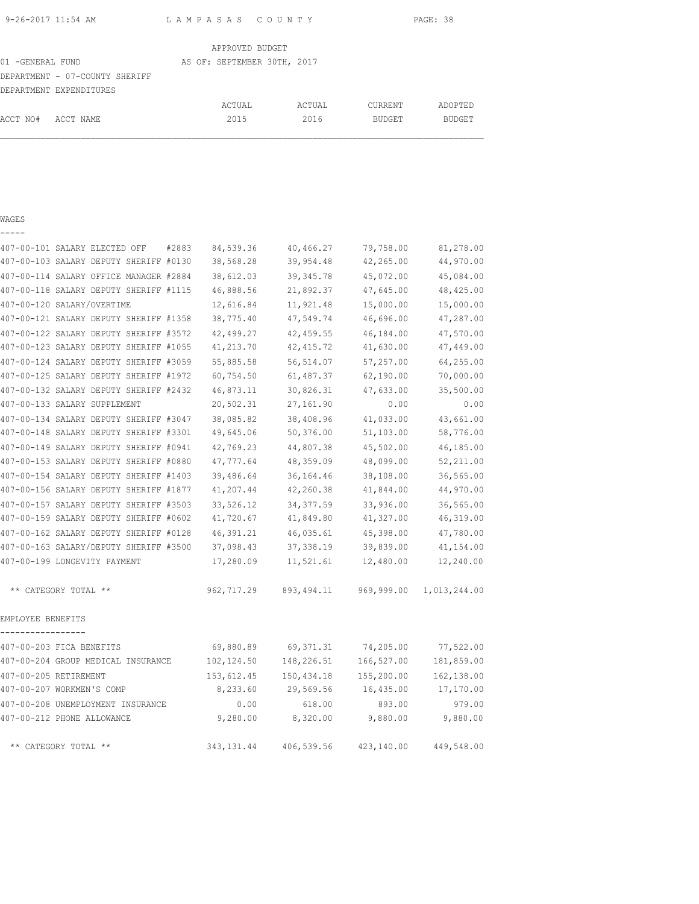LAMPASAS COUNTY

APPROVED BUDGET

01 -GENERAL FUND AS OF: SEPTEMBER 30TH, 2017

DEPARTMENT - 07-COUNTY SHERIFF

DEPARTMENT EXPENDITURES

| ACCT NO# | ACCT NAME | ACTUAL 2015 | ACTUAL 2016 | CURRENT BUDGET | ADOPTED BUDGET |
|---|---|---|---|---|---|
| **WAGES** | | | | | |
| 407-00-101 | SALARY ELECTED OFF #2883 | 84,539.36 | 40,466.27 | 79,758.00 | 81,278.00 |
| 407-00-103 | SALARY DEPUTY SHERIFF #0130 | 38,568.28 | 39,954.48 | 42,265.00 | 44,970.00 |
| 407-00-114 | SALARY OFFICE MANAGER #2884 | 38,612.03 | 39,345.78 | 45,072.00 | 45,084.00 |
| 407-00-118 | SALARY DEPUTY SHERIFF #1115 | 46,888.56 | 21,892.37 | 47,645.00 | 48,425.00 |
| 407-00-120 | SALARY/OVERTIME | 12,616.84 | 11,921.48 | 15,000.00 | 15,000.00 |
| 407-00-121 | SALARY DEPUTY SHERIFF #1358 | 38,775.40 | 47,549.74 | 46,696.00 | 47,287.00 |
| 407-00-122 | SALARY DEPUTY SHERIFF #3572 | 42,499.27 | 42,459.55 | 46,184.00 | 47,570.00 |
| 407-00-123 | SALARY DEPUTY SHERIFF #1055 | 41,213.70 | 42,415.72 | 41,630.00 | 47,449.00 |
| 407-00-124 | SALARY DEPUTY SHERIFF #3059 | 55,885.58 | 56,514.07 | 57,257.00 | 64,255.00 |
| 407-00-125 | SALARY DEPUTY SHERIFF #1972 | 60,754.50 | 61,487.37 | 62,190.00 | 70,000.00 |
| 407-00-132 | SALARY DEPUTY SHERIFF #2432 | 46,873.11 | 30,826.31 | 47,633.00 | 35,500.00 |
| 407-00-133 | SALARY SUPPLEMENT | 20,502.31 | 27,161.90 | 0.00 | 0.00 |
| 407-00-134 | SALARY DEPUTY SHERIFF #3047 | 38,085.82 | 38,408.96 | 41,033.00 | 43,661.00 |
| 407-00-148 | SALARY DEPUTY SHERIFF #3301 | 49,645.06 | 50,376.00 | 51,103.00 | 58,776.00 |
| 407-00-149 | SALARY DEPUTY SHERIFF #0941 | 42,769.23 | 44,807.38 | 45,502.00 | 46,185.00 |
| 407-00-153 | SALARY DEPUTY SHERIFF #0880 | 47,777.64 | 48,359.09 | 48,099.00 | 52,211.00 |
| 407-00-154 | SALARY DEPUTY SHERIFF #1403 | 39,486.64 | 36,164.46 | 38,108.00 | 36,565.00 |
| 407-00-156 | SALARY DEPUTY SHERIFF #1877 | 41,207.44 | 42,260.38 | 41,844.00 | 44,970.00 |
| 407-00-157 | SALARY DEPUTY SHERIFF #3503 | 33,526.12 | 34,377.59 | 33,936.00 | 36,565.00 |
| 407-00-159 | SALARY DEPUTY SHERIFF #0602 | 41,720.67 | 41,849.80 | 41,327.00 | 46,319.00 |
| 407-00-162 | SALARY DEPUTY SHERIFF #0128 | 46,391.21 | 46,035.61 | 45,398.00 | 47,780.00 |
| 407-00-163 | SALARY/DEPUTY SHERIFF #3500 | 37,098.43 | 37,338.19 | 39,839.00 | 41,154.00 |
| 407-00-199 | LONGEVITY PAYMENT | 17,280.09 | 11,521.61 | 12,480.00 | 12,240.00 |
| | ** CATEGORY TOTAL ** | 962,717.29 | 893,494.11 | 969,999.00 | 1,013,244.00 |
| **EMPLOYEE BENEFITS** | | | | | |
| 407-00-203 | FICA BENEFITS | 69,880.89 | 69,371.31 | 74,205.00 | 77,522.00 |
| 407-00-204 | GROUP MEDICAL INSURANCE | 102,124.50 | 148,226.51 | 166,527.00 | 181,859.00 |
| 407-00-205 | RETIREMENT | 153,612.45 | 150,434.18 | 155,200.00 | 162,138.00 |
| 407-00-207 | WORKMEN'S COMP | 8,233.60 | 29,569.56 | 16,435.00 | 17,170.00 |
| 407-00-208 | UNEMPLOYMENT INSURANCE | 0.00 | 618.00 | 893.00 | 979.00 |
| 407-00-212 | PHONE ALLOWANCE | 9,280.00 | 8,320.00 | 9,880.00 | 9,880.00 |
| | ** CATEGORY TOTAL ** | 343,131.44 | 406,539.56 | 423,140.00 | 449,548.00 |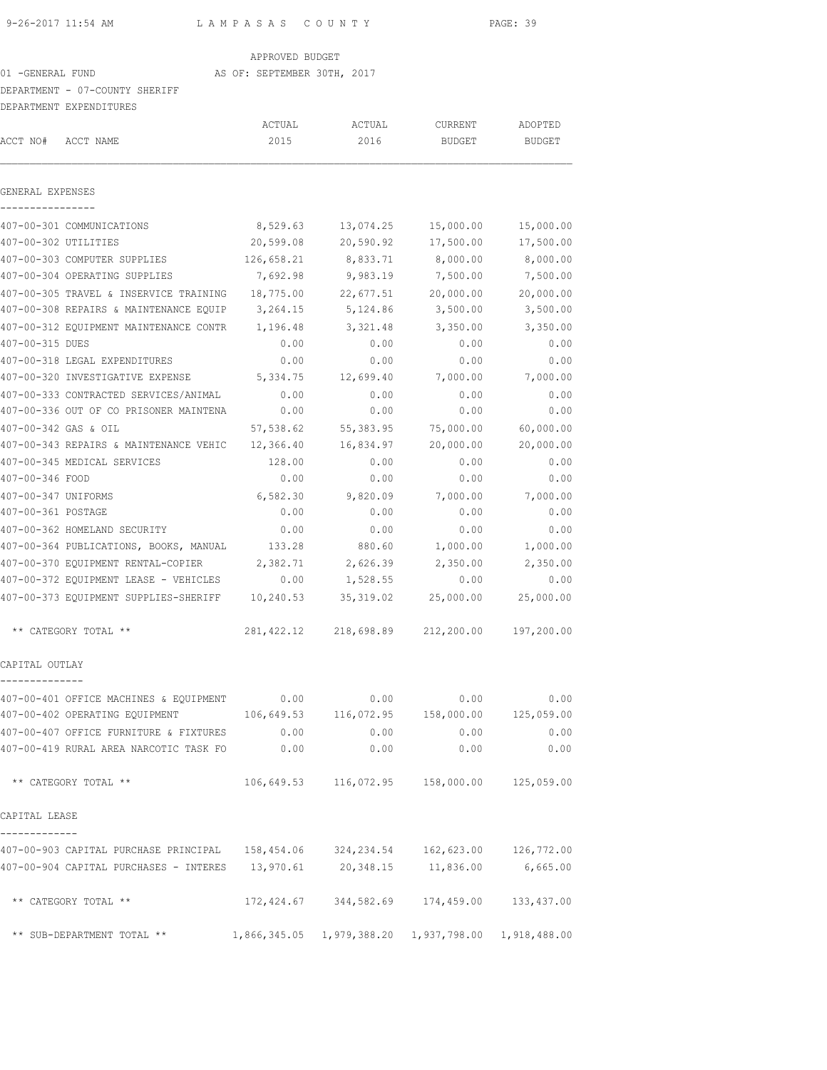APPROVED BUDGET

01 -GENERAL FUND AS OF: SEPTEMBER 30TH, 2017

DEPARTMENT - 07-COUNTY SHERIFF

DEPARTMENT EXPENDITURES

| ACCT NO# | ACCT NAME | ACTUAL 2015 | ACTUAL 2016 | CURRENT BUDGET | ADOPTED BUDGET |
|---|---|---|---|---|---|
| **GENERAL EXPENSES** | | | | | |
| 407-00-301 | COMMUNICATIONS | 8,529.63 | 13,074.25 | 15,000.00 | 15,000.00 |
| 407-00-302 | UTILITIES | 20,599.08 | 20,590.92 | 17,500.00 | 17,500.00 |
| 407-00-303 | COMPUTER SUPPLIES | 126,658.21 | 8,833.71 | 8,000.00 | 8,000.00 |
| 407-00-304 | OPERATING SUPPLIES | 7,692.98 | 9,983.19 | 7,500.00 | 7,500.00 |
| 407-00-305 | TRAVEL & INSERVICE TRAINING | 18,775.00 | 22,677.51 | 20,000.00 | 20,000.00 |
| 407-00-308 | REPAIRS & MAINTENANCE EQUIP | 3,264.15 | 5,124.86 | 3,500.00 | 3,500.00 |
| 407-00-312 | EQUIPMENT MAINTENANCE CONTR | 1,196.48 | 3,321.48 | 3,350.00 | 3,350.00 |
| 407-00-315 | DUES | 0.00 | 0.00 | 0.00 | 0.00 |
| 407-00-318 | LEGAL EXPENDITURES | 0.00 | 0.00 | 0.00 | 0.00 |
| 407-00-320 | INVESTIGATIVE EXPENSE | 5,334.75 | 12,699.40 | 7,000.00 | 7,000.00 |
| 407-00-333 | CONTRACTED SERVICES/ANIMAL | 0.00 | 0.00 | 0.00 | 0.00 |
| 407-00-336 | OUT OF CO PRISONER MAINTENA | 0.00 | 0.00 | 0.00 | 0.00 |
| 407-00-342 | GAS & OIL | 57,538.62 | 55,383.95 | 75,000.00 | 60,000.00 |
| 407-00-343 | REPAIRS & MAINTENANCE VEHIC | 12,366.40 | 16,834.97 | 20,000.00 | 20,000.00 |
| 407-00-345 | MEDICAL SERVICES | 128.00 | 0.00 | 0.00 | 0.00 |
| 407-00-346 | FOOD | 0.00 | 0.00 | 0.00 | 0.00 |
| 407-00-347 | UNIFORMS | 6,582.30 | 9,820.09 | 7,000.00 | 7,000.00 |
| 407-00-361 | POSTAGE | 0.00 | 0.00 | 0.00 | 0.00 |
| 407-00-362 | HOMELAND SECURITY | 0.00 | 0.00 | 0.00 | 0.00 |
| 407-00-364 | PUBLICATIONS, BOOKS, MANUAL | 133.28 | 880.60 | 1,000.00 | 1,000.00 |
| 407-00-370 | EQUIPMENT RENTAL-COPIER | 2,382.71 | 2,626.39 | 2,350.00 | 2,350.00 |
| 407-00-372 | EQUIPMENT LEASE - VEHICLES | 0.00 | 1,528.55 | 0.00 | 0.00 |
| 407-00-373 | EQUIPMENT SUPPLIES-SHERIFF | 10,240.53 | 35,319.02 | 25,000.00 | 25,000.00 |
| | ** CATEGORY TOTAL ** | 281,422.12 | 218,698.89 | 212,200.00 | 197,200.00 |
| **CAPITAL OUTLAY** | | | | | |
| 407-00-401 | OFFICE MACHINES & EQUIPMENT | 0.00 | 0.00 | 0.00 | 0.00 |
| 407-00-402 | OPERATING EQUIPMENT | 106,649.53 | 116,072.95 | 158,000.00 | 125,059.00 |
| 407-00-407 | OFFICE FURNITURE & FIXTURES | 0.00 | 0.00 | 0.00 | 0.00 |
| 407-00-419 | RURAL AREA NARCOTIC TASK FO | 0.00 | 0.00 | 0.00 | 0.00 |
| | ** CATEGORY TOTAL ** | 106,649.53 | 116,072.95 | 158,000.00 | 125,059.00 |
| **CAPITAL LEASE** | | | | | |
| 407-00-903 | CAPITAL PURCHASE PRINCIPAL | 158,454.06 | 324,234.54 | 162,623.00 | 126,772.00 |
| 407-00-904 | CAPITAL PURCHASES - INTERES | 13,970.61 | 20,348.15 | 11,836.00 | 6,665.00 |
| | ** CATEGORY TOTAL ** | 172,424.67 | 344,582.69 | 174,459.00 | 133,437.00 |
| | ** SUB-DEPARTMENT TOTAL ** | 1,866,345.05 | 1,979,388.20 | 1,937,798.00 | 1,918,488.00 |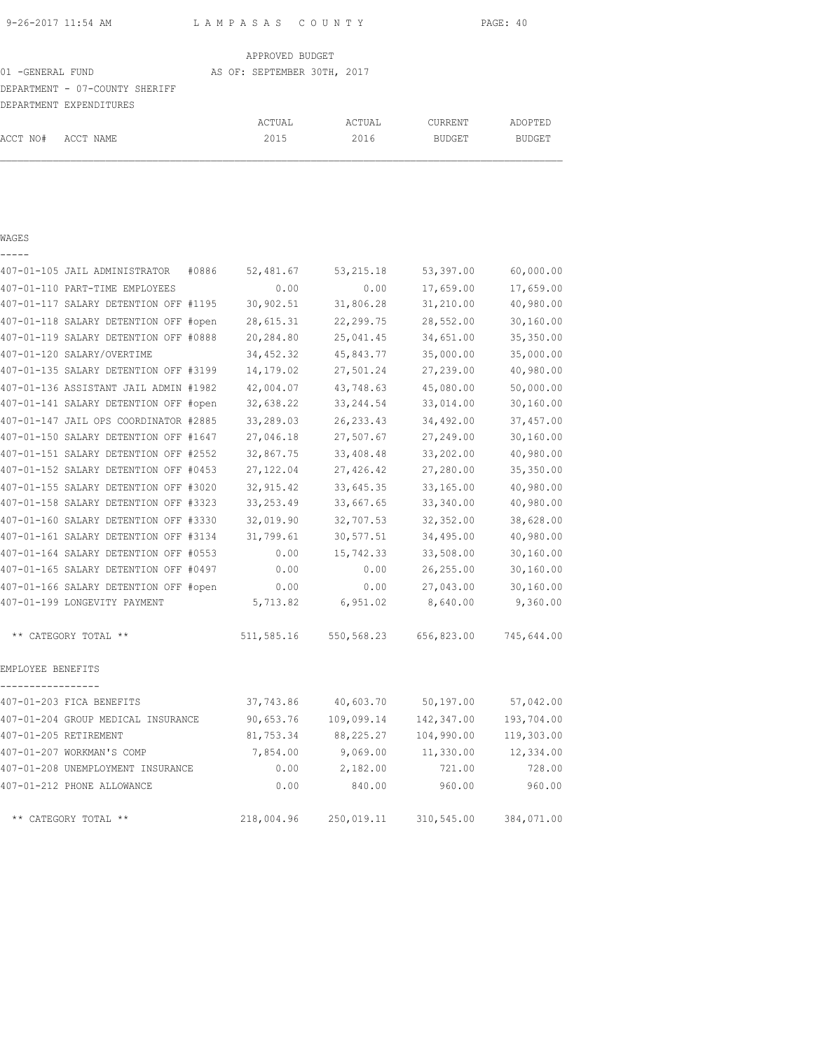APPROVED BUDGET

01 -GENERAL FUND — AS OF: SEPTEMBER 30TH, 2017

DEPARTMENT - 07-COUNTY SHERIFF

DEPARTMENT EXPENDITURES

| ACCT NO# ACCT NAME | ACTUAL 2015 | ACTUAL 2016 | CURRENT BUDGET | ADOPTED BUDGET |
|---|---|---|---|---|
| **WAGES** | | | | |
| 407-01-105 JAIL ADMINISTRATOR #0886 | 52,481.67 | 53,215.18 | 53,397.00 | 60,000.00 |
| 407-01-110 PART-TIME EMPLOYEES | 0.00 | 0.00 | 17,659.00 | 17,659.00 |
| 407-01-117 SALARY DETENTION OFF #1195 | 30,902.51 | 31,806.28 | 31,210.00 | 40,980.00 |
| 407-01-118 SALARY DETENTION OFF #open | 28,615.31 | 22,299.75 | 28,552.00 | 30,160.00 |
| 407-01-119 SALARY DETENTION OFF #0888 | 20,284.80 | 25,041.45 | 34,651.00 | 35,350.00 |
| 407-01-120 SALARY/OVERTIME | 34,452.32 | 45,843.77 | 35,000.00 | 35,000.00 |
| 407-01-135 SALARY DETENTION OFF #3199 | 14,179.02 | 27,501.24 | 27,239.00 | 40,980.00 |
| 407-01-136 ASSISTANT JAIL ADMIN #1982 | 42,004.07 | 43,748.63 | 45,080.00 | 50,000.00 |
| 407-01-141 SALARY DETENTION OFF #open | 32,638.22 | 33,244.54 | 33,014.00 | 30,160.00 |
| 407-01-147 JAIL OPS COORDINATOR #2885 | 33,289.03 | 26,233.43 | 34,492.00 | 37,457.00 |
| 407-01-150 SALARY DETENTION OFF #1647 | 27,046.18 | 27,507.67 | 27,249.00 | 30,160.00 |
| 407-01-151 SALARY DETENTION OFF #2552 | 32,867.75 | 33,408.48 | 33,202.00 | 40,980.00 |
| 407-01-152 SALARY DETENTION OFF #0453 | 27,122.04 | 27,426.42 | 27,280.00 | 35,350.00 |
| 407-01-155 SALARY DETENTION OFF #3020 | 32,915.42 | 33,645.35 | 33,165.00 | 40,980.00 |
| 407-01-158 SALARY DETENTION OFF #3323 | 33,253.49 | 33,667.65 | 33,340.00 | 40,980.00 |
| 407-01-160 SALARY DETENTION OFF #3330 | 32,019.90 | 32,707.53 | 32,352.00 | 38,628.00 |
| 407-01-161 SALARY DETENTION OFF #3134 | 31,799.61 | 30,577.51 | 34,495.00 | 40,980.00 |
| 407-01-164 SALARY DETENTION OFF #0553 | 0.00 | 15,742.33 | 33,508.00 | 30,160.00 |
| 407-01-165 SALARY DETENTION OFF #0497 | 0.00 | 0.00 | 26,255.00 | 30,160.00 |
| 407-01-166 SALARY DETENTION OFF #open | 0.00 | 0.00 | 27,043.00 | 30,160.00 |
| 407-01-199 LONGEVITY PAYMENT | 5,713.82 | 6,951.02 | 8,640.00 | 9,360.00 |
| ** CATEGORY TOTAL ** | 511,585.16 | 550,568.23 | 656,823.00 | 745,644.00 |
| **EMPLOYEE BENEFITS** | | | | |
| 407-01-203 FICA BENEFITS | 37,743.86 | 40,603.70 | 50,197.00 | 57,042.00 |
| 407-01-204 GROUP MEDICAL INSURANCE | 90,653.76 | 109,099.14 | 142,347.00 | 193,704.00 |
| 407-01-205 RETIREMENT | 81,753.34 | 88,225.27 | 104,990.00 | 119,303.00 |
| 407-01-207 WORKMAN'S COMP | 7,854.00 | 9,069.00 | 11,330.00 | 12,334.00 |
| 407-01-208 UNEMPLOYMENT INSURANCE | 0.00 | 2,182.00 | 721.00 | 728.00 |
| 407-01-212 PHONE ALLOWANCE | 0.00 | 840.00 | 960.00 | 960.00 |
| ** CATEGORY TOTAL ** | 218,004.96 | 250,019.11 | 310,545.00 | 384,071.00 |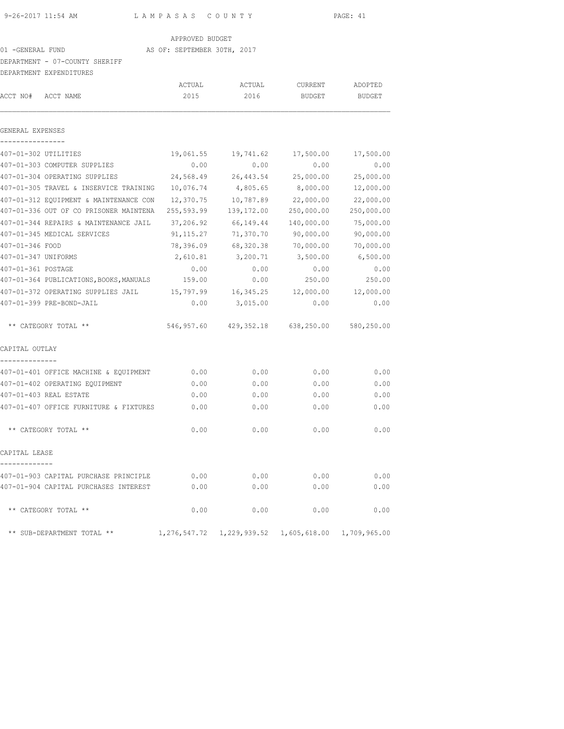APPROVED BUDGET

01 -GENERAL FUND AS OF: SEPTEMBER 30TH, 2017

DEPARTMENT - 07-COUNTY SHERIFF

DEPARTMENT EXPENDITURES

| ACCT NO# ACCT NAME | ACTUAL 2015 | ACTUAL 2016 | CURRENT BUDGET | ADOPTED BUDGET |
|---|---|---|---|---|
| **GENERAL EXPENSES** | | | | |
| 407-01-302 UTILITIES | 19,061.55 | 19,741.62 | 17,500.00 | 17,500.00 |
| 407-01-303 COMPUTER SUPPLIES | 0.00 | 0.00 | 0.00 | 0.00 |
| 407-01-304 OPERATING SUPPLIES | 24,568.49 | 26,443.54 | 25,000.00 | 25,000.00 |
| 407-01-305 TRAVEL & INSERVICE TRAINING | 10,076.74 | 4,805.65 | 8,000.00 | 12,000.00 |
| 407-01-312 EQUIPMENT & MAINTENANCE CON | 12,370.75 | 10,787.89 | 22,000.00 | 22,000.00 |
| 407-01-336 OUT OF CO PRISONER MAINTENA | 255,593.99 | 139,172.00 | 250,000.00 | 250,000.00 |
| 407-01-344 REPAIRS & MAINTENANCE JAIL | 37,206.92 | 66,149.44 | 140,000.00 | 75,000.00 |
| 407-01-345 MEDICAL SERVICES | 91,115.27 | 71,370.70 | 90,000.00 | 90,000.00 |
| 407-01-346 FOOD | 78,396.09 | 68,320.38 | 70,000.00 | 70,000.00 |
| 407-01-347 UNIFORMS | 2,610.81 | 3,200.71 | 3,500.00 | 6,500.00 |
| 407-01-361 POSTAGE | 0.00 | 0.00 | 0.00 | 0.00 |
| 407-01-364 PUBLICATIONS,BOOKS,MANUALS | 159.00 | 0.00 | 250.00 | 250.00 |
| 407-01-372 OPERATING SUPPLIES JAIL | 15,797.99 | 16,345.25 | 12,000.00 | 12,000.00 |
| 407-01-399 PRE-BOND-JAIL | 0.00 | 3,015.00 | 0.00 | 0.00 |
| ** CATEGORY TOTAL ** | 546,957.60 | 429,352.18 | 638,250.00 | 580,250.00 |
| **CAPITAL OUTLAY** | | | | |
| 407-01-401 OFFICE MACHINE & EQUIPMENT | 0.00 | 0.00 | 0.00 | 0.00 |
| 407-01-402 OPERATING EQUIPMENT | 0.00 | 0.00 | 0.00 | 0.00 |
| 407-01-403 REAL ESTATE | 0.00 | 0.00 | 0.00 | 0.00 |
| 407-01-407 OFFICE FURNITURE & FIXTURES | 0.00 | 0.00 | 0.00 | 0.00 |
| ** CATEGORY TOTAL ** | 0.00 | 0.00 | 0.00 | 0.00 |
| **CAPITAL LEASE** | | | | |
| 407-01-903 CAPITAL PURCHASE PRINCIPLE | 0.00 | 0.00 | 0.00 | 0.00 |
| 407-01-904 CAPITAL PURCHASES INTEREST | 0.00 | 0.00 | 0.00 | 0.00 |
| ** CATEGORY TOTAL ** | 0.00 | 0.00 | 0.00 | 0.00 |
| ** SUB-DEPARTMENT TOTAL ** | 1,276,547.72 | 1,229,939.52 | 1,605,618.00 | 1,709,965.00 |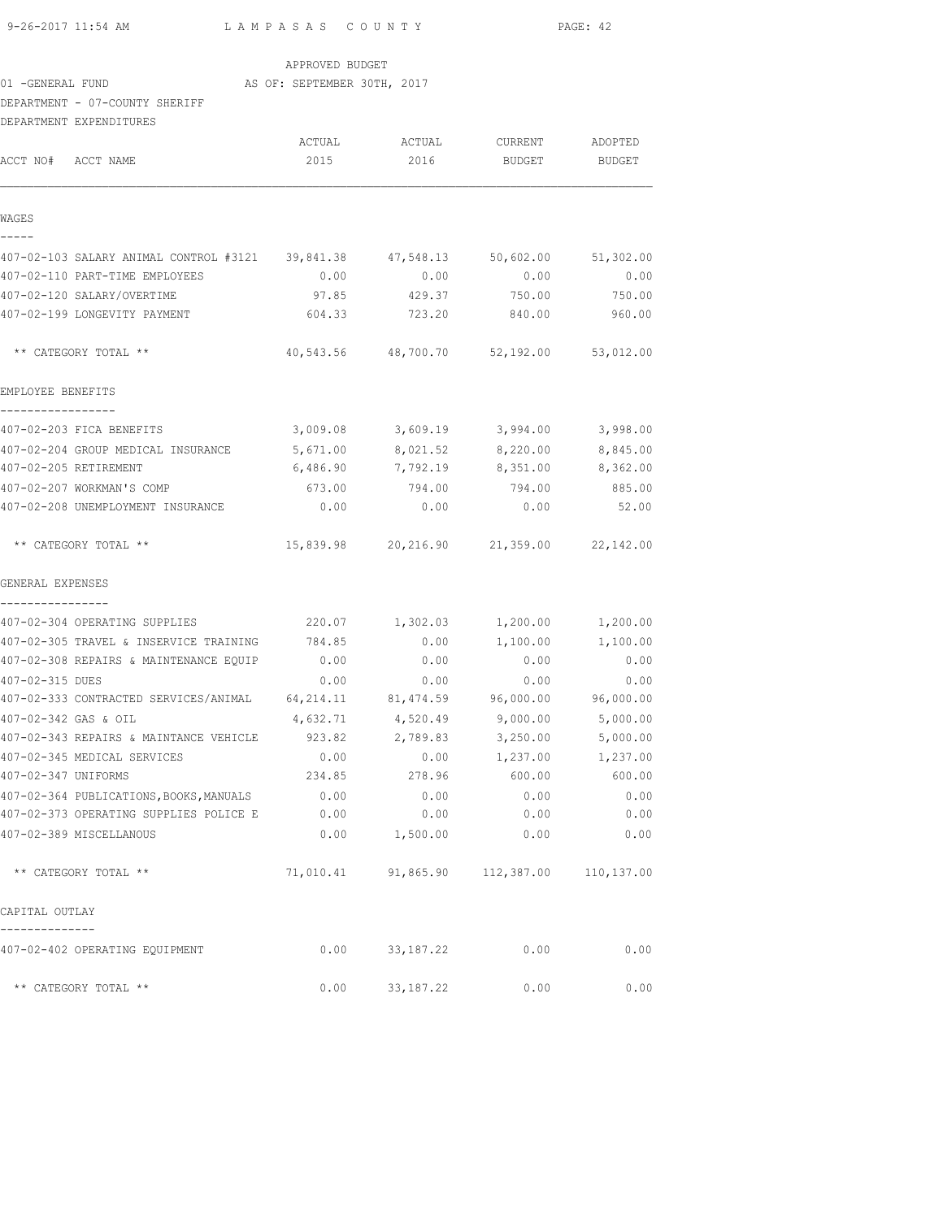APPROVED BUDGET

01 -GENERAL FUND AS OF: SEPTEMBER 30TH, 2017

DEPARTMENT - 07-COUNTY SHERIFF

DEPARTMENT EXPENDITURES

| ACCT NO# ACCT NAME | ACTUAL 2015 | ACTUAL 2016 | CURRENT BUDGET | ADOPTED BUDGET |
|---|---|---|---|---|
| **WAGES** | | | | |
| 407-02-103 SALARY ANIMAL CONTROL #3121 | 39,841.38 | 47,548.13 | 50,602.00 | 51,302.00 |
| 407-02-110 PART-TIME EMPLOYEES | 0.00 | 0.00 | 0.00 | 0.00 |
| 407-02-120 SALARY/OVERTIME | 97.85 | 429.37 | 750.00 | 750.00 |
| 407-02-199 LONGEVITY PAYMENT | 604.33 | 723.20 | 840.00 | 960.00 |
| ** CATEGORY TOTAL ** | 40,543.56 | 48,700.70 | 52,192.00 | 53,012.00 |
| **EMPLOYEE BENEFITS** | | | | |
| 407-02-203 FICA BENEFITS | 3,009.08 | 3,609.19 | 3,994.00 | 3,998.00 |
| 407-02-204 GROUP MEDICAL INSURANCE | 5,671.00 | 8,021.52 | 8,220.00 | 8,845.00 |
| 407-02-205 RETIREMENT | 6,486.90 | 7,792.19 | 8,351.00 | 8,362.00 |
| 407-02-207 WORKMAN'S COMP | 673.00 | 794.00 | 794.00 | 885.00 |
| 407-02-208 UNEMPLOYMENT INSURANCE | 0.00 | 0.00 | 0.00 | 52.00 |
| ** CATEGORY TOTAL ** | 15,839.98 | 20,216.90 | 21,359.00 | 22,142.00 |
| **GENERAL EXPENSES** | | | | |
| 407-02-304 OPERATING SUPPLIES | 220.07 | 1,302.03 | 1,200.00 | 1,200.00 |
| 407-02-305 TRAVEL & INSERVICE TRAINING | 784.85 | 0.00 | 1,100.00 | 1,100.00 |
| 407-02-308 REPAIRS & MAINTENANCE EQUIP | 0.00 | 0.00 | 0.00 | 0.00 |
| 407-02-315 DUES | 0.00 | 0.00 | 0.00 | 0.00 |
| 407-02-333 CONTRACTED SERVICES/ANIMAL | 64,214.11 | 81,474.59 | 96,000.00 | 96,000.00 |
| 407-02-342 GAS & OIL | 4,632.71 | 4,520.49 | 9,000.00 | 5,000.00 |
| 407-02-343 REPAIRS & MAINTANCE VEHICLE | 923.82 | 2,789.83 | 3,250.00 | 5,000.00 |
| 407-02-345 MEDICAL SERVICES | 0.00 | 0.00 | 1,237.00 | 1,237.00 |
| 407-02-347 UNIFORMS | 234.85 | 278.96 | 600.00 | 600.00 |
| 407-02-364 PUBLICATIONS,BOOKS,MANUALS | 0.00 | 0.00 | 0.00 | 0.00 |
| 407-02-373 OPERATING SUPPLIES POLICE E | 0.00 | 0.00 | 0.00 | 0.00 |
| 407-02-389 MISCELLANOUS | 0.00 | 1,500.00 | 0.00 | 0.00 |
| ** CATEGORY TOTAL ** | 71,010.41 | 91,865.90 | 112,387.00 | 110,137.00 |
| **CAPITAL OUTLAY** | | | | |
| 407-02-402 OPERATING EQUIPMENT | 0.00 | 33,187.22 | 0.00 | 0.00 |
| ** CATEGORY TOTAL ** | 0.00 | 33,187.22 | 0.00 | 0.00 |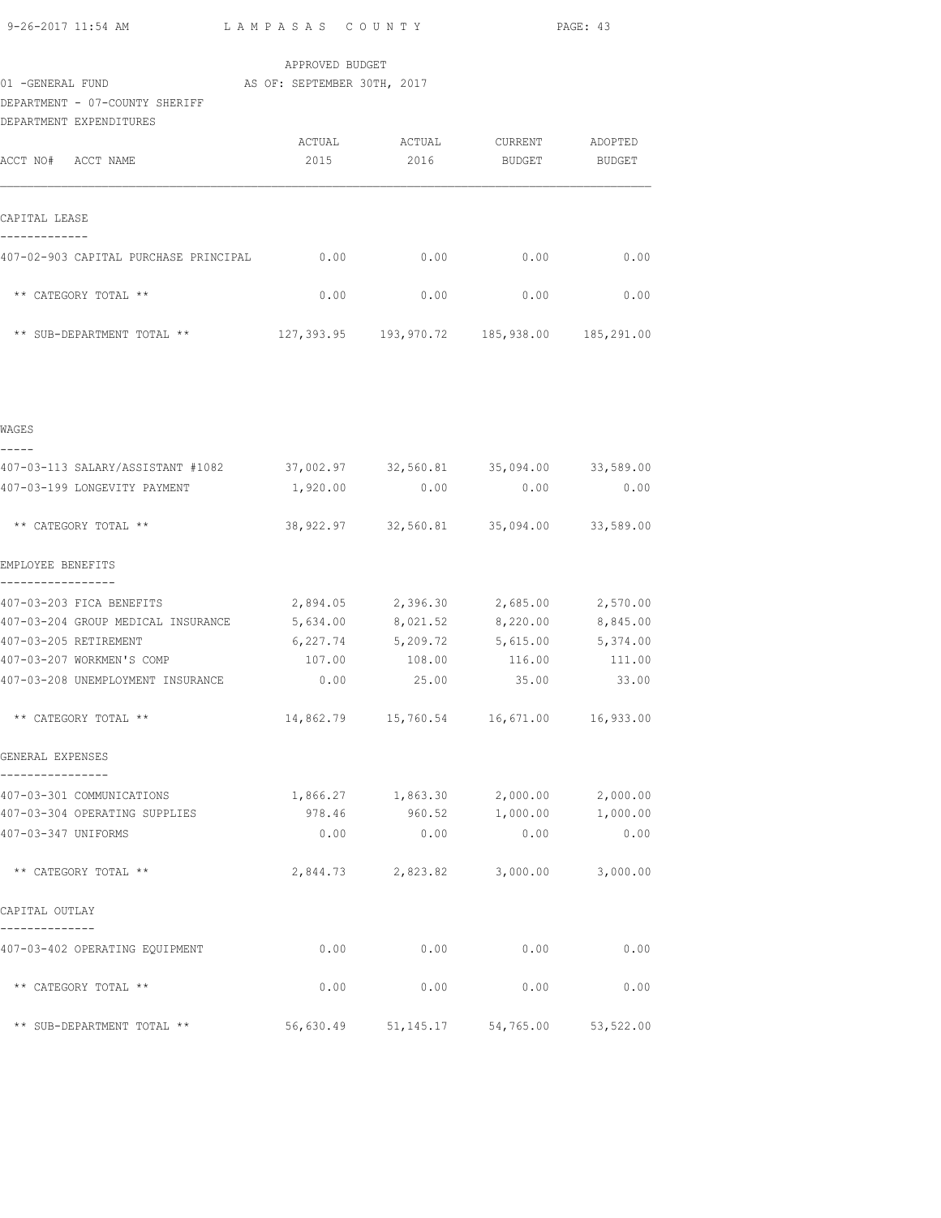APPROVED BUDGET

01 -GENERAL FUND AS OF: SEPTEMBER 30TH, 2017

DEPARTMENT - 07-COUNTY SHERIFF

DEPARTMENT EXPENDITURES

| ACCT NO# ACCT NAME | ACTUAL 2015 | ACTUAL 2016 | CURRENT BUDGET | ADOPTED BUDGET |
|---|---|---|---|---|
| **CAPITAL LEASE** | | | | |
| 407-02-903 CAPITAL PURCHASE PRINCIPAL | 0.00 | 0.00 | 0.00 | 0.00 |
| ** CATEGORY TOTAL ** | 0.00 | 0.00 | 0.00 | 0.00 |
| ** SUB-DEPARTMENT TOTAL ** | 127,393.95 | 193,970.72 | 185,938.00 | 185,291.00 |
| **WAGES** | | | | |
| 407-03-113 SALARY/ASSISTANT #1082 | 37,002.97 | 32,560.81 | 35,094.00 | 33,589.00 |
| 407-03-199 LONGEVITY PAYMENT | 1,920.00 | 0.00 | 0.00 | 0.00 |
| ** CATEGORY TOTAL ** | 38,922.97 | 32,560.81 | 35,094.00 | 33,589.00 |
| **EMPLOYEE BENEFITS** | | | | |
| 407-03-203 FICA BENEFITS | 2,894.05 | 2,396.30 | 2,685.00 | 2,570.00 |
| 407-03-204 GROUP MEDICAL INSURANCE | 5,634.00 | 8,021.52 | 8,220.00 | 8,845.00 |
| 407-03-205 RETIREMENT | 6,227.74 | 5,209.72 | 5,615.00 | 5,374.00 |
| 407-03-207 WORKMEN'S COMP | 107.00 | 108.00 | 116.00 | 111.00 |
| 407-03-208 UNEMPLOYMENT INSURANCE | 0.00 | 25.00 | 35.00 | 33.00 |
| ** CATEGORY TOTAL ** | 14,862.79 | 15,760.54 | 16,671.00 | 16,933.00 |
| **GENERAL EXPENSES** | | | | |
| 407-03-301 COMMUNICATIONS | 1,866.27 | 1,863.30 | 2,000.00 | 2,000.00 |
| 407-03-304 OPERATING SUPPLIES | 978.46 | 960.52 | 1,000.00 | 1,000.00 |
| 407-03-347 UNIFORMS | 0.00 | 0.00 | 0.00 | 0.00 |
| ** CATEGORY TOTAL ** | 2,844.73 | 2,823.82 | 3,000.00 | 3,000.00 |
| **CAPITAL OUTLAY** | | | | |
| 407-03-402 OPERATING EQUIPMENT | 0.00 | 0.00 | 0.00 | 0.00 |
| ** CATEGORY TOTAL ** | 0.00 | 0.00 | 0.00 | 0.00 |
| ** SUB-DEPARTMENT TOTAL ** | 56,630.49 | 51,145.17 | 54,765.00 | 53,522.00 |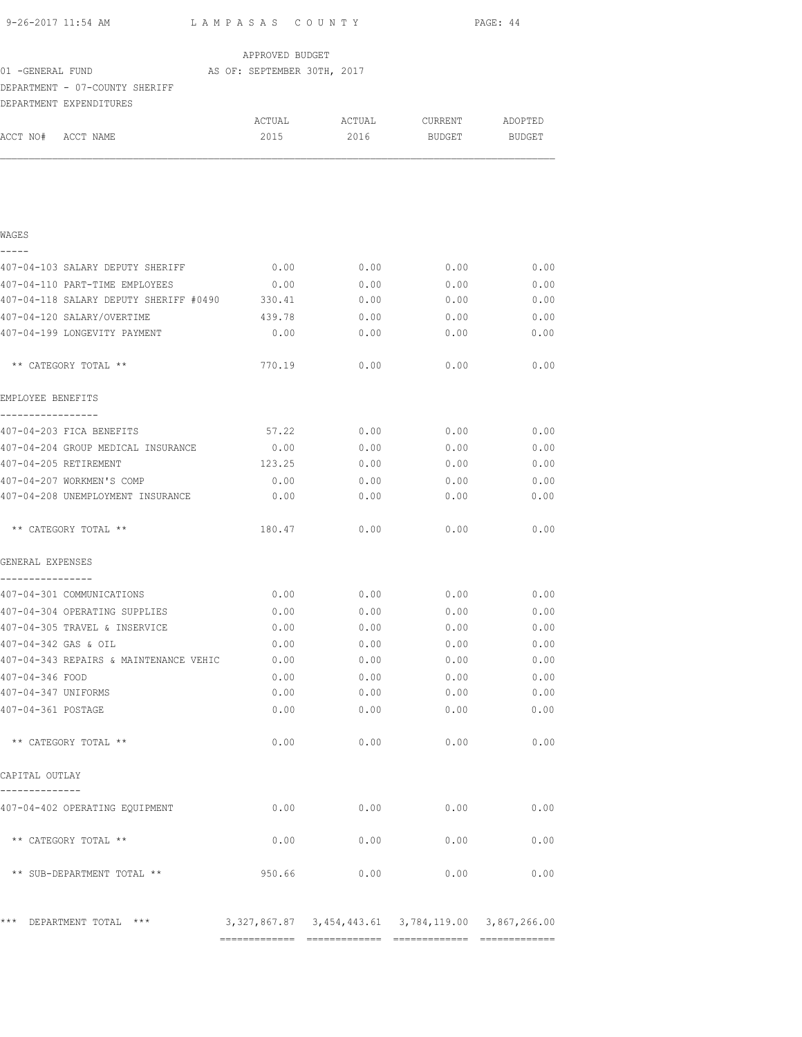LAMPASAS COUNTY

APPROVED BUDGET

01 -GENERAL FUND AS OF: SEPTEMBER 30TH, 2017

DEPARTMENT - 07-COUNTY SHERIFF

DEPARTMENT EXPENDITURES

| ACCT NO# | ACCT NAME | ACTUAL 2015 | ACTUAL 2016 | CURRENT BUDGET | ADOPTED BUDGET |
|---|---|---|---|---|---|
| **WAGES** | | | | | |
| 407-04-103 | SALARY DEPUTY SHERIFF | 0.00 | 0.00 | 0.00 | 0.00 |
| 407-04-110 | PART-TIME EMPLOYEES | 0.00 | 0.00 | 0.00 | 0.00 |
| 407-04-118 | SALARY DEPUTY SHERIFF #0490 | 330.41 | 0.00 | 0.00 | 0.00 |
| 407-04-120 | SALARY/OVERTIME | 439.78 | 0.00 | 0.00 | 0.00 |
| 407-04-199 | LONGEVITY PAYMENT | 0.00 | 0.00 | 0.00 | 0.00 |
| | ** CATEGORY TOTAL ** | 770.19 | 0.00 | 0.00 | 0.00 |
| **EMPLOYEE BENEFITS** | | | | | |
| 407-04-203 | FICA BENEFITS | 57.22 | 0.00 | 0.00 | 0.00 |
| 407-04-204 | GROUP MEDICAL INSURANCE | 0.00 | 0.00 | 0.00 | 0.00 |
| 407-04-205 | RETIREMENT | 123.25 | 0.00 | 0.00 | 0.00 |
| 407-04-207 | WORKMEN'S COMP | 0.00 | 0.00 | 0.00 | 0.00 |
| 407-04-208 | UNEMPLOYMENT INSURANCE | 0.00 | 0.00 | 0.00 | 0.00 |
| | ** CATEGORY TOTAL ** | 180.47 | 0.00 | 0.00 | 0.00 |
| **GENERAL EXPENSES** | | | | | |
| 407-04-301 | COMMUNICATIONS | 0.00 | 0.00 | 0.00 | 0.00 |
| 407-04-304 | OPERATING SUPPLIES | 0.00 | 0.00 | 0.00 | 0.00 |
| 407-04-305 | TRAVEL & INSERVICE | 0.00 | 0.00 | 0.00 | 0.00 |
| 407-04-342 | GAS & OIL | 0.00 | 0.00 | 0.00 | 0.00 |
| 407-04-343 | REPAIRS & MAINTENANCE VEHIC | 0.00 | 0.00 | 0.00 | 0.00 |
| 407-04-346 | FOOD | 0.00 | 0.00 | 0.00 | 0.00 |
| 407-04-347 | UNIFORMS | 0.00 | 0.00 | 0.00 | 0.00 |
| 407-04-361 | POSTAGE | 0.00 | 0.00 | 0.00 | 0.00 |
| | ** CATEGORY TOTAL ** | 0.00 | 0.00 | 0.00 | 0.00 |
| **CAPITAL OUTLAY** | | | | | |
| 407-04-402 | OPERATING EQUIPMENT | 0.00 | 0.00 | 0.00 | 0.00 |
| | ** CATEGORY TOTAL ** | 0.00 | 0.00 | 0.00 | 0.00 |
| | ** SUB-DEPARTMENT TOTAL ** | 950.66 | 0.00 | 0.00 | 0.00 |
| | *** DEPARTMENT TOTAL *** | 3,327,867.87 | 3,454,443.61 | 3,784,119.00 | 3,867,266.00 |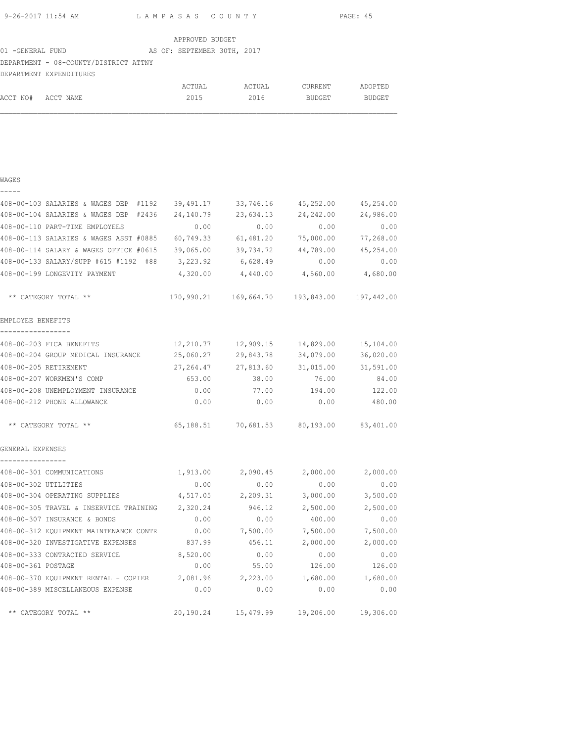LAMPASAS COUNTY

APPROVED BUDGET

01 -GENERAL FUND AS OF: SEPTEMBER 30TH, 2017

DEPARTMENT - 08-COUNTY/DISTRICT ATTNY

DEPARTMENT EXPENDITURES

| ACCT NO# | ACCT NAME | ACTUAL 2015 | ACTUAL 2016 | CURRENT BUDGET | ADOPTED BUDGET |
|---|---|---|---|---|---|
| **WAGES** | | | | | |
| 408-00-103 | SALARIES & WAGES DEP #1192 | 39,491.17 | 33,746.16 | 45,252.00 | 45,254.00 |
| 408-00-104 | SALARIES & WAGES DEP #2436 | 24,140.79 | 23,634.13 | 24,242.00 | 24,986.00 |
| 408-00-110 | PART-TIME EMPLOYEES | 0.00 | 0.00 | 0.00 | 0.00 |
| 408-00-113 | SALARIES & WAGES ASST #0885 | 60,749.33 | 61,481.20 | 75,000.00 | 77,268.00 |
| 408-00-114 | SALARY & WAGES OFFICE #0615 | 39,065.00 | 39,734.72 | 44,789.00 | 45,254.00 |
| 408-00-133 | SALARY/SUPP #615 #1192 #88 | 3,223.92 | 6,628.49 | 0.00 | 0.00 |
| 408-00-199 | LONGEVITY PAYMENT | 4,320.00 | 4,440.00 | 4,560.00 | 4,680.00 |
| | ** CATEGORY TOTAL ** | 170,990.21 | 169,664.70 | 193,843.00 | 197,442.00 |
| **EMPLOYEE BENEFITS** | | | | | |
| 408-00-203 | FICA BENEFITS | 12,210.77 | 12,909.15 | 14,829.00 | 15,104.00 |
| 408-00-204 | GROUP MEDICAL INSURANCE | 25,060.27 | 29,843.78 | 34,079.00 | 36,020.00 |
| 408-00-205 | RETIREMENT | 27,264.47 | 27,813.60 | 31,015.00 | 31,591.00 |
| 408-00-207 | WORKMEN'S COMP | 653.00 | 38.00 | 76.00 | 84.00 |
| 408-00-208 | UNEMPLOYMENT INSURANCE | 0.00 | 77.00 | 194.00 | 122.00 |
| 408-00-212 | PHONE ALLOWANCE | 0.00 | 0.00 | 0.00 | 480.00 |
| | ** CATEGORY TOTAL ** | 65,188.51 | 70,681.53 | 80,193.00 | 83,401.00 |
| **GENERAL EXPENSES** | | | | | |
| 408-00-301 | COMMUNICATIONS | 1,913.00 | 2,090.45 | 2,000.00 | 2,000.00 |
| 408-00-302 | UTILITIES | 0.00 | 0.00 | 0.00 | 0.00 |
| 408-00-304 | OPERATING SUPPLIES | 4,517.05 | 2,209.31 | 3,000.00 | 3,500.00 |
| 408-00-305 | TRAVEL & INSERVICE TRAINING | 2,320.24 | 946.12 | 2,500.00 | 2,500.00 |
| 408-00-307 | INSURANCE & BONDS | 0.00 | 0.00 | 400.00 | 0.00 |
| 408-00-312 | EQUIPMENT MAINTENANCE CONTR | 0.00 | 7,500.00 | 7,500.00 | 7,500.00 |
| 408-00-320 | INVESTIGATIVE EXPENSES | 837.99 | 456.11 | 2,000.00 | 2,000.00 |
| 408-00-333 | CONTRACTED SERVICE | 8,520.00 | 0.00 | 0.00 | 0.00 |
| 408-00-361 | POSTAGE | 0.00 | 55.00 | 126.00 | 126.00 |
| 408-00-370 | EQUIPMENT RENTAL - COPIER | 2,081.96 | 2,223.00 | 1,680.00 | 1,680.00 |
| 408-00-389 | MISCELLANEOUS EXPENSE | 0.00 | 0.00 | 0.00 | 0.00 |
| | ** CATEGORY TOTAL ** | 20,190.24 | 15,479.99 | 19,206.00 | 19,306.00 |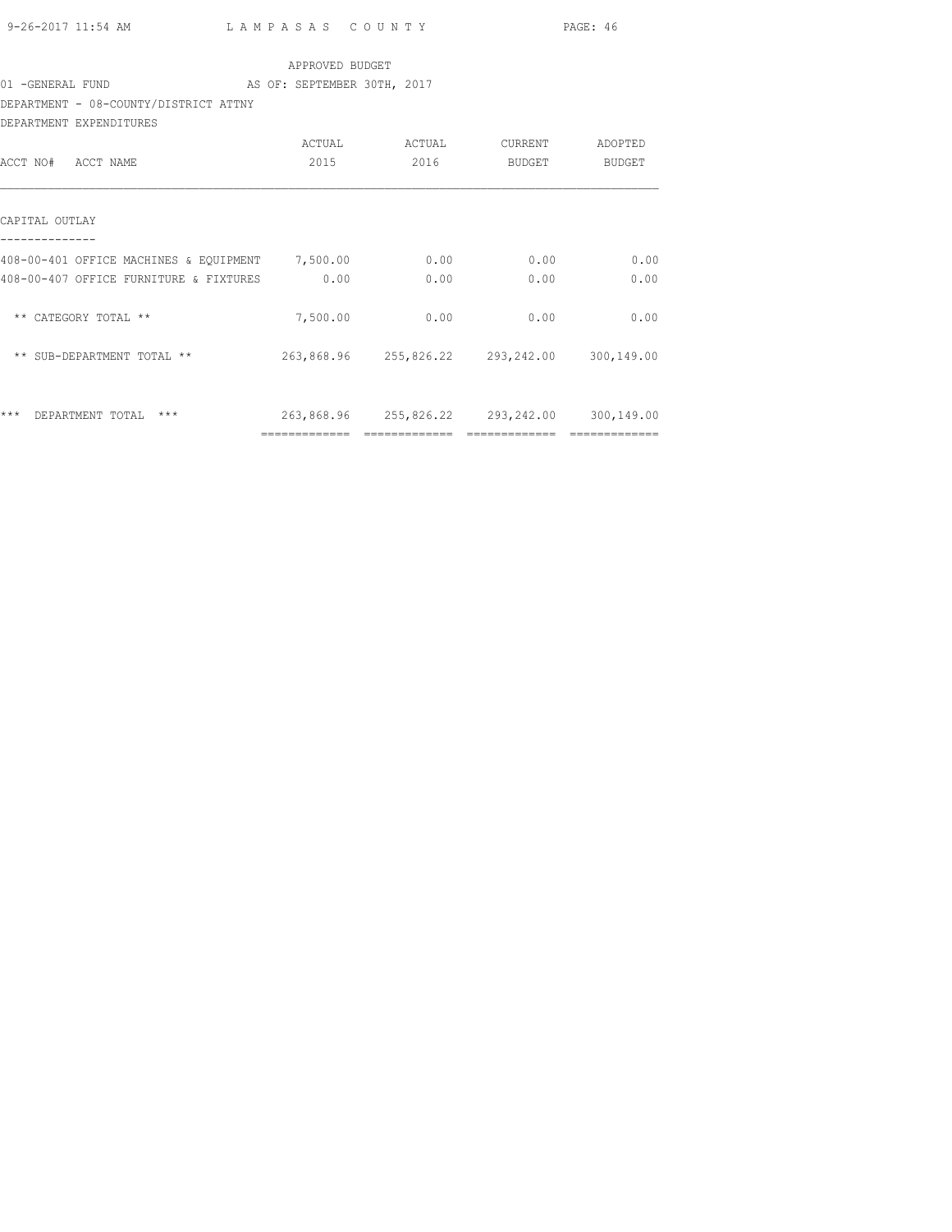APPROVED BUDGET

01 -GENERAL FUND AS OF: SEPTEMBER 30TH, 2017

DEPARTMENT - 08-COUNTY/DISTRICT ATTNY

DEPARTMENT EXPENDITURES

| ACCT NO# ACCT NAME | ACTUAL 2015 | ACTUAL 2016 | CURRENT BUDGET | ADOPTED BUDGET |
|---|---|---|---|---|
| CAPITAL OUTLAY | | | | |
| 408-00-401 OFFICE MACHINES & EQUIPMENT | 7,500.00 | 0.00 | 0.00 | 0.00 |
| 408-00-407 OFFICE FURNITURE & FIXTURES | 0.00 | 0.00 | 0.00 | 0.00 |
| ** CATEGORY TOTAL ** | 7,500.00 | 0.00 | 0.00 | 0.00 |
| ** SUB-DEPARTMENT TOTAL ** | 263,868.96 | 255,826.22 | 293,242.00 | 300,149.00 |
| *** DEPARTMENT TOTAL *** | 263,868.96 | 255,826.22 | 293,242.00 | 300,149.00 |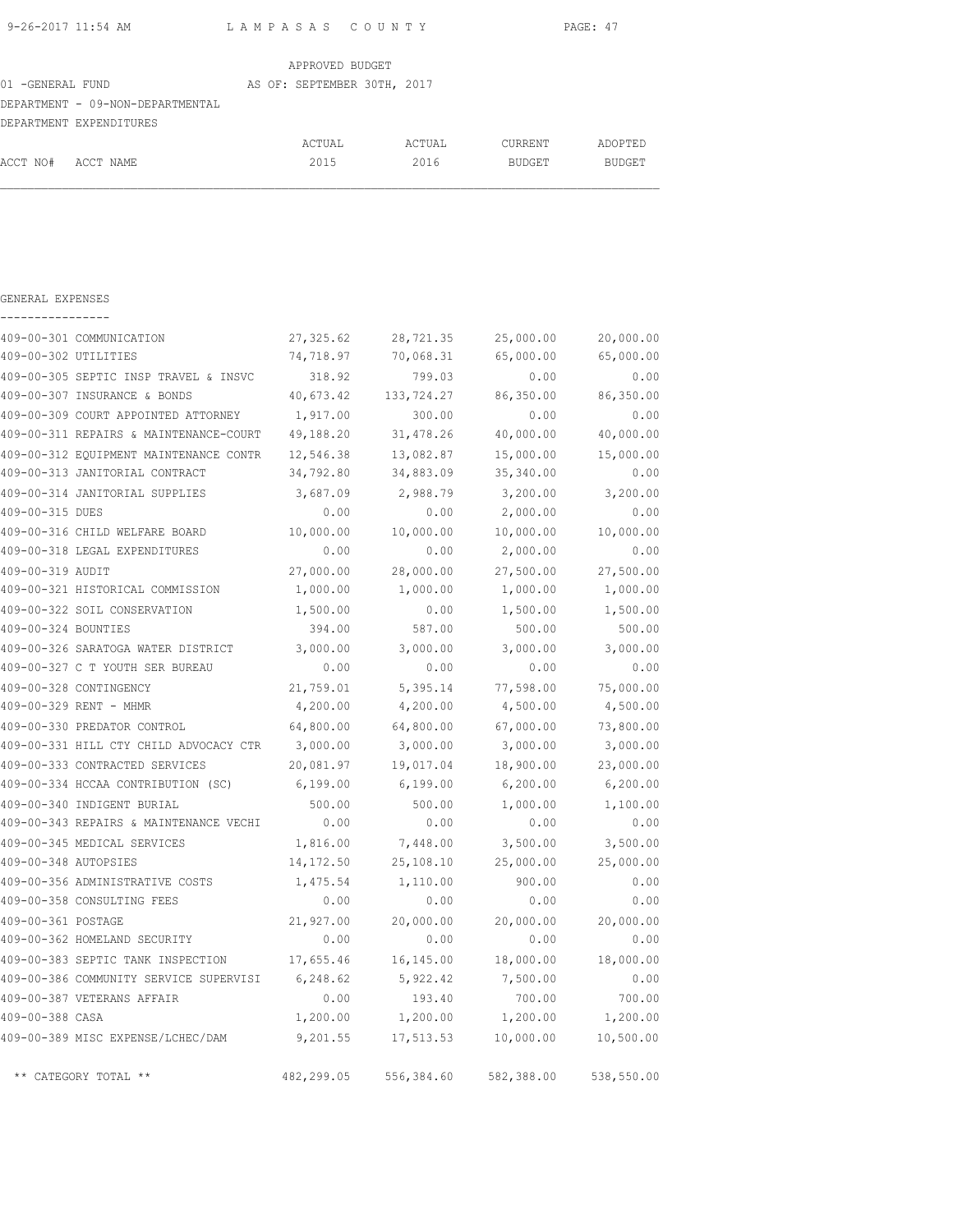LAMPASAS COUNTY

APPROVED BUDGET

01 -GENERAL FUND AS OF: SEPTEMBER 30TH, 2017

DEPARTMENT - 09-NON-DEPARTMENTAL

DEPARTMENT EXPENDITURES

## GENERAL EXPENSES

| ACCT NO# | ACCT NAME | ACTUAL 2015 | ACTUAL 2016 | CURRENT BUDGET | ADOPTED BUDGET |
|---|---|---|---|---|---|
| 409-00-301 | COMMUNICATION | 27,325.62 | 28,721.35 | 25,000.00 | 20,000.00 |
| 409-00-302 | UTILITIES | 74,718.97 | 70,068.31 | 65,000.00 | 65,000.00 |
| 409-00-305 | SEPTIC INSP TRAVEL & INSVC | 318.92 | 799.03 | 0.00 | 0.00 |
| 409-00-307 | INSURANCE & BONDS | 40,673.42 | 133,724.27 | 86,350.00 | 86,350.00 |
| 409-00-309 | COURT APPOINTED ATTORNEY | 1,917.00 | 300.00 | 0.00 | 0.00 |
| 409-00-311 | REPAIRS & MAINTENANCE-COURT | 49,188.20 | 31,478.26 | 40,000.00 | 40,000.00 |
| 409-00-312 | EQUIPMENT MAINTENANCE CONTR | 12,546.38 | 13,082.87 | 15,000.00 | 15,000.00 |
| 409-00-313 | JANITORIAL CONTRACT | 34,792.80 | 34,883.09 | 35,340.00 | 0.00 |
| 409-00-314 | JANITORIAL SUPPLIES | 3,687.09 | 2,988.79 | 3,200.00 | 3,200.00 |
| 409-00-315 | DUES | 0.00 | 0.00 | 2,000.00 | 0.00 |
| 409-00-316 | CHILD WELFARE BOARD | 10,000.00 | 10,000.00 | 10,000.00 | 10,000.00 |
| 409-00-318 | LEGAL EXPENDITURES | 0.00 | 0.00 | 2,000.00 | 0.00 |
| 409-00-319 | AUDIT | 27,000.00 | 28,000.00 | 27,500.00 | 27,500.00 |
| 409-00-321 | HISTORICAL COMMISSION | 1,000.00 | 1,000.00 | 1,000.00 | 1,000.00 |
| 409-00-322 | SOIL CONSERVATION | 1,500.00 | 0.00 | 1,500.00 | 1,500.00 |
| 409-00-324 | BOUNTIES | 394.00 | 587.00 | 500.00 | 500.00 |
| 409-00-326 | SARATOGA WATER DISTRICT | 3,000.00 | 3,000.00 | 3,000.00 | 3,000.00 |
| 409-00-327 | C T YOUTH SER BUREAU | 0.00 | 0.00 | 0.00 | 0.00 |
| 409-00-328 | CONTINGENCY | 21,759.01 | 5,395.14 | 77,598.00 | 75,000.00 |
| 409-00-329 | RENT - MHMR | 4,200.00 | 4,200.00 | 4,500.00 | 4,500.00 |
| 409-00-330 | PREDATOR CONTROL | 64,800.00 | 64,800.00 | 67,000.00 | 73,800.00 |
| 409-00-331 | HILL CTY CHILD ADVOCACY CTR | 3,000.00 | 3,000.00 | 3,000.00 | 3,000.00 |
| 409-00-333 | CONTRACTED SERVICES | 20,081.97 | 19,017.04 | 18,900.00 | 23,000.00 |
| 409-00-334 | HCCAA CONTRIBUTION (SC) | 6,199.00 | 6,199.00 | 6,200.00 | 6,200.00 |
| 409-00-340 | INDIGENT BURIAL | 500.00 | 500.00 | 1,000.00 | 1,100.00 |
| 409-00-343 | REPAIRS & MAINTENANCE VECHI | 0.00 | 0.00 | 0.00 | 0.00 |
| 409-00-345 | MEDICAL SERVICES | 1,816.00 | 7,448.00 | 3,500.00 | 3,500.00 |
| 409-00-348 | AUTOPSIES | 14,172.50 | 25,108.10 | 25,000.00 | 25,000.00 |
| 409-00-356 | ADMINISTRATIVE COSTS | 1,475.54 | 1,110.00 | 900.00 | 0.00 |
| 409-00-358 | CONSULTING FEES | 0.00 | 0.00 | 0.00 | 0.00 |
| 409-00-361 | POSTAGE | 21,927.00 | 20,000.00 | 20,000.00 | 20,000.00 |
| 409-00-362 | HOMELAND SECURITY | 0.00 | 0.00 | 0.00 | 0.00 |
| 409-00-383 | SEPTIC TANK INSPECTION | 17,655.46 | 16,145.00 | 18,000.00 | 18,000.00 |
| 409-00-386 | COMMUNITY SERVICE SUPERVISI | 6,248.62 | 5,922.42 | 7,500.00 | 0.00 |
| 409-00-387 | VETERANS AFFAIR | 0.00 | 193.40 | 700.00 | 700.00 |
| 409-00-388 | CASA | 1,200.00 | 1,200.00 | 1,200.00 | 1,200.00 |
| 409-00-389 | MISC EXPENSE/LCHEC/DAM | 9,201.55 | 17,513.53 | 10,000.00 | 10,500.00 |
| | ** CATEGORY TOTAL ** | 482,299.05 | 556,384.60 | 582,388.00 | 538,550.00 |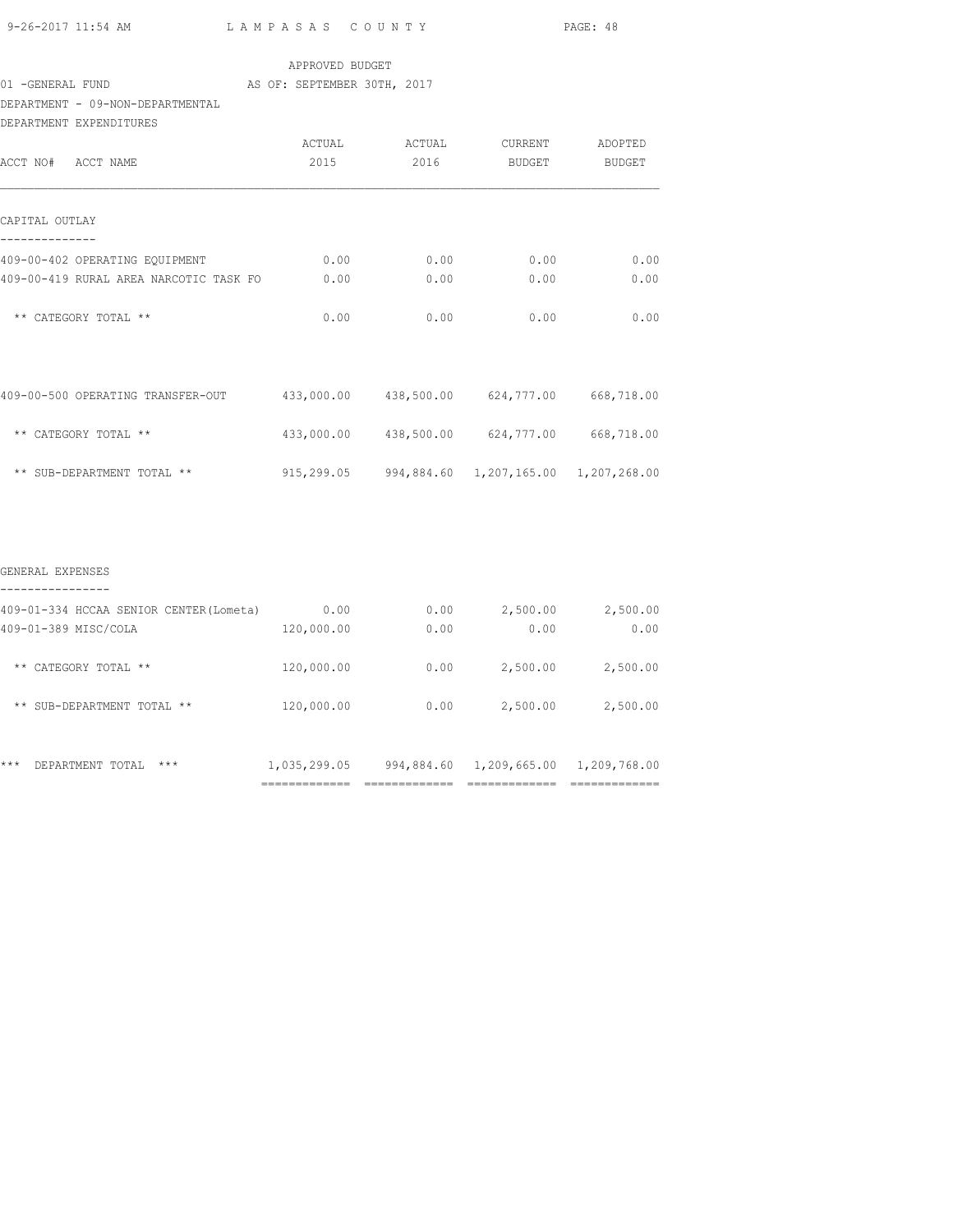APPROVED BUDGET

01 -GENERAL FUND AS OF: SEPTEMBER 30TH, 2017

DEPARTMENT - 09-NON-DEPARTMENTAL

DEPARTMENT EXPENDITURES

| ACCT NO# ACCT NAME | ACTUAL 2015 | ACTUAL 2016 | CURRENT BUDGET | ADOPTED BUDGET |
|---|---|---|---|---|
| **CAPITAL OUTLAY** | | | | |
| 409-00-402 OPERATING EQUIPMENT | 0.00 | 0.00 | 0.00 | 0.00 |
| 409-00-419 RURAL AREA NARCOTIC TASK FO | 0.00 | 0.00 | 0.00 | 0.00 |
| ** CATEGORY TOTAL ** | 0.00 | 0.00 | 0.00 | 0.00 |
| 409-00-500 OPERATING TRANSFER-OUT | 433,000.00 | 438,500.00 | 624,777.00 | 668,718.00 |
| ** CATEGORY TOTAL ** | 433,000.00 | 438,500.00 | 624,777.00 | 668,718.00 |
| ** SUB-DEPARTMENT TOTAL ** | 915,299.05 | 994,884.60 | 1,207,165.00 | 1,207,268.00 |
| **GENERAL EXPENSES** | | | | |
| 409-01-334 HCCAA SENIOR CENTER(Lometa) | 0.00 | 0.00 | 2,500.00 | 2,500.00 |
| 409-01-389 MISC/COLA | 120,000.00 | 0.00 | 0.00 | 0.00 |
| ** CATEGORY TOTAL ** | 120,000.00 | 0.00 | 2,500.00 | 2,500.00 |
| ** SUB-DEPARTMENT TOTAL ** | 120,000.00 | 0.00 | 2,500.00 | 2,500.00 |
| *** DEPARTMENT TOTAL *** | 1,035,299.05 | 994,884.60 | 1,209,665.00 | 1,209,768.00 |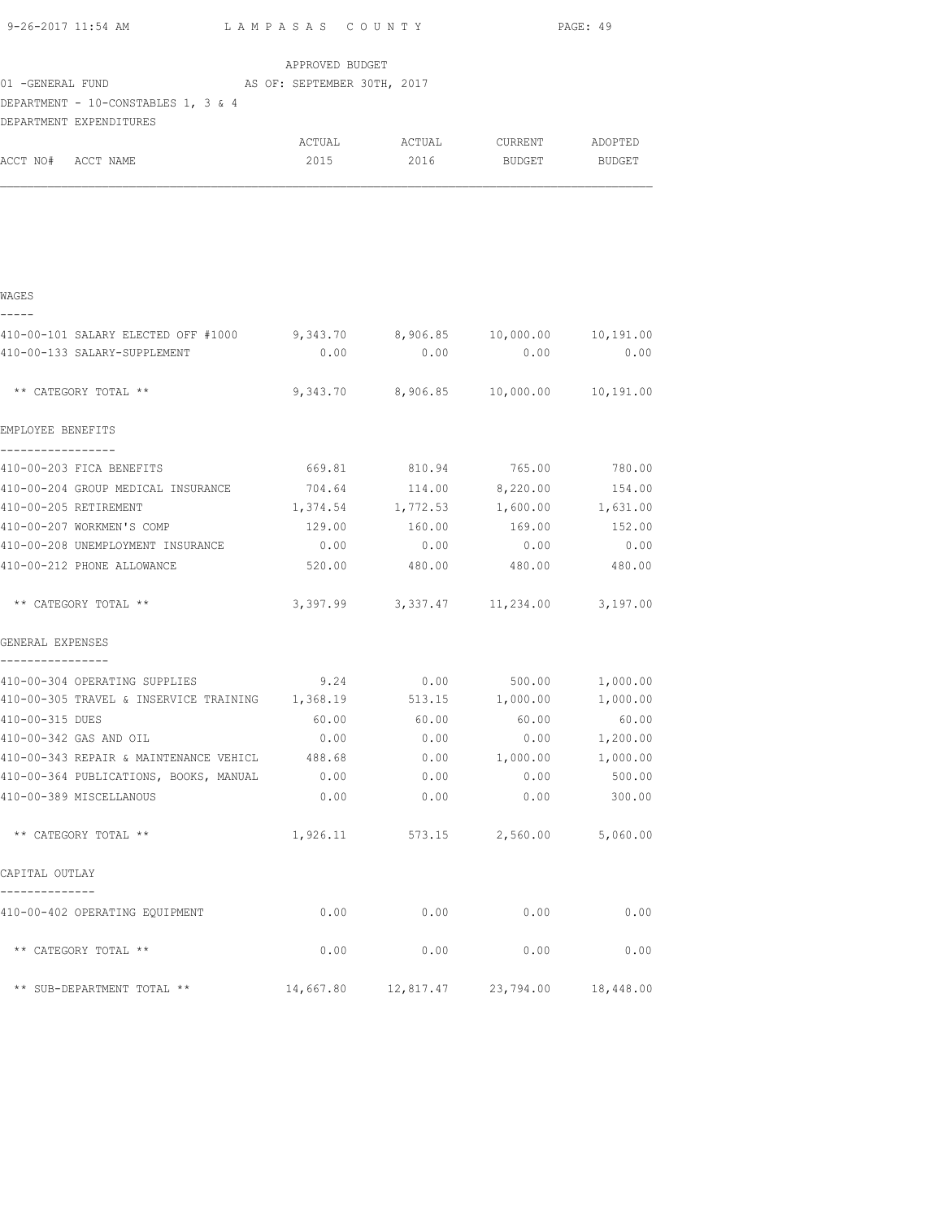LAMPASAS COUNTY

APPROVED BUDGET

01 -GENERAL FUND AS OF: SEPTEMBER 30TH, 2017

DEPARTMENT - 10-CONSTABLES 1, 3 & 4

DEPARTMENT EXPENDITURES

| ACCT NO# ACCT NAME | ACTUAL 2015 | ACTUAL 2016 | CURRENT BUDGET | ADOPTED BUDGET |
|---|---|---|---|---|
| **WAGES** | | | | |
| 410-00-101 SALARY ELECTED OFF #1000 | 9,343.70 | 8,906.85 | 10,000.00 | 10,191.00 |
| 410-00-133 SALARY-SUPPLEMENT | 0.00 | 0.00 | 0.00 | 0.00 |
| ** CATEGORY TOTAL ** | 9,343.70 | 8,906.85 | 10,000.00 | 10,191.00 |
| **EMPLOYEE BENEFITS** | | | | |
| 410-00-203 FICA BENEFITS | 669.81 | 810.94 | 765.00 | 780.00 |
| 410-00-204 GROUP MEDICAL INSURANCE | 704.64 | 114.00 | 8,220.00 | 154.00 |
| 410-00-205 RETIREMENT | 1,374.54 | 1,772.53 | 1,600.00 | 1,631.00 |
| 410-00-207 WORKMEN'S COMP | 129.00 | 160.00 | 169.00 | 152.00 |
| 410-00-208 UNEMPLOYMENT INSURANCE | 0.00 | 0.00 | 0.00 | 0.00 |
| 410-00-212 PHONE ALLOWANCE | 520.00 | 480.00 | 480.00 | 480.00 |
| ** CATEGORY TOTAL ** | 3,397.99 | 3,337.47 | 11,234.00 | 3,197.00 |
| **GENERAL EXPENSES** | | | | |
| 410-00-304 OPERATING SUPPLIES | 9.24 | 0.00 | 500.00 | 1,000.00 |
| 410-00-305 TRAVEL & INSERVICE TRAINING | 1,368.19 | 513.15 | 1,000.00 | 1,000.00 |
| 410-00-315 DUES | 60.00 | 60.00 | 60.00 | 60.00 |
| 410-00-342 GAS AND OIL | 0.00 | 0.00 | 0.00 | 1,200.00 |
| 410-00-343 REPAIR & MAINTENANCE VEHICL | 488.68 | 0.00 | 1,000.00 | 1,000.00 |
| 410-00-364 PUBLICATIONS, BOOKS, MANUAL | 0.00 | 0.00 | 0.00 | 500.00 |
| 410-00-389 MISCELLANOUS | 0.00 | 0.00 | 0.00 | 300.00 |
| ** CATEGORY TOTAL ** | 1,926.11 | 573.15 | 2,560.00 | 5,060.00 |
| **CAPITAL OUTLAY** | | | | |
| 410-00-402 OPERATING EQUIPMENT | 0.00 | 0.00 | 0.00 | 0.00 |
| ** CATEGORY TOTAL ** | 0.00 | 0.00 | 0.00 | 0.00 |
| ** SUB-DEPARTMENT TOTAL ** | 14,667.80 | 12,817.47 | 23,794.00 | 18,448.00 |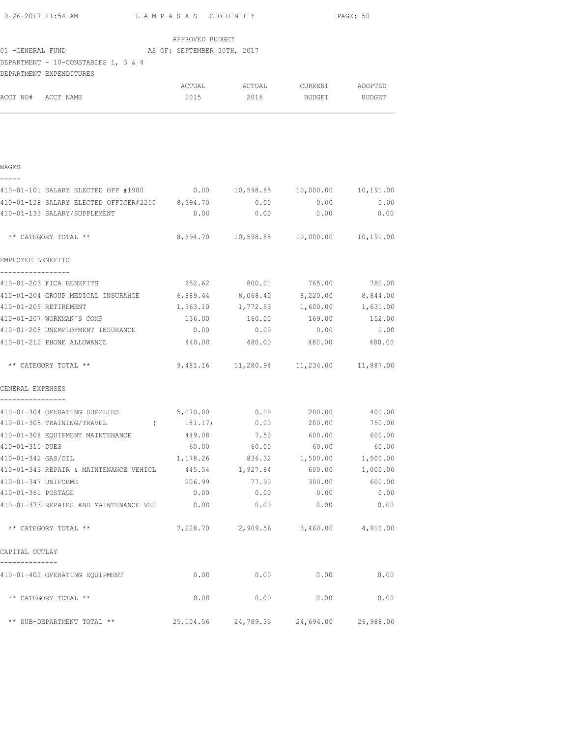LAMPASAS COUNTY

APPROVED BUDGET

01 -GENERAL FUND AS OF: SEPTEMBER 30TH, 2017

DEPARTMENT - 10-CONSTABLES 1, 3 & 4

DEPARTMENT EXPENDITURES

| ACCT NO# ACCT NAME | ACTUAL 2015 | ACTUAL 2016 | CURRENT BUDGET | ADOPTED BUDGET |
|---|---|---|---|---|
| **WAGES** | | | | |
| 410-01-101 SALARY ELECTED OFF #1980 | 0.00 | 10,598.85 | 10,000.00 | 10,191.00 |
| 410-01-128 SALARY ELECTED OFFICER#2250 | 8,394.70 | 0.00 | 0.00 | 0.00 |
| 410-01-133 SALARY/SUPPLEMENT | 0.00 | 0.00 | 0.00 | 0.00 |
| ** CATEGORY TOTAL ** | 8,394.70 | 10,598.85 | 10,000.00 | 10,191.00 |
| **EMPLOYEE BENEFITS** | | | | |
| 410-01-203 FICA BENEFITS | 652.62 | 800.01 | 765.00 | 780.00 |
| 410-01-204 GROUP MEDICAL INSURANCE | 6,889.44 | 8,068.40 | 8,220.00 | 8,844.00 |
| 410-01-205 RETIREMENT | 1,363.10 | 1,772.53 | 1,600.00 | 1,631.00 |
| 410-01-207 WORKMAN'S COMP | 136.00 | 160.00 | 169.00 | 152.00 |
| 410-01-208 UNEMPLOYMENT INSURANCE | 0.00 | 0.00 | 0.00 | 0.00 |
| 410-01-212 PHONE ALLOWANCE | 440.00 | 480.00 | 480.00 | 480.00 |
| ** CATEGORY TOTAL ** | 9,481.16 | 11,280.94 | 11,234.00 | 11,887.00 |
| **GENERAL EXPENSES** | | | | |
| 410-01-304 OPERATING SUPPLIES | 5,070.00 | 0.00 | 200.00 | 400.00 |
| 410-01-305 TRAINING/TRAVEL | ( 181.17) | 0.00 | 200.00 | 750.00 |
| 410-01-308 EQUIPMENT MAINTENANCE | 449.08 | 7.50 | 600.00 | 600.00 |
| 410-01-315 DUES | 60.00 | 60.00 | 60.00 | 60.00 |
| 410-01-342 GAS/OIL | 1,178.26 | 836.32 | 1,500.00 | 1,500.00 |
| 410-01-343 REPAIR & MAINTENANCE VEHICL | 445.54 | 1,927.84 | 600.00 | 1,000.00 |
| 410-01-347 UNIFORMS | 206.99 | 77.90 | 300.00 | 600.00 |
| 410-01-361 POSTAGE | 0.00 | 0.00 | 0.00 | 0.00 |
| 410-01-373 REPAIRS AND MAINTENANCE VEH | 0.00 | 0.00 | 0.00 | 0.00 |
| ** CATEGORY TOTAL ** | 7,228.70 | 2,909.56 | 3,460.00 | 4,910.00 |
| **CAPITAL OUTLAY** | | | | |
| 410-01-402 OPERATING EQUIPMENT | 0.00 | 0.00 | 0.00 | 0.00 |
| ** CATEGORY TOTAL ** | 0.00 | 0.00 | 0.00 | 0.00 |
| ** SUB-DEPARTMENT TOTAL ** | 25,104.56 | 24,789.35 | 24,694.00 | 26,988.00 |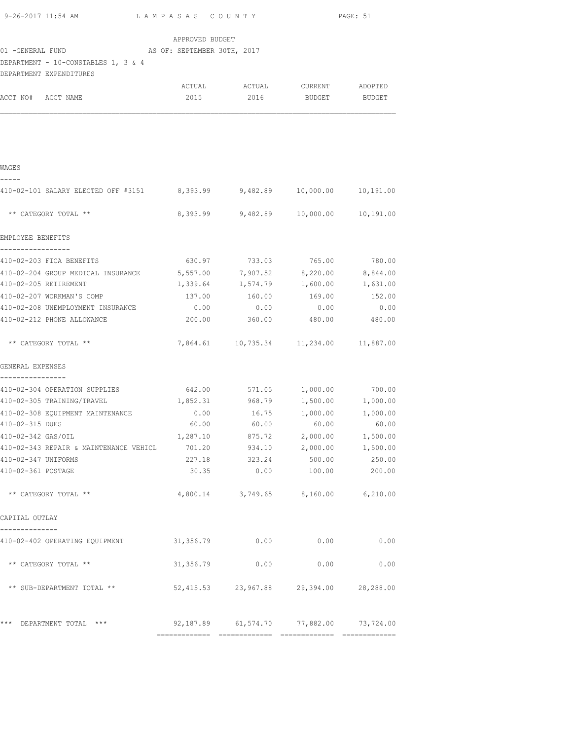APPROVED BUDGET

01 -GENERAL FUND AS OF: SEPTEMBER 30TH, 2017

DEPARTMENT - 10-CONSTABLES 1, 3 & 4

DEPARTMENT EXPENDITURES

| ACCT NO# ACCT NAME | ACTUAL 2015 | ACTUAL 2016 | CURRENT BUDGET | ADOPTED BUDGET |
|---|---|---|---|---|
| **WAGES** | | | | |
| 410-02-101 SALARY ELECTED OFF #3151 | 8,393.99 | 9,482.89 | 10,000.00 | 10,191.00 |
| ** CATEGORY TOTAL ** | 8,393.99 | 9,482.89 | 10,000.00 | 10,191.00 |
| **EMPLOYEE BENEFITS** | | | | |
| 410-02-203 FICA BENEFITS | 630.97 | 733.03 | 765.00 | 780.00 |
| 410-02-204 GROUP MEDICAL INSURANCE | 5,557.00 | 7,907.52 | 8,220.00 | 8,844.00 |
| 410-02-205 RETIREMENT | 1,339.64 | 1,574.79 | 1,600.00 | 1,631.00 |
| 410-02-207 WORKMAN'S COMP | 137.00 | 160.00 | 169.00 | 152.00 |
| 410-02-208 UNEMPLOYMENT INSURANCE | 0.00 | 0.00 | 0.00 | 0.00 |
| 410-02-212 PHONE ALLOWANCE | 200.00 | 360.00 | 480.00 | 480.00 |
| ** CATEGORY TOTAL ** | 7,864.61 | 10,735.34 | 11,234.00 | 11,887.00 |
| **GENERAL EXPENSES** | | | | |
| 410-02-304 OPERATION SUPPLIES | 642.00 | 571.05 | 1,000.00 | 700.00 |
| 410-02-305 TRAINING/TRAVEL | 1,852.31 | 968.79 | 1,500.00 | 1,000.00 |
| 410-02-308 EQUIPMENT MAINTENANCE | 0.00 | 16.75 | 1,000.00 | 1,000.00 |
| 410-02-315 DUES | 60.00 | 60.00 | 60.00 | 60.00 |
| 410-02-342 GAS/OIL | 1,287.10 | 875.72 | 2,000.00 | 1,500.00 |
| 410-02-343 REPAIR & MAINTENANCE VEHICL | 701.20 | 934.10 | 2,000.00 | 1,500.00 |
| 410-02-347 UNIFORMS | 227.18 | 323.24 | 500.00 | 250.00 |
| 410-02-361 POSTAGE | 30.35 | 0.00 | 100.00 | 200.00 |
| ** CATEGORY TOTAL ** | 4,800.14 | 3,749.65 | 8,160.00 | 6,210.00 |
| **CAPITAL OUTLAY** | | | | |
| 410-02-402 OPERATING EQUIPMENT | 31,356.79 | 0.00 | 0.00 | 0.00 |
| ** CATEGORY TOTAL ** | 31,356.79 | 0.00 | 0.00 | 0.00 |
| ** SUB-DEPARTMENT TOTAL ** | 52,415.53 | 23,967.88 | 29,394.00 | 28,288.00 |
| *** DEPARTMENT TOTAL *** | 92,187.89 | 61,574.70 | 77,882.00 | 73,724.00 |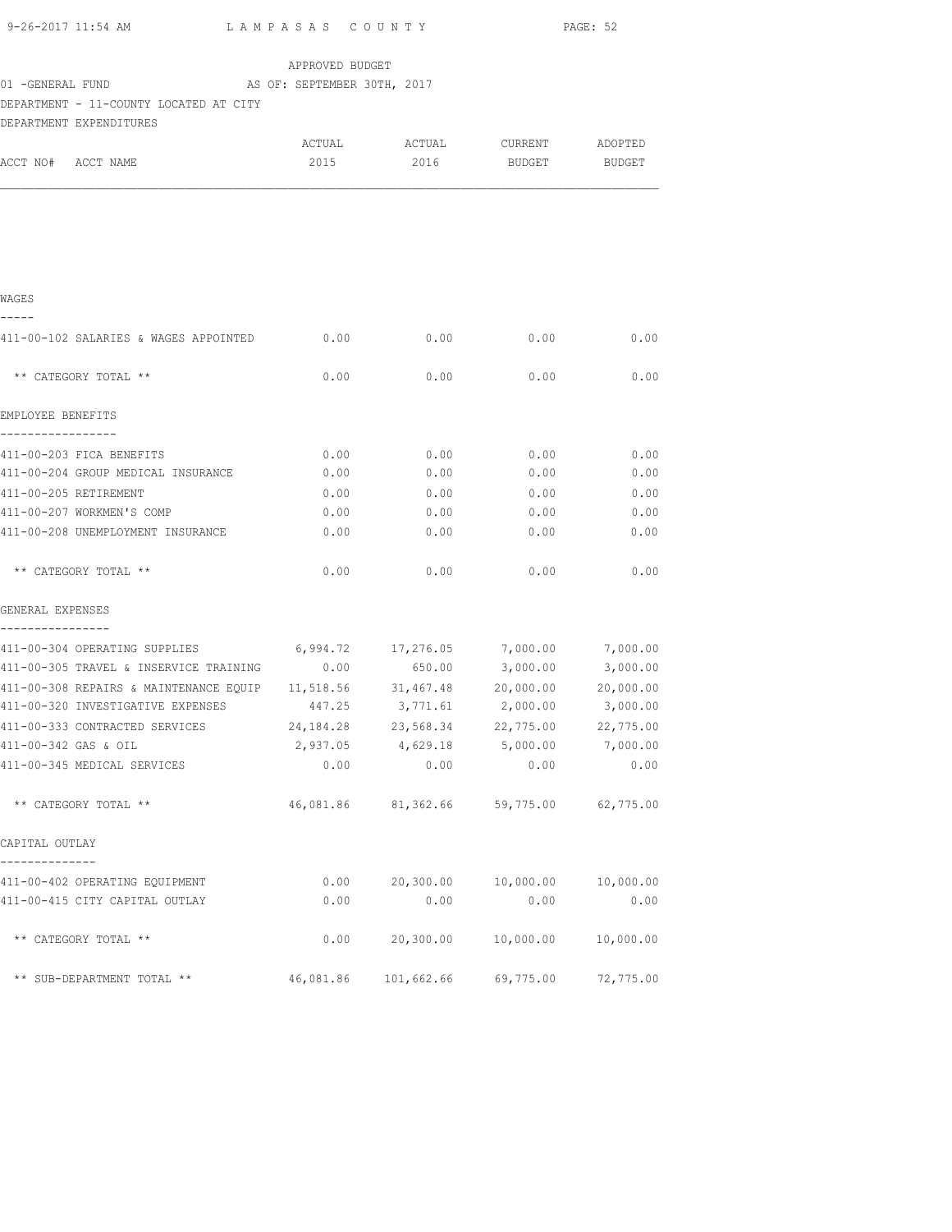APPROVED BUDGET

01 -GENERAL FUND AS OF: SEPTEMBER 30TH, 2017

DEPARTMENT - 11-COUNTY LOCATED AT CITY

DEPARTMENT EXPENDITURES

| ACCT NO# ACCT NAME | ACTUAL 2015 | ACTUAL 2016 | CURRENT BUDGET | ADOPTED BUDGET |
|---|---|---|---|---|
| **WAGES** | | | | |
| 411-00-102 SALARIES & WAGES APPOINTED | 0.00 | 0.00 | 0.00 | 0.00 |
| ** CATEGORY TOTAL ** | 0.00 | 0.00 | 0.00 | 0.00 |
| **EMPLOYEE BENEFITS** | | | | |
| 411-00-203 FICA BENEFITS | 0.00 | 0.00 | 0.00 | 0.00 |
| 411-00-204 GROUP MEDICAL INSURANCE | 0.00 | 0.00 | 0.00 | 0.00 |
| 411-00-205 RETIREMENT | 0.00 | 0.00 | 0.00 | 0.00 |
| 411-00-207 WORKMEN'S COMP | 0.00 | 0.00 | 0.00 | 0.00 |
| 411-00-208 UNEMPLOYMENT INSURANCE | 0.00 | 0.00 | 0.00 | 0.00 |
| ** CATEGORY TOTAL ** | 0.00 | 0.00 | 0.00 | 0.00 |
| **GENERAL EXPENSES** | | | | |
| 411-00-304 OPERATING SUPPLIES | 6,994.72 | 17,276.05 | 7,000.00 | 7,000.00 |
| 411-00-305 TRAVEL & INSERVICE TRAINING | 0.00 | 650.00 | 3,000.00 | 3,000.00 |
| 411-00-308 REPAIRS & MAINTENANCE EQUIP | 11,518.56 | 31,467.48 | 20,000.00 | 20,000.00 |
| 411-00-320 INVESTIGATIVE EXPENSES | 447.25 | 3,771.61 | 2,000.00 | 3,000.00 |
| 411-00-333 CONTRACTED SERVICES | 24,184.28 | 23,568.34 | 22,775.00 | 22,775.00 |
| 411-00-342 GAS & OIL | 2,937.05 | 4,629.18 | 5,000.00 | 7,000.00 |
| 411-00-345 MEDICAL SERVICES | 0.00 | 0.00 | 0.00 | 0.00 |
| ** CATEGORY TOTAL ** | 46,081.86 | 81,362.66 | 59,775.00 | 62,775.00 |
| **CAPITAL OUTLAY** | | | | |
| 411-00-402 OPERATING EQUIPMENT | 0.00 | 20,300.00 | 10,000.00 | 10,000.00 |
| 411-00-415 CITY CAPITAL OUTLAY | 0.00 | 0.00 | 0.00 | 0.00 |
| ** CATEGORY TOTAL ** | 0.00 | 20,300.00 | 10,000.00 | 10,000.00 |
| ** SUB-DEPARTMENT TOTAL ** | 46,081.86 | 101,662.66 | 69,775.00 | 72,775.00 |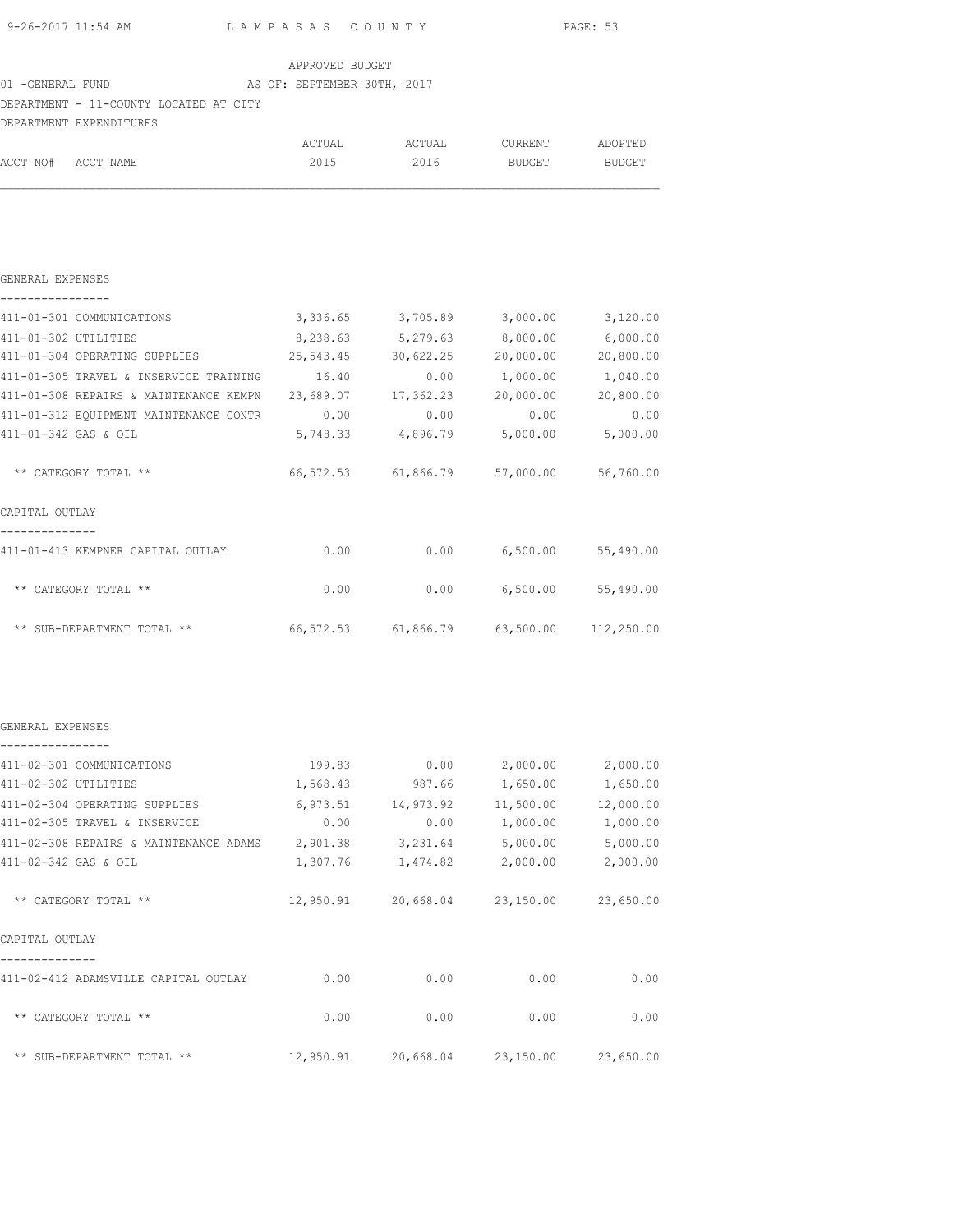APPROVED BUDGET

01 -GENERAL FUND AS OF: SEPTEMBER 30TH, 2017

DEPARTMENT - 11-COUNTY LOCATED AT CITY

DEPARTMENT EXPENDITURES

| ACCT NO# ACCT NAME | ACTUAL 2015 | ACTUAL 2016 | CURRENT BUDGET | ADOPTED BUDGET |
|---|---|---|---|---|
| **GENERAL EXPENSES** | | | | |
| 411-01-301 COMMUNICATIONS | 3,336.65 | 3,705.89 | 3,000.00 | 3,120.00 |
| 411-01-302 UTILITIES | 8,238.63 | 5,279.63 | 8,000.00 | 6,000.00 |
| 411-01-304 OPERATING SUPPLIES | 25,543.45 | 30,622.25 | 20,000.00 | 20,800.00 |
| 411-01-305 TRAVEL & INSERVICE TRAINING | 16.40 | 0.00 | 1,000.00 | 1,040.00 |
| 411-01-308 REPAIRS & MAINTENANCE KEMPN | 23,689.07 | 17,362.23 | 20,000.00 | 20,800.00 |
| 411-01-312 EQUIPMENT MAINTENANCE CONTR | 0.00 | 0.00 | 0.00 | 0.00 |
| 411-01-342 GAS & OIL | 5,748.33 | 4,896.79 | 5,000.00 | 5,000.00 |
| ** CATEGORY TOTAL ** | 66,572.53 | 61,866.79 | 57,000.00 | 56,760.00 |
| **CAPITAL OUTLAY** | | | | |
| 411-01-413 KEMPNER CAPITAL OUTLAY | 0.00 | 0.00 | 6,500.00 | 55,490.00 |
| ** CATEGORY TOTAL ** | 0.00 | 0.00 | 6,500.00 | 55,490.00 |
| ** SUB-DEPARTMENT TOTAL ** | 66,572.53 | 61,866.79 | 63,500.00 | 112,250.00 |

| ACCT NO# ACCT NAME | ACTUAL 2015 | ACTUAL 2016 | CURRENT BUDGET | ADOPTED BUDGET |
|---|---|---|---|---|
| **GENERAL EXPENSES** | | | | |
| 411-02-301 COMMUNICATIONS | 199.83 | 0.00 | 2,000.00 | 2,000.00 |
| 411-02-302 UTILITIES | 1,568.43 | 987.66 | 1,650.00 | 1,650.00 |
| 411-02-304 OPERATING SUPPLIES | 6,973.51 | 14,973.92 | 11,500.00 | 12,000.00 |
| 411-02-305 TRAVEL & INSERVICE | 0.00 | 0.00 | 1,000.00 | 1,000.00 |
| 411-02-308 REPAIRS & MAINTENANCE ADAMS | 2,901.38 | 3,231.64 | 5,000.00 | 5,000.00 |
| 411-02-342 GAS & OIL | 1,307.76 | 1,474.82 | 2,000.00 | 2,000.00 |
| ** CATEGORY TOTAL ** | 12,950.91 | 20,668.04 | 23,150.00 | 23,650.00 |
| **CAPITAL OUTLAY** | | | | |
| 411-02-412 ADAMSVILLE CAPITAL OUTLAY | 0.00 | 0.00 | 0.00 | 0.00 |
| ** CATEGORY TOTAL ** | 0.00 | 0.00 | 0.00 | 0.00 |
| ** SUB-DEPARTMENT TOTAL ** | 12,950.91 | 20,668.04 | 23,150.00 | 23,650.00 |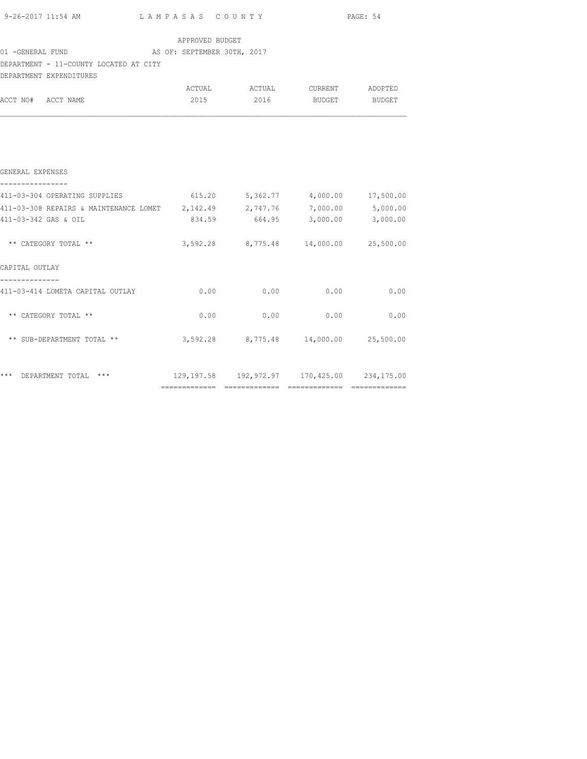APPROVED BUDGET

01 -GENERAL FUND AS OF: SEPTEMBER 30TH, 2017

DEPARTMENT - 11-COUNTY LOCATED AT CITY

DEPARTMENT EXPENDITURES

| ACCT NO# ACCT NAME | ACTUAL 2015 | ACTUAL 2016 | CURRENT BUDGET | ADOPTED BUDGET |
|---|---|---|---|---|
| **GENERAL EXPENSES** | | | | |
| 411-03-304 OPERATING SUPPLIES | 615.20 | 5,362.77 | 4,000.00 | 17,500.00 |
| 411-03-308 REPAIRS & MAINTENANCE LOMET | 2,142.49 | 2,747.76 | 7,000.00 | 5,000.00 |
| 411-03-342 GAS & OIL | 834.59 | 664.95 | 3,000.00 | 3,000.00 |
| ** CATEGORY TOTAL ** | 3,592.28 | 8,775.48 | 14,000.00 | 25,500.00 |
| **CAPITAL OUTLAY** | | | | |
| 411-03-414 LOMETA CAPITAL OUTLAY | 0.00 | 0.00 | 0.00 | 0.00 |
| ** CATEGORY TOTAL ** | 0.00 | 0.00 | 0.00 | 0.00 |
| ** SUB-DEPARTMENT TOTAL ** | 3,592.28 | 8,775.48 | 14,000.00 | 25,500.00 |
| *** DEPARTMENT TOTAL *** | 129,197.58 | 192,972.97 | 170,425.00 | 234,175.00 |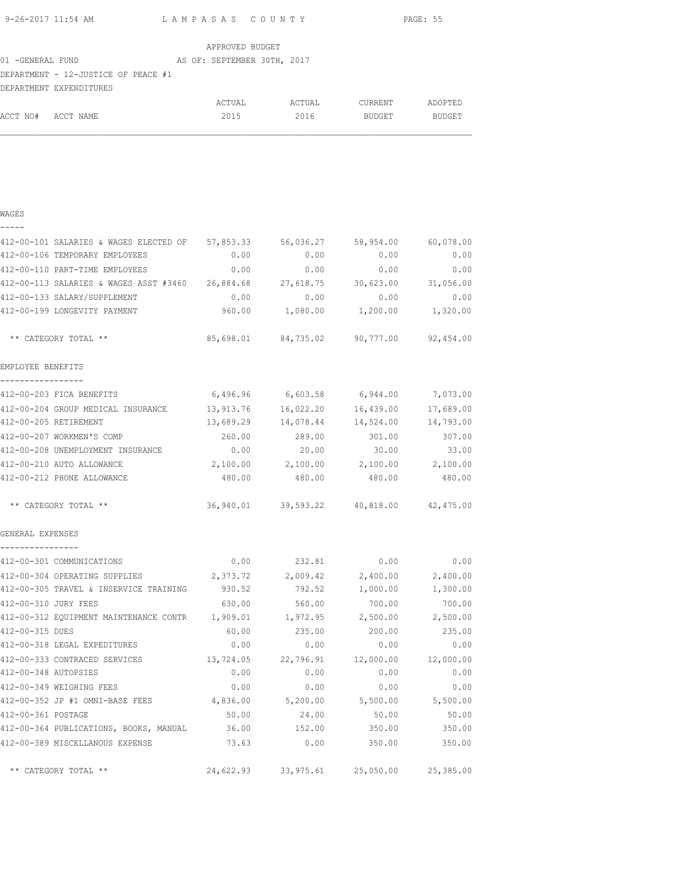LAMPASAS COUNTY

APPROVED BUDGET

01 -GENERAL FUND AS OF: SEPTEMBER 30TH, 2017

DEPARTMENT - 12-JUSTICE OF PEACE #1

DEPARTMENT EXPENDITURES

| ACCT NO# ACCT NAME | ACTUAL 2015 | ACTUAL 2016 | CURRENT BUDGET | ADOPTED BUDGET |
|---|---|---|---|---|
| **WAGES** | | | | |
| 412-00-101 SALARIES & WAGES ELECTED OF | 57,853.33 | 56,036.27 | 58,954.00 | 60,078.00 |
| 412-00-106 TEMPORARY EMPLOYEES | 0.00 | 0.00 | 0.00 | 0.00 |
| 412-00-110 PART-TIME EMPLOYEES | 0.00 | 0.00 | 0.00 | 0.00 |
| 412-00-113 SALARIES & WAGES ASST #3460 | 26,884.68 | 27,618.75 | 30,623.00 | 31,056.00 |
| 412-00-133 SALARY/SUPPLEMENT | 0.00 | 0.00 | 0.00 | 0.00 |
| 412-00-199 LONGEVITY PAYMENT | 960.00 | 1,080.00 | 1,200.00 | 1,320.00 |
| ** CATEGORY TOTAL ** | 85,698.01 | 84,735.02 | 90,777.00 | 92,454.00 |
| **EMPLOYEE BENEFITS** | | | | |
| 412-00-203 FICA BENEFITS | 6,496.96 | 6,603.58 | 6,944.00 | 7,073.00 |
| 412-00-204 GROUP MEDICAL INSURANCE | 13,913.76 | 16,022.20 | 16,439.00 | 17,689.00 |
| 412-00-205 RETIREMENT | 13,689.29 | 14,078.44 | 14,524.00 | 14,793.00 |
| 412-00-207 WORKMEN'S COMP | 260.00 | 289.00 | 301.00 | 307.00 |
| 412-00-208 UNEMPLOYMENT INSURANCE | 0.00 | 20.00 | 30.00 | 33.00 |
| 412-00-210 AUTO ALLOWANCE | 2,100.00 | 2,100.00 | 2,100.00 | 2,100.00 |
| 412-00-212 PHONE ALLOWANCE | 480.00 | 480.00 | 480.00 | 480.00 |
| ** CATEGORY TOTAL ** | 36,940.01 | 39,593.22 | 40,818.00 | 42,475.00 |
| **GENERAL EXPENSES** | | | | |
| 412-00-301 COMMUNICATIONS | 0.00 | 232.81 | 0.00 | 0.00 |
| 412-00-304 OPERATING SUPPLIES | 2,373.72 | 2,009.42 | 2,400.00 | 2,400.00 |
| 412-00-305 TRAVEL & INSERVICE TRAINING | 930.52 | 792.52 | 1,000.00 | 1,300.00 |
| 412-00-310 JURY FEES | 630.00 | 560.00 | 700.00 | 700.00 |
| 412-00-312 EQUIPMENT MAINTENANCE CONTR | 1,909.01 | 1,972.95 | 2,500.00 | 2,500.00 |
| 412-00-315 DUES | 60.00 | 235.00 | 200.00 | 235.00 |
| 412-00-318 LEGAL EXPEDITURES | 0.00 | 0.00 | 0.00 | 0.00 |
| 412-00-333 CONTRACED SERVICES | 13,724.05 | 22,796.91 | 12,000.00 | 12,000.00 |
| 412-00-348 AUTOPSIES | 0.00 | 0.00 | 0.00 | 0.00 |
| 412-00-349 WEIGHING FEES | 0.00 | 0.00 | 0.00 | 0.00 |
| 412-00-352 JP #1 OMNI-BASE FEES | 4,836.00 | 5,200.00 | 5,500.00 | 5,500.00 |
| 412-00-361 POSTAGE | 50.00 | 24.00 | 50.00 | 50.00 |
| 412-00-364 PUBLICATIONS, BOOKS, MANUAL | 36.00 | 152.00 | 350.00 | 350.00 |
| 412-00-389 MISCELLANOUS EXPENSE | 73.63 | 0.00 | 350.00 | 350.00 |
| ** CATEGORY TOTAL ** | 24,622.93 | 33,975.61 | 25,050.00 | 25,385.00 |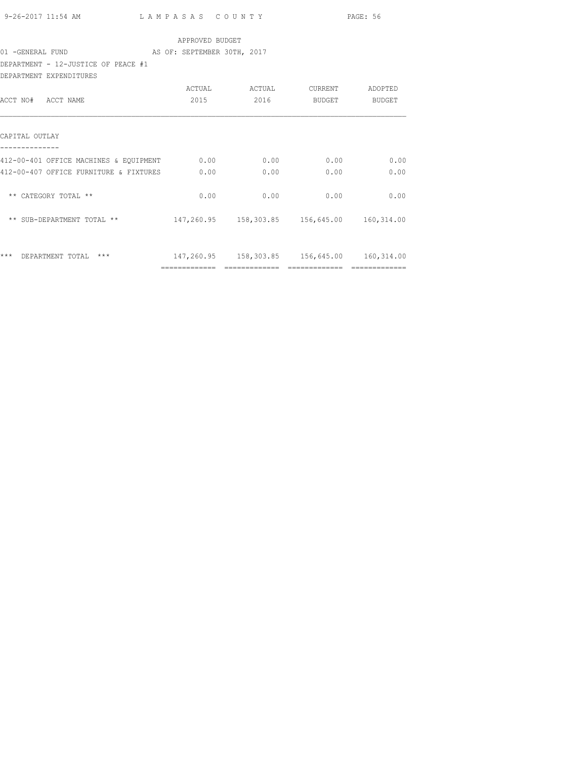APPROVED BUDGET

01 -GENERAL FUND AS OF: SEPTEMBER 30TH, 2017

DEPARTMENT - 12-JUSTICE OF PEACE #1

DEPARTMENT EXPENDITURES

| ACCT NO# ACCT NAME | ACTUAL 2015 | ACTUAL 2016 | CURRENT BUDGET | ADOPTED BUDGET |
|---|---|---|---|---|
| CAPITAL OUTLAY | | | | |
| 412-00-401 OFFICE MACHINES & EQUIPMENT | 0.00 | 0.00 | 0.00 | 0.00 |
| 412-00-407 OFFICE FURNITURE & FIXTURES | 0.00 | 0.00 | 0.00 | 0.00 |
| ** CATEGORY TOTAL ** | 0.00 | 0.00 | 0.00 | 0.00 |
| ** SUB-DEPARTMENT TOTAL ** | 147,260.95 | 158,303.85 | 156,645.00 | 160,314.00 |
| *** DEPARTMENT TOTAL *** | 147,260.95 | 158,303.85 | 156,645.00 | 160,314.00 |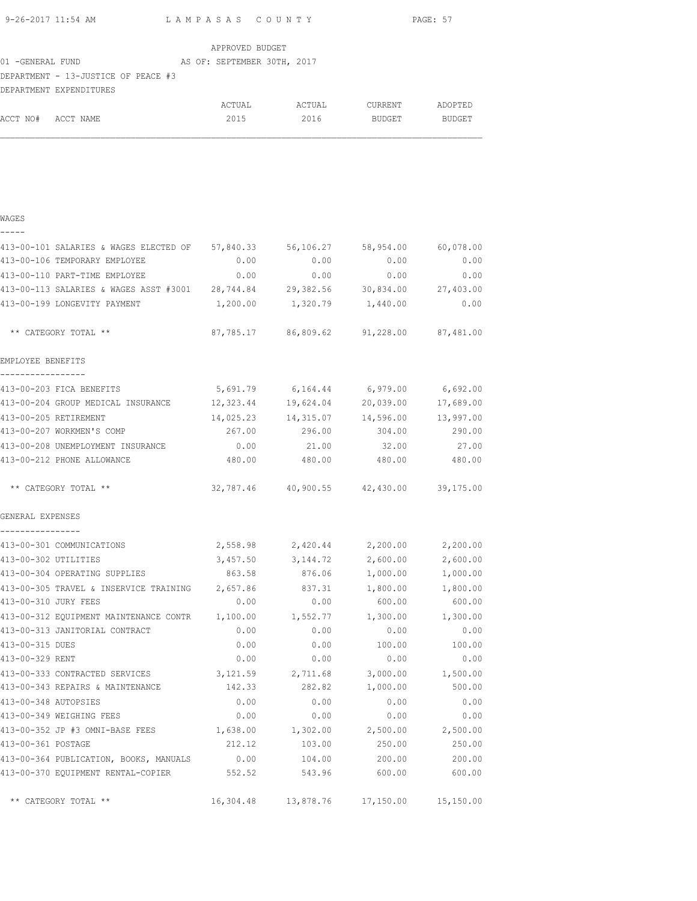APPROVED BUDGET

01 -GENERAL FUND — AS OF: SEPTEMBER 30TH, 2017

DEPARTMENT - 13-JUSTICE OF PEACE #3

DEPARTMENT EXPENDITURES

| ACCT NO# | ACCT NAME | ACTUAL 2015 | ACTUAL 2016 | CURRENT BUDGET | ADOPTED BUDGET |
|---|---|---|---|---|---|
| **WAGES** | | | | | |
| 413-00-101 | SALARIES & WAGES ELECTED OF | 57,840.33 | 56,106.27 | 58,954.00 | 60,078.00 |
| 413-00-106 | TEMPORARY EMPLOYEE | 0.00 | 0.00 | 0.00 | 0.00 |
| 413-00-110 | PART-TIME EMPLOYEE | 0.00 | 0.00 | 0.00 | 0.00 |
| 413-00-113 | SALARIES & WAGES ASST #3001 | 28,744.84 | 29,382.56 | 30,834.00 | 27,403.00 |
| 413-00-199 | LONGEVITY PAYMENT | 1,200.00 | 1,320.79 | 1,440.00 | 0.00 |
| | ** CATEGORY TOTAL ** | 87,785.17 | 86,809.62 | 91,228.00 | 87,481.00 |
| **EMPLOYEE BENEFITS** | | | | | |
| 413-00-203 | FICA BENEFITS | 5,691.79 | 6,164.44 | 6,979.00 | 6,692.00 |
| 413-00-204 | GROUP MEDICAL INSURANCE | 12,323.44 | 19,624.04 | 20,039.00 | 17,689.00 |
| 413-00-205 | RETIREMENT | 14,025.23 | 14,315.07 | 14,596.00 | 13,997.00 |
| 413-00-207 | WORKMEN'S COMP | 267.00 | 296.00 | 304.00 | 290.00 |
| 413-00-208 | UNEMPLOYMENT INSURANCE | 0.00 | 21.00 | 32.00 | 27.00 |
| 413-00-212 | PHONE ALLOWANCE | 480.00 | 480.00 | 480.00 | 480.00 |
| | ** CATEGORY TOTAL ** | 32,787.46 | 40,900.55 | 42,430.00 | 39,175.00 |
| **GENERAL EXPENSES** | | | | | |
| 413-00-301 | COMMUNICATIONS | 2,558.98 | 2,420.44 | 2,200.00 | 2,200.00 |
| 413-00-302 | UTILITIES | 3,457.50 | 3,144.72 | 2,600.00 | 2,600.00 |
| 413-00-304 | OPERATING SUPPLIES | 863.58 | 876.06 | 1,000.00 | 1,000.00 |
| 413-00-305 | TRAVEL & INSERVICE TRAINING | 2,657.86 | 837.31 | 1,800.00 | 1,800.00 |
| 413-00-310 | JURY FEES | 0.00 | 0.00 | 600.00 | 600.00 |
| 413-00-312 | EQUIPMENT MAINTENANCE CONTR | 1,100.00 | 1,552.77 | 1,300.00 | 1,300.00 |
| 413-00-313 | JANITORIAL CONTRACT | 0.00 | 0.00 | 0.00 | 0.00 |
| 413-00-315 | DUES | 0.00 | 0.00 | 100.00 | 100.00 |
| 413-00-329 | RENT | 0.00 | 0.00 | 0.00 | 0.00 |
| 413-00-333 | CONTRACTED SERVICES | 3,121.59 | 2,711.68 | 3,000.00 | 1,500.00 |
| 413-00-343 | REPAIRS & MAINTENANCE | 142.33 | 282.82 | 1,000.00 | 500.00 |
| 413-00-348 | AUTOPSIES | 0.00 | 0.00 | 0.00 | 0.00 |
| 413-00-349 | WEIGHING FEES | 0.00 | 0.00 | 0.00 | 0.00 |
| 413-00-352 | JP #3 OMNI-BASE FEES | 1,638.00 | 1,302.00 | 2,500.00 | 2,500.00 |
| 413-00-361 | POSTAGE | 212.12 | 103.00 | 250.00 | 250.00 |
| 413-00-364 | PUBLICATION, BOOKS, MANUALS | 0.00 | 104.00 | 200.00 | 200.00 |
| 413-00-370 | EQUIPMENT RENTAL-COPIER | 552.52 | 543.96 | 600.00 | 600.00 |
| | ** CATEGORY TOTAL ** | 16,304.48 | 13,878.76 | 17,150.00 | 15,150.00 |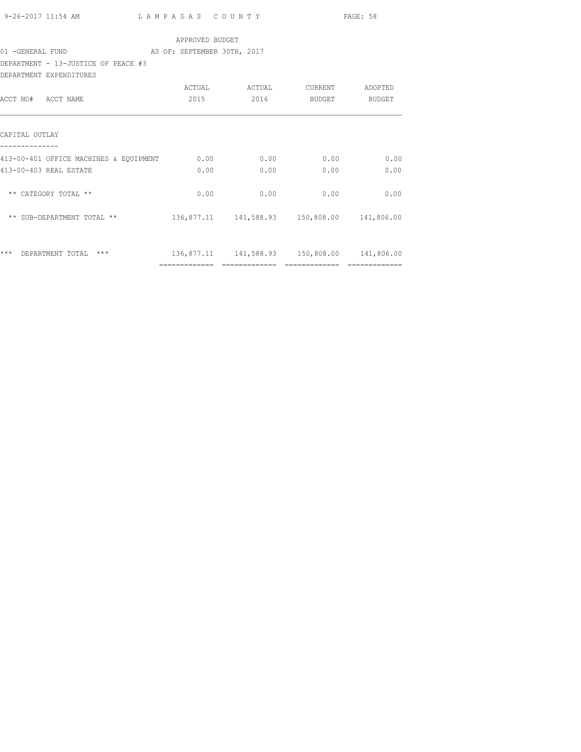APPROVED BUDGET

01 -GENERAL FUND AS OF: SEPTEMBER 30TH, 2017

DEPARTMENT - 13-JUSTICE OF PEACE #3

DEPARTMENT EXPENDITURES

| ACCT NO# ACCT NAME | ACTUAL 2015 | ACTUAL 2016 | CURRENT BUDGET | ADOPTED BUDGET |
|---|---|---|---|---|
| CAPITAL OUTLAY | | | | |
| 413-00-401 OFFICE MACHINES & EQUIPMENT | 0.00 | 0.00 | 0.00 | 0.00 |
| 413-00-403 REAL ESTATE | 0.00 | 0.00 | 0.00 | 0.00 |
| ** CATEGORY TOTAL ** | 0.00 | 0.00 | 0.00 | 0.00 |
| ** SUB-DEPARTMENT TOTAL ** | 136,877.11 | 141,588.93 | 150,808.00 | 141,806.00 |
| *** DEPARTMENT TOTAL *** | 136,877.11 | 141,588.93 | 150,808.00 | 141,806.00 |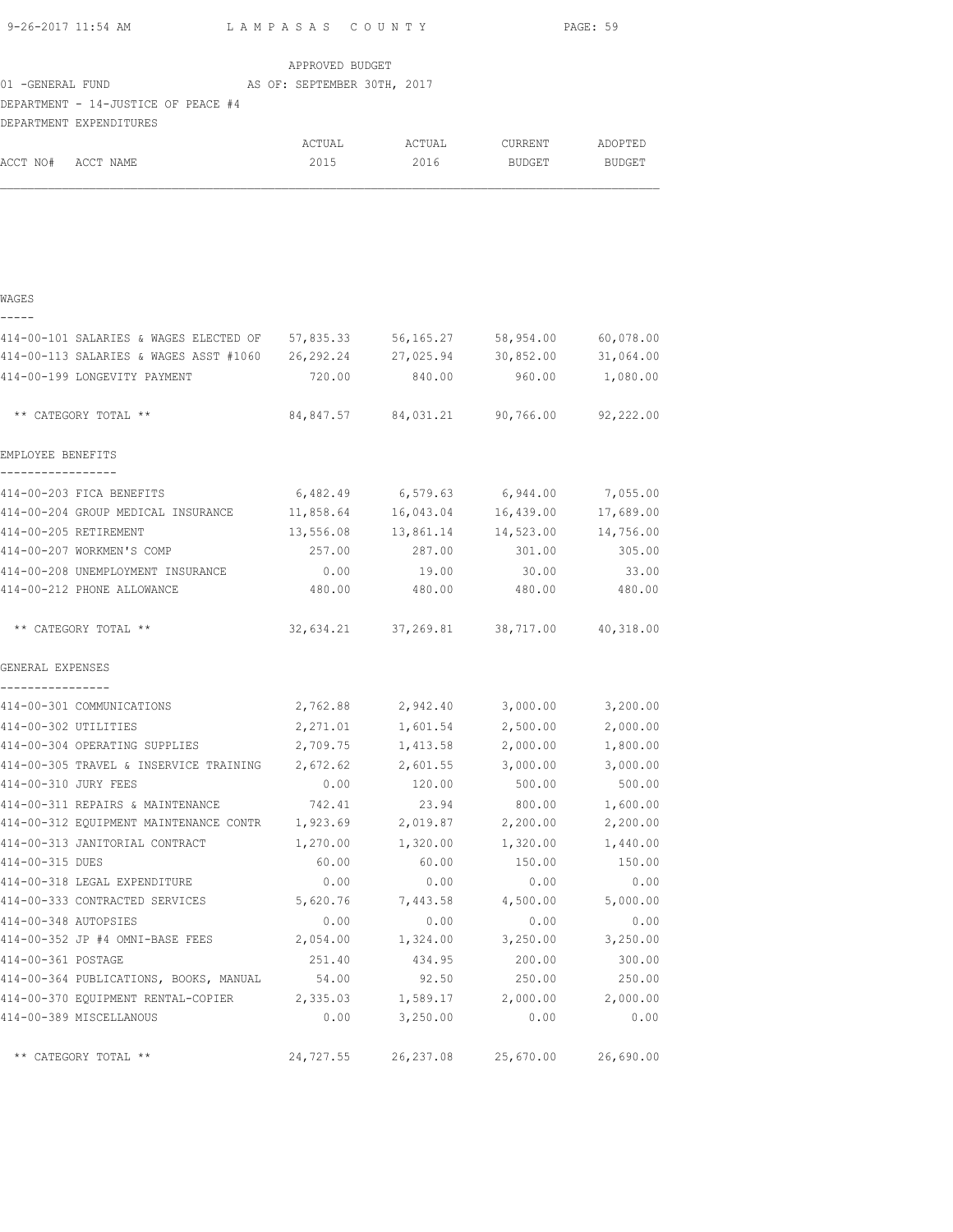LAMPASAS COUNTY

APPROVED BUDGET
01 -GENERAL FUND AS OF: SEPTEMBER 30TH, 2017
DEPARTMENT - 14-JUSTICE OF PEACE #4
DEPARTMENT EXPENDITURES

| ACCT NO# ACCT NAME | ACTUAL 2015 | ACTUAL 2016 | CURRENT BUDGET | ADOPTED BUDGET |
|---|---|---|---|---|
| **WAGES** | | | | |
| 414-00-101 SALARIES & WAGES ELECTED OF | 57,835.33 | 56,165.27 | 58,954.00 | 60,078.00 |
| 414-00-113 SALARIES & WAGES ASST #1060 | 26,292.24 | 27,025.94 | 30,852.00 | 31,064.00 |
| 414-00-199 LONGEVITY PAYMENT | 720.00 | 840.00 | 960.00 | 1,080.00 |
| ** CATEGORY TOTAL ** | 84,847.57 | 84,031.21 | 90,766.00 | 92,222.00 |
| **EMPLOYEE BENEFITS** | | | | |
| 414-00-203 FICA BENEFITS | 6,482.49 | 6,579.63 | 6,944.00 | 7,055.00 |
| 414-00-204 GROUP MEDICAL INSURANCE | 11,858.64 | 16,043.04 | 16,439.00 | 17,689.00 |
| 414-00-205 RETIREMENT | 13,556.08 | 13,861.14 | 14,523.00 | 14,756.00 |
| 414-00-207 WORKMEN'S COMP | 257.00 | 287.00 | 301.00 | 305.00 |
| 414-00-208 UNEMPLOYMENT INSURANCE | 0.00 | 19.00 | 30.00 | 33.00 |
| 414-00-212 PHONE ALLOWANCE | 480.00 | 480.00 | 480.00 | 480.00 |
| ** CATEGORY TOTAL ** | 32,634.21 | 37,269.81 | 38,717.00 | 40,318.00 |
| **GENERAL EXPENSES** | | | | |
| 414-00-301 COMMUNICATIONS | 2,762.88 | 2,942.40 | 3,000.00 | 3,200.00 |
| 414-00-302 UTILITIES | 2,271.01 | 1,601.54 | 2,500.00 | 2,000.00 |
| 414-00-304 OPERATING SUPPLIES | 2,709.75 | 1,413.58 | 2,000.00 | 1,800.00 |
| 414-00-305 TRAVEL & INSERVICE TRAINING | 2,672.62 | 2,601.55 | 3,000.00 | 3,000.00 |
| 414-00-310 JURY FEES | 0.00 | 120.00 | 500.00 | 500.00 |
| 414-00-311 REPAIRS & MAINTENANCE | 742.41 | 23.94 | 800.00 | 1,600.00 |
| 414-00-312 EQUIPMENT MAINTENANCE CONTR | 1,923.69 | 2,019.87 | 2,200.00 | 2,200.00 |
| 414-00-313 JANITORIAL CONTRACT | 1,270.00 | 1,320.00 | 1,320.00 | 1,440.00 |
| 414-00-315 DUES | 60.00 | 60.00 | 150.00 | 150.00 |
| 414-00-318 LEGAL EXPENDITURE | 0.00 | 0.00 | 0.00 | 0.00 |
| 414-00-333 CONTRACTED SERVICES | 5,620.76 | 7,443.58 | 4,500.00 | 5,000.00 |
| 414-00-348 AUTOPSIES | 0.00 | 0.00 | 0.00 | 0.00 |
| 414-00-352 JP #4 OMNI-BASE FEES | 2,054.00 | 1,324.00 | 3,250.00 | 3,250.00 |
| 414-00-361 POSTAGE | 251.40 | 434.95 | 200.00 | 300.00 |
| 414-00-364 PUBLICATIONS, BOOKS, MANUAL | 54.00 | 92.50 | 250.00 | 250.00 |
| 414-00-370 EQUIPMENT RENTAL-COPIER | 2,335.03 | 1,589.17 | 2,000.00 | 2,000.00 |
| 414-00-389 MISCELLANOUS | 0.00 | 3,250.00 | 0.00 | 0.00 |
| ** CATEGORY TOTAL ** | 24,727.55 | 26,237.08 | 25,670.00 | 26,690.00 |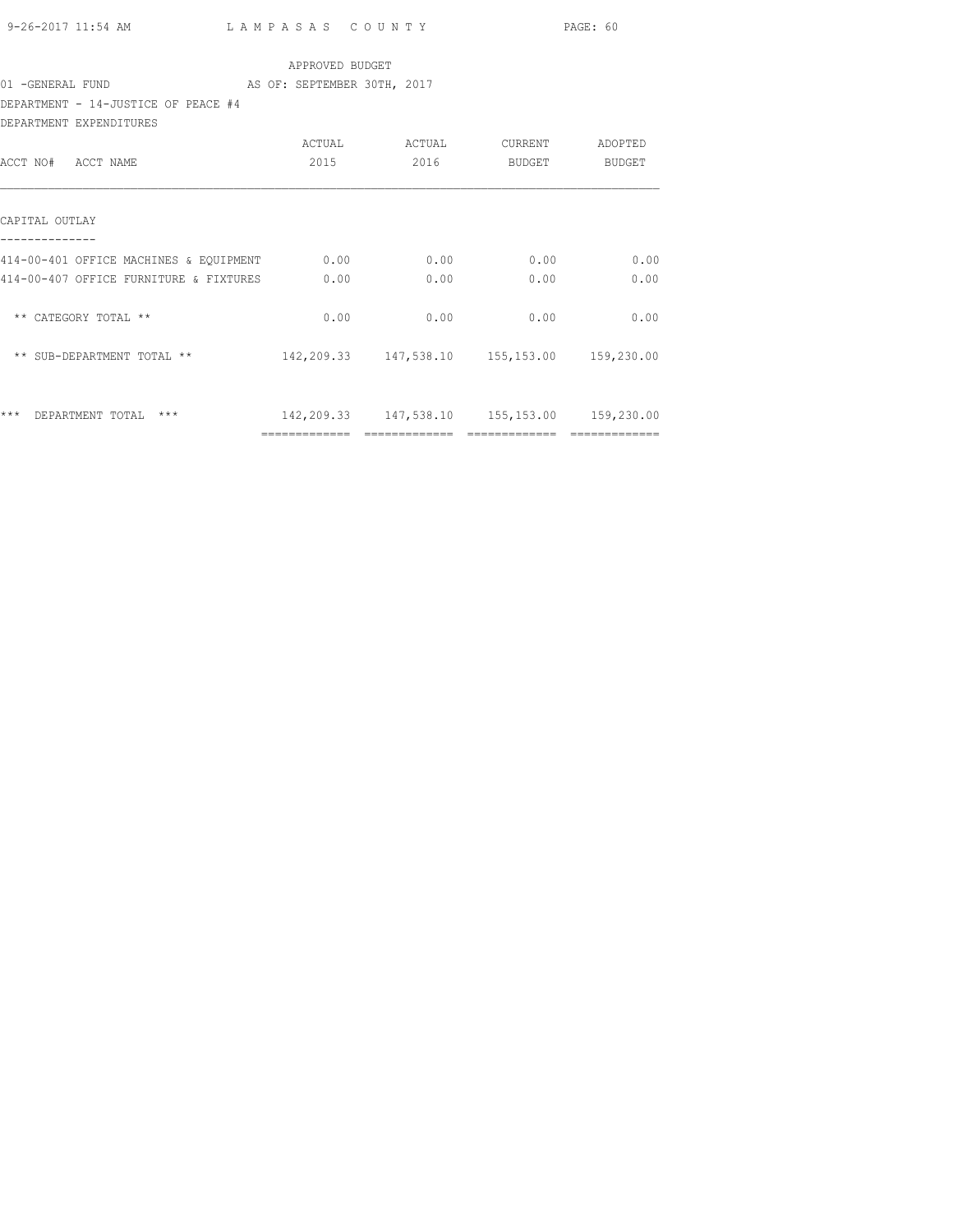APPROVED BUDGET

01 -GENERAL FUND AS OF: SEPTEMBER 30TH, 2017

DEPARTMENT - 14-JUSTICE OF PEACE #4

DEPARTMENT EXPENDITURES

| ACCT NO# ACCT NAME | ACTUAL 2015 | ACTUAL 2016 | CURRENT BUDGET | ADOPTED BUDGET |
|---|---|---|---|---|
| CAPITAL OUTLAY | | | | |
| 414-00-401 OFFICE MACHINES & EQUIPMENT | 0.00 | 0.00 | 0.00 | 0.00 |
| 414-00-407 OFFICE FURNITURE & FIXTURES | 0.00 | 0.00 | 0.00 | 0.00 |
| ** CATEGORY TOTAL ** | 0.00 | 0.00 | 0.00 | 0.00 |
| ** SUB-DEPARTMENT TOTAL ** | 142,209.33 | 147,538.10 | 155,153.00 | 159,230.00 |
| *** DEPARTMENT TOTAL *** | 142,209.33 | 147,538.10 | 155,153.00 | 159,230.00 |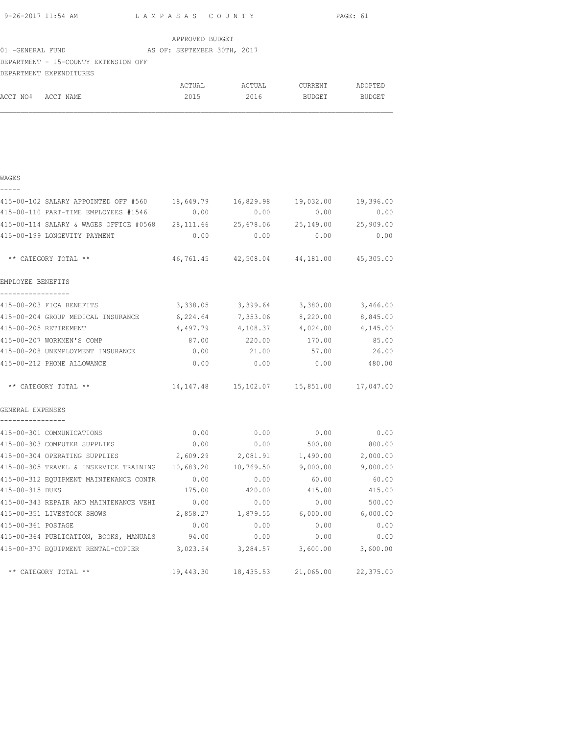APPROVED BUDGET

01 -GENERAL FUND AS OF: SEPTEMBER 30TH, 2017

DEPARTMENT - 15-COUNTY EXTENSION OFF

DEPARTMENT EXPENDITURES

| ACCT NO# ACCT NAME | ACTUAL 2015 | ACTUAL 2016 | CURRENT BUDGET | ADOPTED BUDGET |
|---|---|---|---|---|
| **WAGES** | | | | |
| 415-00-102 SALARY APPOINTED OFF #560 | 18,649.79 | 16,829.98 | 19,032.00 | 19,396.00 |
| 415-00-110 PART-TIME EMPLOYEES #1546 | 0.00 | 0.00 | 0.00 | 0.00 |
| 415-00-114 SALARY & WAGES OFFICE #0568 | 28,111.66 | 25,678.06 | 25,149.00 | 25,909.00 |
| 415-00-199 LONGEVITY PAYMENT | 0.00 | 0.00 | 0.00 | 0.00 |
| ** CATEGORY TOTAL ** | 46,761.45 | 42,508.04 | 44,181.00 | 45,305.00 |
| **EMPLOYEE BENEFITS** | | | | |
| 415-00-203 FICA BENEFITS | 3,338.05 | 3,399.64 | 3,380.00 | 3,466.00 |
| 415-00-204 GROUP MEDICAL INSURANCE | 6,224.64 | 7,353.06 | 8,220.00 | 8,845.00 |
| 415-00-205 RETIREMENT | 4,497.79 | 4,108.37 | 4,024.00 | 4,145.00 |
| 415-00-207 WORKMEN'S COMP | 87.00 | 220.00 | 170.00 | 85.00 |
| 415-00-208 UNEMPLOYMENT INSURANCE | 0.00 | 21.00 | 57.00 | 26.00 |
| 415-00-212 PHONE ALLOWANCE | 0.00 | 0.00 | 0.00 | 480.00 |
| ** CATEGORY TOTAL ** | 14,147.48 | 15,102.07 | 15,851.00 | 17,047.00 |
| **GENERAL EXPENSES** | | | | |
| 415-00-301 COMMUNICATIONS | 0.00 | 0.00 | 0.00 | 0.00 |
| 415-00-303 COMPUTER SUPPLIES | 0.00 | 0.00 | 500.00 | 800.00 |
| 415-00-304 OPERATING SUPPLIES | 2,609.29 | 2,081.91 | 1,490.00 | 2,000.00 |
| 415-00-305 TRAVEL & INSERVICE TRAINING | 10,683.20 | 10,769.50 | 9,000.00 | 9,000.00 |
| 415-00-312 EQUIPMENT MAINTENANCE CONTR | 0.00 | 0.00 | 60.00 | 60.00 |
| 415-00-315 DUES | 175.00 | 420.00 | 415.00 | 415.00 |
| 415-00-343 REPAIR AND MAINTENANCE VEHI | 0.00 | 0.00 | 0.00 | 500.00 |
| 415-00-351 LIVESTOCK SHOWS | 2,858.27 | 1,879.55 | 6,000.00 | 6,000.00 |
| 415-00-361 POSTAGE | 0.00 | 0.00 | 0.00 | 0.00 |
| 415-00-364 PUBLICATION, BOOKS, MANUALS | 94.00 | 0.00 | 0.00 | 0.00 |
| 415-00-370 EQUIPMENT RENTAL-COPIER | 3,023.54 | 3,284.57 | 3,600.00 | 3,600.00 |
| ** CATEGORY TOTAL ** | 19,443.30 | 18,435.53 | 21,065.00 | 22,375.00 |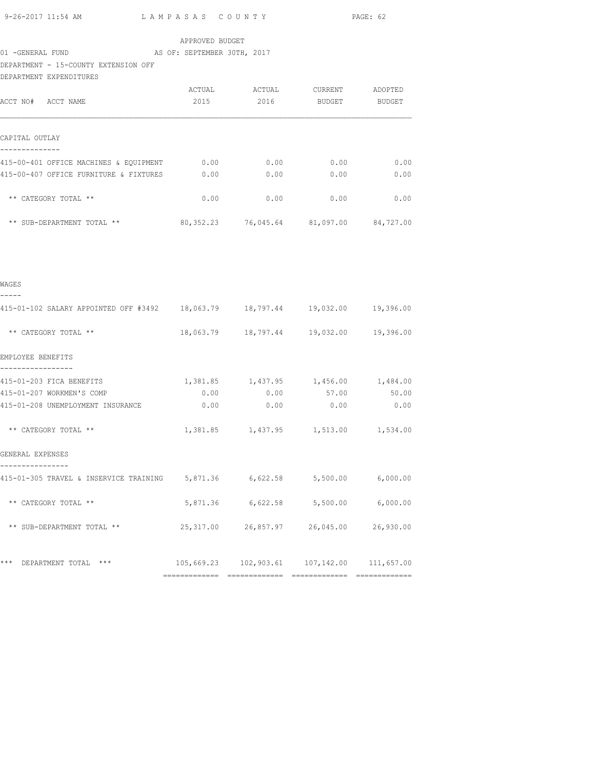9-26-2017 11:54 AM    L A M P A S A S   C O U N T Y

APPROVED BUDGET

01 -GENERAL FUND    AS OF: SEPTEMBER 30TH, 2017

DEPARTMENT - 15-COUNTY EXTENSION OFF

DEPARTMENT EXPENDITURES

| ACCT NO# ACCT NAME | ACTUAL 2015 | ACTUAL 2016 | CURRENT BUDGET | ADOPTED BUDGET |
|---|---|---|---|---|
| **CAPITAL OUTLAY** | | | | |
| 415-00-401 OFFICE MACHINES & EQUIPMENT | 0.00 | 0.00 | 0.00 | 0.00 |
| 415-00-407 OFFICE FURNITURE & FIXTURES | 0.00 | 0.00 | 0.00 | 0.00 |
| ** CATEGORY TOTAL ** | 0.00 | 0.00 | 0.00 | 0.00 |
| ** SUB-DEPARTMENT TOTAL ** | 80,352.23 | 76,045.64 | 81,097.00 | 84,727.00 |
| **WAGES** | | | | |
| 415-01-102 SALARY APPOINTED OFF #3492 | 18,063.79 | 18,797.44 | 19,032.00 | 19,396.00 |
| ** CATEGORY TOTAL ** | 18,063.79 | 18,797.44 | 19,032.00 | 19,396.00 |
| **EMPLOYEE BENEFITS** | | | | |
| 415-01-203 FICA BENEFITS | 1,381.85 | 1,437.95 | 1,456.00 | 1,484.00 |
| 415-01-207 WORKMEN'S COMP | 0.00 | 0.00 | 57.00 | 50.00 |
| 415-01-208 UNEMPLOYMENT INSURANCE | 0.00 | 0.00 | 0.00 | 0.00 |
| ** CATEGORY TOTAL ** | 1,381.85 | 1,437.95 | 1,513.00 | 1,534.00 |
| **GENERAL EXPENSES** | | | | |
| 415-01-305 TRAVEL & INSERVICE TRAINING | 5,871.36 | 6,622.58 | 5,500.00 | 6,000.00 |
| ** CATEGORY TOTAL ** | 5,871.36 | 6,622.58 | 5,500.00 | 6,000.00 |
| ** SUB-DEPARTMENT TOTAL ** | 25,317.00 | 26,857.97 | 26,045.00 | 26,930.00 |
| *** DEPARTMENT TOTAL *** | 105,669.23 | 102,903.61 | 107,142.00 | 111,657.00 |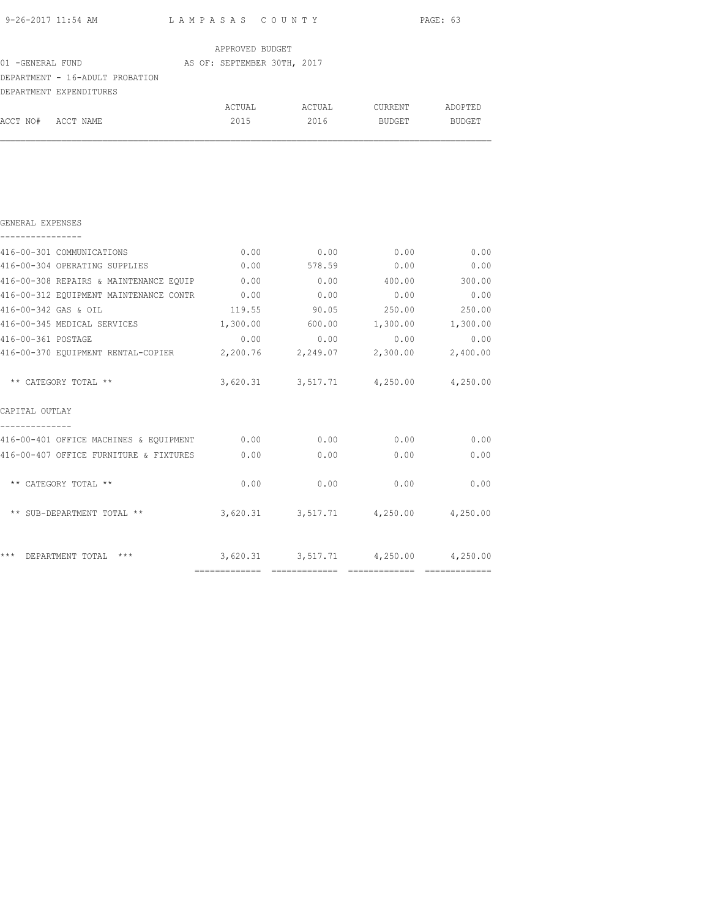LAMPASAS COUNTY

APPROVED BUDGET

01 -GENERAL FUND AS OF: SEPTEMBER 30TH, 2017

DEPARTMENT - 16-ADULT PROBATION

DEPARTMENT EXPENDITURES

| ACCT NO# ACCT NAME | ACTUAL 2015 | ACTUAL 2016 | CURRENT BUDGET | ADOPTED BUDGET |
|---|---|---|---|---|
| **GENERAL EXPENSES** | | | | |
| 416-00-301 COMMUNICATIONS | 0.00 | 0.00 | 0.00 | 0.00 |
| 416-00-304 OPERATING SUPPLIES | 0.00 | 578.59 | 0.00 | 0.00 |
| 416-00-308 REPAIRS & MAINTENANCE EQUIP | 0.00 | 0.00 | 400.00 | 300.00 |
| 416-00-312 EQUIPMENT MAINTENANCE CONTR | 0.00 | 0.00 | 0.00 | 0.00 |
| 416-00-342 GAS & OIL | 119.55 | 90.05 | 250.00 | 250.00 |
| 416-00-345 MEDICAL SERVICES | 1,300.00 | 600.00 | 1,300.00 | 1,300.00 |
| 416-00-361 POSTAGE | 0.00 | 0.00 | 0.00 | 0.00 |
| 416-00-370 EQUIPMENT RENTAL-COPIER | 2,200.76 | 2,249.07 | 2,300.00 | 2,400.00 |
| ** CATEGORY TOTAL ** | 3,620.31 | 3,517.71 | 4,250.00 | 4,250.00 |
| **CAPITAL OUTLAY** | | | | |
| 416-00-401 OFFICE MACHINES & EQUIPMENT | 0.00 | 0.00 | 0.00 | 0.00 |
| 416-00-407 OFFICE FURNITURE & FIXTURES | 0.00 | 0.00 | 0.00 | 0.00 |
| ** CATEGORY TOTAL ** | 0.00 | 0.00 | 0.00 | 0.00 |
| ** SUB-DEPARTMENT TOTAL ** | 3,620.31 | 3,517.71 | 4,250.00 | 4,250.00 |
| *** DEPARTMENT TOTAL *** | 3,620.31 | 3,517.71 | 4,250.00 | 4,250.00 |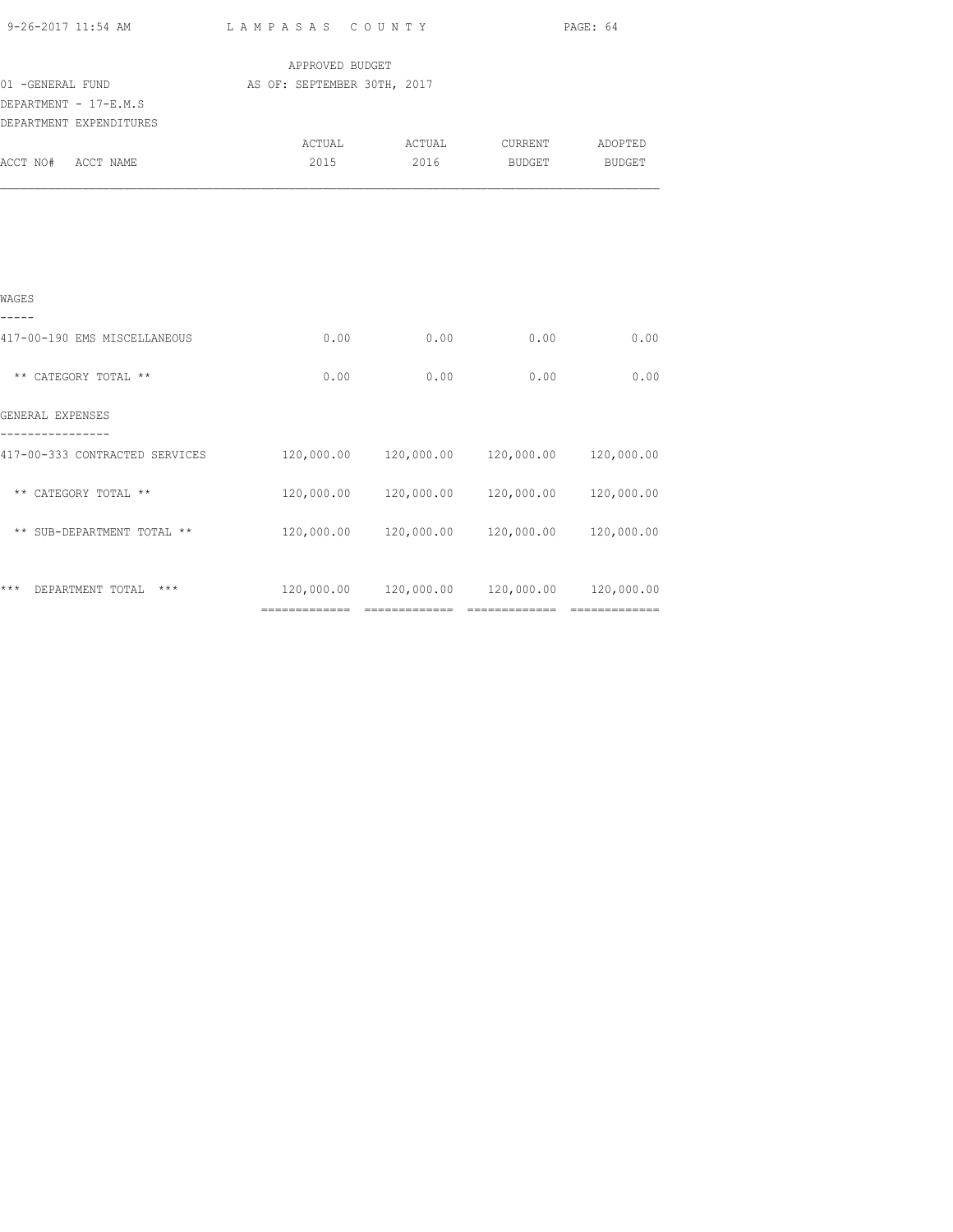LAMPASAS COUNTY

APPROVED BUDGET

01 -GENERAL FUND AS OF: SEPTEMBER 30TH, 2017

DEPARTMENT - 17-E.M.S

DEPARTMENT EXPENDITURES

| ACCT NO# ACCT NAME | ACTUAL 2015 | ACTUAL 2016 | CURRENT BUDGET | ADOPTED BUDGET |
|---|---|---|---|---|
| **WAGES** | | | | |
| 417-00-190 EMS MISCELLANEOUS | 0.00 | 0.00 | 0.00 | 0.00 |
| ** CATEGORY TOTAL ** | 0.00 | 0.00 | 0.00 | 0.00 |
| **GENERAL EXPENSES** | | | | |
| 417-00-333 CONTRACTED SERVICES | 120,000.00 | 120,000.00 | 120,000.00 | 120,000.00 |
| ** CATEGORY TOTAL ** | 120,000.00 | 120,000.00 | 120,000.00 | 120,000.00 |
| ** SUB-DEPARTMENT TOTAL ** | 120,000.00 | 120,000.00 | 120,000.00 | 120,000.00 |
| *** DEPARTMENT TOTAL *** | 120,000.00 | 120,000.00 | 120,000.00 | 120,000.00 |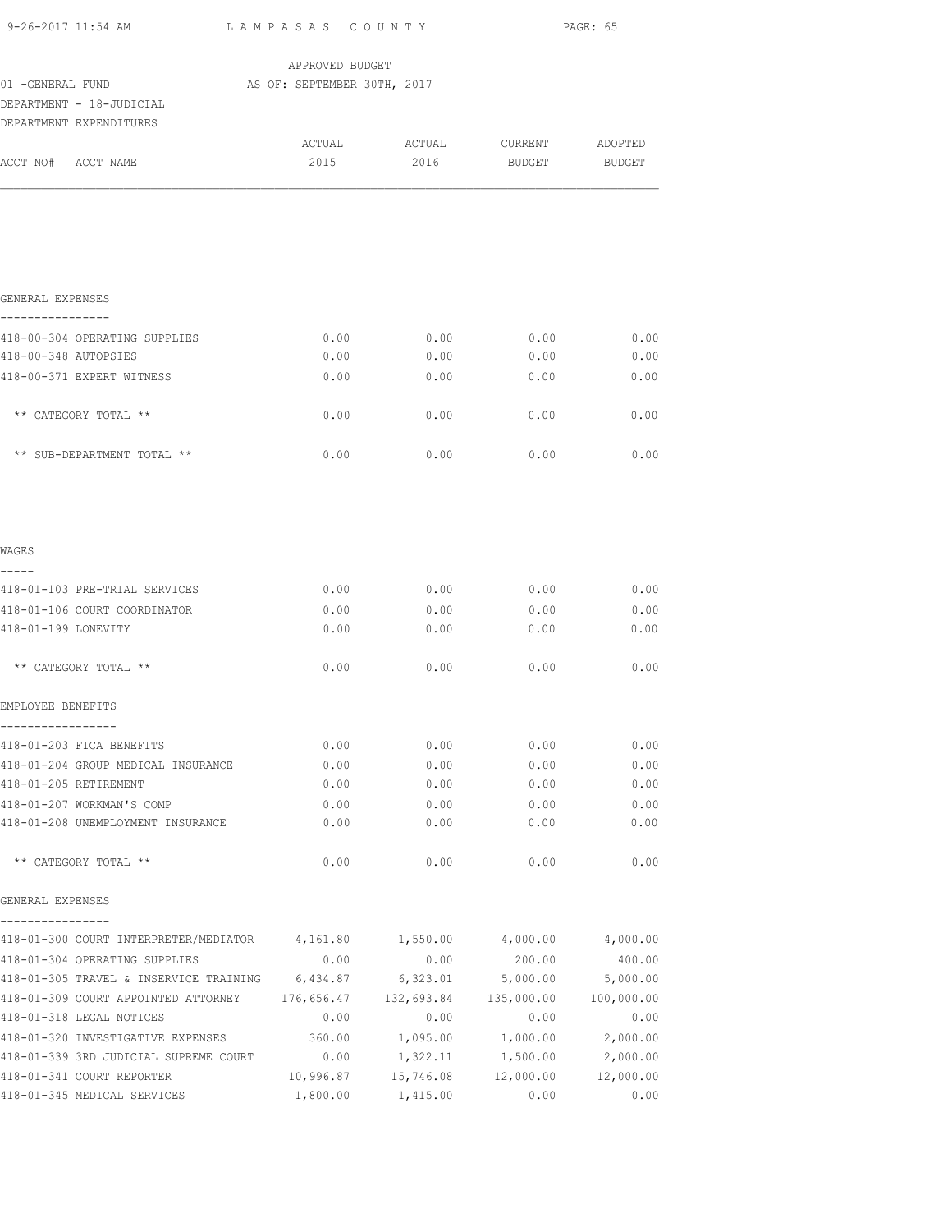APPROVED BUDGET

01 -GENERAL FUND AS OF: SEPTEMBER 30TH, 2017

DEPARTMENT - 18-JUDICIAL

DEPARTMENT EXPENDITURES

| ACCT NO# ACCT NAME | ACTUAL 2015 | ACTUAL 2016 | CURRENT BUDGET | ADOPTED BUDGET |
|---|---|---|---|---|
| **GENERAL EXPENSES** | | | | |
| 418-00-304 OPERATING SUPPLIES | 0.00 | 0.00 | 0.00 | 0.00 |
| 418-00-348 AUTOPSIES | 0.00 | 0.00 | 0.00 | 0.00 |
| 418-00-371 EXPERT WITNESS | 0.00 | 0.00 | 0.00 | 0.00 |
| ** CATEGORY TOTAL ** | 0.00 | 0.00 | 0.00 | 0.00 |
| ** SUB-DEPARTMENT TOTAL ** | 0.00 | 0.00 | 0.00 | 0.00 |
| **WAGES** | | | | |
| 418-01-103 PRE-TRIAL SERVICES | 0.00 | 0.00 | 0.00 | 0.00 |
| 418-01-106 COURT COORDINATOR | 0.00 | 0.00 | 0.00 | 0.00 |
| 418-01-199 LONEVITY | 0.00 | 0.00 | 0.00 | 0.00 |
| ** CATEGORY TOTAL ** | 0.00 | 0.00 | 0.00 | 0.00 |
| **EMPLOYEE BENEFITS** | | | | |
| 418-01-203 FICA BENEFITS | 0.00 | 0.00 | 0.00 | 0.00 |
| 418-01-204 GROUP MEDICAL INSURANCE | 0.00 | 0.00 | 0.00 | 0.00 |
| 418-01-205 RETIREMENT | 0.00 | 0.00 | 0.00 | 0.00 |
| 418-01-207 WORKMAN'S COMP | 0.00 | 0.00 | 0.00 | 0.00 |
| 418-01-208 UNEMPLOYMENT INSURANCE | 0.00 | 0.00 | 0.00 | 0.00 |
| ** CATEGORY TOTAL ** | 0.00 | 0.00 | 0.00 | 0.00 |
| **GENERAL EXPENSES** | | | | |
| 418-01-300 COURT INTERPRETER/MEDIATOR | 4,161.80 | 1,550.00 | 4,000.00 | 4,000.00 |
| 418-01-304 OPERATING SUPPLIES | 0.00 | 0.00 | 200.00 | 400.00 |
| 418-01-305 TRAVEL & INSERVICE TRAINING | 6,434.87 | 6,323.01 | 5,000.00 | 5,000.00 |
| 418-01-309 COURT APPOINTED ATTORNEY | 176,656.47 | 132,693.84 | 135,000.00 | 100,000.00 |
| 418-01-318 LEGAL NOTICES | 0.00 | 0.00 | 0.00 | 0.00 |
| 418-01-320 INVESTIGATIVE EXPENSES | 360.00 | 1,095.00 | 1,000.00 | 2,000.00 |
| 418-01-339 3RD JUDICIAL SUPREME COURT | 0.00 | 1,322.11 | 1,500.00 | 2,000.00 |
| 418-01-341 COURT REPORTER | 10,996.87 | 15,746.08 | 12,000.00 | 12,000.00 |
| 418-01-345 MEDICAL SERVICES | 1,800.00 | 1,415.00 | 0.00 | 0.00 |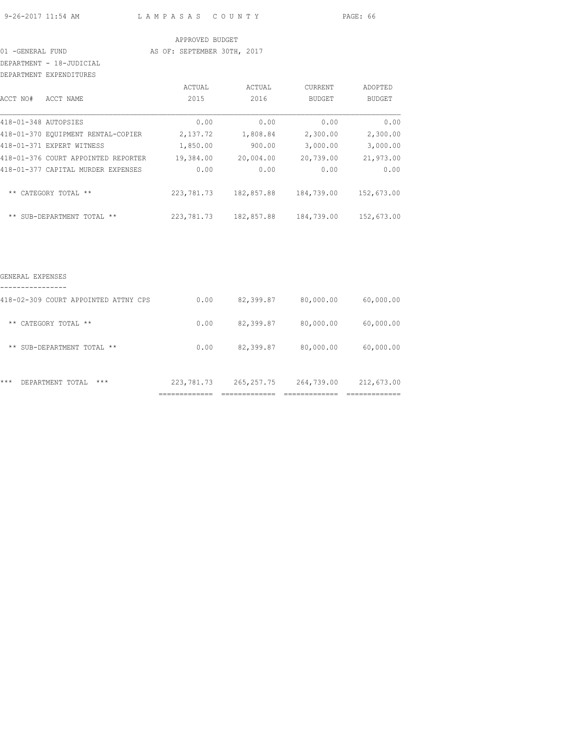APPROVED BUDGET

01 -GENERAL FUND AS OF: SEPTEMBER 30TH, 2017

DEPARTMENT - 18-JUDICIAL

DEPARTMENT EXPENDITURES

| ACCT NO# ACCT NAME | ACTUAL 2015 | ACTUAL 2016 | CURRENT BUDGET | ADOPTED BUDGET |
|---|---|---|---|---|
| 418-01-348 AUTOPSIES | 0.00 | 0.00 | 0.00 | 0.00 |
| 418-01-370 EQUIPMENT RENTAL-COPIER | 2,137.72 | 1,808.84 | 2,300.00 | 2,300.00 |
| 418-01-371 EXPERT WITNESS | 1,850.00 | 900.00 | 3,000.00 | 3,000.00 |
| 418-01-376 COURT APPOINTED REPORTER | 19,384.00 | 20,004.00 | 20,739.00 | 21,973.00 |
| 418-01-377 CAPITAL MURDER EXPENSES | 0.00 | 0.00 | 0.00 | 0.00 |
| ** CATEGORY TOTAL ** | 223,781.73 | 182,857.88 | 184,739.00 | 152,673.00 |
| ** SUB-DEPARTMENT TOTAL ** | 223,781.73 | 182,857.88 | 184,739.00 | 152,673.00 |

GENERAL EXPENSES

| ACCT NO# ACCT NAME | ACTUAL 2015 | ACTUAL 2016 | CURRENT BUDGET | ADOPTED BUDGET |
|---|---|---|---|---|
| 418-02-309 COURT APPOINTED ATTNY CPS | 0.00 | 82,399.87 | 80,000.00 | 60,000.00 |
| ** CATEGORY TOTAL ** | 0.00 | 82,399.87 | 80,000.00 | 60,000.00 |
| ** SUB-DEPARTMENT TOTAL ** | 0.00 | 82,399.87 | 80,000.00 | 60,000.00 |
| *** DEPARTMENT TOTAL *** | 223,781.73 | 265,257.75 | 264,739.00 | 212,673.00 |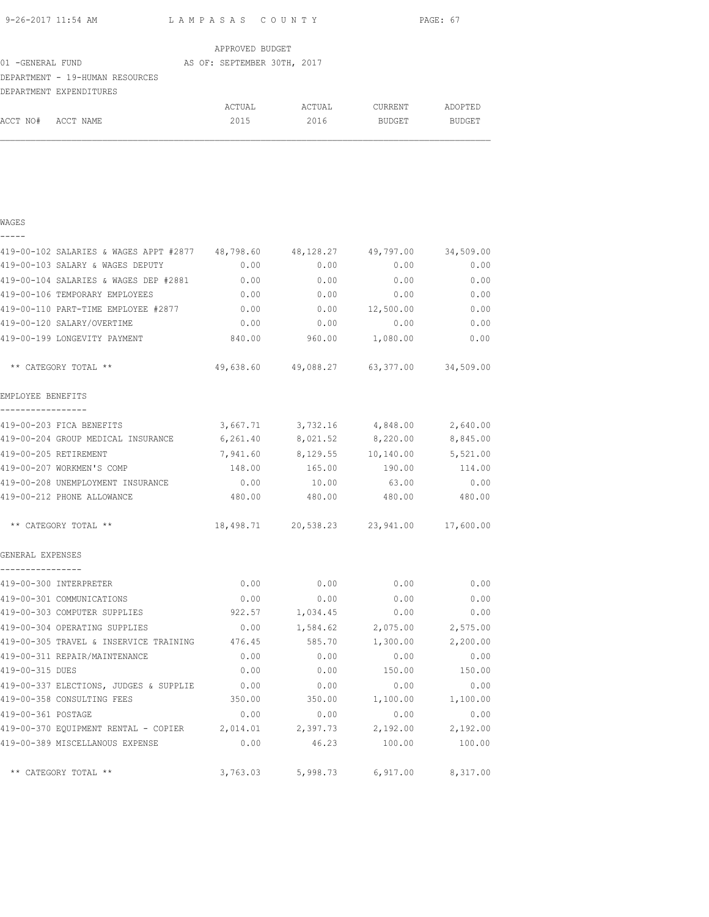LAMPASAS COUNTY

APPROVED BUDGET

01 -GENERAL FUND AS OF: SEPTEMBER 30TH, 2017

DEPARTMENT - 19-HUMAN RESOURCES

DEPARTMENT EXPENDITURES

| ACCT NO# ACCT NAME | ACTUAL 2015 | ACTUAL 2016 | CURRENT BUDGET | ADOPTED BUDGET |
|---|---|---|---|---|
| **WAGES** | | | | |
| 419-00-102 SALARIES & WAGES APPT #2877 | 48,798.60 | 48,128.27 | 49,797.00 | 34,509.00 |
| 419-00-103 SALARY & WAGES DEPUTY | 0.00 | 0.00 | 0.00 | 0.00 |
| 419-00-104 SALARIES & WAGES DEP #2881 | 0.00 | 0.00 | 0.00 | 0.00 |
| 419-00-106 TEMPORARY EMPLOYEES | 0.00 | 0.00 | 0.00 | 0.00 |
| 419-00-110 PART-TIME EMPLOYEE #2877 | 0.00 | 0.00 | 12,500.00 | 0.00 |
| 419-00-120 SALARY/OVERTIME | 0.00 | 0.00 | 0.00 | 0.00 |
| 419-00-199 LONGEVITY PAYMENT | 840.00 | 960.00 | 1,080.00 | 0.00 |
| ** CATEGORY TOTAL ** | 49,638.60 | 49,088.27 | 63,377.00 | 34,509.00 |
| **EMPLOYEE BENEFITS** | | | | |
| 419-00-203 FICA BENEFITS | 3,667.71 | 3,732.16 | 4,848.00 | 2,640.00 |
| 419-00-204 GROUP MEDICAL INSURANCE | 6,261.40 | 8,021.52 | 8,220.00 | 8,845.00 |
| 419-00-205 RETIREMENT | 7,941.60 | 8,129.55 | 10,140.00 | 5,521.00 |
| 419-00-207 WORKMEN'S COMP | 148.00 | 165.00 | 190.00 | 114.00 |
| 419-00-208 UNEMPLOYMENT INSURANCE | 0.00 | 10.00 | 63.00 | 0.00 |
| 419-00-212 PHONE ALLOWANCE | 480.00 | 480.00 | 480.00 | 480.00 |
| ** CATEGORY TOTAL ** | 18,498.71 | 20,538.23 | 23,941.00 | 17,600.00 |
| **GENERAL EXPENSES** | | | | |
| 419-00-300 INTERPRETER | 0.00 | 0.00 | 0.00 | 0.00 |
| 419-00-301 COMMUNICATIONS | 0.00 | 0.00 | 0.00 | 0.00 |
| 419-00-303 COMPUTER SUPPLIES | 922.57 | 1,034.45 | 0.00 | 0.00 |
| 419-00-304 OPERATING SUPPLIES | 0.00 | 1,584.62 | 2,075.00 | 2,575.00 |
| 419-00-305 TRAVEL & INSERVICE TRAINING | 476.45 | 585.70 | 1,300.00 | 2,200.00 |
| 419-00-311 REPAIR/MAINTENANCE | 0.00 | 0.00 | 0.00 | 0.00 |
| 419-00-315 DUES | 0.00 | 0.00 | 150.00 | 150.00 |
| 419-00-337 ELECTIONS, JUDGES & SUPPLIE | 0.00 | 0.00 | 0.00 | 0.00 |
| 419-00-358 CONSULTING FEES | 350.00 | 350.00 | 1,100.00 | 1,100.00 |
| 419-00-361 POSTAGE | 0.00 | 0.00 | 0.00 | 0.00 |
| 419-00-370 EQUIPMENT RENTAL - COPIER | 2,014.01 | 2,397.73 | 2,192.00 | 2,192.00 |
| 419-00-389 MISCELLANOUS EXPENSE | 0.00 | 46.23 | 100.00 | 100.00 |
| ** CATEGORY TOTAL ** | 3,763.03 | 5,998.73 | 6,917.00 | 8,317.00 |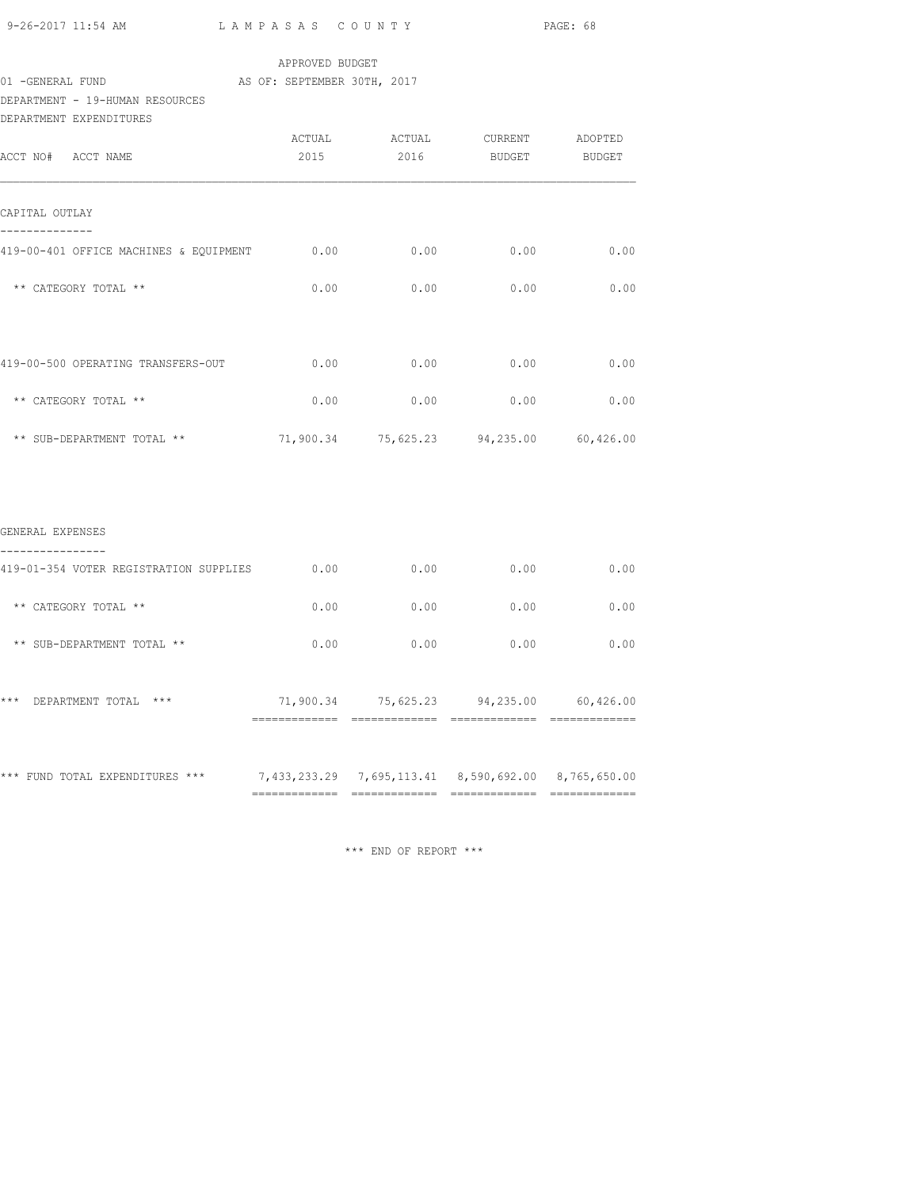APPROVED BUDGET

01 -GENERAL FUND AS OF: SEPTEMBER 30TH, 2017

DEPARTMENT - 19-HUMAN RESOURCES

DEPARTMENT EXPENDITURES

| ACCT NO# ACCT NAME | ACTUAL 2015 | ACTUAL 2016 | CURRENT BUDGET | ADOPTED BUDGET |
|---|---|---|---|---|
| **CAPITAL OUTLAY** | | | | |
| 419-00-401 OFFICE MACHINES & EQUIPMENT | 0.00 | 0.00 | 0.00 | 0.00 |
| ** CATEGORY TOTAL ** | 0.00 | 0.00 | 0.00 | 0.00 |
| 419-00-500 OPERATING TRANSFERS-OUT | 0.00 | 0.00 | 0.00 | 0.00 |
| ** CATEGORY TOTAL ** | 0.00 | 0.00 | 0.00 | 0.00 |
| ** SUB-DEPARTMENT TOTAL ** | 71,900.34 | 75,625.23 | 94,235.00 | 60,426.00 |
| **GENERAL EXPENSES** | | | | |
| 419-01-354 VOTER REGISTRATION SUPPLIES | 0.00 | 0.00 | 0.00 | 0.00 |
| ** CATEGORY TOTAL ** | 0.00 | 0.00 | 0.00 | 0.00 |
| ** SUB-DEPARTMENT TOTAL ** | 0.00 | 0.00 | 0.00 | 0.00 |
| *** DEPARTMENT TOTAL *** | 71,900.34 | 75,625.23 | 94,235.00 | 60,426.00 |
| *** FUND TOTAL EXPENDITURES *** | 7,433,233.29 | 7,695,113.41 | 8,590,692.00 | 8,765,650.00 |

*** END OF REPORT ***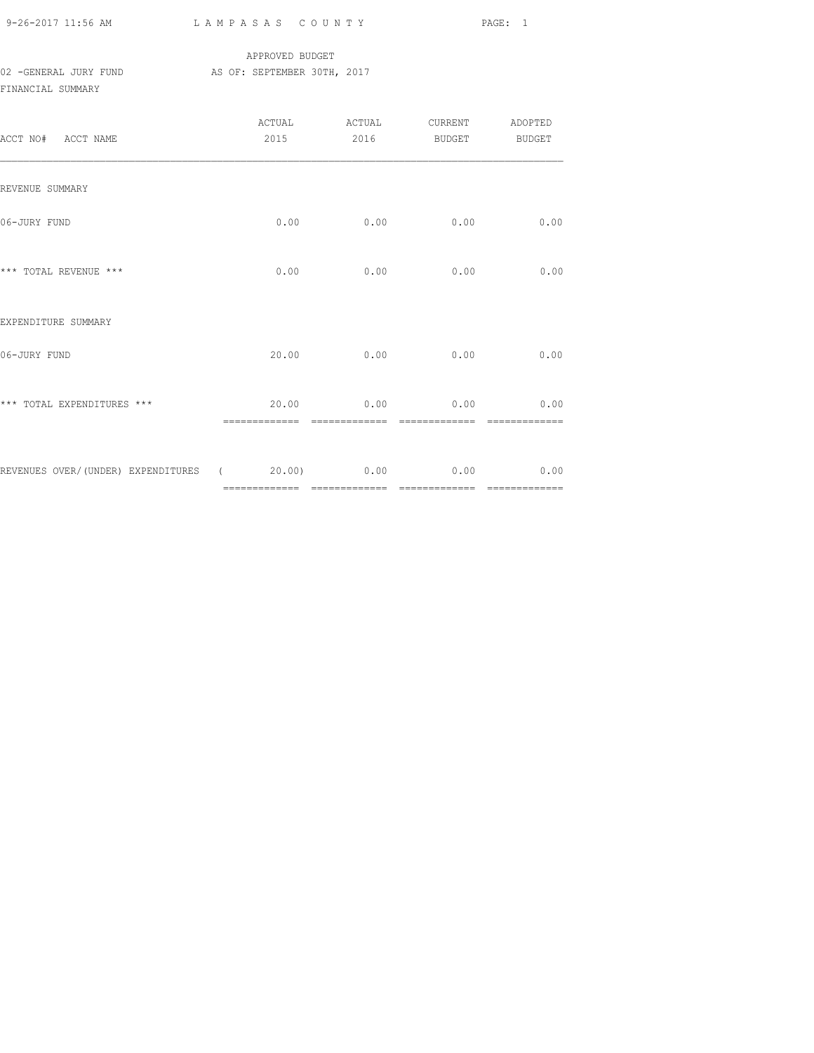APPROVED BUDGET

02 -GENERAL JURY FUND AS OF: SEPTEMBER 30TH, 2017

FINANCIAL SUMMARY

| ACCT NO# ACCT NAME | ACTUAL 2015 | ACTUAL 2016 | CURRENT BUDGET | ADOPTED BUDGET |
|---|---|---|---|---|
| REVENUE SUMMARY | | | | |
| 06-JURY FUND | 0.00 | 0.00 | 0.00 | 0.00 |
| *** TOTAL REVENUE *** | 0.00 | 0.00 | 0.00 | 0.00 |
| EXPENDITURE SUMMARY | | | | |
| 06-JURY FUND | 20.00 | 0.00 | 0.00 | 0.00 |
| *** TOTAL EXPENDITURES *** | 20.00 | 0.00 | 0.00 | 0.00 |
| REVENUES OVER/(UNDER) EXPENDITURES | ( 20.00) | 0.00 | 0.00 | 0.00 |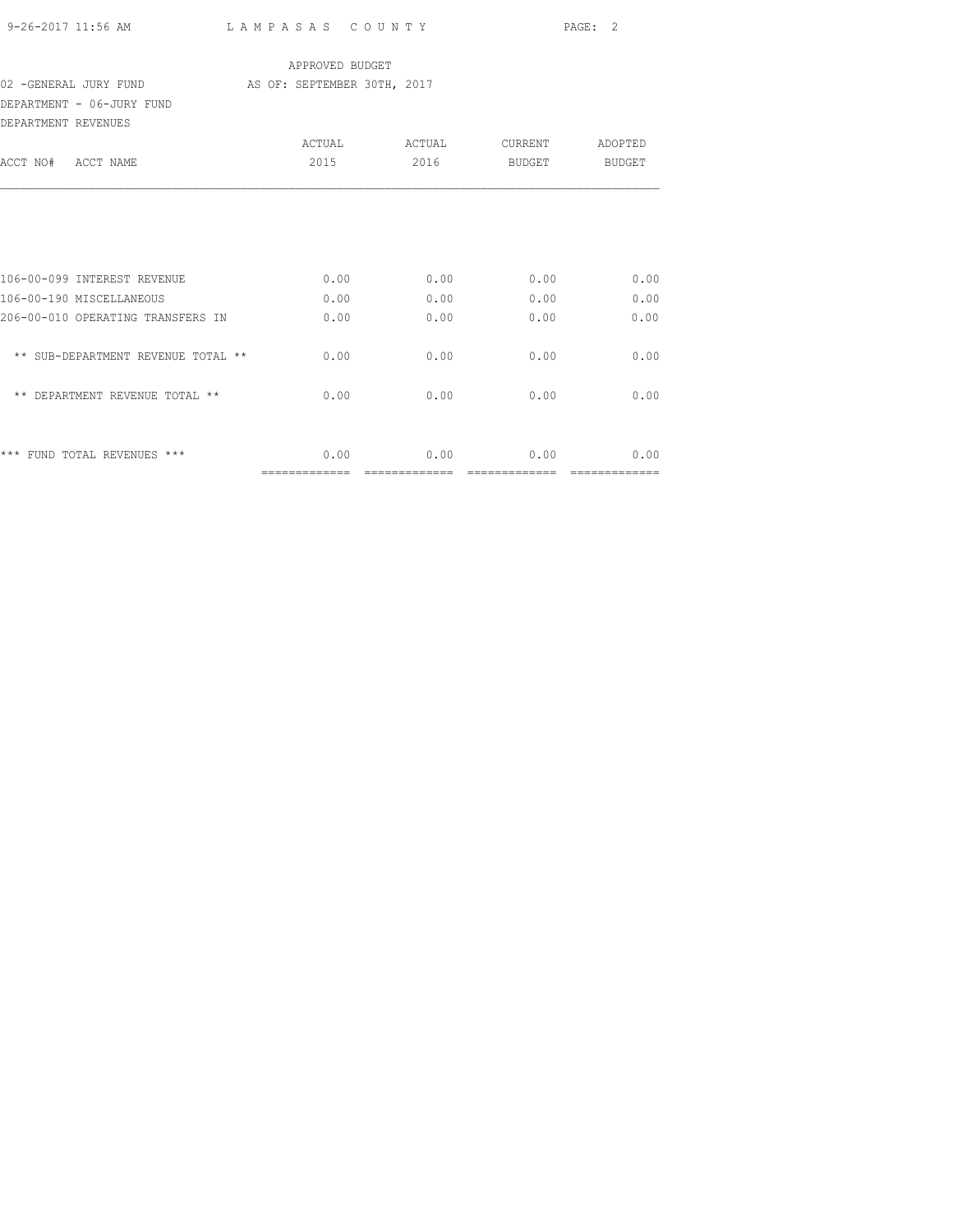APPROVED BUDGET

02 -GENERAL JURY FUND AS OF: SEPTEMBER 30TH, 2017

DEPARTMENT - 06-JURY FUND

DEPARTMENT REVENUES

| ACCT NO# ACCT NAME | ACTUAL 2015 | ACTUAL 2016 | CURRENT BUDGET | ADOPTED BUDGET |
|---|---|---|---|---|
| 106-00-099 INTEREST REVENUE | 0.00 | 0.00 | 0.00 | 0.00 |
| 106-00-190 MISCELLANEOUS | 0.00 | 0.00 | 0.00 | 0.00 |
| 206-00-010 OPERATING TRANSFERS IN | 0.00 | 0.00 | 0.00 | 0.00 |
| ** SUB-DEPARTMENT REVENUE TOTAL ** | 0.00 | 0.00 | 0.00 | 0.00 |
| ** DEPARTMENT REVENUE TOTAL ** | 0.00 | 0.00 | 0.00 | 0.00 |
| *** FUND TOTAL REVENUES *** | 0.00 | 0.00 | 0.00 | 0.00 |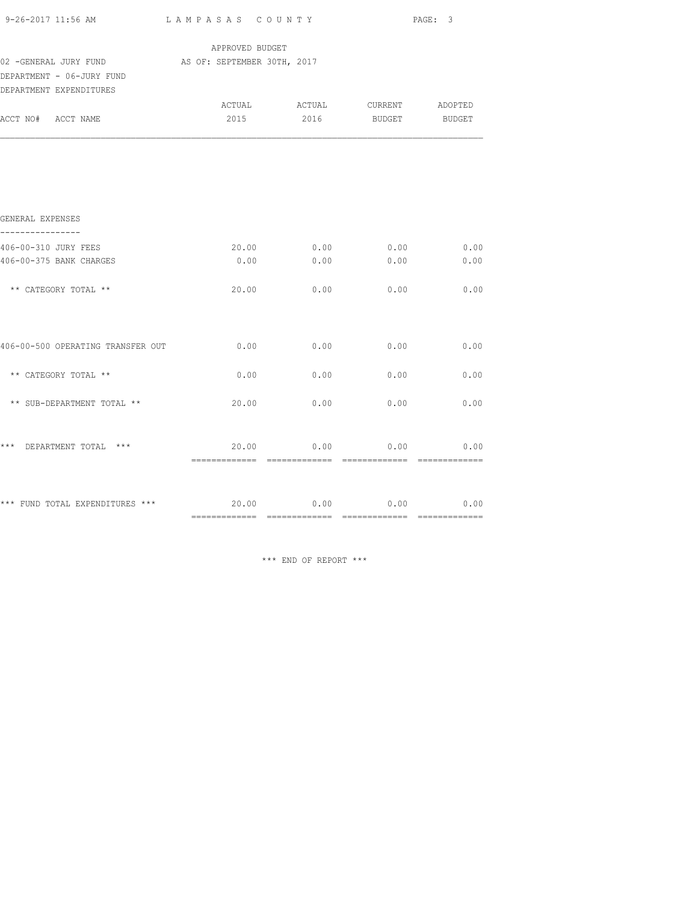APPROVED BUDGET

02 -GENERAL JURY FUND AS OF: SEPTEMBER 30TH, 2017

DEPARTMENT - 06-JURY FUND

DEPARTMENT EXPENDITURES

| ACCT NO# ACCT NAME | ACTUAL 2015 | ACTUAL 2016 | CURRENT BUDGET | ADOPTED BUDGET |
|---|---|---|---|---|
| **GENERAL EXPENSES** | | | | |
| 406-00-310 JURY FEES | 20.00 | 0.00 | 0.00 | 0.00 |
| 406-00-375 BANK CHARGES | 0.00 | 0.00 | 0.00 | 0.00 |
| ** CATEGORY TOTAL ** | 20.00 | 0.00 | 0.00 | 0.00 |
| 406-00-500 OPERATING TRANSFER OUT | 0.00 | 0.00 | 0.00 | 0.00 |
| ** CATEGORY TOTAL ** | 0.00 | 0.00 | 0.00 | 0.00 |
| ** SUB-DEPARTMENT TOTAL ** | 20.00 | 0.00 | 0.00 | 0.00 |
| *** DEPARTMENT TOTAL *** | 20.00 | 0.00 | 0.00 | 0.00 |
| *** FUND TOTAL EXPENDITURES *** | 20.00 | 0.00 | 0.00 | 0.00 |

*** END OF REPORT ***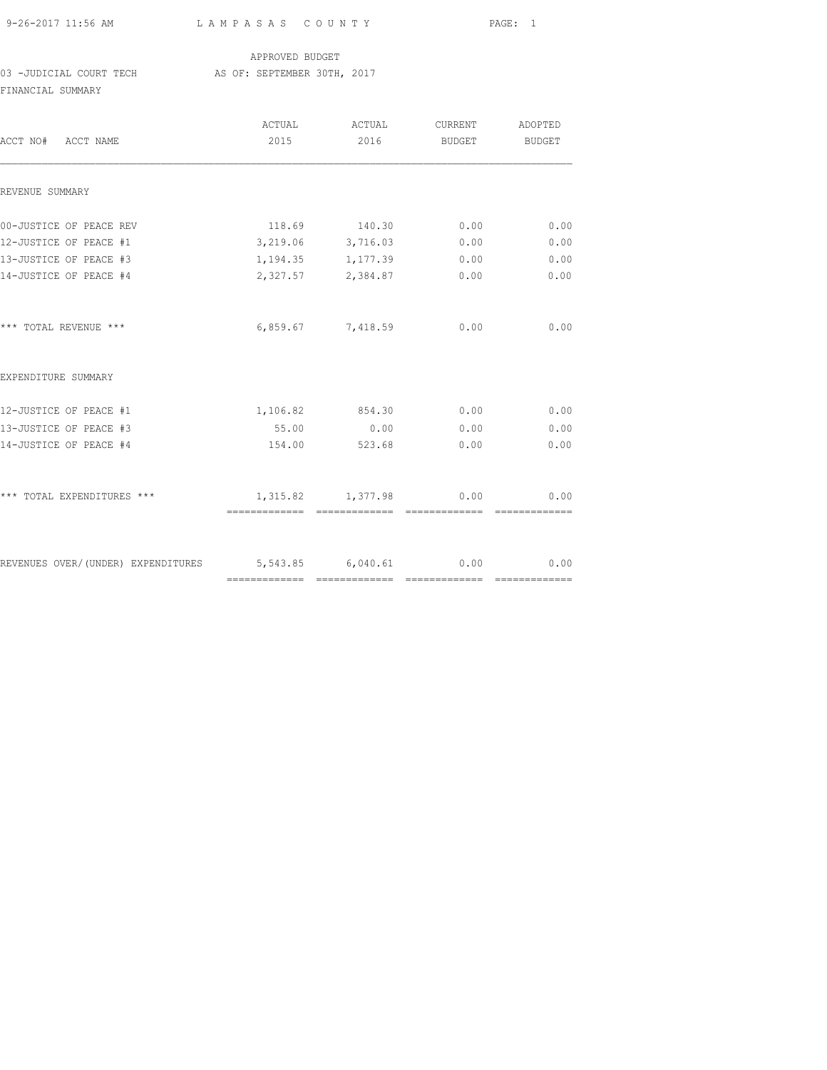APPROVED BUDGET

03 -JUDICIAL COURT TECH AS OF: SEPTEMBER 30TH, 2017

FINANCIAL SUMMARY

| ACCT NO# ACCT NAME | ACTUAL 2015 | ACTUAL 2016 | CURRENT BUDGET | ADOPTED BUDGET |
|---|---|---|---|---|
| REVENUE SUMMARY | | | | |
| 00-JUSTICE OF PEACE REV | 118.69 | 140.30 | 0.00 | 0.00 |
| 12-JUSTICE OF PEACE #1 | 3,219.06 | 3,716.03 | 0.00 | 0.00 |
| 13-JUSTICE OF PEACE #3 | 1,194.35 | 1,177.39 | 0.00 | 0.00 |
| 14-JUSTICE OF PEACE #4 | 2,327.57 | 2,384.87 | 0.00 | 0.00 |
| *** TOTAL REVENUE *** | 6,859.67 | 7,418.59 | 0.00 | 0.00 |
| EXPENDITURE SUMMARY | | | | |
| 12-JUSTICE OF PEACE #1 | 1,106.82 | 854.30 | 0.00 | 0.00 |
| 13-JUSTICE OF PEACE #3 | 55.00 | 0.00 | 0.00 | 0.00 |
| 14-JUSTICE OF PEACE #4 | 154.00 | 523.68 | 0.00 | 0.00 |
| *** TOTAL EXPENDITURES *** | 1,315.82 | 1,377.98 | 0.00 | 0.00 |
| REVENUES OVER/(UNDER) EXPENDITURES | 5,543.85 | 6,040.61 | 0.00 | 0.00 |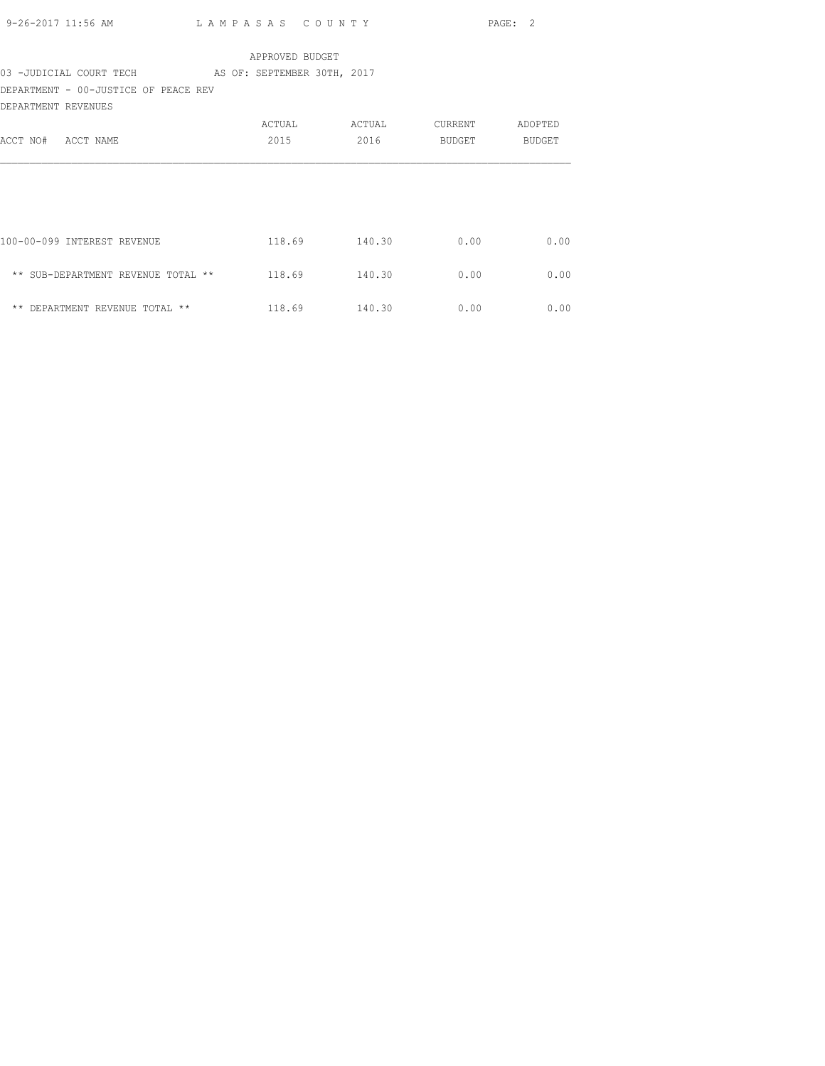APPROVED BUDGET

03 -JUDICIAL COURT TECH AS OF: SEPTEMBER 30TH, 2017

DEPARTMENT - 00-JUSTICE OF PEACE REV

DEPARTMENT REVENUES

| ACCT NO# ACCT NAME | ACTUAL 2015 | ACTUAL 2016 | CURRENT BUDGET | ADOPTED BUDGET |
|---|---|---|---|---|
| 100-00-099 INTEREST REVENUE | 118.69 | 140.30 | 0.00 | 0.00 |
| ** SUB-DEPARTMENT REVENUE TOTAL ** | 118.69 | 140.30 | 0.00 | 0.00 |
| ** DEPARTMENT REVENUE TOTAL ** | 118.69 | 140.30 | 0.00 | 0.00 |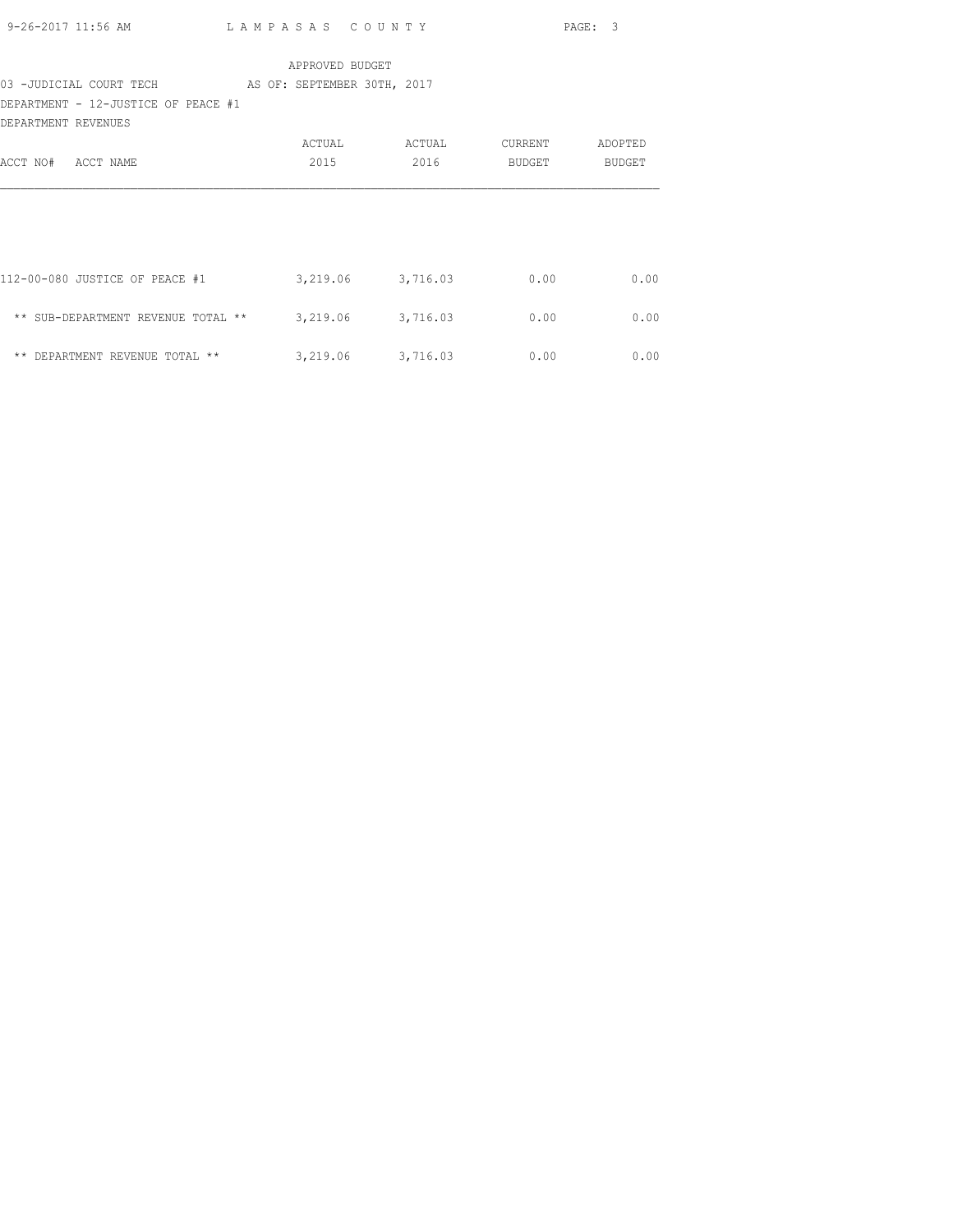APPROVED BUDGET

03 -JUDICIAL COURT TECH AS OF: SEPTEMBER 30TH, 2017

DEPARTMENT - 12-JUSTICE OF PEACE #1

DEPARTMENT REVENUES

| ACCT NO# ACCT NAME | ACTUAL 2015 | ACTUAL 2016 | CURRENT BUDGET | ADOPTED BUDGET |
|---|---|---|---|---|
| 112-00-080 JUSTICE OF PEACE #1 | 3,219.06 | 3,716.03 | 0.00 | 0.00 |
| ** SUB-DEPARTMENT REVENUE TOTAL ** | 3,219.06 | 3,716.03 | 0.00 | 0.00 |
| ** DEPARTMENT REVENUE TOTAL ** | 3,219.06 | 3,716.03 | 0.00 | 0.00 |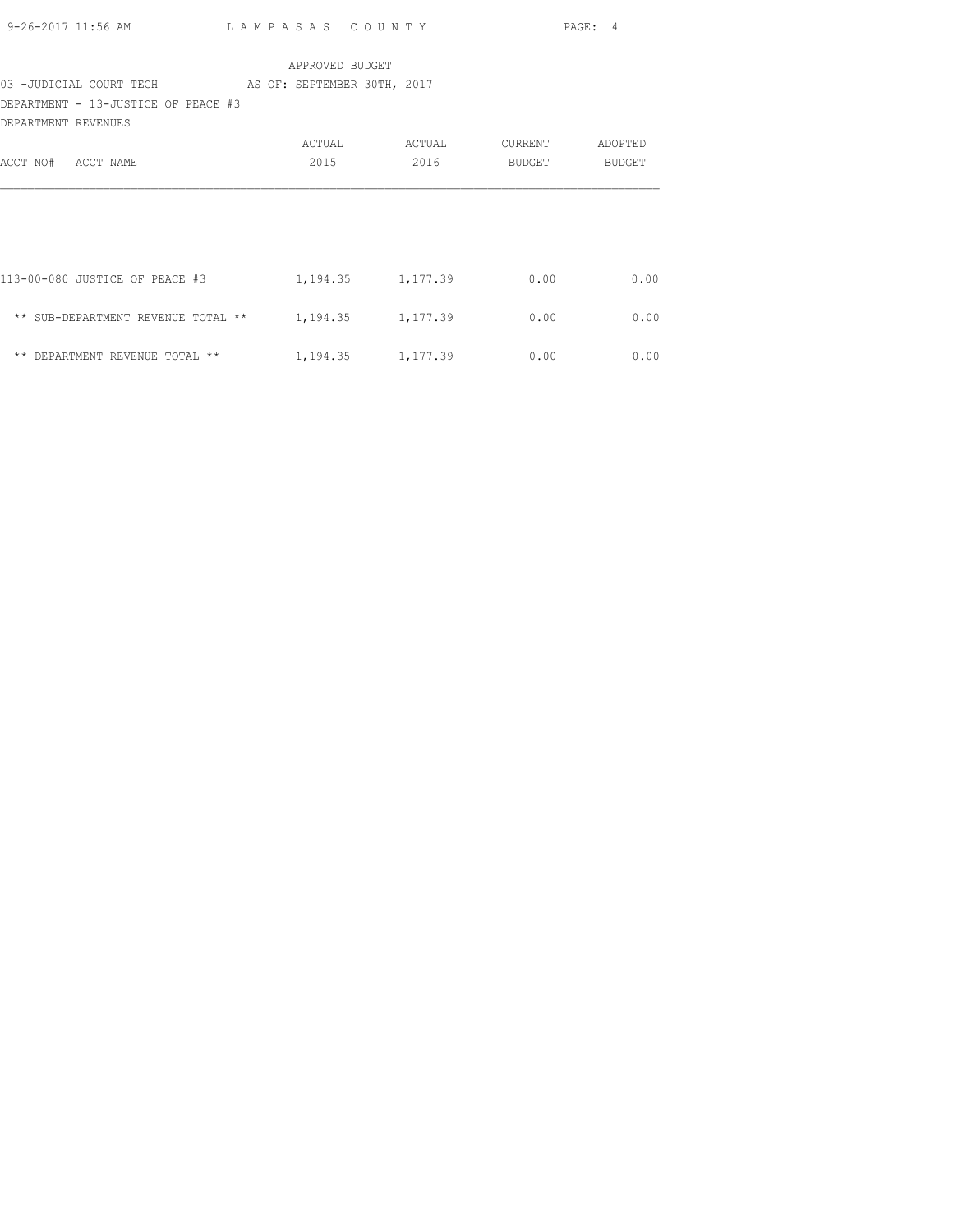APPROVED BUDGET

03 -JUDICIAL COURT TECH AS OF: SEPTEMBER 30TH, 2017

DEPARTMENT - 13-JUSTICE OF PEACE #3

DEPARTMENT REVENUES

| ACCT NO# ACCT NAME | ACTUAL 2015 | ACTUAL 2016 | CURRENT BUDGET | ADOPTED BUDGET |
|---|---|---|---|---|
| 113-00-080 JUSTICE OF PEACE #3 | 1,194.35 | 1,177.39 | 0.00 | 0.00 |
| ** SUB-DEPARTMENT REVENUE TOTAL ** | 1,194.35 | 1,177.39 | 0.00 | 0.00 |
| ** DEPARTMENT REVENUE TOTAL ** | 1,194.35 | 1,177.39 | 0.00 | 0.00 |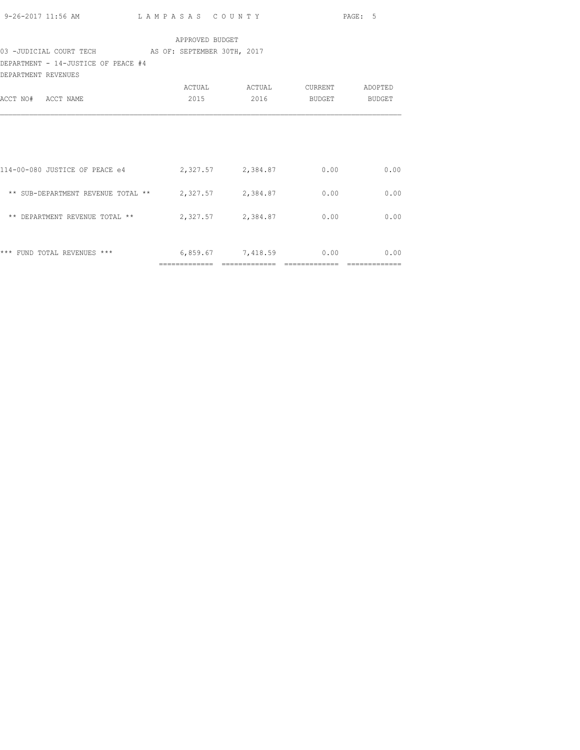APPROVED BUDGET

03 -JUDICIAL COURT TECH AS OF: SEPTEMBER 30TH, 2017

DEPARTMENT - 14-JUSTICE OF PEACE #4

DEPARTMENT REVENUES

| ACCT NO# ACCT NAME | ACTUAL 2015 | ACTUAL 2016 | CURRENT BUDGET | ADOPTED BUDGET |
|---|---|---|---|---|
| 114-00-080 JUSTICE OF PEACE e4 | 2,327.57 | 2,384.87 | 0.00 | 0.00 |
| ** SUB-DEPARTMENT REVENUE TOTAL ** | 2,327.57 | 2,384.87 | 0.00 | 0.00 |
| ** DEPARTMENT REVENUE TOTAL ** | 2,327.57 | 2,384.87 | 0.00 | 0.00 |
| *** FUND TOTAL REVENUES *** | 6,859.67 | 7,418.59 | 0.00 | 0.00 |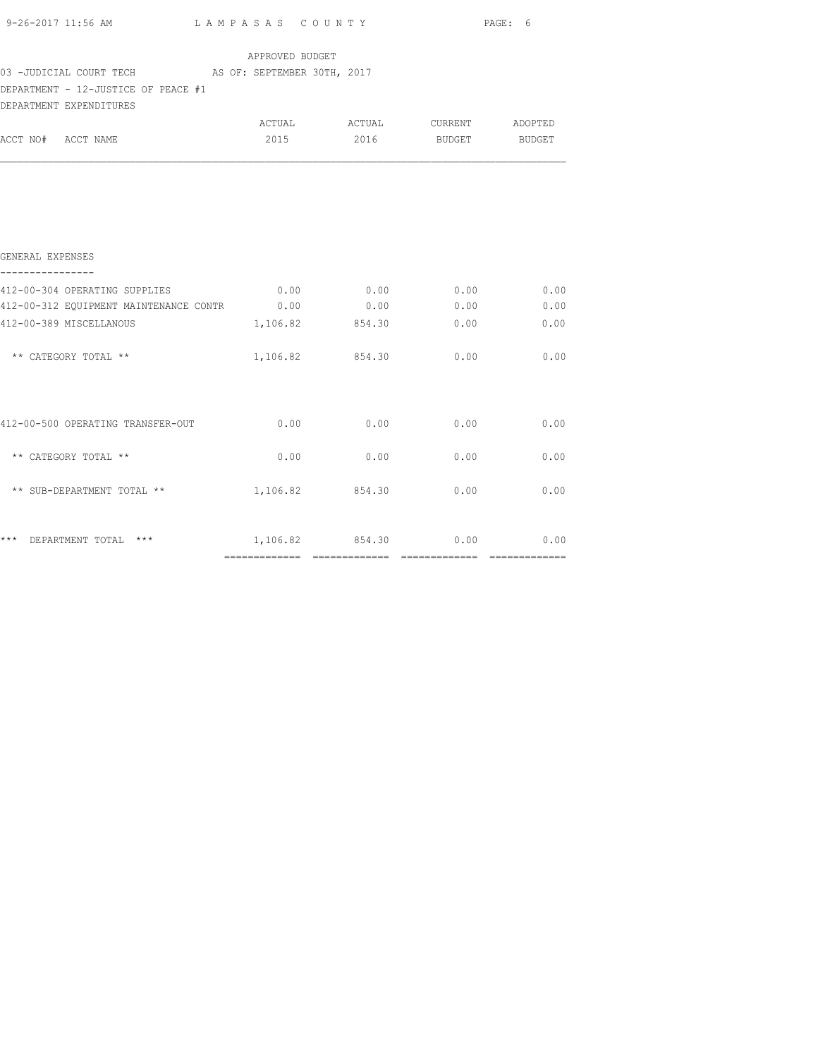APPROVED BUDGET

03 -JUDICIAL COURT TECH AS OF: SEPTEMBER 30TH, 2017

DEPARTMENT - 12-JUSTICE OF PEACE #1

DEPARTMENT EXPENDITURES

| ACCT NO# ACCT NAME | ACTUAL 2015 | ACTUAL 2016 | CURRENT BUDGET | ADOPTED BUDGET |
|---|---|---|---|---|
| **GENERAL EXPENSES** | | | | |
| 412-00-304 OPERATING SUPPLIES | 0.00 | 0.00 | 0.00 | 0.00 |
| 412-00-312 EQUIPMENT MAINTENANCE CONTR | 0.00 | 0.00 | 0.00 | 0.00 |
| 412-00-389 MISCELLANOUS | 1,106.82 | 854.30 | 0.00 | 0.00 |
| ** CATEGORY TOTAL ** | 1,106.82 | 854.30 | 0.00 | 0.00 |
| 412-00-500 OPERATING TRANSFER-OUT | 0.00 | 0.00 | 0.00 | 0.00 |
| ** CATEGORY TOTAL ** | 0.00 | 0.00 | 0.00 | 0.00 |
| ** SUB-DEPARTMENT TOTAL ** | 1,106.82 | 854.30 | 0.00 | 0.00 |
| *** DEPARTMENT TOTAL *** | 1,106.82 | 854.30 | 0.00 | 0.00 |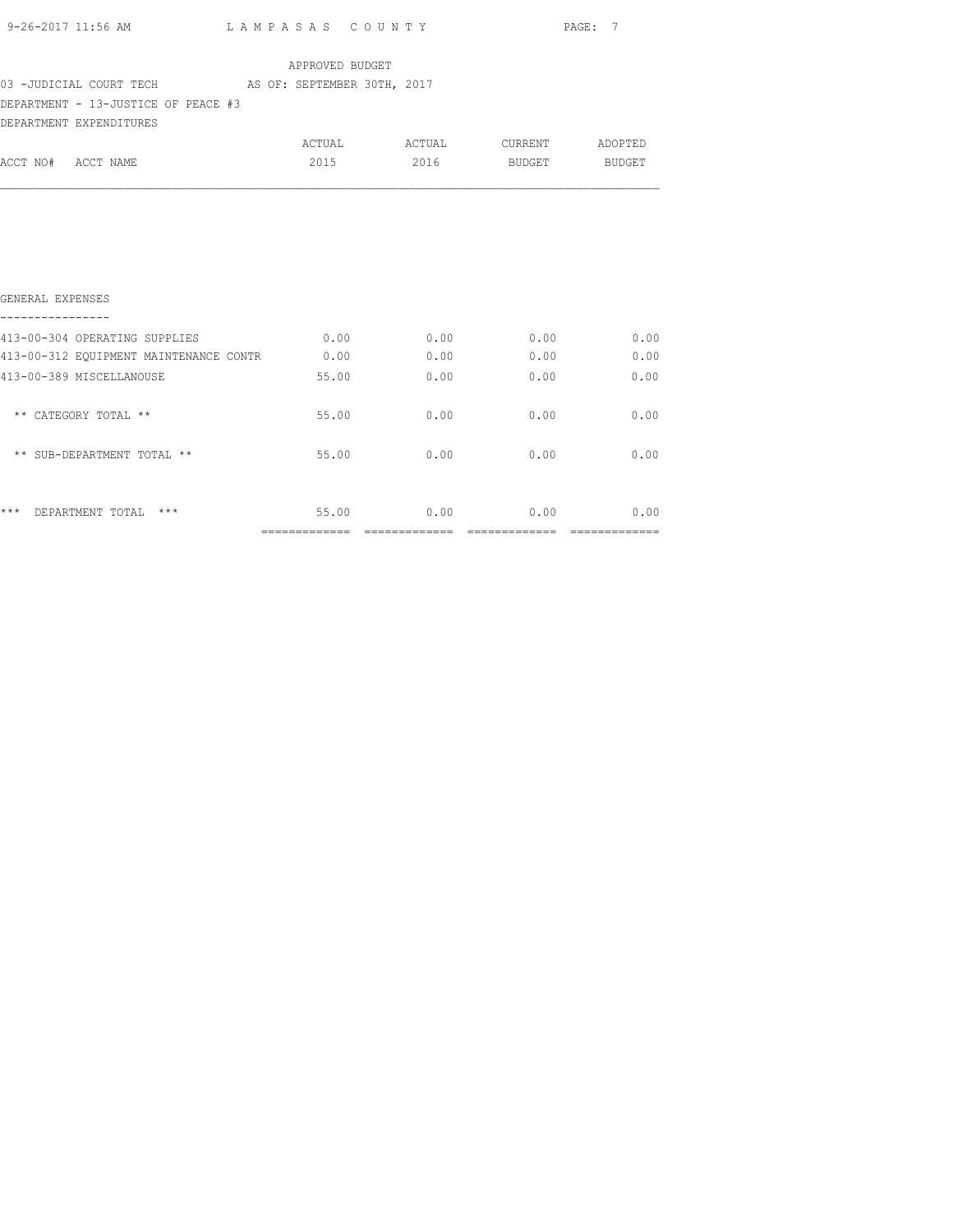APPROVED BUDGET

03 -JUDICIAL COURT TECH AS OF: SEPTEMBER 30TH, 2017

DEPARTMENT - 13-JUSTICE OF PEACE #3

DEPARTMENT EXPENDITURES

| ACCT NO# ACCT NAME | ACTUAL 2015 | ACTUAL 2016 | CURRENT BUDGET | ADOPTED BUDGET |
|---|---|---|---|---|
| **GENERAL EXPENSES** | | | | |
| 413-00-304 OPERATING SUPPLIES | 0.00 | 0.00 | 0.00 | 0.00 |
| 413-00-312 EQUIPMENT MAINTENANCE CONTR | 0.00 | 0.00 | 0.00 | 0.00 |
| 413-00-389 MISCELLANOUSE | 55.00 | 0.00 | 0.00 | 0.00 |
| ** CATEGORY TOTAL ** | 55.00 | 0.00 | 0.00 | 0.00 |
| ** SUB-DEPARTMENT TOTAL ** | 55.00 | 0.00 | 0.00 | 0.00 |
| *** DEPARTMENT TOTAL *** | 55.00 | 0.00 | 0.00 | 0.00 |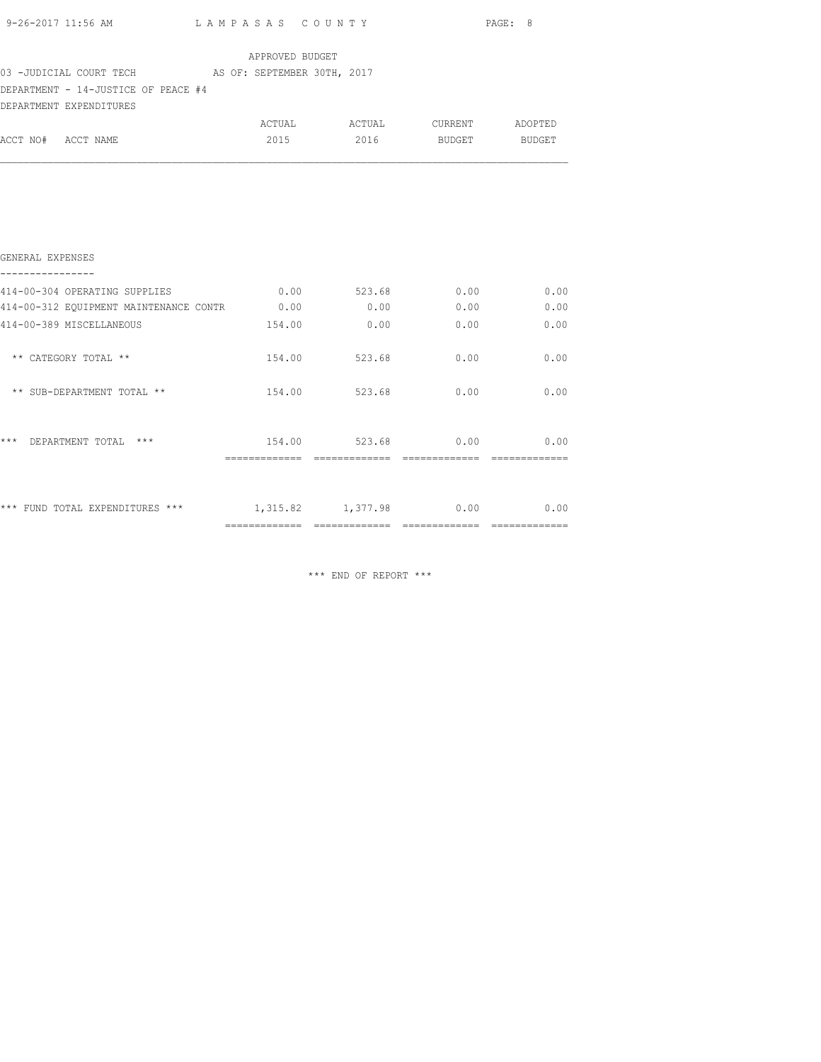APPROVED BUDGET

03 -JUDICIAL COURT TECH    AS OF: SEPTEMBER 30TH, 2017

DEPARTMENT - 14-JUSTICE OF PEACE #4

DEPARTMENT EXPENDITURES

| ACCT NO# ACCT NAME | ACTUAL 2015 | ACTUAL 2016 | CURRENT BUDGET | ADOPTED BUDGET |
|---|---|---|---|---|
| **GENERAL EXPENSES** | | | | |
| 414-00-304 OPERATING SUPPLIES | 0.00 | 523.68 | 0.00 | 0.00 |
| 414-00-312 EQUIPMENT MAINTENANCE CONTR | 0.00 | 0.00 | 0.00 | 0.00 |
| 414-00-389 MISCELLANEOUS | 154.00 | 0.00 | 0.00 | 0.00 |
| ** CATEGORY TOTAL ** | 154.00 | 523.68 | 0.00 | 0.00 |
| ** SUB-DEPARTMENT TOTAL ** | 154.00 | 523.68 | 0.00 | 0.00 |
| *** DEPARTMENT TOTAL *** | 154.00 | 523.68 | 0.00 | 0.00 |
| *** FUND TOTAL EXPENDITURES *** | 1,315.82 | 1,377.98 | 0.00 | 0.00 |

*** END OF REPORT ***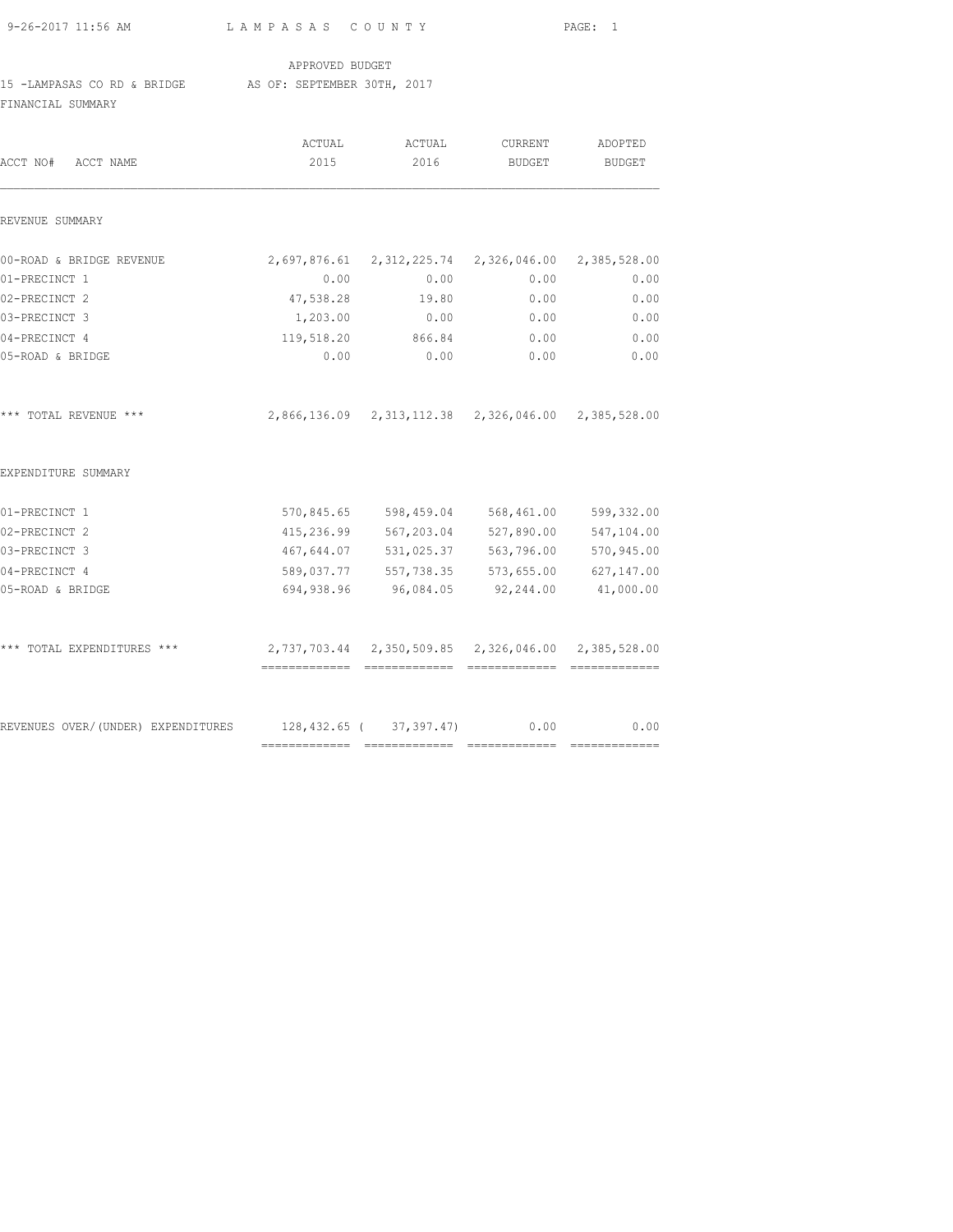APPROVED BUDGET

15 -LAMPASAS CO RD & BRIDGE AS OF: SEPTEMBER 30TH, 2017

FINANCIAL SUMMARY

| ACCT NO# ACCT NAME | ACTUAL 2015 | ACTUAL 2016 | CURRENT BUDGET | ADOPTED BUDGET |
|---|---|---|---|---|
| REVENUE SUMMARY | | | | |
| 00-ROAD & BRIDGE REVENUE | 2,697,876.61 | 2,312,225.74 | 2,326,046.00 | 2,385,528.00 |
| 01-PRECINCT 1 | 0.00 | 0.00 | 0.00 | 0.00 |
| 02-PRECINCT 2 | 47,538.28 | 19.80 | 0.00 | 0.00 |
| 03-PRECINCT 3 | 1,203.00 | 0.00 | 0.00 | 0.00 |
| 04-PRECINCT 4 | 119,518.20 | 866.84 | 0.00 | 0.00 |
| 05-ROAD & BRIDGE | 0.00 | 0.00 | 0.00 | 0.00 |
| *** TOTAL REVENUE *** | 2,866,136.09 | 2,313,112.38 | 2,326,046.00 | 2,385,528.00 |
| EXPENDITURE SUMMARY | | | | |
| 01-PRECINCT 1 | 570,845.65 | 598,459.04 | 568,461.00 | 599,332.00 |
| 02-PRECINCT 2 | 415,236.99 | 567,203.04 | 527,890.00 | 547,104.00 |
| 03-PRECINCT 3 | 467,644.07 | 531,025.37 | 563,796.00 | 570,945.00 |
| 04-PRECINCT 4 | 589,037.77 | 557,738.35 | 573,655.00 | 627,147.00 |
| 05-ROAD & BRIDGE | 694,938.96 | 96,084.05 | 92,244.00 | 41,000.00 |
| *** TOTAL EXPENDITURES *** | 2,737,703.44 | 2,350,509.85 | 2,326,046.00 | 2,385,528.00 |
| REVENUES OVER/(UNDER) EXPENDITURES | 128,432.65 | ( 37,397.47) | 0.00 | 0.00 |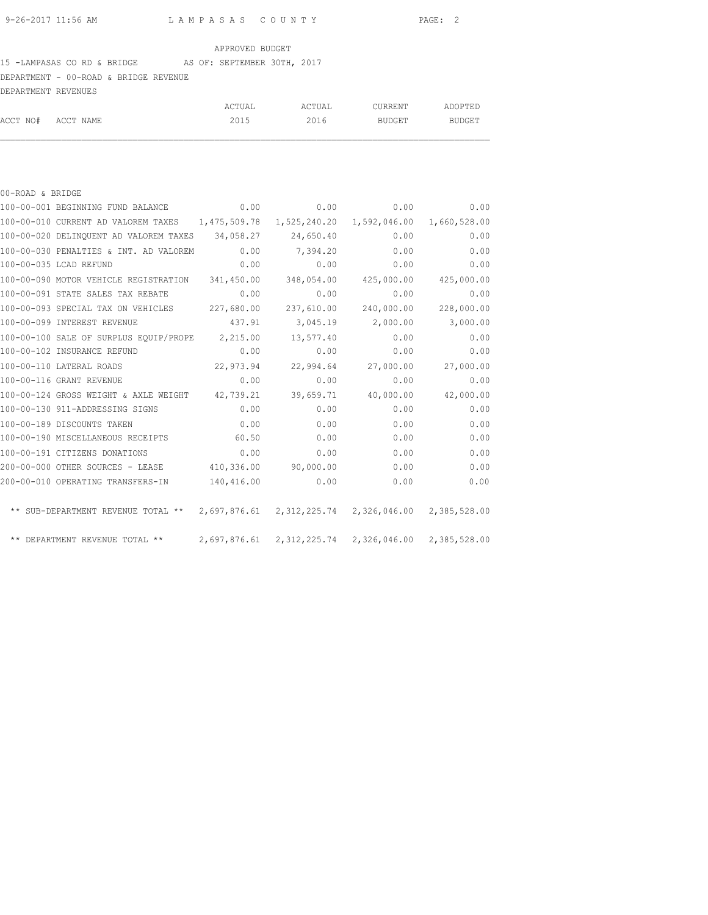APPROVED BUDGET

15 -LAMPASAS CO RD & BRIDGE AS OF: SEPTEMBER 30TH, 2017

DEPARTMENT - 00-ROAD & BRIDGE REVENUE

DEPARTMENT REVENUES

| ACCT NO# | ACCT NAME | ACTUAL 2015 | ACTUAL 2016 | CURRENT BUDGET | ADOPTED BUDGET |
|---|---|---|---|---|---|
| | 00-ROAD & BRIDGE | | | | |
| 100-00-001 | BEGINNING FUND BALANCE | 0.00 | 0.00 | 0.00 | 0.00 |
| 100-00-010 | CURRENT AD VALOREM TAXES | 1,475,509.78 | 1,525,240.20 | 1,592,046.00 | 1,660,528.00 |
| 100-00-020 | DELINQUENT AD VALOREM TAXES | 34,058.27 | 24,650.40 | 0.00 | 0.00 |
| 100-00-030 | PENALTIES & INT. AD VALOREM | 0.00 | 7,394.20 | 0.00 | 0.00 |
| 100-00-035 | LCAD REFUND | 0.00 | 0.00 | 0.00 | 0.00 |
| 100-00-090 | MOTOR VEHICLE REGISTRATION | 341,450.00 | 348,054.00 | 425,000.00 | 425,000.00 |
| 100-00-091 | STATE SALES TAX REBATE | 0.00 | 0.00 | 0.00 | 0.00 |
| 100-00-093 | SPECIAL TAX ON VEHICLES | 227,680.00 | 237,610.00 | 240,000.00 | 228,000.00 |
| 100-00-099 | INTEREST REVENUE | 437.91 | 3,045.19 | 2,000.00 | 3,000.00 |
| 100-00-100 | SALE OF SURPLUS EQUIP/PROPE | 2,215.00 | 13,577.40 | 0.00 | 0.00 |
| 100-00-102 | INSURANCE REFUND | 0.00 | 0.00 | 0.00 | 0.00 |
| 100-00-110 | LATERAL ROADS | 22,973.94 | 22,994.64 | 27,000.00 | 27,000.00 |
| 100-00-116 | GRANT REVENUE | 0.00 | 0.00 | 0.00 | 0.00 |
| 100-00-124 | GROSS WEIGHT & AXLE WEIGHT | 42,739.21 | 39,659.71 | 40,000.00 | 42,000.00 |
| 100-00-130 | 911-ADDRESSING SIGNS | 0.00 | 0.00 | 0.00 | 0.00 |
| 100-00-189 | DISCOUNTS TAKEN | 0.00 | 0.00 | 0.00 | 0.00 |
| 100-00-190 | MISCELLANEOUS RECEIPTS | 60.50 | 0.00 | 0.00 | 0.00 |
| 100-00-191 | CITIZENS DONATIONS | 0.00 | 0.00 | 0.00 | 0.00 |
| 200-00-000 | OTHER SOURCES - LEASE | 410,336.00 | 90,000.00 | 0.00 | 0.00 |
| 200-00-010 | OPERATING TRANSFERS-IN | 140,416.00 | 0.00 | 0.00 | 0.00 |
| | ** SUB-DEPARTMENT REVENUE TOTAL ** | 2,697,876.61 | 2,312,225.74 | 2,326,046.00 | 2,385,528.00 |
| | ** DEPARTMENT REVENUE TOTAL ** | 2,697,876.61 | 2,312,225.74 | 2,326,046.00 | 2,385,528.00 |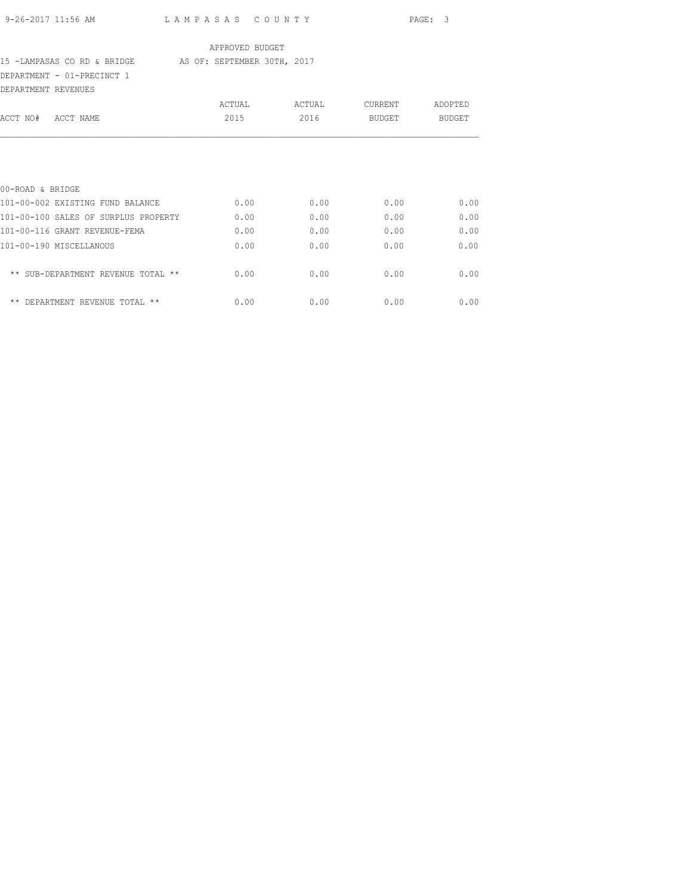APPROVED BUDGET

15 -LAMPASAS CO RD & BRIDGE    AS OF: SEPTEMBER 30TH, 2017

DEPARTMENT - 01-PRECINCT 1

DEPARTMENT REVENUES

| ACCT NO# ACCT NAME | ACTUAL 2015 | ACTUAL 2016 | CURRENT BUDGET | ADOPTED BUDGET |
|---|---|---|---|---|
| 00-ROAD & BRIDGE | | | | |
| 101-00-002 EXISTING FUND BALANCE | 0.00 | 0.00 | 0.00 | 0.00 |
| 101-00-100 SALES OF SURPLUS PROPERTY | 0.00 | 0.00 | 0.00 | 0.00 |
| 101-00-116 GRANT REVENUE-FEMA | 0.00 | 0.00 | 0.00 | 0.00 |
| 101-00-190 MISCELLANOUS | 0.00 | 0.00 | 0.00 | 0.00 |
| ** SUB-DEPARTMENT REVENUE TOTAL ** | 0.00 | 0.00 | 0.00 | 0.00 |
| ** DEPARTMENT REVENUE TOTAL ** | 0.00 | 0.00 | 0.00 | 0.00 |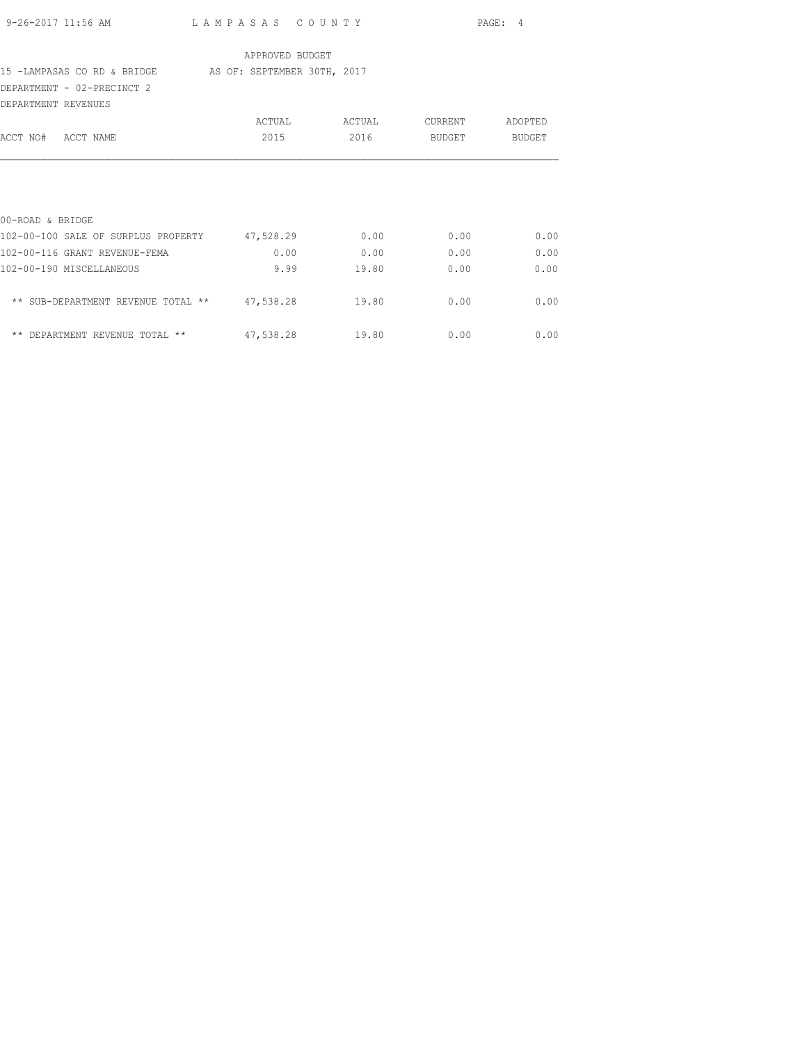APPROVED BUDGET

15 -LAMPASAS CO RD & BRIDGE AS OF: SEPTEMBER 30TH, 2017

DEPARTMENT - 02-PRECINCT 2

DEPARTMENT REVENUES

| ACCT NO# ACCT NAME | ACTUAL 2015 | ACTUAL 2016 | CURRENT BUDGET | ADOPTED BUDGET |
|---|---|---|---|---|
| 00-ROAD & BRIDGE | | | | |
| 102-00-100 SALE OF SURPLUS PROPERTY | 47,528.29 | 0.00 | 0.00 | 0.00 |
| 102-00-116 GRANT REVENUE-FEMA | 0.00 | 0.00 | 0.00 | 0.00 |
| 102-00-190 MISCELLANEOUS | 9.99 | 19.80 | 0.00 | 0.00 |
| ** SUB-DEPARTMENT REVENUE TOTAL ** | 47,538.28 | 19.80 | 0.00 | 0.00 |
| ** DEPARTMENT REVENUE TOTAL ** | 47,538.28 | 19.80 | 0.00 | 0.00 |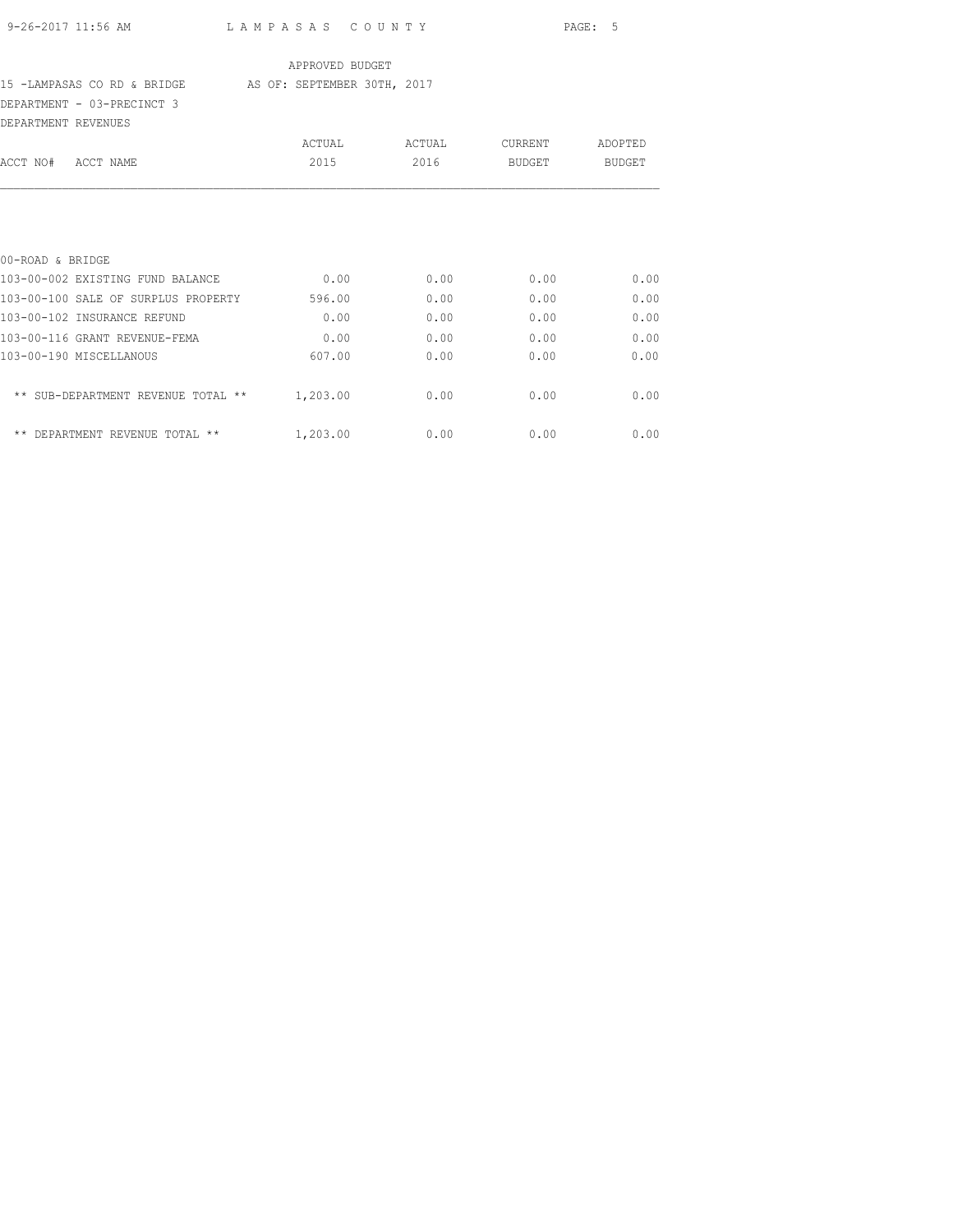APPROVED BUDGET

15 -LAMPASAS CO RD & BRIDGE AS OF: SEPTEMBER 30TH, 2017

DEPARTMENT - 03-PRECINCT 3

DEPARTMENT REVENUES

| ACCT NO# ACCT NAME | ACTUAL 2015 | ACTUAL 2016 | CURRENT BUDGET | ADOPTED BUDGET |
|---|---|---|---|---|
| 00-ROAD & BRIDGE | | | | |
| 103-00-002 EXISTING FUND BALANCE | 0.00 | 0.00 | 0.00 | 0.00 |
| 103-00-100 SALE OF SURPLUS PROPERTY | 596.00 | 0.00 | 0.00 | 0.00 |
| 103-00-102 INSURANCE REFUND | 0.00 | 0.00 | 0.00 | 0.00 |
| 103-00-116 GRANT REVENUE-FEMA | 0.00 | 0.00 | 0.00 | 0.00 |
| 103-00-190 MISCELLANOUS | 607.00 | 0.00 | 0.00 | 0.00 |
| ** SUB-DEPARTMENT REVENUE TOTAL ** | 1,203.00 | 0.00 | 0.00 | 0.00 |
| ** DEPARTMENT REVENUE TOTAL ** | 1,203.00 | 0.00 | 0.00 | 0.00 |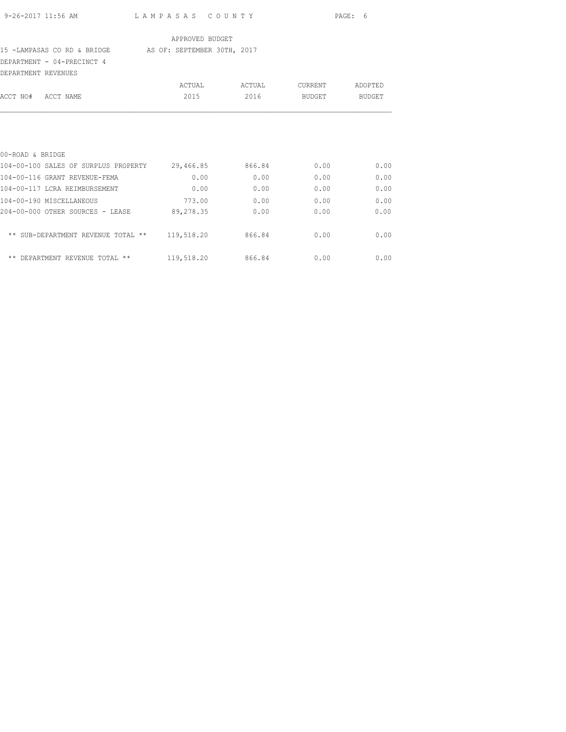APPROVED BUDGET

15 -LAMPASAS CO RD & BRIDGE AS OF: SEPTEMBER 30TH, 2017

DEPARTMENT - 04-PRECINCT 4

DEPARTMENT REVENUES

| ACCT NO# ACCT NAME | ACTUAL 2015 | ACTUAL 2016 | CURRENT BUDGET | ADOPTED BUDGET |
|---|---|---|---|---|
| 00-ROAD & BRIDGE | | | | |
| 104-00-100 SALES OF SURPLUS PROPERTY | 29,466.85 | 866.84 | 0.00 | 0.00 |
| 104-00-116 GRANT REVENUE-FEMA | 0.00 | 0.00 | 0.00 | 0.00 |
| 104-00-117 LCRA REIMBURSEMENT | 0.00 | 0.00 | 0.00 | 0.00 |
| 104-00-190 MISCELLANEOUS | 773.00 | 0.00 | 0.00 | 0.00 |
| 204-00-000 OTHER SOURCES - LEASE | 89,278.35 | 0.00 | 0.00 | 0.00 |
| ** SUB-DEPARTMENT REVENUE TOTAL ** | 119,518.20 | 866.84 | 0.00 | 0.00 |
| ** DEPARTMENT REVENUE TOTAL ** | 119,518.20 | 866.84 | 0.00 | 0.00 |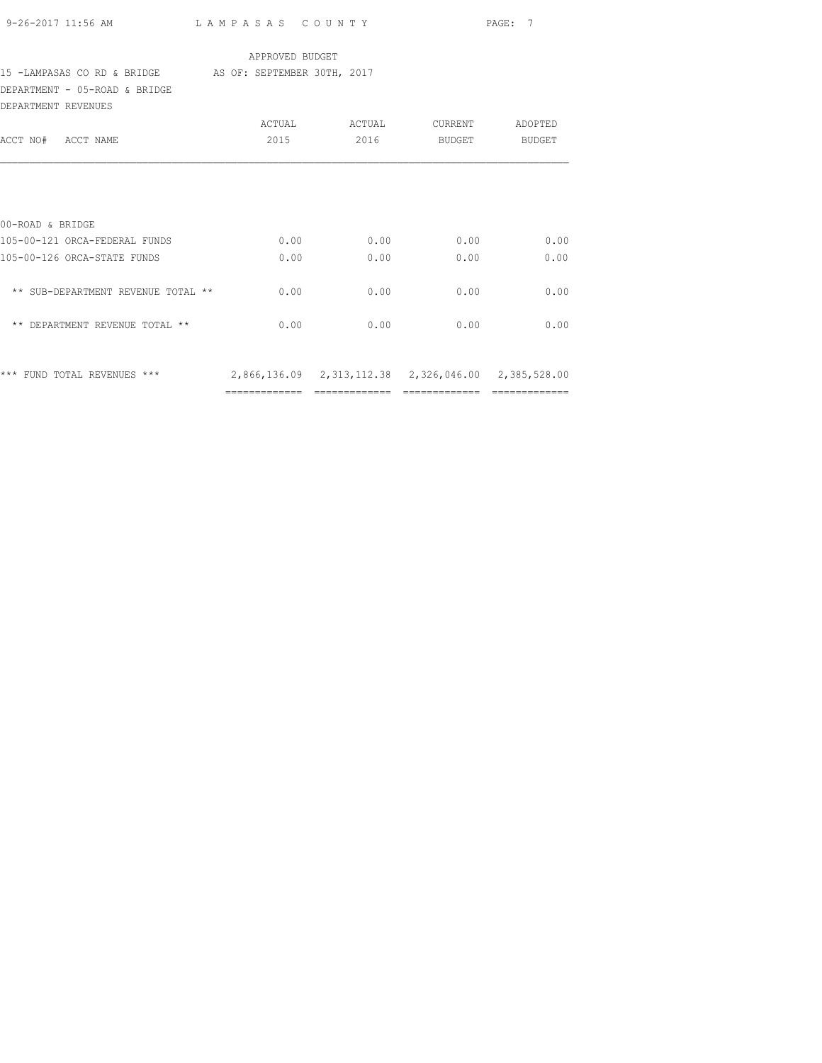APPROVED BUDGET

15 -LAMPASAS CO RD & BRIDGE AS OF: SEPTEMBER 30TH, 2017

DEPARTMENT - 05-ROAD & BRIDGE

DEPARTMENT REVENUES

| ACCT NO# ACCT NAME | ACTUAL 2015 | ACTUAL 2016 | CURRENT BUDGET | ADOPTED BUDGET |
|---|---|---|---|---|
| 00-ROAD & BRIDGE | | | | |
| 105-00-121 ORCA-FEDERAL FUNDS | 0.00 | 0.00 | 0.00 | 0.00 |
| 105-00-126 ORCA-STATE FUNDS | 0.00 | 0.00 | 0.00 | 0.00 |
| ** SUB-DEPARTMENT REVENUE TOTAL ** | 0.00 | 0.00 | 0.00 | 0.00 |
| ** DEPARTMENT REVENUE TOTAL ** | 0.00 | 0.00 | 0.00 | 0.00 |
| *** FUND TOTAL REVENUES *** | 2,866,136.09 | 2,313,112.38 | 2,326,046.00 | 2,385,528.00 |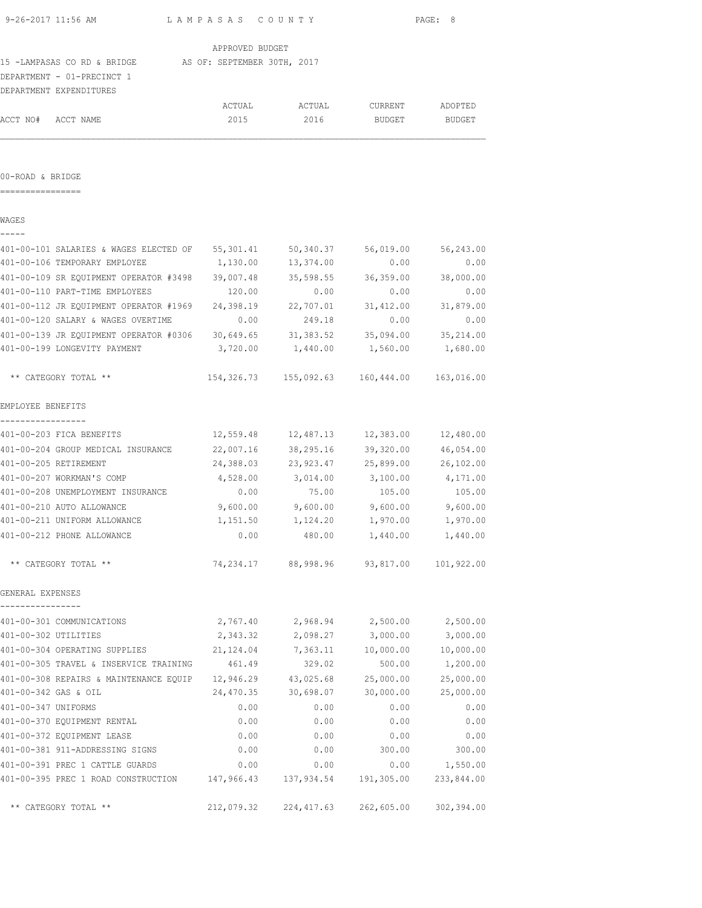APPROVED BUDGET
15 -LAMPASAS CO RD & BRIDGE AS OF: SEPTEMBER 30TH, 2017
DEPARTMENT - 01-PRECINCT 1
DEPARTMENT EXPENDITURES

| ACCT NO# ACCT NAME | ACTUAL 2015 | ACTUAL 2016 | CURRENT BUDGET | ADOPTED BUDGET |
|---|---|---|---|---|
| **00-ROAD & BRIDGE** | | | | |
| **WAGES** | | | | |
| 401-00-101 SALARIES & WAGES ELECTED OF | 55,301.41 | 50,340.37 | 56,019.00 | 56,243.00 |
| 401-00-106 TEMPORARY EMPLOYEE | 1,130.00 | 13,374.00 | 0.00 | 0.00 |
| 401-00-109 SR EQUIPMENT OPERATOR #3498 | 39,007.48 | 35,598.55 | 36,359.00 | 38,000.00 |
| 401-00-110 PART-TIME EMPLOYEES | 120.00 | 0.00 | 0.00 | 0.00 |
| 401-00-112 JR EQUIPMENT OPERATOR #1969 | 24,398.19 | 22,707.01 | 31,412.00 | 31,879.00 |
| 401-00-120 SALARY & WAGES OVERTIME | 0.00 | 249.18 | 0.00 | 0.00 |
| 401-00-139 JR EQUIPMENT OPERATOR #0306 | 30,649.65 | 31,383.52 | 35,094.00 | 35,214.00 |
| 401-00-199 LONGEVITY PAYMENT | 3,720.00 | 1,440.00 | 1,560.00 | 1,680.00 |
| ** CATEGORY TOTAL ** | 154,326.73 | 155,092.63 | 160,444.00 | 163,016.00 |
| **EMPLOYEE BENEFITS** | | | | |
| 401-00-203 FICA BENEFITS | 12,559.48 | 12,487.13 | 12,383.00 | 12,480.00 |
| 401-00-204 GROUP MEDICAL INSURANCE | 22,007.16 | 38,295.16 | 39,320.00 | 46,054.00 |
| 401-00-205 RETIREMENT | 24,388.03 | 23,923.47 | 25,899.00 | 26,102.00 |
| 401-00-207 WORKMAN'S COMP | 4,528.00 | 3,014.00 | 3,100.00 | 4,171.00 |
| 401-00-208 UNEMPLOYMENT INSURANCE | 0.00 | 75.00 | 105.00 | 105.00 |
| 401-00-210 AUTO ALLOWANCE | 9,600.00 | 9,600.00 | 9,600.00 | 9,600.00 |
| 401-00-211 UNIFORM ALLOWANCE | 1,151.50 | 1,124.20 | 1,970.00 | 1,970.00 |
| 401-00-212 PHONE ALLOWANCE | 0.00 | 480.00 | 1,440.00 | 1,440.00 |
| ** CATEGORY TOTAL ** | 74,234.17 | 88,998.96 | 93,817.00 | 101,922.00 |
| **GENERAL EXPENSES** | | | | |
| 401-00-301 COMMUNICATIONS | 2,767.40 | 2,968.94 | 2,500.00 | 2,500.00 |
| 401-00-302 UTILITIES | 2,343.32 | 2,098.27 | 3,000.00 | 3,000.00 |
| 401-00-304 OPERATING SUPPLIES | 21,124.04 | 7,363.11 | 10,000.00 | 10,000.00 |
| 401-00-305 TRAVEL & INSERVICE TRAINING | 461.49 | 329.02 | 500.00 | 1,200.00 |
| 401-00-308 REPAIRS & MAINTENANCE EQUIP | 12,946.29 | 43,025.68 | 25,000.00 | 25,000.00 |
| 401-00-342 GAS & OIL | 24,470.35 | 30,698.07 | 30,000.00 | 25,000.00 |
| 401-00-347 UNIFORMS | 0.00 | 0.00 | 0.00 | 0.00 |
| 401-00-370 EQUIPMENT RENTAL | 0.00 | 0.00 | 0.00 | 0.00 |
| 401-00-372 EQUIPMENT LEASE | 0.00 | 0.00 | 0.00 | 0.00 |
| 401-00-381 911-ADDRESSING SIGNS | 0.00 | 0.00 | 300.00 | 300.00 |
| 401-00-391 PREC 1 CATTLE GUARDS | 0.00 | 0.00 | 0.00 | 1,550.00 |
| 401-00-395 PREC 1 ROAD CONSTRUCTION | 147,966.43 | 137,934.54 | 191,305.00 | 233,844.00 |
| ** CATEGORY TOTAL ** | 212,079.32 | 224,417.63 | 262,605.00 | 302,394.00 |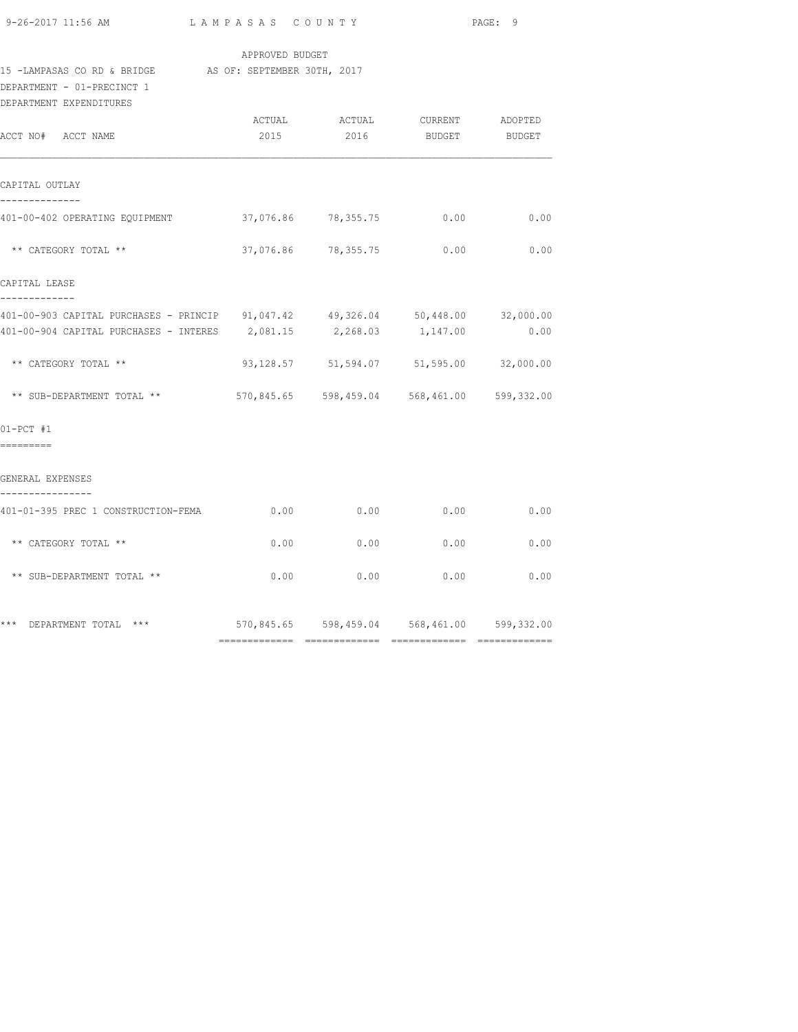APPROVED BUDGET

15 -LAMPASAS CO RD & BRIDGE AS OF: SEPTEMBER 30TH, 2017

DEPARTMENT - 01-PRECINCT 1

DEPARTMENT EXPENDITURES

| ACCT NO# ACCT NAME | ACTUAL 2015 | ACTUAL 2016 | CURRENT BUDGET | ADOPTED BUDGET |
|---|---|---|---|---|
| **CAPITAL OUTLAY** | | | | |
| 401-00-402 OPERATING EQUIPMENT | 37,076.86 | 78,355.75 | 0.00 | 0.00 |
| ** CATEGORY TOTAL ** | 37,076.86 | 78,355.75 | 0.00 | 0.00 |
| **CAPITAL LEASE** | | | | |
| 401-00-903 CAPITAL PURCHASES - PRINCIP | 91,047.42 | 49,326.04 | 50,448.00 | 32,000.00 |
| 401-00-904 CAPITAL PURCHASES - INTERES | 2,081.15 | 2,268.03 | 1,147.00 | 0.00 |
| ** CATEGORY TOTAL ** | 93,128.57 | 51,594.07 | 51,595.00 | 32,000.00 |
| ** SUB-DEPARTMENT TOTAL ** | 570,845.65 | 598,459.04 | 568,461.00 | 599,332.00 |
| **01-PCT #1** | | | | |
| **GENERAL EXPENSES** | | | | |
| 401-01-395 PREC 1 CONSTRUCTION-FEMA | 0.00 | 0.00 | 0.00 | 0.00 |
| ** CATEGORY TOTAL ** | 0.00 | 0.00 | 0.00 | 0.00 |
| ** SUB-DEPARTMENT TOTAL ** | 0.00 | 0.00 | 0.00 | 0.00 |
| *** DEPARTMENT TOTAL *** | 570,845.65 | 598,459.04 | 568,461.00 | 599,332.00 |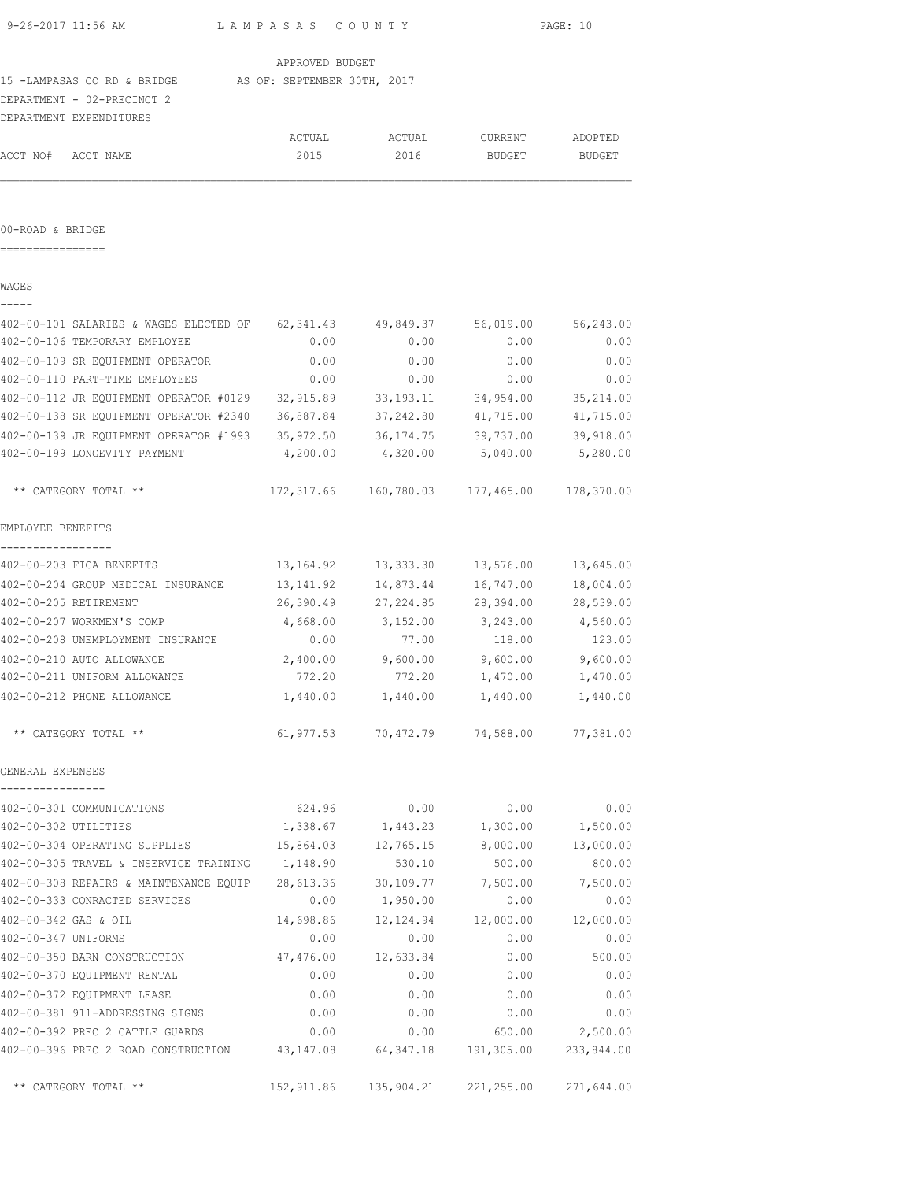APPROVED BUDGET

15 -LAMPASAS CO RD & BRIDGE AS OF: SEPTEMBER 30TH, 2017

DEPARTMENT - 02-PRECINCT 2

DEPARTMENT EXPENDITURES

| ACCT NO# | ACCT NAME | ACTUAL 2015 | ACTUAL 2016 | CURRENT BUDGET | ADOPTED BUDGET |
|---|---|---|---|---|---|

## 00-ROAD & BRIDGE

### WAGES

| ACCT NO# | ACCT NAME | ACTUAL 2015 | ACTUAL 2016 | CURRENT BUDGET | ADOPTED BUDGET |
|---|---|---|---|---|---|
| 402-00-101 | SALARIES & WAGES ELECTED OF | 62,341.43 | 49,849.37 | 56,019.00 | 56,243.00 |
| 402-00-106 | TEMPORARY EMPLOYEE | 0.00 | 0.00 | 0.00 | 0.00 |
| 402-00-109 | SR EQUIPMENT OPERATOR | 0.00 | 0.00 | 0.00 | 0.00 |
| 402-00-110 | PART-TIME EMPLOYEES | 0.00 | 0.00 | 0.00 | 0.00 |
| 402-00-112 | JR EQUIPMENT OPERATOR #0129 | 32,915.89 | 33,193.11 | 34,954.00 | 35,214.00 |
| 402-00-138 | SR EQUIPMENT OPERATOR #2340 | 36,887.84 | 37,242.80 | 41,715.00 | 41,715.00 |
| 402-00-139 | JR EQUIPMENT OPERATOR #1993 | 35,972.50 | 36,174.75 | 39,737.00 | 39,918.00 |
| 402-00-199 | LONGEVITY PAYMENT | 4,200.00 | 4,320.00 | 5,040.00 | 5,280.00 |
| | ** CATEGORY TOTAL ** | 172,317.66 | 160,780.03 | 177,465.00 | 178,370.00 |

### EMPLOYEE BENEFITS

| ACCT NO# | ACCT NAME | ACTUAL 2015 | ACTUAL 2016 | CURRENT BUDGET | ADOPTED BUDGET |
|---|---|---|---|---|---|
| 402-00-203 | FICA BENEFITS | 13,164.92 | 13,333.30 | 13,576.00 | 13,645.00 |
| 402-00-204 | GROUP MEDICAL INSURANCE | 13,141.92 | 14,873.44 | 16,747.00 | 18,004.00 |
| 402-00-205 | RETIREMENT | 26,390.49 | 27,224.85 | 28,394.00 | 28,539.00 |
| 402-00-207 | WORKMEN'S COMP | 4,668.00 | 3,152.00 | 3,243.00 | 4,560.00 |
| 402-00-208 | UNEMPLOYMENT INSURANCE | 0.00 | 77.00 | 118.00 | 123.00 |
| 402-00-210 | AUTO ALLOWANCE | 2,400.00 | 9,600.00 | 9,600.00 | 9,600.00 |
| 402-00-211 | UNIFORM ALLOWANCE | 772.20 | 772.20 | 1,470.00 | 1,470.00 |
| 402-00-212 | PHONE ALLOWANCE | 1,440.00 | 1,440.00 | 1,440.00 | 1,440.00 |
| | ** CATEGORY TOTAL ** | 61,977.53 | 70,472.79 | 74,588.00 | 77,381.00 |

### GENERAL EXPENSES

| ACCT NO# | ACCT NAME | ACTUAL 2015 | ACTUAL 2016 | CURRENT BUDGET | ADOPTED BUDGET |
|---|---|---|---|---|---|
| 402-00-301 | COMMUNICATIONS | 624.96 | 0.00 | 0.00 | 0.00 |
| 402-00-302 | UTILITIES | 1,338.67 | 1,443.23 | 1,300.00 | 1,500.00 |
| 402-00-304 | OPERATING SUPPLIES | 15,864.03 | 12,765.15 | 8,000.00 | 13,000.00 |
| 402-00-305 | TRAVEL & INSERVICE TRAINING | 1,148.90 | 530.10 | 500.00 | 800.00 |
| 402-00-308 | REPAIRS & MAINTENANCE EQUIP | 28,613.36 | 30,109.77 | 7,500.00 | 7,500.00 |
| 402-00-333 | CONRACTED SERVICES | 0.00 | 1,950.00 | 0.00 | 0.00 |
| 402-00-342 | GAS & OIL | 14,698.86 | 12,124.94 | 12,000.00 | 12,000.00 |
| 402-00-347 | UNIFORMS | 0.00 | 0.00 | 0.00 | 0.00 |
| 402-00-350 | BARN CONSTRUCTION | 47,476.00 | 12,633.84 | 0.00 | 500.00 |
| 402-00-370 | EQUIPMENT RENTAL | 0.00 | 0.00 | 0.00 | 0.00 |
| 402-00-372 | EQUIPMENT LEASE | 0.00 | 0.00 | 0.00 | 0.00 |
| 402-00-381 | 911-ADDRESSING SIGNS | 0.00 | 0.00 | 0.00 | 0.00 |
| 402-00-392 | PREC 2 CATTLE GUARDS | 0.00 | 0.00 | 650.00 | 2,500.00 |
| 402-00-396 | PREC 2 ROAD CONSTRUCTION | 43,147.08 | 64,347.18 | 191,305.00 | 233,844.00 |
| | ** CATEGORY TOTAL ** | 152,911.86 | 135,904.21 | 221,255.00 | 271,644.00 |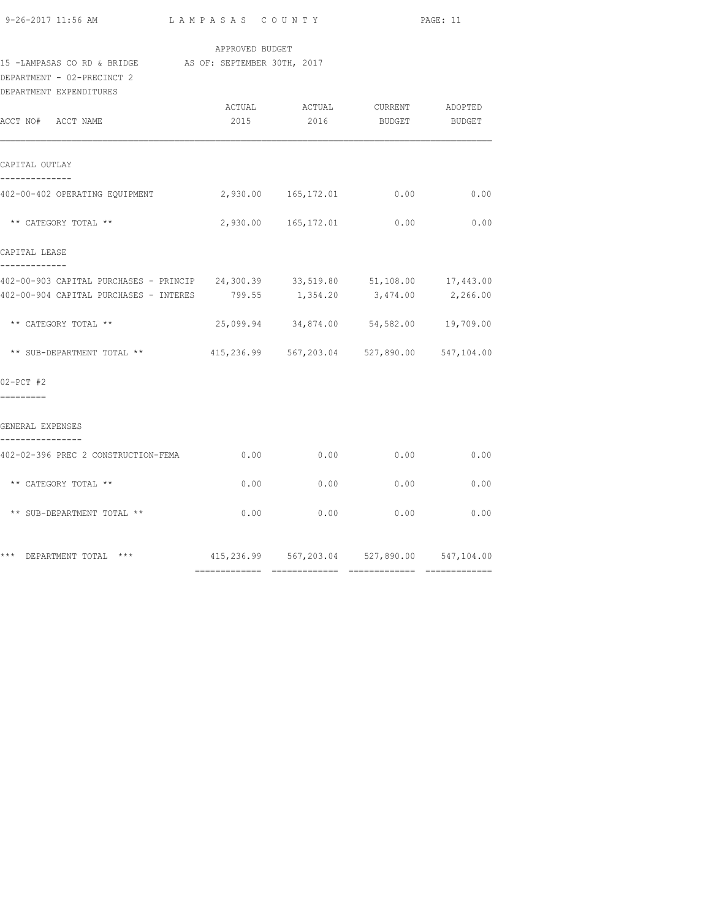APPROVED BUDGET

15 -LAMPASAS CO RD & BRIDGE AS OF: SEPTEMBER 30TH, 2017

DEPARTMENT - 02-PRECINCT 2

DEPARTMENT EXPENDITURES

| ACCT NO# ACCT NAME | ACTUAL 2015 | ACTUAL 2016 | CURRENT BUDGET | ADOPTED BUDGET |
|---|---|---|---|---|
| **CAPITAL OUTLAY** | | | | |
| 402-00-402 OPERATING EQUIPMENT | 2,930.00 | 165,172.01 | 0.00 | 0.00 |
| ** CATEGORY TOTAL ** | 2,930.00 | 165,172.01 | 0.00 | 0.00 |
| **CAPITAL LEASE** | | | | |
| 402-00-903 CAPITAL PURCHASES - PRINCIP | 24,300.39 | 33,519.80 | 51,108.00 | 17,443.00 |
| 402-00-904 CAPITAL PURCHASES - INTERES | 799.55 | 1,354.20 | 3,474.00 | 2,266.00 |
| ** CATEGORY TOTAL ** | 25,099.94 | 34,874.00 | 54,582.00 | 19,709.00 |
| ** SUB-DEPARTMENT TOTAL ** | 415,236.99 | 567,203.04 | 527,890.00 | 547,104.00 |
| **02-PCT #2** | | | | |
| **GENERAL EXPENSES** | | | | |
| 402-02-396 PREC 2 CONSTRUCTION-FEMA | 0.00 | 0.00 | 0.00 | 0.00 |
| ** CATEGORY TOTAL ** | 0.00 | 0.00 | 0.00 | 0.00 |
| ** SUB-DEPARTMENT TOTAL ** | 0.00 | 0.00 | 0.00 | 0.00 |
| *** DEPARTMENT TOTAL *** | 415,236.99 | 567,203.04 | 527,890.00 | 547,104.00 |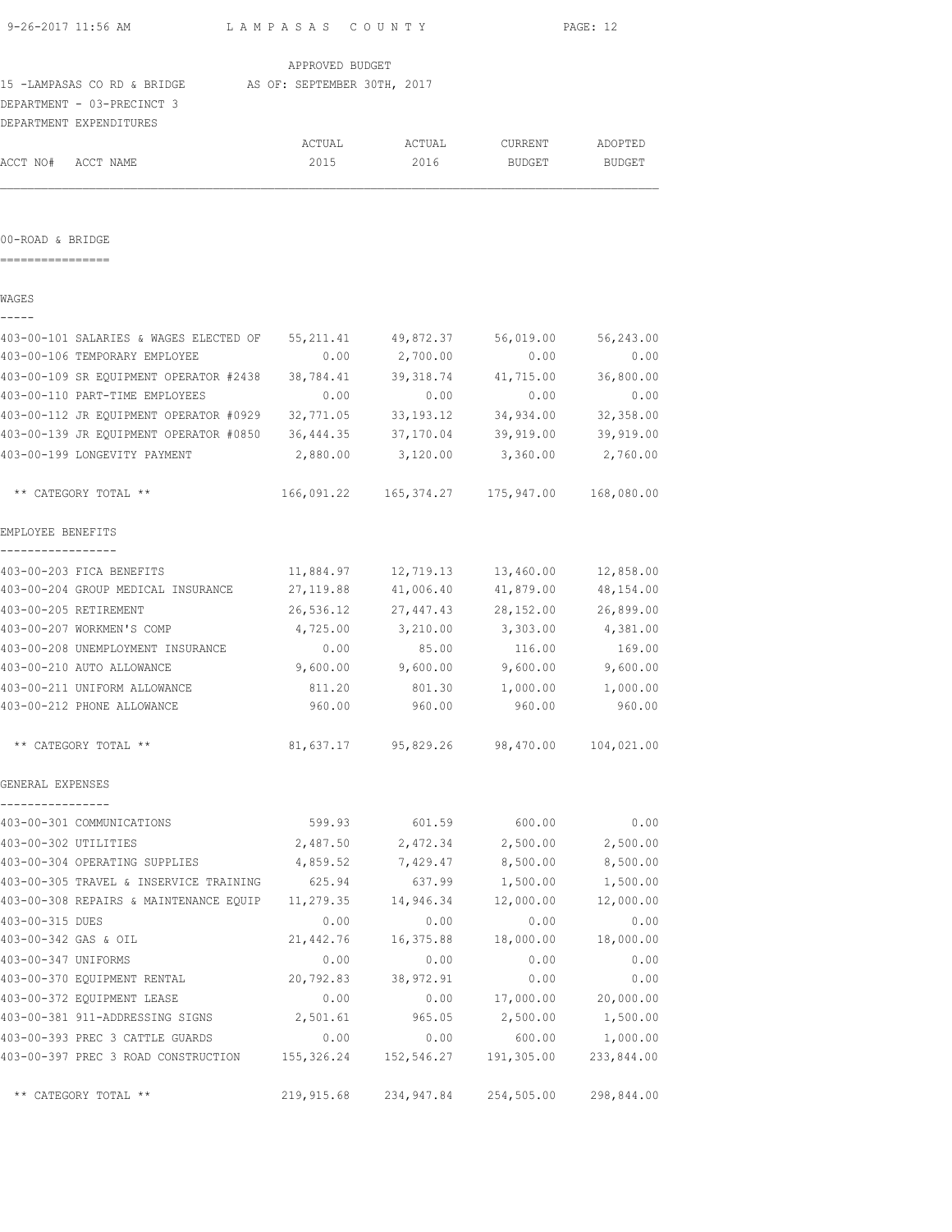APPROVED BUDGET

15 -LAMPASAS CO RD & BRIDGE AS OF: SEPTEMBER 30TH, 2017

DEPARTMENT - 03-PRECINCT 3

DEPARTMENT EXPENDITURES

| ACCT NO# ACCT NAME | ACTUAL 2015 | ACTUAL 2016 | CURRENT BUDGET | ADOPTED BUDGET |
|---|---|---|---|---|
| **00-ROAD & BRIDGE** | | | | |
| **WAGES** | | | | |
| 403-00-101 SALARIES & WAGES ELECTED OF | 55,211.41 | 49,872.37 | 56,019.00 | 56,243.00 |
| 403-00-106 TEMPORARY EMPLOYEE | 0.00 | 2,700.00 | 0.00 | 0.00 |
| 403-00-109 SR EQUIPMENT OPERATOR #2438 | 38,784.41 | 39,318.74 | 41,715.00 | 36,800.00 |
| 403-00-110 PART-TIME EMPLOYEES | 0.00 | 0.00 | 0.00 | 0.00 |
| 403-00-112 JR EQUIPMENT OPERATOR #0929 | 32,771.05 | 33,193.12 | 34,934.00 | 32,358.00 |
| 403-00-139 JR EQUIPMENT OPERATOR #0850 | 36,444.35 | 37,170.04 | 39,919.00 | 39,919.00 |
| 403-00-199 LONGEVITY PAYMENT | 2,880.00 | 3,120.00 | 3,360.00 | 2,760.00 |
| ** CATEGORY TOTAL ** | 166,091.22 | 165,374.27 | 175,947.00 | 168,080.00 |
| **EMPLOYEE BENEFITS** | | | | |
| 403-00-203 FICA BENEFITS | 11,884.97 | 12,719.13 | 13,460.00 | 12,858.00 |
| 403-00-204 GROUP MEDICAL INSURANCE | 27,119.88 | 41,006.40 | 41,879.00 | 48,154.00 |
| 403-00-205 RETIREMENT | 26,536.12 | 27,447.43 | 28,152.00 | 26,899.00 |
| 403-00-207 WORKMEN'S COMP | 4,725.00 | 3,210.00 | 3,303.00 | 4,381.00 |
| 403-00-208 UNEMPLOYMENT INSURANCE | 0.00 | 85.00 | 116.00 | 169.00 |
| 403-00-210 AUTO ALLOWANCE | 9,600.00 | 9,600.00 | 9,600.00 | 9,600.00 |
| 403-00-211 UNIFORM ALLOWANCE | 811.20 | 801.30 | 1,000.00 | 1,000.00 |
| 403-00-212 PHONE ALLOWANCE | 960.00 | 960.00 | 960.00 | 960.00 |
| ** CATEGORY TOTAL ** | 81,637.17 | 95,829.26 | 98,470.00 | 104,021.00 |
| **GENERAL EXPENSES** | | | | |
| 403-00-301 COMMUNICATIONS | 599.93 | 601.59 | 600.00 | 0.00 |
| 403-00-302 UTILITIES | 2,487.50 | 2,472.34 | 2,500.00 | 2,500.00 |
| 403-00-304 OPERATING SUPPLIES | 4,859.52 | 7,429.47 | 8,500.00 | 8,500.00 |
| 403-00-305 TRAVEL & INSERVICE TRAINING | 625.94 | 637.99 | 1,500.00 | 1,500.00 |
| 403-00-308 REPAIRS & MAINTENANCE EQUIP | 11,279.35 | 14,946.34 | 12,000.00 | 12,000.00 |
| 403-00-315 DUES | 0.00 | 0.00 | 0.00 | 0.00 |
| 403-00-342 GAS & OIL | 21,442.76 | 16,375.88 | 18,000.00 | 18,000.00 |
| 403-00-347 UNIFORMS | 0.00 | 0.00 | 0.00 | 0.00 |
| 403-00-370 EQUIPMENT RENTAL | 20,792.83 | 38,972.91 | 0.00 | 0.00 |
| 403-00-372 EQUIPMENT LEASE | 0.00 | 0.00 | 17,000.00 | 20,000.00 |
| 403-00-381 911-ADDRESSING SIGNS | 2,501.61 | 965.05 | 2,500.00 | 1,500.00 |
| 403-00-393 PREC 3 CATTLE GUARDS | 0.00 | 0.00 | 600.00 | 1,000.00 |
| 403-00-397 PREC 3 ROAD CONSTRUCTION | 155,326.24 | 152,546.27 | 191,305.00 | 233,844.00 |
| ** CATEGORY TOTAL ** | 219,915.68 | 234,947.84 | 254,505.00 | 298,844.00 |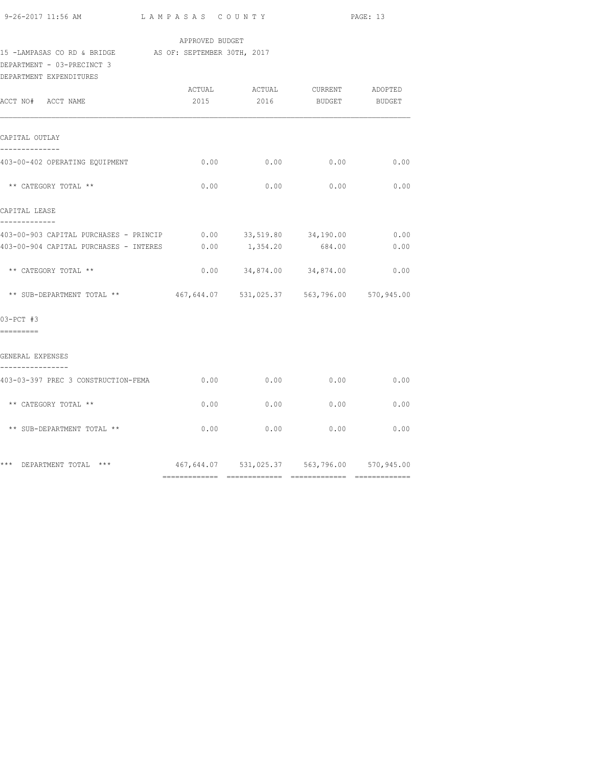APPROVED BUDGET

15 -LAMPASAS CO RD & BRIDGE AS OF: SEPTEMBER 30TH, 2017

DEPARTMENT - 03-PRECINCT 3

DEPARTMENT EXPENDITURES

| ACCT NO# ACCT NAME | ACTUAL 2015 | ACTUAL 2016 | CURRENT BUDGET | ADOPTED BUDGET |
|---|---|---|---|---|
| **CAPITAL OUTLAY** | | | | |
| 403-00-402 OPERATING EQUIPMENT | 0.00 | 0.00 | 0.00 | 0.00 |
| ** CATEGORY TOTAL ** | 0.00 | 0.00 | 0.00 | 0.00 |
| **CAPITAL LEASE** | | | | |
| 403-00-903 CAPITAL PURCHASES - PRINCIP | 0.00 | 33,519.80 | 34,190.00 | 0.00 |
| 403-00-904 CAPITAL PURCHASES - INTERES | 0.00 | 1,354.20 | 684.00 | 0.00 |
| ** CATEGORY TOTAL ** | 0.00 | 34,874.00 | 34,874.00 | 0.00 |
| ** SUB-DEPARTMENT TOTAL ** | 467,644.07 | 531,025.37 | 563,796.00 | 570,945.00 |
| **03-PCT #3** | | | | |
| **GENERAL EXPENSES** | | | | |
| 403-03-397 PREC 3 CONSTRUCTION-FEMA | 0.00 | 0.00 | 0.00 | 0.00 |
| ** CATEGORY TOTAL ** | 0.00 | 0.00 | 0.00 | 0.00 |
| ** SUB-DEPARTMENT TOTAL ** | 0.00 | 0.00 | 0.00 | 0.00 |
| *** DEPARTMENT TOTAL *** | 467,644.07 | 531,025.37 | 563,796.00 | 570,945.00 |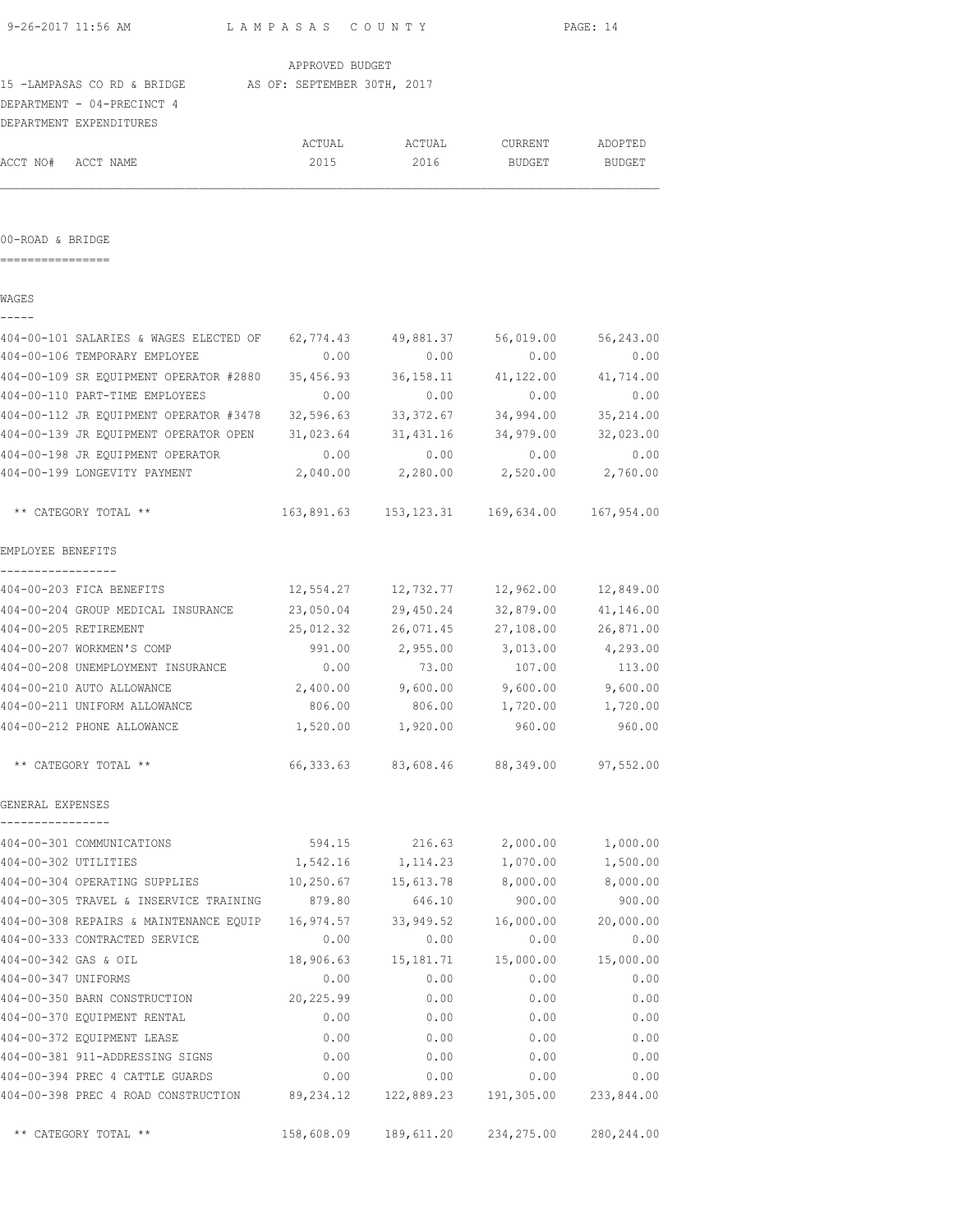APPROVED BUDGET

15 -LAMPASAS CO RD & BRIDGE    AS OF: SEPTEMBER 30TH, 2017

DEPARTMENT - 04-PRECINCT 4

DEPARTMENT EXPENDITURES

| ACCT NO# | ACCT NAME | ACTUAL 2015 | ACTUAL 2016 | CURRENT BUDGET | ADOPTED BUDGET |
|---|---|---|---|---|---|

## 00-ROAD & BRIDGE

### WAGES

| ACCT NO# | ACCT NAME | ACTUAL 2015 | ACTUAL 2016 | CURRENT BUDGET | ADOPTED BUDGET |
|---|---|---|---|---|---|
| 404-00-101 | SALARIES & WAGES ELECTED OF | 62,774.43 | 49,881.37 | 56,019.00 | 56,243.00 |
| 404-00-106 | TEMPORARY EMPLOYEE | 0.00 | 0.00 | 0.00 | 0.00 |
| 404-00-109 | SR EQUIPMENT OPERATOR #2880 | 35,456.93 | 36,158.11 | 41,122.00 | 41,714.00 |
| 404-00-110 | PART-TIME EMPLOYEES | 0.00 | 0.00 | 0.00 | 0.00 |
| 404-00-112 | JR EQUIPMENT OPERATOR #3478 | 32,596.63 | 33,372.67 | 34,994.00 | 35,214.00 |
| 404-00-139 | JR EQUIPMENT OPERATOR OPEN | 31,023.64 | 31,431.16 | 34,979.00 | 32,023.00 |
| 404-00-198 | JR EQUIPMENT OPERATOR | 0.00 | 0.00 | 0.00 | 0.00 |
| 404-00-199 | LONGEVITY PAYMENT | 2,040.00 | 2,280.00 | 2,520.00 | 2,760.00 |
| | ** CATEGORY TOTAL ** | 163,891.63 | 153,123.31 | 169,634.00 | 167,954.00 |

### EMPLOYEE BENEFITS

| ACCT NO# | ACCT NAME | ACTUAL 2015 | ACTUAL 2016 | CURRENT BUDGET | ADOPTED BUDGET |
|---|---|---|---|---|---|
| 404-00-203 | FICA BENEFITS | 12,554.27 | 12,732.77 | 12,962.00 | 12,849.00 |
| 404-00-204 | GROUP MEDICAL INSURANCE | 23,050.04 | 29,450.24 | 32,879.00 | 41,146.00 |
| 404-00-205 | RETIREMENT | 25,012.32 | 26,071.45 | 27,108.00 | 26,871.00 |
| 404-00-207 | WORKMEN'S COMP | 991.00 | 2,955.00 | 3,013.00 | 4,293.00 |
| 404-00-208 | UNEMPLOYMENT INSURANCE | 0.00 | 73.00 | 107.00 | 113.00 |
| 404-00-210 | AUTO ALLOWANCE | 2,400.00 | 9,600.00 | 9,600.00 | 9,600.00 |
| 404-00-211 | UNIFORM ALLOWANCE | 806.00 | 806.00 | 1,720.00 | 1,720.00 |
| 404-00-212 | PHONE ALLOWANCE | 1,520.00 | 1,920.00 | 960.00 | 960.00 |
| | ** CATEGORY TOTAL ** | 66,333.63 | 83,608.46 | 88,349.00 | 97,552.00 |

### GENERAL EXPENSES

| ACCT NO# | ACCT NAME | ACTUAL 2015 | ACTUAL 2016 | CURRENT BUDGET | ADOPTED BUDGET |
|---|---|---|---|---|---|
| 404-00-301 | COMMUNICATIONS | 594.15 | 216.63 | 2,000.00 | 1,000.00 |
| 404-00-302 | UTILITIES | 1,542.16 | 1,114.23 | 1,070.00 | 1,500.00 |
| 404-00-304 | OPERATING SUPPLIES | 10,250.67 | 15,613.78 | 8,000.00 | 8,000.00 |
| 404-00-305 | TRAVEL & INSERVICE TRAINING | 879.80 | 646.10 | 900.00 | 900.00 |
| 404-00-308 | REPAIRS & MAINTENANCE EQUIP | 16,974.57 | 33,949.52 | 16,000.00 | 20,000.00 |
| 404-00-333 | CONTRACTED SERVICE | 0.00 | 0.00 | 0.00 | 0.00 |
| 404-00-342 | GAS & OIL | 18,906.63 | 15,181.71 | 15,000.00 | 15,000.00 |
| 404-00-347 | UNIFORMS | 0.00 | 0.00 | 0.00 | 0.00 |
| 404-00-350 | BARN CONSTRUCTION | 20,225.99 | 0.00 | 0.00 | 0.00 |
| 404-00-370 | EQUIPMENT RENTAL | 0.00 | 0.00 | 0.00 | 0.00 |
| 404-00-372 | EQUIPMENT LEASE | 0.00 | 0.00 | 0.00 | 0.00 |
| 404-00-381 | 911-ADDRESSING SIGNS | 0.00 | 0.00 | 0.00 | 0.00 |
| 404-00-394 | PREC 4 CATTLE GUARDS | 0.00 | 0.00 | 0.00 | 0.00 |
| 404-00-398 | PREC 4 ROAD CONSTRUCTION | 89,234.12 | 122,889.23 | 191,305.00 | 233,844.00 |
| | ** CATEGORY TOTAL ** | 158,608.09 | 189,611.20 | 234,275.00 | 280,244.00 |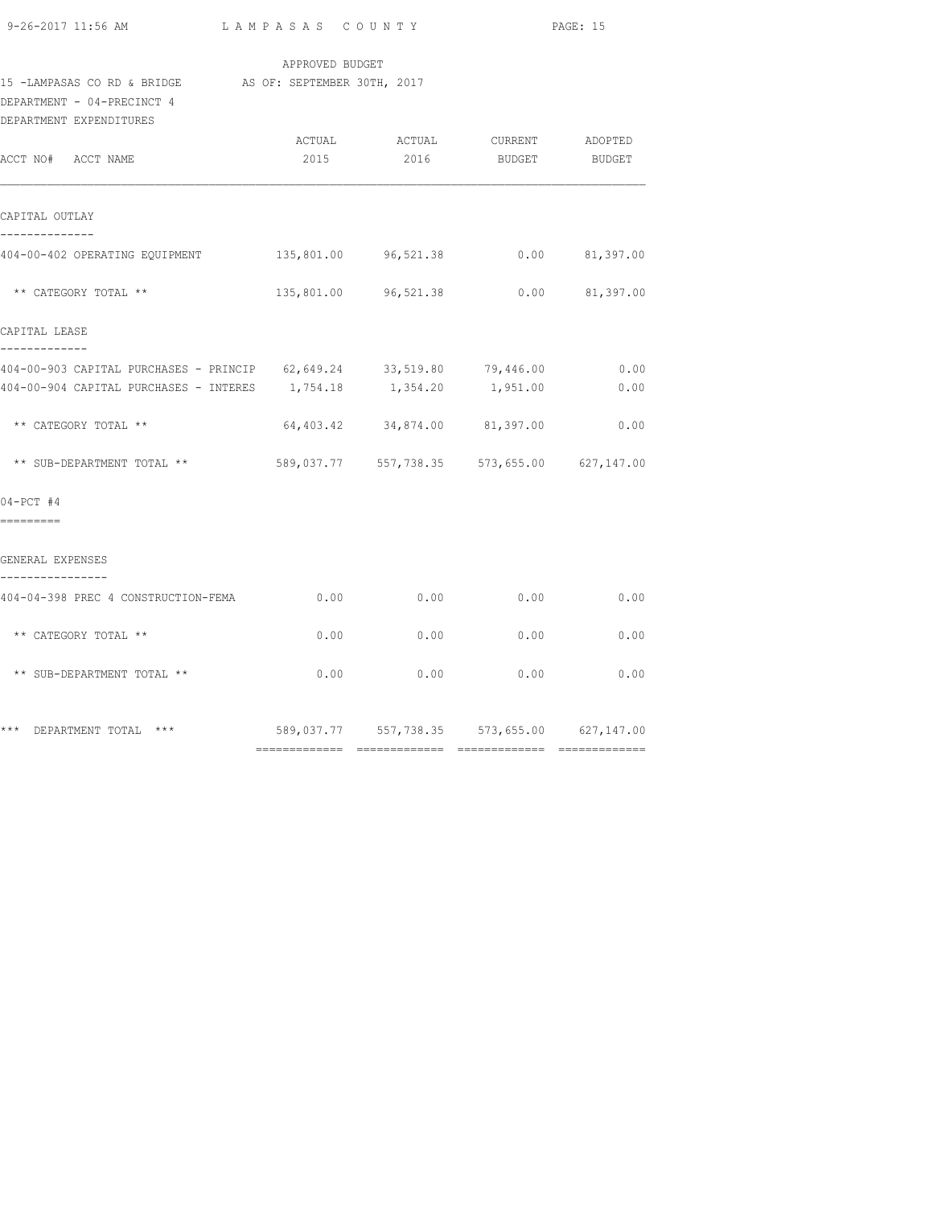APPROVED BUDGET

15 -LAMPASAS CO RD & BRIDGE AS OF: SEPTEMBER 30TH, 2017

DEPARTMENT - 04-PRECINCT 4

DEPARTMENT EXPENDITURES

| ACCT NO# ACCT NAME | ACTUAL 2015 | ACTUAL 2016 | CURRENT BUDGET | ADOPTED BUDGET |
|---|---|---|---|---|
| **CAPITAL OUTLAY** | | | | |
| 404-00-402 OPERATING EQUIPMENT | 135,801.00 | 96,521.38 | 0.00 | 81,397.00 |
| ** CATEGORY TOTAL ** | 135,801.00 | 96,521.38 | 0.00 | 81,397.00 |
| **CAPITAL LEASE** | | | | |
| 404-00-903 CAPITAL PURCHASES - PRINCIP | 62,649.24 | 33,519.80 | 79,446.00 | 0.00 |
| 404-00-904 CAPITAL PURCHASES - INTERES | 1,754.18 | 1,354.20 | 1,951.00 | 0.00 |
| ** CATEGORY TOTAL ** | 64,403.42 | 34,874.00 | 81,397.00 | 0.00 |
| ** SUB-DEPARTMENT TOTAL ** | 589,037.77 | 557,738.35 | 573,655.00 | 627,147.00 |
| **04-PCT #4** | | | | |
| **GENERAL EXPENSES** | | | | |
| 404-04-398 PREC 4 CONSTRUCTION-FEMA | 0.00 | 0.00 | 0.00 | 0.00 |
| ** CATEGORY TOTAL ** | 0.00 | 0.00 | 0.00 | 0.00 |
| ** SUB-DEPARTMENT TOTAL ** | 0.00 | 0.00 | 0.00 | 0.00 |
| *** DEPARTMENT TOTAL *** | 589,037.77 | 557,738.35 | 573,655.00 | 627,147.00 |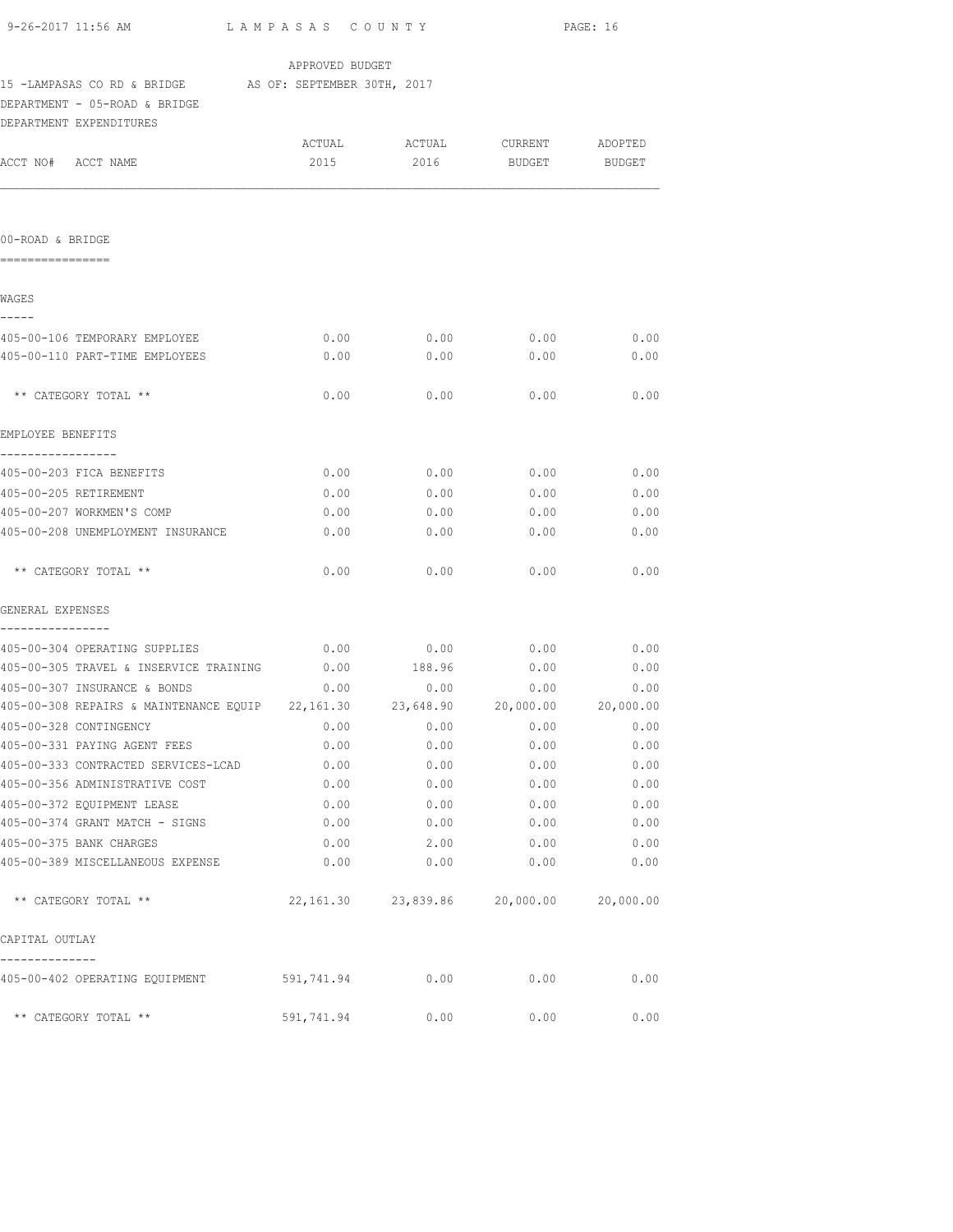APPROVED BUDGET

15 -LAMPASAS CO RD & BRIDGE AS OF: SEPTEMBER 30TH, 2017

DEPARTMENT - 05-ROAD & BRIDGE

DEPARTMENT EXPENDITURES

| ACCT NO# ACCT NAME | ACTUAL 2015 | ACTUAL 2016 | CURRENT BUDGET | ADOPTED BUDGET |
|---|---|---|---|---|
| **00-ROAD & BRIDGE** | | | | |
| **WAGES** | | | | |
| 405-00-106 TEMPORARY EMPLOYEE | 0.00 | 0.00 | 0.00 | 0.00 |
| 405-00-110 PART-TIME EMPLOYEES | 0.00 | 0.00 | 0.00 | 0.00 |
| ** CATEGORY TOTAL ** | 0.00 | 0.00 | 0.00 | 0.00 |
| **EMPLOYEE BENEFITS** | | | | |
| 405-00-203 FICA BENEFITS | 0.00 | 0.00 | 0.00 | 0.00 |
| 405-00-205 RETIREMENT | 0.00 | 0.00 | 0.00 | 0.00 |
| 405-00-207 WORKMEN'S COMP | 0.00 | 0.00 | 0.00 | 0.00 |
| 405-00-208 UNEMPLOYMENT INSURANCE | 0.00 | 0.00 | 0.00 | 0.00 |
| ** CATEGORY TOTAL ** | 0.00 | 0.00 | 0.00 | 0.00 |
| **GENERAL EXPENSES** | | | | |
| 405-00-304 OPERATING SUPPLIES | 0.00 | 0.00 | 0.00 | 0.00 |
| 405-00-305 TRAVEL & INSERVICE TRAINING | 0.00 | 188.96 | 0.00 | 0.00 |
| 405-00-307 INSURANCE & BONDS | 0.00 | 0.00 | 0.00 | 0.00 |
| 405-00-308 REPAIRS & MAINTENANCE EQUIP | 22,161.30 | 23,648.90 | 20,000.00 | 20,000.00 |
| 405-00-328 CONTINGENCY | 0.00 | 0.00 | 0.00 | 0.00 |
| 405-00-331 PAYING AGENT FEES | 0.00 | 0.00 | 0.00 | 0.00 |
| 405-00-333 CONTRACTED SERVICES-LCAD | 0.00 | 0.00 | 0.00 | 0.00 |
| 405-00-356 ADMINISTRATIVE COST | 0.00 | 0.00 | 0.00 | 0.00 |
| 405-00-372 EQUIPMENT LEASE | 0.00 | 0.00 | 0.00 | 0.00 |
| 405-00-374 GRANT MATCH - SIGNS | 0.00 | 0.00 | 0.00 | 0.00 |
| 405-00-375 BANK CHARGES | 0.00 | 2.00 | 0.00 | 0.00 |
| 405-00-389 MISCELLANEOUS EXPENSE | 0.00 | 0.00 | 0.00 | 0.00 |
| ** CATEGORY TOTAL ** | 22,161.30 | 23,839.86 | 20,000.00 | 20,000.00 |
| **CAPITAL OUTLAY** | | | | |
| 405-00-402 OPERATING EQUIPMENT | 591,741.94 | 0.00 | 0.00 | 0.00 |
| ** CATEGORY TOTAL ** | 591,741.94 | 0.00 | 0.00 | 0.00 |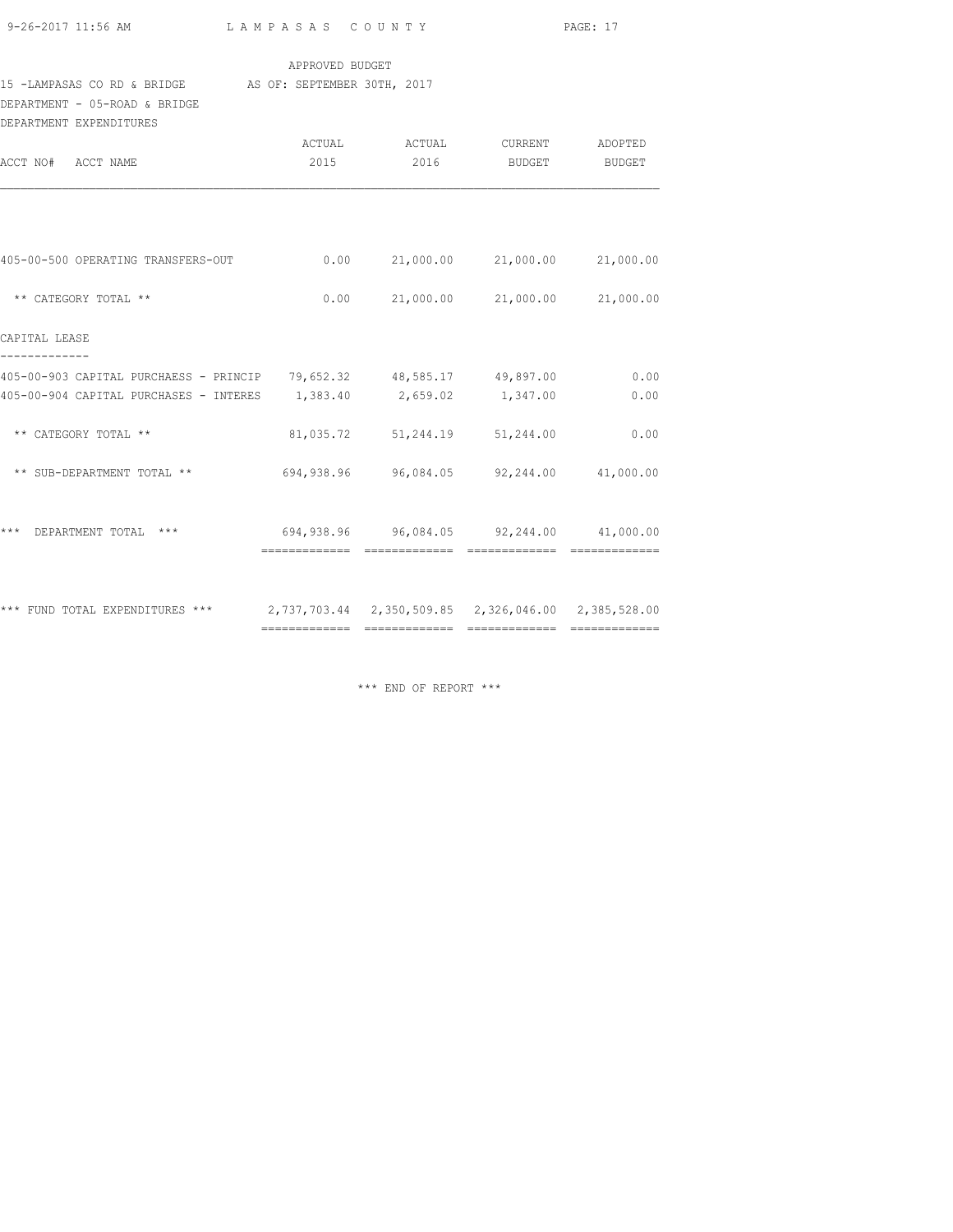APPROVED BUDGET

15 -LAMPASAS CO RD & BRIDGE AS OF: SEPTEMBER 30TH, 2017

DEPARTMENT - 05-ROAD & BRIDGE

DEPARTMENT EXPENDITURES

| ACCT NO# ACCT NAME | ACTUAL 2015 | ACTUAL 2016 | CURRENT BUDGET | ADOPTED BUDGET |
|---|---|---|---|---|
| 405-00-500 OPERATING TRANSFERS-OUT | 0.00 | 21,000.00 | 21,000.00 | 21,000.00 |
| ** CATEGORY TOTAL ** | 0.00 | 21,000.00 | 21,000.00 | 21,000.00 |
| CAPITAL LEASE | | | | |
| 405-00-903 CAPITAL PURCHAESS - PRINCIP | 79,652.32 | 48,585.17 | 49,897.00 | 0.00 |
| 405-00-904 CAPITAL PURCHASES - INTERES | 1,383.40 | 2,659.02 | 1,347.00 | 0.00 |
| ** CATEGORY TOTAL ** | 81,035.72 | 51,244.19 | 51,244.00 | 0.00 |
| ** SUB-DEPARTMENT TOTAL ** | 694,938.96 | 96,084.05 | 92,244.00 | 41,000.00 |
| *** DEPARTMENT TOTAL *** | 694,938.96 | 96,084.05 | 92,244.00 | 41,000.00 |
| *** FUND TOTAL EXPENDITURES *** | 2,737,703.44 | 2,350,509.85 | 2,326,046.00 | 2,385,528.00 |

*** END OF REPORT ***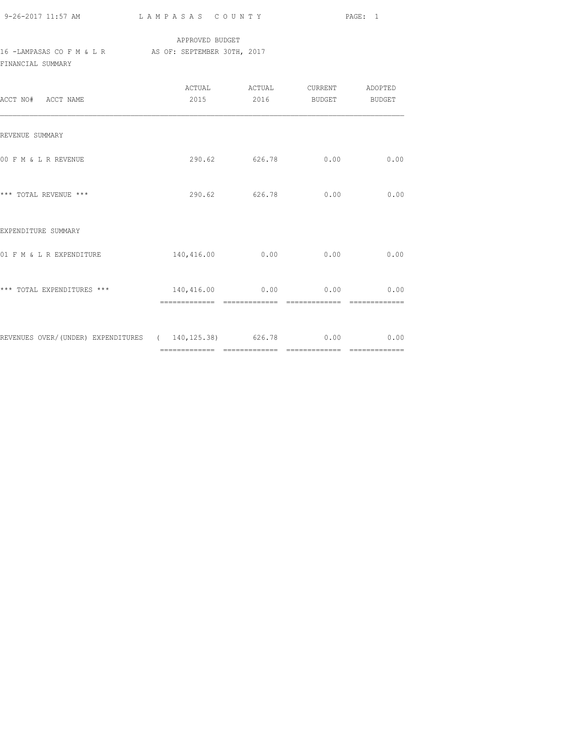APPROVED BUDGET

16 -LAMPASAS CO F M & L R    AS OF: SEPTEMBER 30TH, 2017

FINANCIAL SUMMARY

| ACCT NO# ACCT NAME | ACTUAL 2015 | ACTUAL 2016 | CURRENT BUDGET | ADOPTED BUDGET |
|---|---|---|---|---|
| REVENUE SUMMARY | | | | |
| 00 F M & L R REVENUE | 290.62 | 626.78 | 0.00 | 0.00 |
| *** TOTAL REVENUE *** | 290.62 | 626.78 | 0.00 | 0.00 |
| EXPENDITURE SUMMARY | | | | |
| 01 F M & L R EXPENDITURE | 140,416.00 | 0.00 | 0.00 | 0.00 |
| *** TOTAL EXPENDITURES *** | 140,416.00 | 0.00 | 0.00 | 0.00 |
| REVENUES OVER/(UNDER) EXPENDITURES | ( 140,125.38) | 626.78 | 0.00 | 0.00 |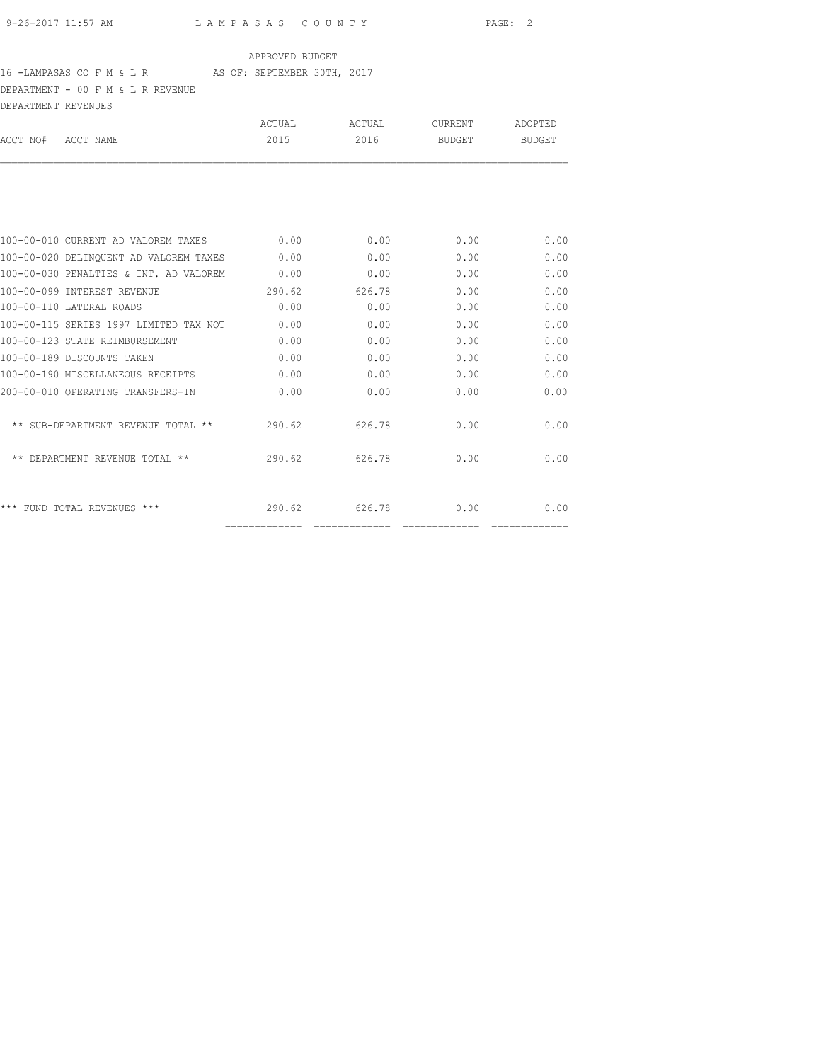APPROVED BUDGET

16 -LAMPASAS CO F M & L R AS OF: SEPTEMBER 30TH, 2017

DEPARTMENT - 00 F M & L R REVENUE

DEPARTMENT REVENUES

| ACCT NO# ACCT NAME | ACTUAL 2015 | ACTUAL 2016 | CURRENT BUDGET | ADOPTED BUDGET |
|---|---|---|---|---|
| 100-00-010 CURRENT AD VALOREM TAXES | 0.00 | 0.00 | 0.00 | 0.00 |
| 100-00-020 DELINQUENT AD VALOREM TAXES | 0.00 | 0.00 | 0.00 | 0.00 |
| 100-00-030 PENALTIES & INT. AD VALOREM | 0.00 | 0.00 | 0.00 | 0.00 |
| 100-00-099 INTEREST REVENUE | 290.62 | 626.78 | 0.00 | 0.00 |
| 100-00-110 LATERAL ROADS | 0.00 | 0.00 | 0.00 | 0.00 |
| 100-00-115 SERIES 1997 LIMITED TAX NOT | 0.00 | 0.00 | 0.00 | 0.00 |
| 100-00-123 STATE REIMBURSEMENT | 0.00 | 0.00 | 0.00 | 0.00 |
| 100-00-189 DISCOUNTS TAKEN | 0.00 | 0.00 | 0.00 | 0.00 |
| 100-00-190 MISCELLANEOUS RECEIPTS | 0.00 | 0.00 | 0.00 | 0.00 |
| 200-00-010 OPERATING TRANSFERS-IN | 0.00 | 0.00 | 0.00 | 0.00 |
| ** SUB-DEPARTMENT REVENUE TOTAL ** | 290.62 | 626.78 | 0.00 | 0.00 |
| ** DEPARTMENT REVENUE TOTAL ** | 290.62 | 626.78 | 0.00 | 0.00 |
| *** FUND TOTAL REVENUES *** | 290.62 | 626.78 | 0.00 | 0.00 |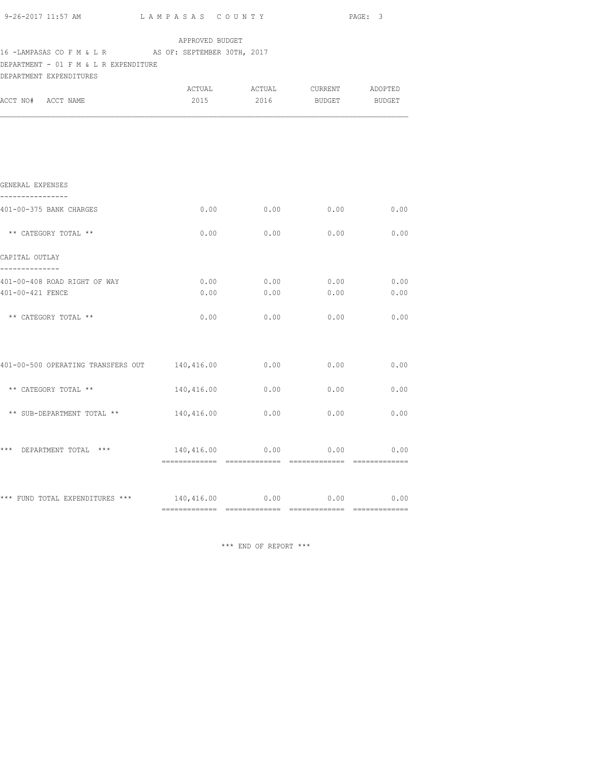APPROVED BUDGET

16 -LAMPASAS CO F M & L R AS OF: SEPTEMBER 30TH, 2017

DEPARTMENT - 01 F M & L R EXPENDITURE

DEPARTMENT EXPENDITURES

| ACCT NO# ACCT NAME | ACTUAL 2015 | ACTUAL 2016 | CURRENT BUDGET | ADOPTED BUDGET |
|---|---|---|---|---|
| **GENERAL EXPENSES** | | | | |
| 401-00-375 BANK CHARGES | 0.00 | 0.00 | 0.00 | 0.00 |
| ** CATEGORY TOTAL ** | 0.00 | 0.00 | 0.00 | 0.00 |
| **CAPITAL OUTLAY** | | | | |
| 401-00-408 ROAD RIGHT OF WAY | 0.00 | 0.00 | 0.00 | 0.00 |
| 401-00-421 FENCE | 0.00 | 0.00 | 0.00 | 0.00 |
| ** CATEGORY TOTAL ** | 0.00 | 0.00 | 0.00 | 0.00 |
| 401-00-500 OPERATING TRANSFERS OUT | 140,416.00 | 0.00 | 0.00 | 0.00 |
| ** CATEGORY TOTAL ** | 140,416.00 | 0.00 | 0.00 | 0.00 |
| ** SUB-DEPARTMENT TOTAL ** | 140,416.00 | 0.00 | 0.00 | 0.00 |
| *** DEPARTMENT TOTAL *** | 140,416.00 | 0.00 | 0.00 | 0.00 |
| *** FUND TOTAL EXPENDITURES *** | 140,416.00 | 0.00 | 0.00 | 0.00 |

*** END OF REPORT ***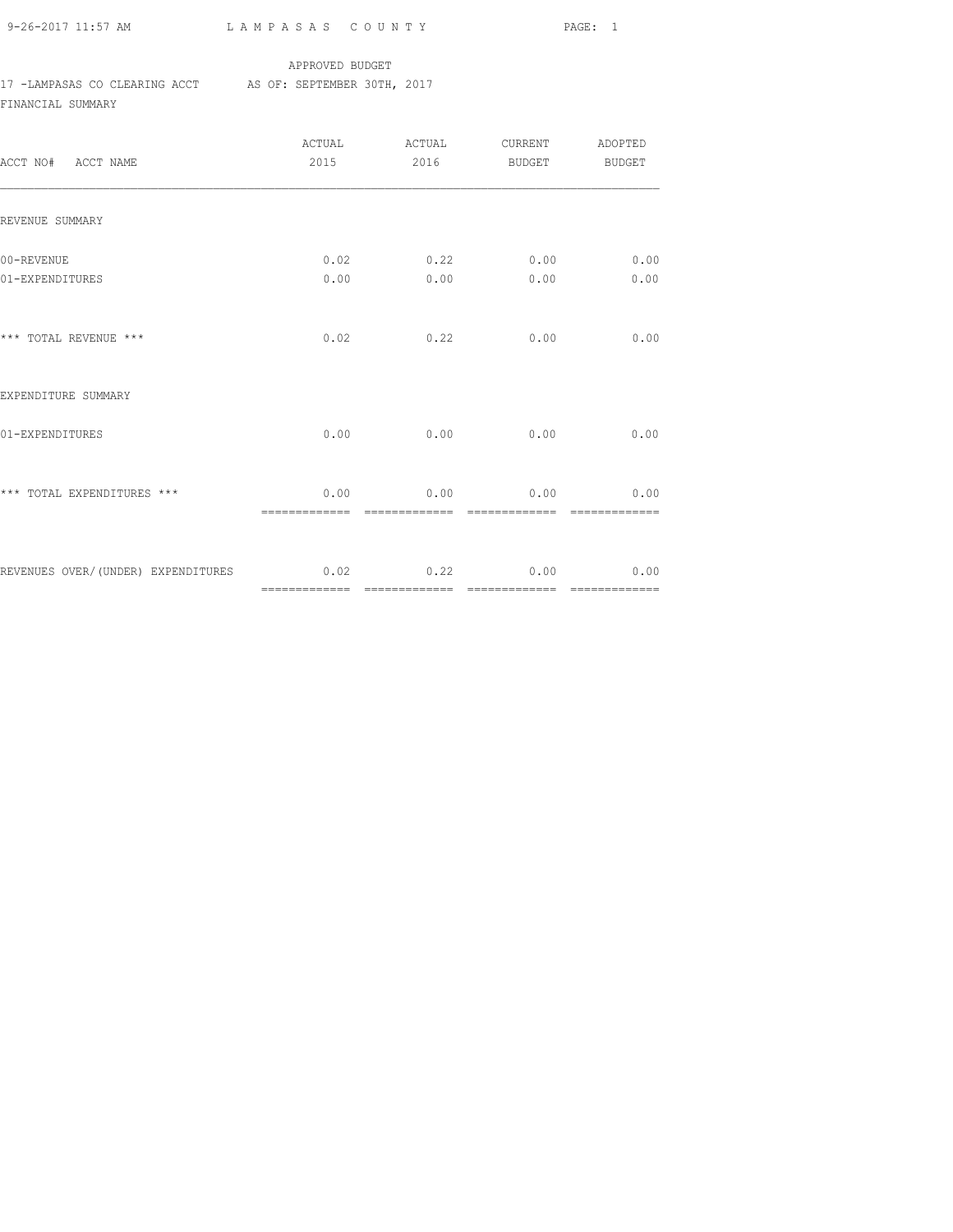APPROVED BUDGET

17 -LAMPASAS CO CLEARING ACCT AS OF: SEPTEMBER 30TH, 2017

FINANCIAL SUMMARY

| ACCT NO# ACCT NAME | ACTUAL 2015 | ACTUAL 2016 | CURRENT BUDGET | ADOPTED BUDGET |
|---|---|---|---|---|
| REVENUE SUMMARY | | | | |
| 00-REVENUE | 0.02 | 0.22 | 0.00 | 0.00 |
| 01-EXPENDITURES | 0.00 | 0.00 | 0.00 | 0.00 |
| *** TOTAL REVENUE *** | 0.02 | 0.22 | 0.00 | 0.00 |
| EXPENDITURE SUMMARY | | | | |
| 01-EXPENDITURES | 0.00 | 0.00 | 0.00 | 0.00 |
| *** TOTAL EXPENDITURES *** | 0.00 | 0.00 | 0.00 | 0.00 |
| REVENUES OVER/(UNDER) EXPENDITURES | 0.02 | 0.22 | 0.00 | 0.00 |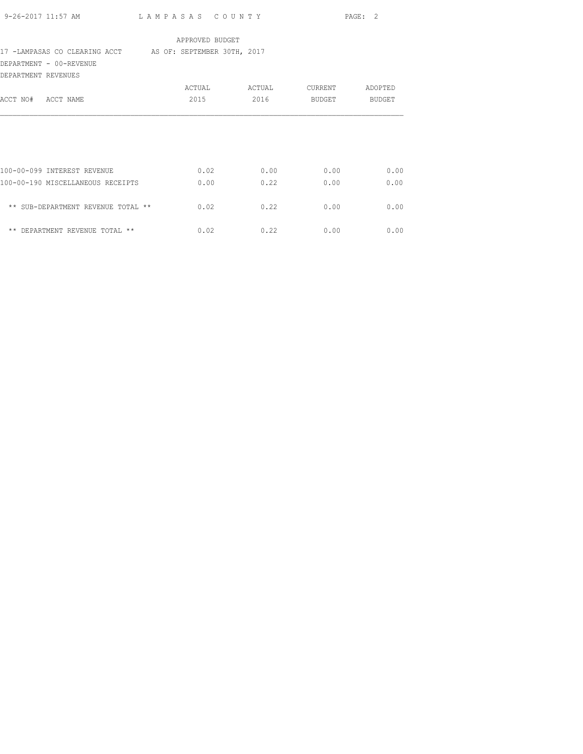APPROVED BUDGET

17 -LAMPASAS CO CLEARING ACCT AS OF: SEPTEMBER 30TH, 2017

DEPARTMENT - 00-REVENUE

DEPARTMENT REVENUES

| ACCT NO# ACCT NAME | ACTUAL 2015 | ACTUAL 2016 | CURRENT BUDGET | ADOPTED BUDGET |
|---|---|---|---|---|
| 100-00-099 INTEREST REVENUE | 0.02 | 0.00 | 0.00 | 0.00 |
| 100-00-190 MISCELLANEOUS RECEIPTS | 0.00 | 0.22 | 0.00 | 0.00 |
| ** SUB-DEPARTMENT REVENUE TOTAL ** | 0.02 | 0.22 | 0.00 | 0.00 |
| ** DEPARTMENT REVENUE TOTAL ** | 0.02 | 0.22 | 0.00 | 0.00 |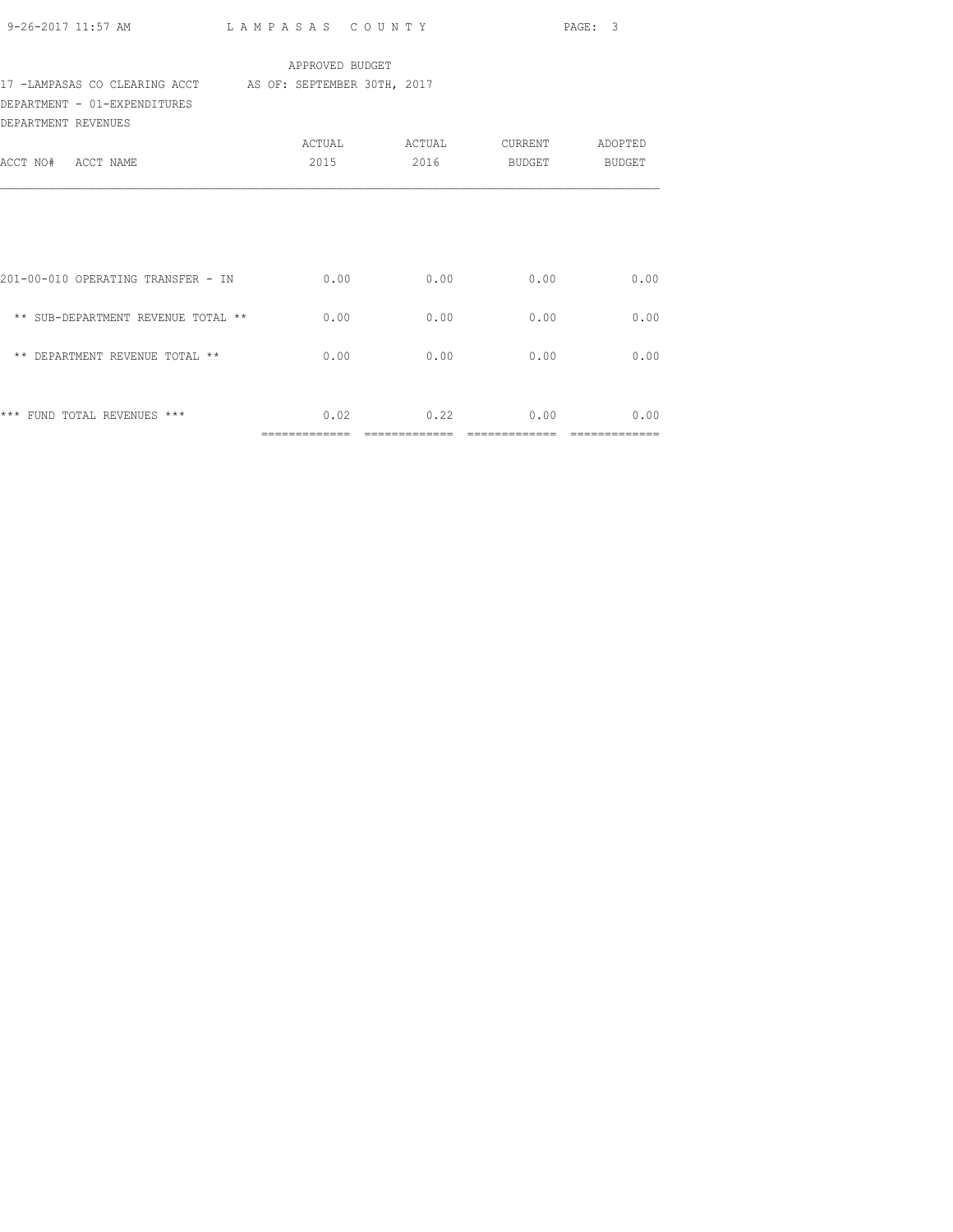APPROVED BUDGET

17 -LAMPASAS CO CLEARING ACCT AS OF: SEPTEMBER 30TH, 2017

DEPARTMENT - 01-EXPENDITURES

DEPARTMENT REVENUES

| ACCT NO# ACCT NAME | ACTUAL 2015 | ACTUAL 2016 | CURRENT BUDGET | ADOPTED BUDGET |
|---|---|---|---|---|
| 201-00-010 OPERATING TRANSFER - IN | 0.00 | 0.00 | 0.00 | 0.00 |
| ** SUB-DEPARTMENT REVENUE TOTAL ** | 0.00 | 0.00 | 0.00 | 0.00 |
| ** DEPARTMENT REVENUE TOTAL ** | 0.00 | 0.00 | 0.00 | 0.00 |
| *** FUND TOTAL REVENUES *** | 0.02 | 0.22 | 0.00 | 0.00 |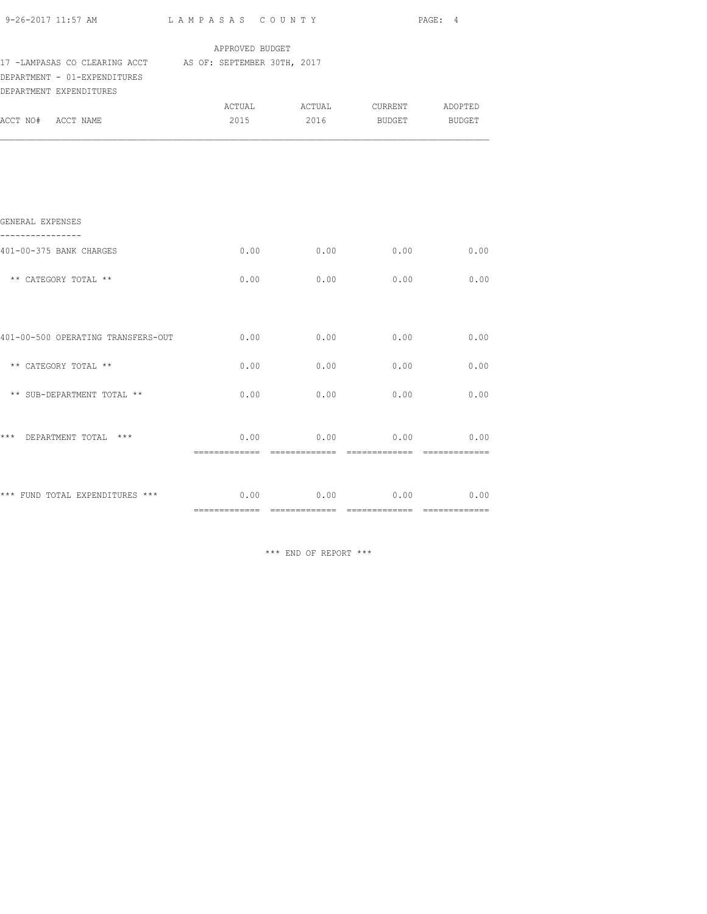APPROVED BUDGET

17 -LAMPASAS CO CLEARING ACCT AS OF: SEPTEMBER 30TH, 2017

DEPARTMENT - 01-EXPENDITURES

DEPARTMENT EXPENDITURES

| ACCT NO# ACCT NAME | ACTUAL 2015 | ACTUAL 2016 | CURRENT BUDGET | ADOPTED BUDGET |
|---|---|---|---|---|
| **GENERAL EXPENSES** | | | | |
| 401-00-375 BANK CHARGES | 0.00 | 0.00 | 0.00 | 0.00 |
| ** CATEGORY TOTAL ** | 0.00 | 0.00 | 0.00 | 0.00 |
| 401-00-500 OPERATING TRANSFERS-OUT | 0.00 | 0.00 | 0.00 | 0.00 |
| ** CATEGORY TOTAL ** | 0.00 | 0.00 | 0.00 | 0.00 |
| ** SUB-DEPARTMENT TOTAL ** | 0.00 | 0.00 | 0.00 | 0.00 |
| *** DEPARTMENT TOTAL *** | 0.00 | 0.00 | 0.00 | 0.00 |
| *** FUND TOTAL EXPENDITURES *** | 0.00 | 0.00 | 0.00 | 0.00 |

*** END OF REPORT ***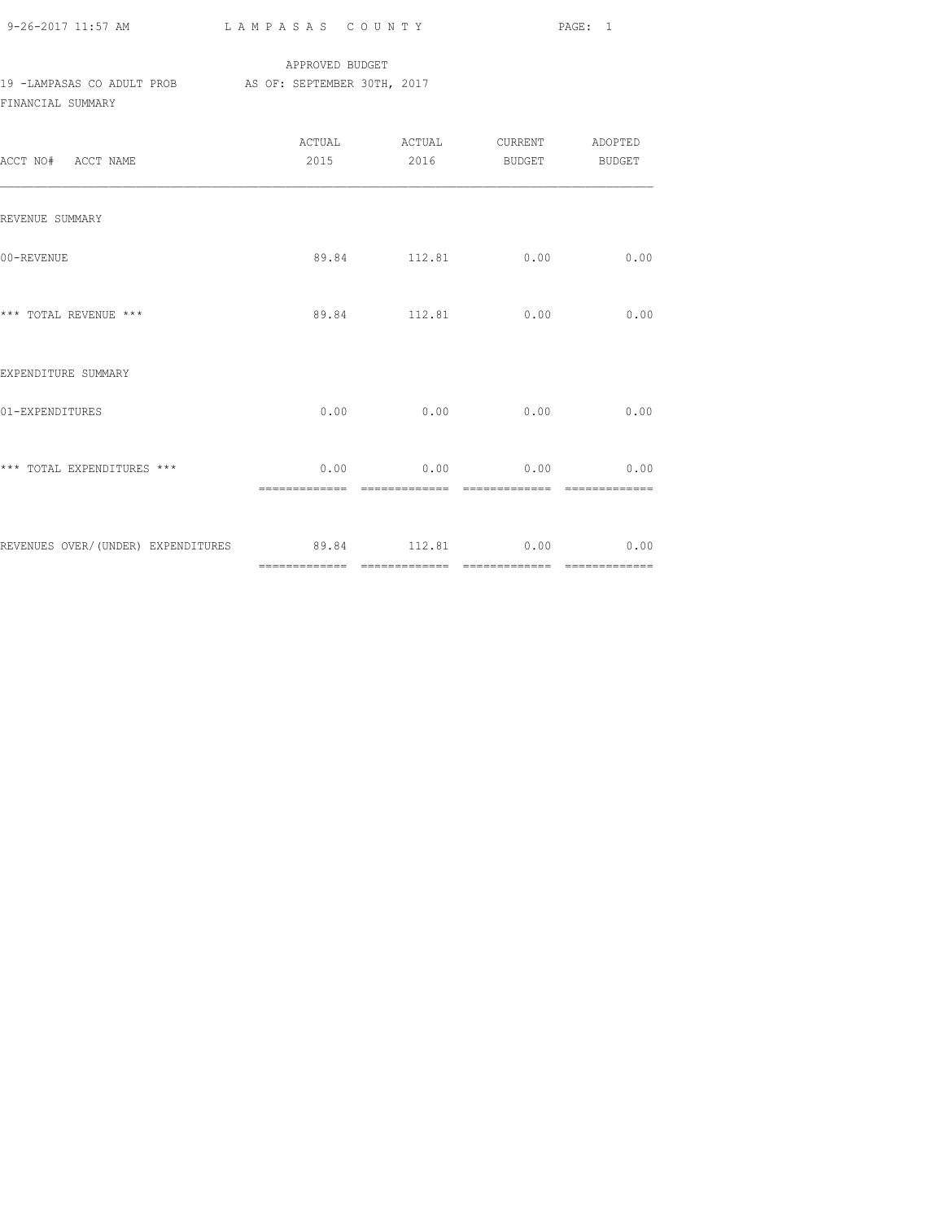LAMPASAS COUNTY

APPROVED BUDGET

19 -LAMPASAS CO ADULT PROB AS OF: SEPTEMBER 30TH, 2017

FINANCIAL SUMMARY

| ACCT NO# ACCT NAME | ACTUAL 2015 | ACTUAL 2016 | CURRENT BUDGET | ADOPTED BUDGET |
|---|---|---|---|---|
| REVENUE SUMMARY | | | | |
| 00-REVENUE | 89.84 | 112.81 | 0.00 | 0.00 |
| *** TOTAL REVENUE *** | 89.84 | 112.81 | 0.00 | 0.00 |
| EXPENDITURE SUMMARY | | | | |
| 01-EXPENDITURES | 0.00 | 0.00 | 0.00 | 0.00 |
| *** TOTAL EXPENDITURES *** | 0.00 | 0.00 | 0.00 | 0.00 |
| REVENUES OVER/(UNDER) EXPENDITURES | 89.84 | 112.81 | 0.00 | 0.00 |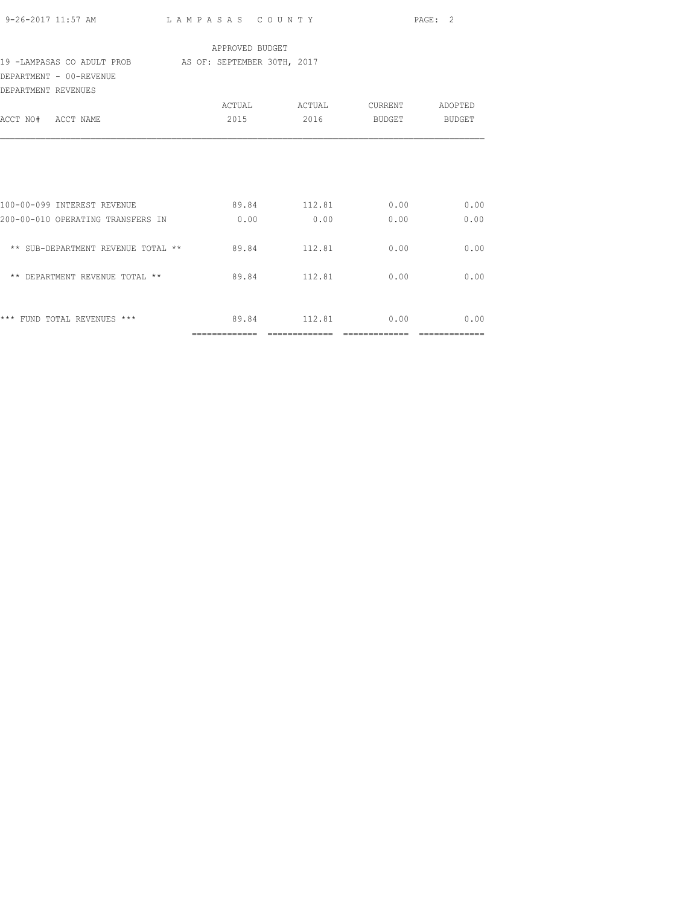APPROVED BUDGET

19 -LAMPASAS CO ADULT PROB AS OF: SEPTEMBER 30TH, 2017

DEPARTMENT - 00-REVENUE

DEPARTMENT REVENUES

| ACCT NO# ACCT NAME | ACTUAL 2015 | ACTUAL 2016 | CURRENT BUDGET | ADOPTED BUDGET |
|---|---|---|---|---|
| 100-00-099 INTEREST REVENUE | 89.84 | 112.81 | 0.00 | 0.00 |
| 200-00-010 OPERATING TRANSFERS IN | 0.00 | 0.00 | 0.00 | 0.00 |
| ** SUB-DEPARTMENT REVENUE TOTAL ** | 89.84 | 112.81 | 0.00 | 0.00 |
| ** DEPARTMENT REVENUE TOTAL ** | 89.84 | 112.81 | 0.00 | 0.00 |
| *** FUND TOTAL REVENUES *** | 89.84 | 112.81 | 0.00 | 0.00 |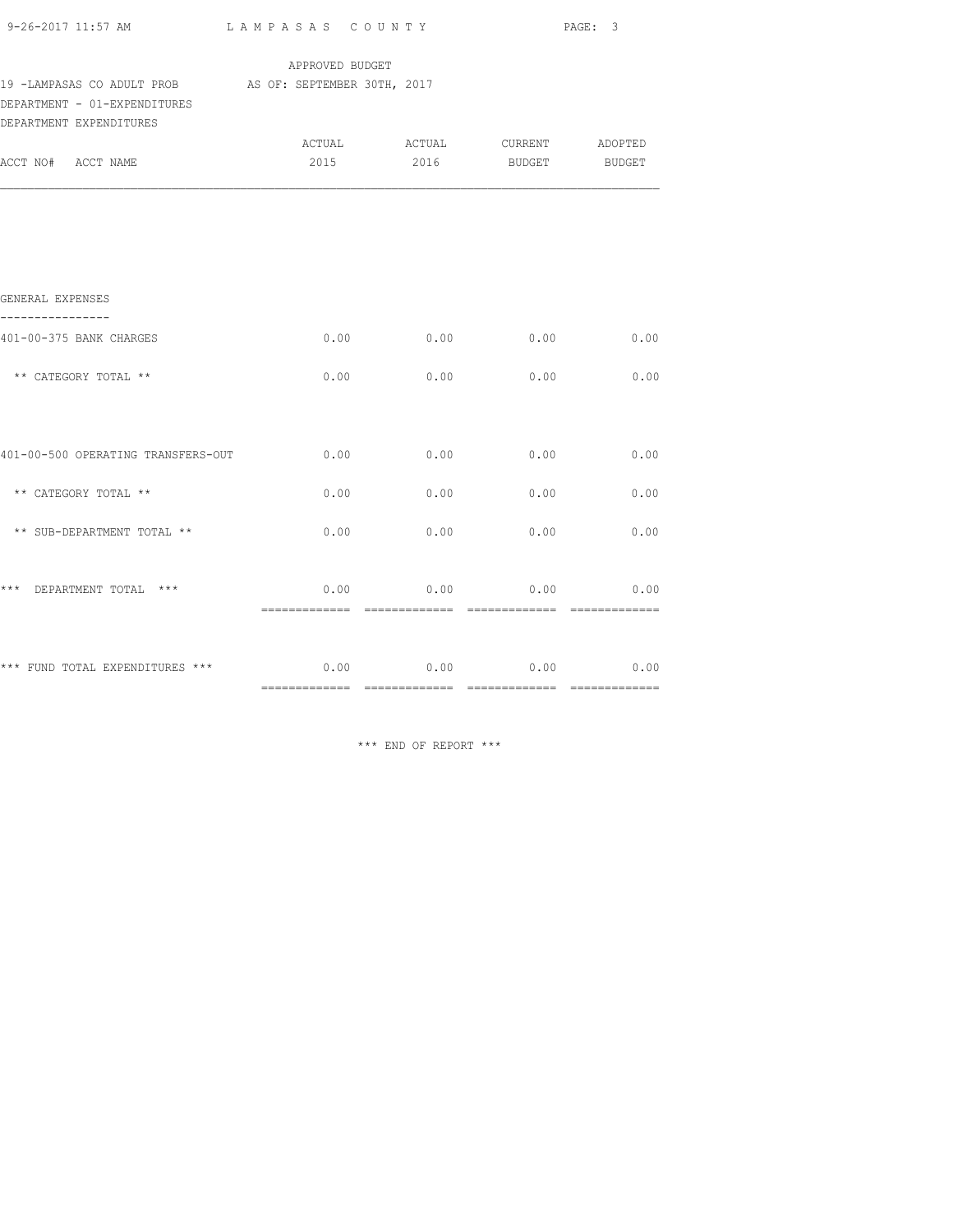APPROVED BUDGET

19 -LAMPASAS CO ADULT PROB AS OF: SEPTEMBER 30TH, 2017

DEPARTMENT - 01-EXPENDITURES

DEPARTMENT EXPENDITURES

| ACCT NO# ACCT NAME | ACTUAL 2015 | ACTUAL 2016 | CURRENT BUDGET | ADOPTED BUDGET |
|---|---|---|---|---|
| **GENERAL EXPENSES** | | | | |
| 401-00-375 BANK CHARGES | 0.00 | 0.00 | 0.00 | 0.00 |
| ** CATEGORY TOTAL ** | 0.00 | 0.00 | 0.00 | 0.00 |
| 401-00-500 OPERATING TRANSFERS-OUT | 0.00 | 0.00 | 0.00 | 0.00 |
| ** CATEGORY TOTAL ** | 0.00 | 0.00 | 0.00 | 0.00 |
| ** SUB-DEPARTMENT TOTAL ** | 0.00 | 0.00 | 0.00 | 0.00 |
| *** DEPARTMENT TOTAL *** | 0.00 | 0.00 | 0.00 | 0.00 |
| *** FUND TOTAL EXPENDITURES *** | 0.00 | 0.00 | 0.00 | 0.00 |

*** END OF REPORT ***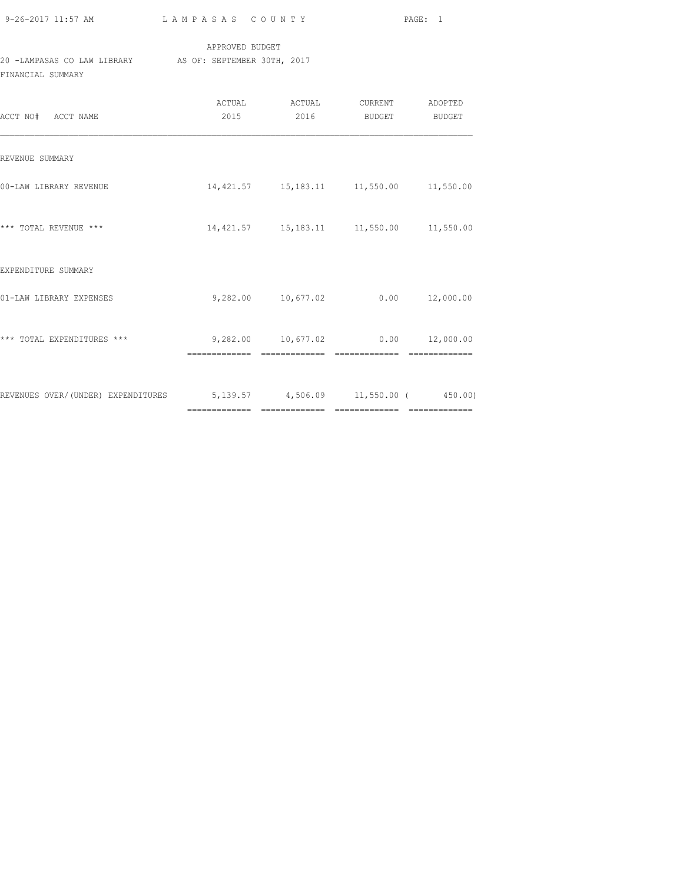APPROVED BUDGET

20 -LAMPASAS CO LAW LIBRARY AS OF: SEPTEMBER 30TH, 2017

FINANCIAL SUMMARY

| ACCT NO# ACCT NAME | ACTUAL 2015 | ACTUAL 2016 | CURRENT BUDGET | ADOPTED BUDGET |
|---|---|---|---|---|
| REVENUE SUMMARY | | | | |
| 00-LAW LIBRARY REVENUE | 14,421.57 | 15,183.11 | 11,550.00 | 11,550.00 |
| *** TOTAL REVENUE *** | 14,421.57 | 15,183.11 | 11,550.00 | 11,550.00 |
| EXPENDITURE SUMMARY | | | | |
| 01-LAW LIBRARY EXPENSES | 9,282.00 | 10,677.02 | 0.00 | 12,000.00 |
| *** TOTAL EXPENDITURES *** | 9,282.00 | 10,677.02 | 0.00 | 12,000.00 |
| REVENUES OVER/(UNDER) EXPENDITURES | 5,139.57 | 4,506.09 | 11,550.00 | ( 450.00) |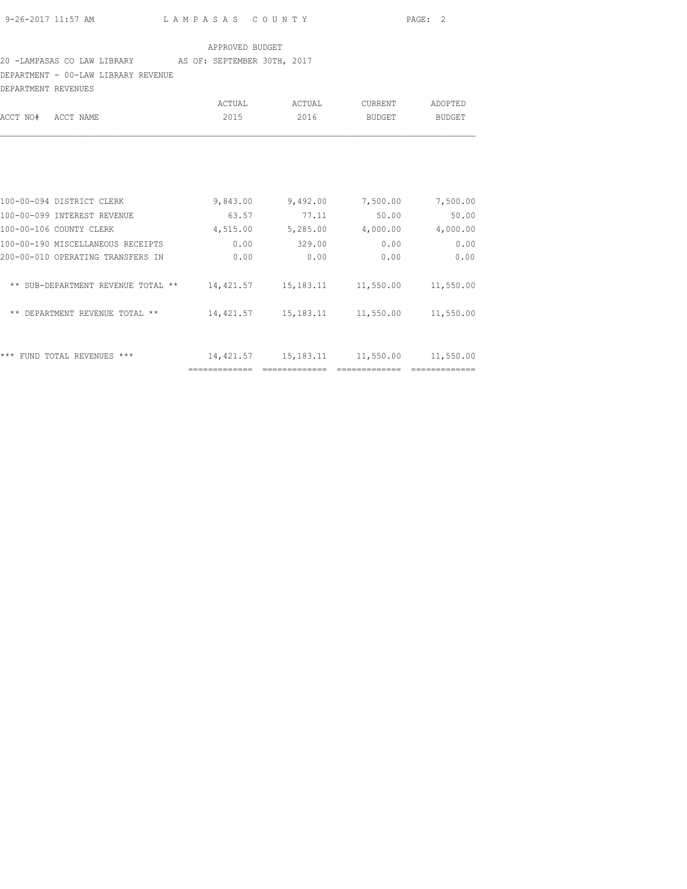APPROVED BUDGET

20 -LAMPASAS CO LAW LIBRARY AS OF: SEPTEMBER 30TH, 2017

DEPARTMENT - 00-LAW LIBRARY REVENUE

DEPARTMENT REVENUES

| ACCT NO# ACCT NAME | ACTUAL 2015 | ACTUAL 2016 | CURRENT BUDGET | ADOPTED BUDGET |
|---|---|---|---|---|
| 100-00-094 DISTRICT CLERK | 9,843.00 | 9,492.00 | 7,500.00 | 7,500.00 |
| 100-00-099 INTEREST REVENUE | 63.57 | 77.11 | 50.00 | 50.00 |
| 100-00-106 COUNTY CLERK | 4,515.00 | 5,285.00 | 4,000.00 | 4,000.00 |
| 100-00-190 MISCELLANEOUS RECEIPTS | 0.00 | 329.00 | 0.00 | 0.00 |
| 200-00-010 OPERATING TRANSFERS IN | 0.00 | 0.00 | 0.00 | 0.00 |
| ** SUB-DEPARTMENT REVENUE TOTAL ** | 14,421.57 | 15,183.11 | 11,550.00 | 11,550.00 |
| ** DEPARTMENT REVENUE TOTAL ** | 14,421.57 | 15,183.11 | 11,550.00 | 11,550.00 |
| *** FUND TOTAL REVENUES *** | 14,421.57 | 15,183.11 | 11,550.00 | 11,550.00 |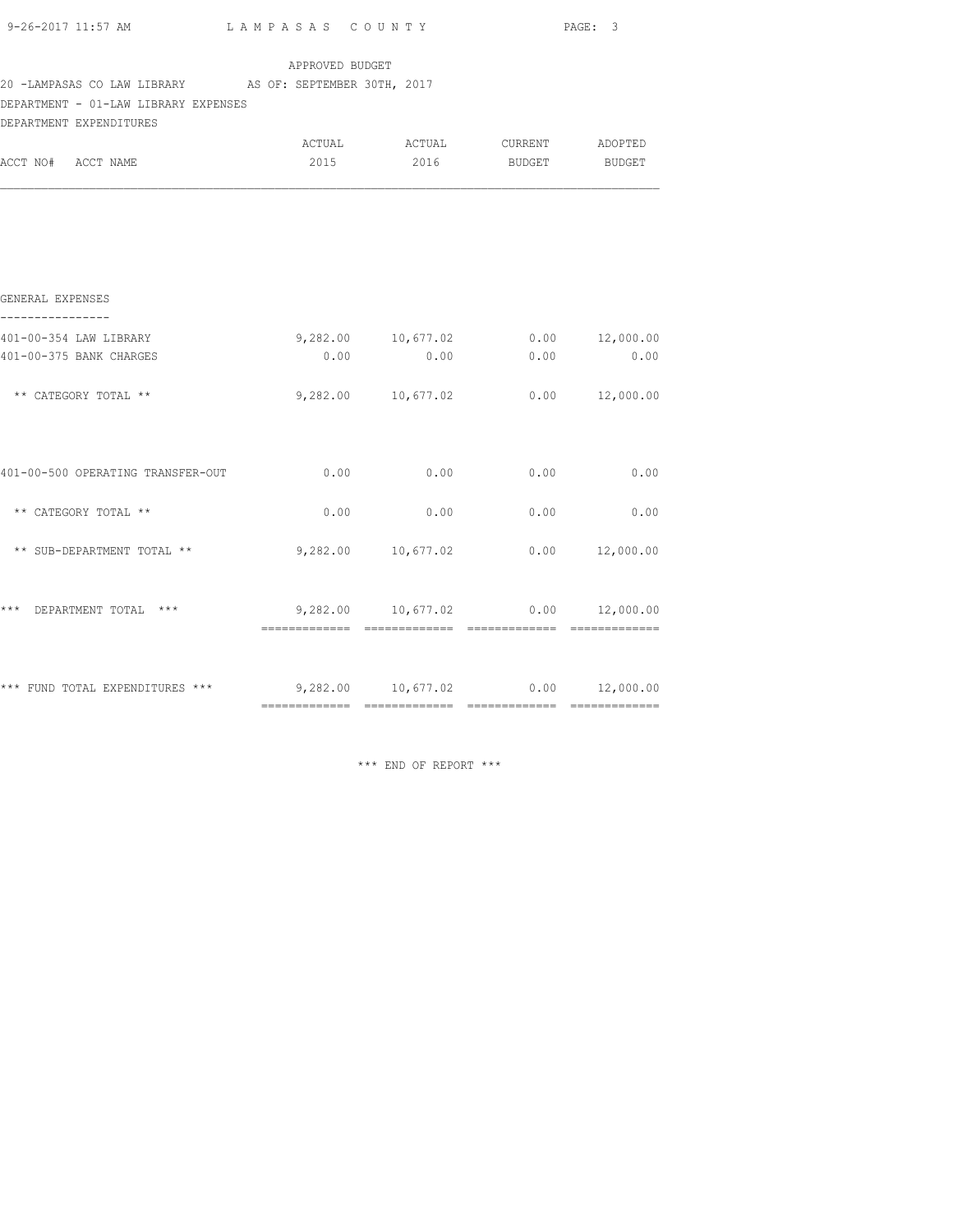LAMPASAS COUNTY

APPROVED BUDGET

20 -LAMPASAS CO LAW LIBRARY AS OF: SEPTEMBER 30TH, 2017

DEPARTMENT - 01-LAW LIBRARY EXPENSES

DEPARTMENT EXPENDITURES

| ACCT NO# ACCT NAME | ACTUAL 2015 | ACTUAL 2016 | CURRENT BUDGET | ADOPTED BUDGET |
|---|---|---|---|---|
| **GENERAL EXPENSES** | | | | |
| 401-00-354 LAW LIBRARY | 9,282.00 | 10,677.02 | 0.00 | 12,000.00 |
| 401-00-375 BANK CHARGES | 0.00 | 0.00 | 0.00 | 0.00 |
| ** CATEGORY TOTAL ** | 9,282.00 | 10,677.02 | 0.00 | 12,000.00 |
| 401-00-500 OPERATING TRANSFER-OUT | 0.00 | 0.00 | 0.00 | 0.00 |
| ** CATEGORY TOTAL ** | 0.00 | 0.00 | 0.00 | 0.00 |
| ** SUB-DEPARTMENT TOTAL ** | 9,282.00 | 10,677.02 | 0.00 | 12,000.00 |
| *** DEPARTMENT TOTAL *** | 9,282.00 | 10,677.02 | 0.00 | 12,000.00 |
| *** FUND TOTAL EXPENDITURES *** | 9,282.00 | 10,677.02 | 0.00 | 12,000.00 |

*** END OF REPORT ***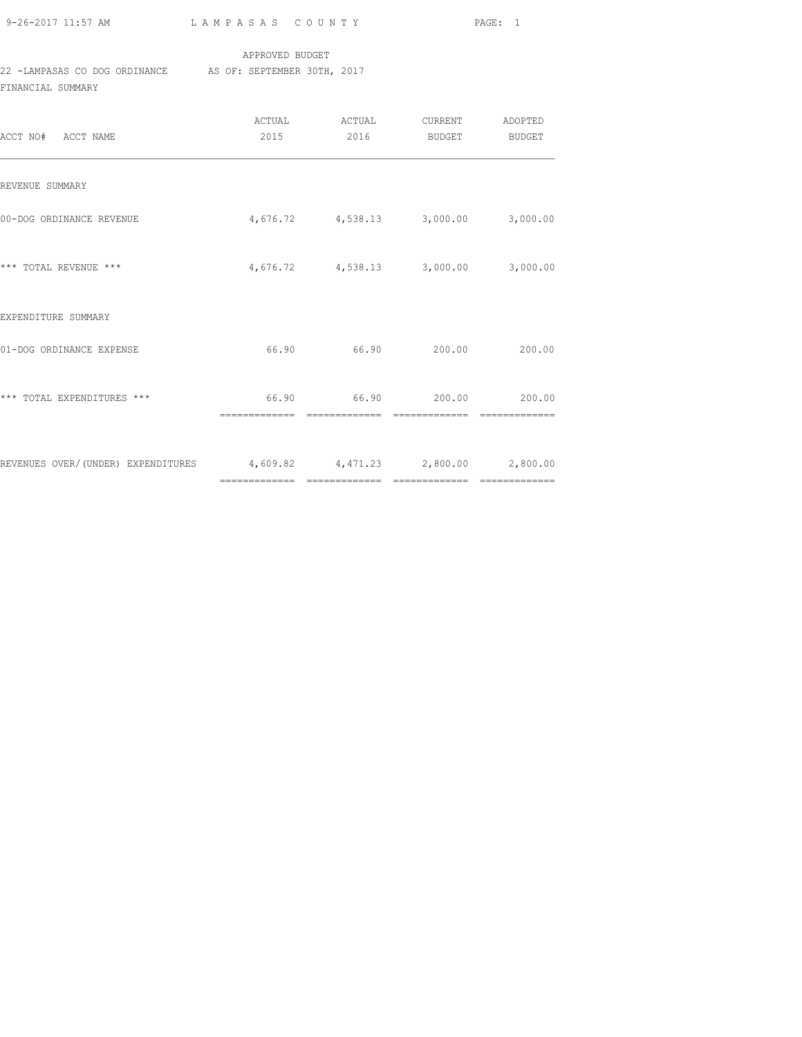APPROVED BUDGET

22 -LAMPASAS CO DOG ORDINANCE AS OF: SEPTEMBER 30TH, 2017

FINANCIAL SUMMARY

| ACCT NO# ACCT NAME | ACTUAL 2015 | ACTUAL 2016 | CURRENT BUDGET | ADOPTED BUDGET |
|---|---|---|---|---|
| REVENUE SUMMARY | | | | |
| 00-DOG ORDINANCE REVENUE | 4,676.72 | 4,538.13 | 3,000.00 | 3,000.00 |
| *** TOTAL REVENUE *** | 4,676.72 | 4,538.13 | 3,000.00 | 3,000.00 |
| EXPENDITURE SUMMARY | | | | |
| 01-DOG ORDINANCE EXPENSE | 66.90 | 66.90 | 200.00 | 200.00 |
| *** TOTAL EXPENDITURES *** | 66.90 | 66.90 | 200.00 | 200.00 |
| REVENUES OVER/(UNDER) EXPENDITURES | 4,609.82 | 4,471.23 | 2,800.00 | 2,800.00 |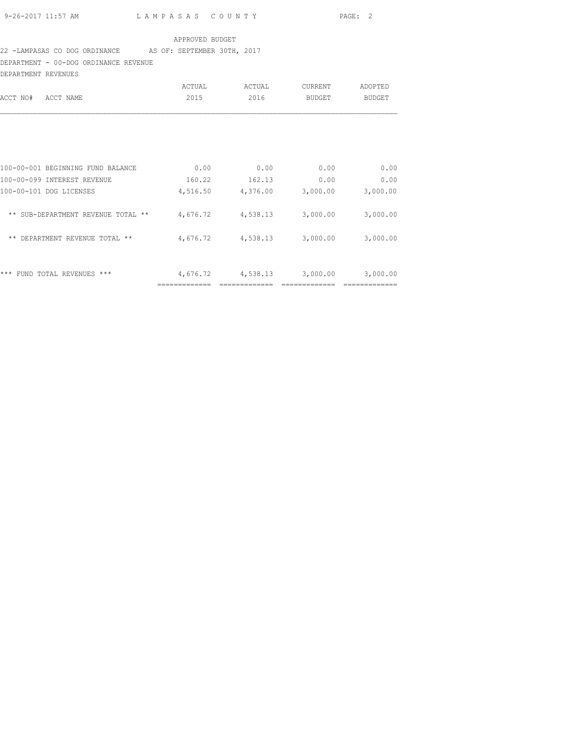APPROVED BUDGET

22 -LAMPASAS CO DOG ORDINANCE AS OF: SEPTEMBER 30TH, 2017

DEPARTMENT - 00-DOG ORDINANCE REVENUE

DEPARTMENT REVENUES

| ACCT NO# ACCT NAME | ACTUAL 2015 | ACTUAL 2016 | CURRENT BUDGET | ADOPTED BUDGET |
|---|---|---|---|---|
| 100-00-001 BEGINNING FUND BALANCE | 0.00 | 0.00 | 0.00 | 0.00 |
| 100-00-099 INTEREST REVENUE | 160.22 | 162.13 | 0.00 | 0.00 |
| 100-00-101 DOG LICENSES | 4,516.50 | 4,376.00 | 3,000.00 | 3,000.00 |
| ** SUB-DEPARTMENT REVENUE TOTAL ** | 4,676.72 | 4,538.13 | 3,000.00 | 3,000.00 |
| ** DEPARTMENT REVENUE TOTAL ** | 4,676.72 | 4,538.13 | 3,000.00 | 3,000.00 |
| *** FUND TOTAL REVENUES *** | 4,676.72 | 4,538.13 | 3,000.00 | 3,000.00 |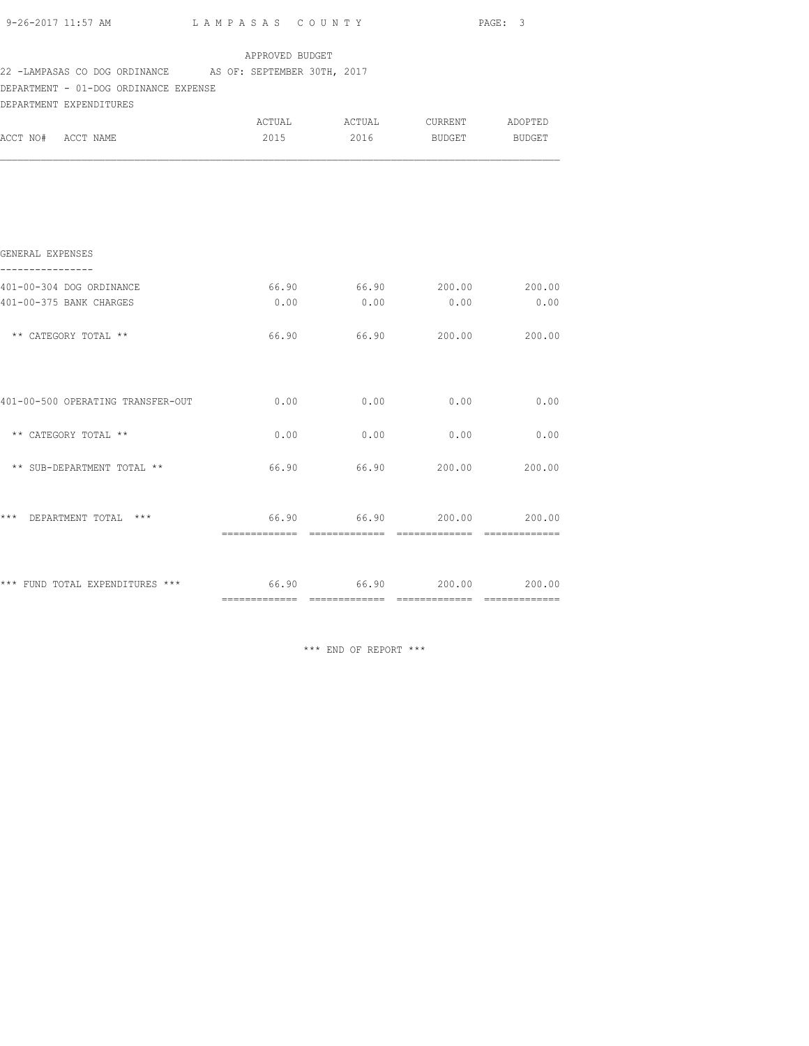APPROVED BUDGET

22 -LAMPASAS CO DOG ORDINANCE      AS OF: SEPTEMBER 30TH, 2017

DEPARTMENT - 01-DOG ORDINANCE EXPENSE

DEPARTMENT EXPENDITURES

| ACCT NO# ACCT NAME | ACTUAL 2015 | ACTUAL 2016 | CURRENT BUDGET | ADOPTED BUDGET |
|---|---|---|---|---|
| **GENERAL EXPENSES** | | | | |
| 401-00-304 DOG ORDINANCE | 66.90 | 66.90 | 200.00 | 200.00 |
| 401-00-375 BANK CHARGES | 0.00 | 0.00 | 0.00 | 0.00 |
| ** CATEGORY TOTAL ** | 66.90 | 66.90 | 200.00 | 200.00 |
| 401-00-500 OPERATING TRANSFER-OUT | 0.00 | 0.00 | 0.00 | 0.00 |
| ** CATEGORY TOTAL ** | 0.00 | 0.00 | 0.00 | 0.00 |
| ** SUB-DEPARTMENT TOTAL ** | 66.90 | 66.90 | 200.00 | 200.00 |
| *** DEPARTMENT TOTAL *** | 66.90 | 66.90 | 200.00 | 200.00 |
| *** FUND TOTAL EXPENDITURES *** | 66.90 | 66.90 | 200.00 | 200.00 |

*** END OF REPORT ***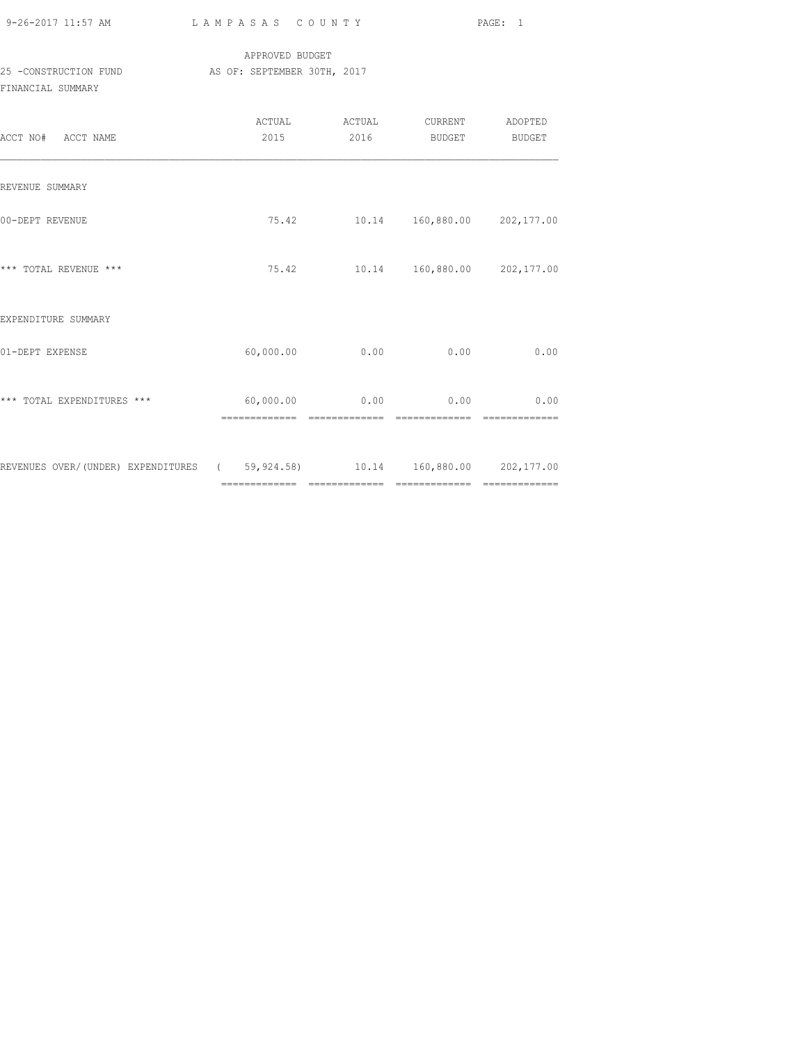APPROVED BUDGET

25 -CONSTRUCTION FUND AS OF: SEPTEMBER 30TH, 2017

FINANCIAL SUMMARY

| ACCT NO# ACCT NAME | ACTUAL 2015 | ACTUAL 2016 | CURRENT BUDGET | ADOPTED BUDGET |
|---|---|---|---|---|
| REVENUE SUMMARY | | | | |
| 00-DEPT REVENUE | 75.42 | 10.14 | 160,880.00 | 202,177.00 |
| *** TOTAL REVENUE *** | 75.42 | 10.14 | 160,880.00 | 202,177.00 |
| EXPENDITURE SUMMARY | | | | |
| 01-DEPT EXPENSE | 60,000.00 | 0.00 | 0.00 | 0.00 |
| *** TOTAL EXPENDITURES *** | 60,000.00 | 0.00 | 0.00 | 0.00 |
| REVENUES OVER/(UNDER) EXPENDITURES | ( 59,924.58) | 10.14 | 160,880.00 | 202,177.00 |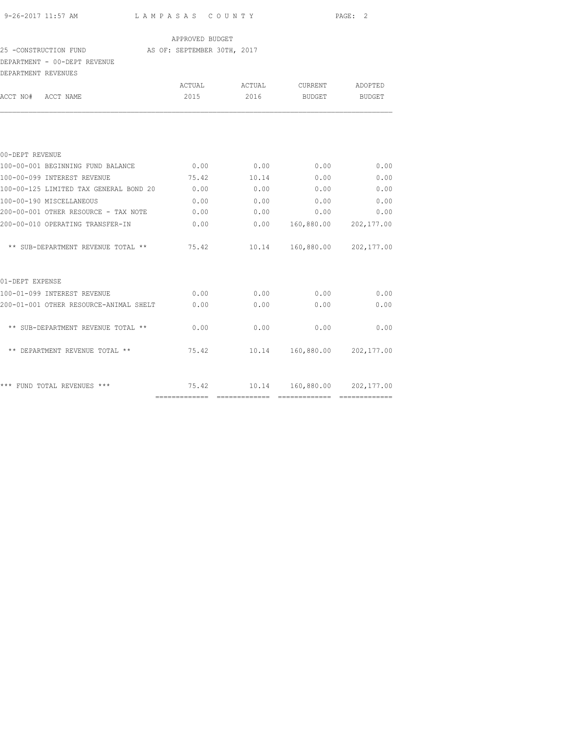APPROVED BUDGET

25 -CONSTRUCTION FUND AS OF: SEPTEMBER 30TH, 2017

DEPARTMENT - 00-DEPT REVENUE

DEPARTMENT REVENUES

| ACCT NO# ACCT NAME | ACTUAL 2015 | ACTUAL 2016 | CURRENT BUDGET | ADOPTED BUDGET |
|---|---|---|---|---|
| 00-DEPT REVENUE | | | | |
| 100-00-001 BEGINNING FUND BALANCE | 0.00 | 0.00 | 0.00 | 0.00 |
| 100-00-099 INTEREST REVENUE | 75.42 | 10.14 | 0.00 | 0.00 |
| 100-00-125 LIMITED TAX GENERAL BOND 20 | 0.00 | 0.00 | 0.00 | 0.00 |
| 100-00-190 MISCELLANEOUS | 0.00 | 0.00 | 0.00 | 0.00 |
| 200-00-001 OTHER RESOURCE - TAX NOTE | 0.00 | 0.00 | 0.00 | 0.00 |
| 200-00-010 OPERATING TRANSFER-IN | 0.00 | 0.00 | 160,880.00 | 202,177.00 |
| ** SUB-DEPARTMENT REVENUE TOTAL ** | 75.42 | 10.14 | 160,880.00 | 202,177.00 |
| 01-DEPT EXPENSE | | | | |
| 100-01-099 INTEREST REVENUE | 0.00 | 0.00 | 0.00 | 0.00 |
| 200-01-001 OTHER RESOURCE-ANIMAL SHELT | 0.00 | 0.00 | 0.00 | 0.00 |
| ** SUB-DEPARTMENT REVENUE TOTAL ** | 0.00 | 0.00 | 0.00 | 0.00 |
| ** DEPARTMENT REVENUE TOTAL ** | 75.42 | 10.14 | 160,880.00 | 202,177.00 |
| *** FUND TOTAL REVENUES *** | 75.42 | 10.14 | 160,880.00 | 202,177.00 |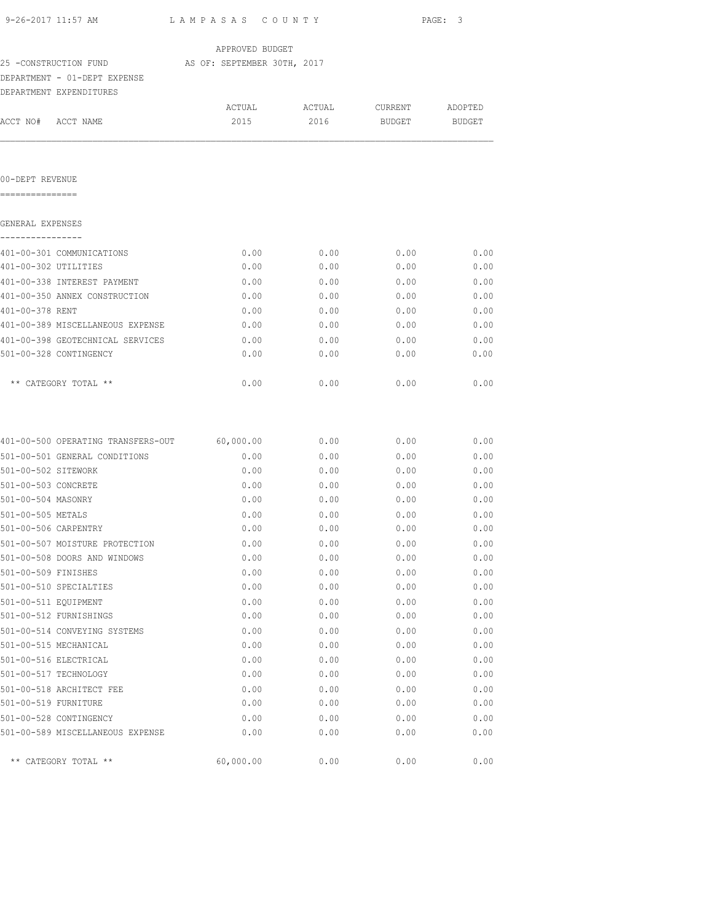LAMPASAS COUNTY

APPROVED BUDGET

25 -CONSTRUCTION FUND AS OF: SEPTEMBER 30TH, 2017

DEPARTMENT - 01-DEPT EXPENSE

DEPARTMENT EXPENDITURES

| ACCT NO# ACCT NAME | ACTUAL 2015 | ACTUAL 2016 | CURRENT BUDGET | ADOPTED BUDGET |
|---|---|---|---|---|

00-DEPT REVENUE
===============

GENERAL EXPENSES
----------------

| ACCT NO# ACCT NAME | ACTUAL 2015 | ACTUAL 2016 | CURRENT BUDGET | ADOPTED BUDGET |
|---|---|---|---|---|
| 401-00-301 COMMUNICATIONS | 0.00 | 0.00 | 0.00 | 0.00 |
| 401-00-302 UTILITIES | 0.00 | 0.00 | 0.00 | 0.00 |
| 401-00-338 INTEREST PAYMENT | 0.00 | 0.00 | 0.00 | 0.00 |
| 401-00-350 ANNEX CONSTRUCTION | 0.00 | 0.00 | 0.00 | 0.00 |
| 401-00-378 RENT | 0.00 | 0.00 | 0.00 | 0.00 |
| 401-00-389 MISCELLANEOUS EXPENSE | 0.00 | 0.00 | 0.00 | 0.00 |
| 401-00-398 GEOTECHNICAL SERVICES | 0.00 | 0.00 | 0.00 | 0.00 |
| 501-00-328 CONTINGENCY | 0.00 | 0.00 | 0.00 | 0.00 |
| ** CATEGORY TOTAL ** | 0.00 | 0.00 | 0.00 | 0.00 |

| ACCT NO# ACCT NAME | ACTUAL 2015 | ACTUAL 2016 | CURRENT BUDGET | ADOPTED BUDGET |
|---|---|---|---|---|
| 401-00-500 OPERATING TRANSFERS-OUT | 60,000.00 | 0.00 | 0.00 | 0.00 |
| 501-00-501 GENERAL CONDITIONS | 0.00 | 0.00 | 0.00 | 0.00 |
| 501-00-502 SITEWORK | 0.00 | 0.00 | 0.00 | 0.00 |
| 501-00-503 CONCRETE | 0.00 | 0.00 | 0.00 | 0.00 |
| 501-00-504 MASONRY | 0.00 | 0.00 | 0.00 | 0.00 |
| 501-00-505 METALS | 0.00 | 0.00 | 0.00 | 0.00 |
| 501-00-506 CARPENTRY | 0.00 | 0.00 | 0.00 | 0.00 |
| 501-00-507 MOISTURE PROTECTION | 0.00 | 0.00 | 0.00 | 0.00 |
| 501-00-508 DOORS AND WINDOWS | 0.00 | 0.00 | 0.00 | 0.00 |
| 501-00-509 FINISHES | 0.00 | 0.00 | 0.00 | 0.00 |
| 501-00-510 SPECIALTIES | 0.00 | 0.00 | 0.00 | 0.00 |
| 501-00-511 EQUIPMENT | 0.00 | 0.00 | 0.00 | 0.00 |
| 501-00-512 FURNISHINGS | 0.00 | 0.00 | 0.00 | 0.00 |
| 501-00-514 CONVEYING SYSTEMS | 0.00 | 0.00 | 0.00 | 0.00 |
| 501-00-515 MECHANICAL | 0.00 | 0.00 | 0.00 | 0.00 |
| 501-00-516 ELECTRICAL | 0.00 | 0.00 | 0.00 | 0.00 |
| 501-00-517 TECHNOLOGY | 0.00 | 0.00 | 0.00 | 0.00 |
| 501-00-518 ARCHITECT FEE | 0.00 | 0.00 | 0.00 | 0.00 |
| 501-00-519 FURNITURE | 0.00 | 0.00 | 0.00 | 0.00 |
| 501-00-528 CONTINGENCY | 0.00 | 0.00 | 0.00 | 0.00 |
| 501-00-589 MISCELLANEOUS EXPENSE | 0.00 | 0.00 | 0.00 | 0.00 |
| ** CATEGORY TOTAL ** | 60,000.00 | 0.00 | 0.00 | 0.00 |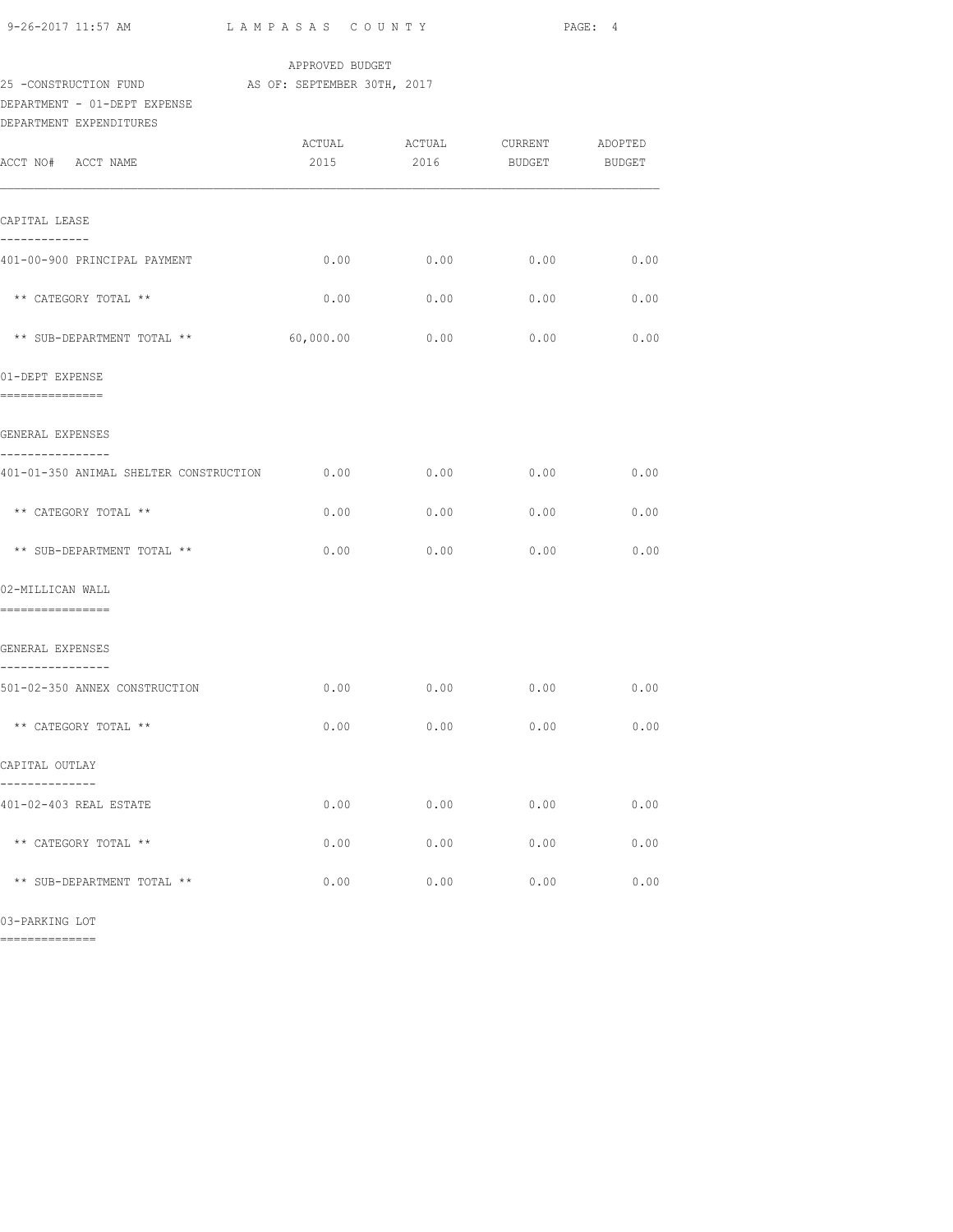APPROVED BUDGET

25 -CONSTRUCTION FUND AS OF: SEPTEMBER 30TH, 2017

DEPARTMENT - 01-DEPT EXPENSE

DEPARTMENT EXPENDITURES

| ACCT NO# ACCT NAME | ACTUAL 2015 | ACTUAL 2016 | CURRENT BUDGET | ADOPTED BUDGET |
|---|---|---|---|---|
| **CAPITAL LEASE** | | | | |
| 401-00-900 PRINCIPAL PAYMENT | 0.00 | 0.00 | 0.00 | 0.00 |
| ** CATEGORY TOTAL ** | 0.00 | 0.00 | 0.00 | 0.00 |
| ** SUB-DEPARTMENT TOTAL ** | 60,000.00 | 0.00 | 0.00 | 0.00 |
| **01-DEPT EXPENSE** | | | | |
| **GENERAL EXPENSES** | | | | |
| 401-01-350 ANIMAL SHELTER CONSTRUCTION | 0.00 | 0.00 | 0.00 | 0.00 |
| ** CATEGORY TOTAL ** | 0.00 | 0.00 | 0.00 | 0.00 |
| ** SUB-DEPARTMENT TOTAL ** | 0.00 | 0.00 | 0.00 | 0.00 |
| **02-MILLICAN WALL** | | | | |
| **GENERAL EXPENSES** | | | | |
| 501-02-350 ANNEX CONSTRUCTION | 0.00 | 0.00 | 0.00 | 0.00 |
| ** CATEGORY TOTAL ** | 0.00 | 0.00 | 0.00 | 0.00 |
| **CAPITAL OUTLAY** | | | | |
| 401-02-403 REAL ESTATE | 0.00 | 0.00 | 0.00 | 0.00 |
| ** CATEGORY TOTAL ** | 0.00 | 0.00 | 0.00 | 0.00 |
| ** SUB-DEPARTMENT TOTAL ** | 0.00 | 0.00 | 0.00 | 0.00 |

03-PARKING LOT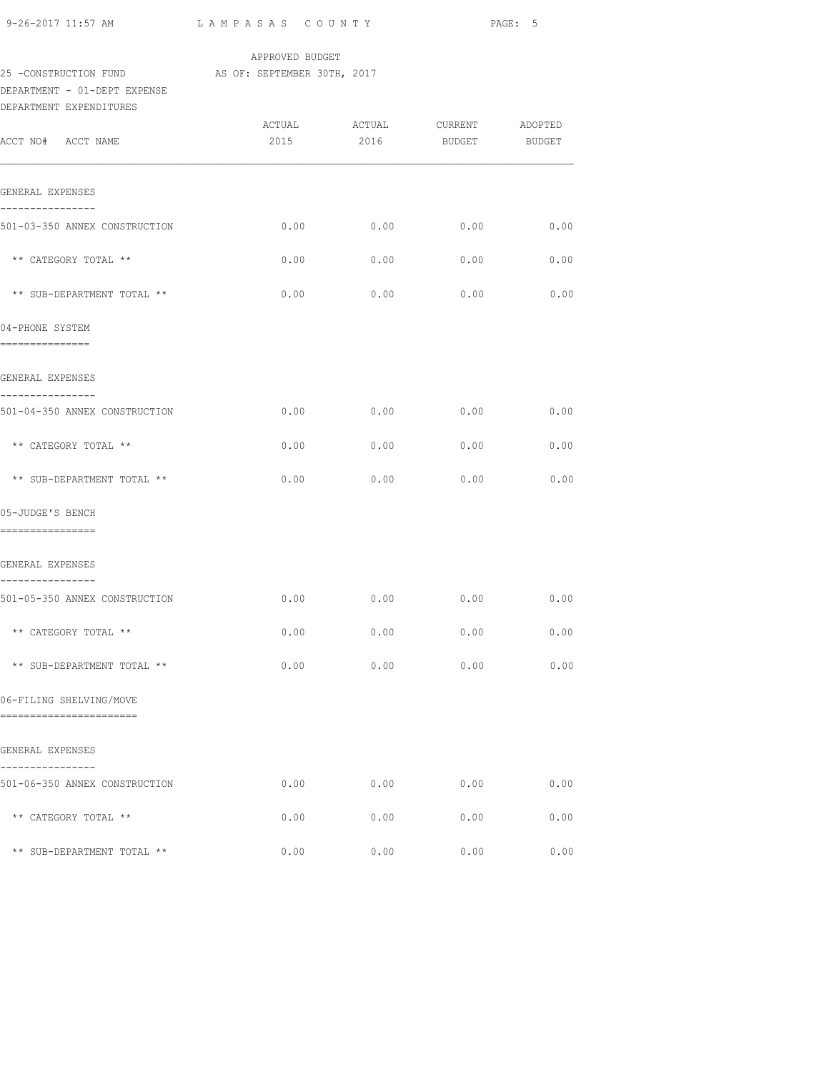APPROVED BUDGET
25 -CONSTRUCTION FUND AS OF: SEPTEMBER 30TH, 2017
DEPARTMENT - 01-DEPT EXPENSE
DEPARTMENT EXPENDITURES

| ACCT NO# ACCT NAME | ACTUAL 2015 | ACTUAL 2016 | CURRENT BUDGET | ADOPTED BUDGET |
|---|---|---|---|---|
| GENERAL EXPENSES | | | | |
| 501-03-350 ANNEX CONSTRUCTION | 0.00 | 0.00 | 0.00 | 0.00 |
| ** CATEGORY TOTAL ** | 0.00 | 0.00 | 0.00 | 0.00 |
| ** SUB-DEPARTMENT TOTAL ** | 0.00 | 0.00 | 0.00 | 0.00 |
| 04-PHONE SYSTEM | | | | |
| GENERAL EXPENSES | | | | |
| 501-04-350 ANNEX CONSTRUCTION | 0.00 | 0.00 | 0.00 | 0.00 |
| ** CATEGORY TOTAL ** | 0.00 | 0.00 | 0.00 | 0.00 |
| ** SUB-DEPARTMENT TOTAL ** | 0.00 | 0.00 | 0.00 | 0.00 |
| 05-JUDGE'S BENCH | | | | |
| GENERAL EXPENSES | | | | |
| 501-05-350 ANNEX CONSTRUCTION | 0.00 | 0.00 | 0.00 | 0.00 |
| ** CATEGORY TOTAL ** | 0.00 | 0.00 | 0.00 | 0.00 |
| ** SUB-DEPARTMENT TOTAL ** | 0.00 | 0.00 | 0.00 | 0.00 |
| 06-FILING SHELVING/MOVE | | | | |
| GENERAL EXPENSES | | | | |
| 501-06-350 ANNEX CONSTRUCTION | 0.00 | 0.00 | 0.00 | 0.00 |
| ** CATEGORY TOTAL ** | 0.00 | 0.00 | 0.00 | 0.00 |
| ** SUB-DEPARTMENT TOTAL ** | 0.00 | 0.00 | 0.00 | 0.00 |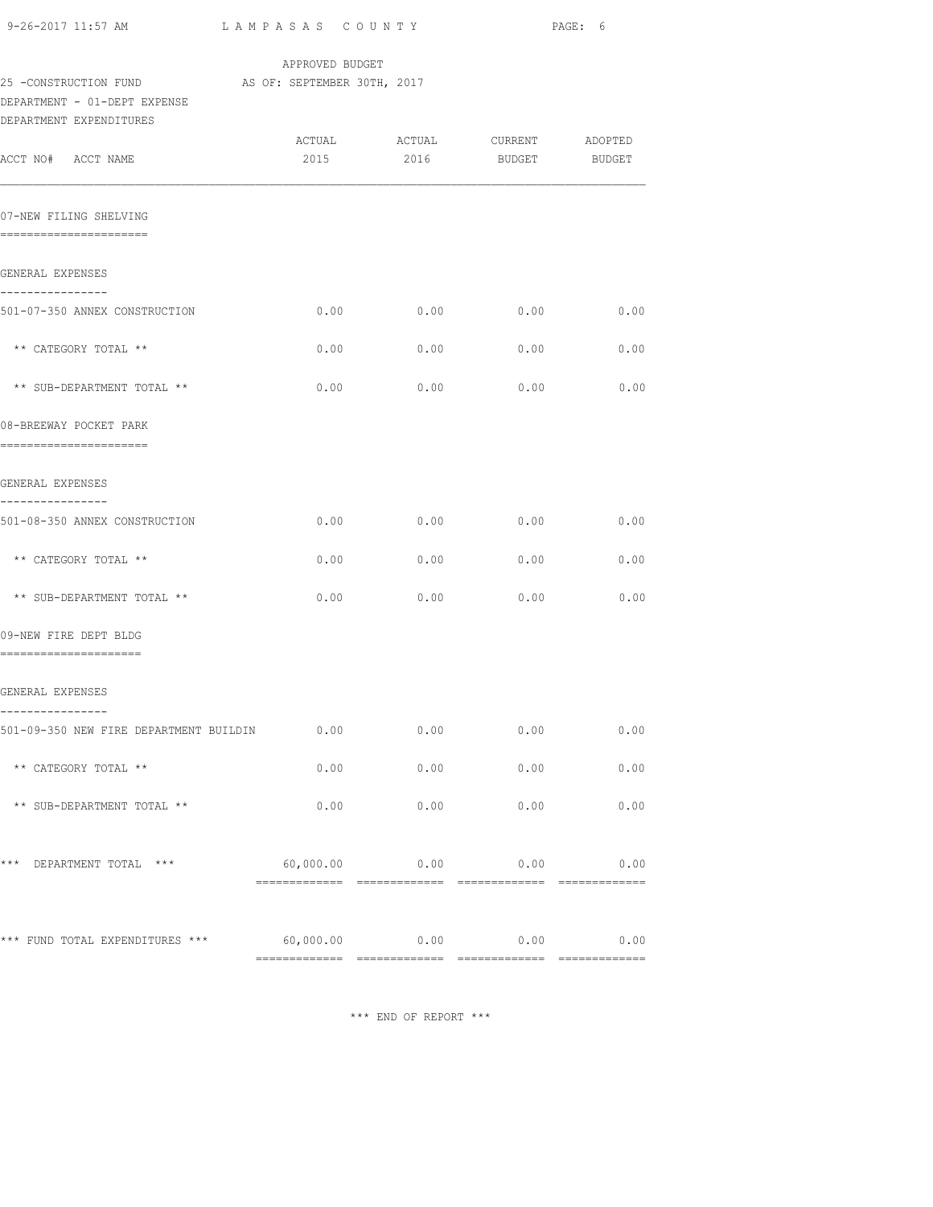APPROVED BUDGET

25 -CONSTRUCTION FUND AS OF: SEPTEMBER 30TH, 2017

DEPARTMENT - 01-DEPT EXPENSE

DEPARTMENT EXPENDITURES

| ACCT NO# ACCT NAME | ACTUAL 2015 | ACTUAL 2016 | CURRENT BUDGET | ADOPTED BUDGET |
|---|---|---|---|---|
| **07-NEW FILING SHELVING** | | | | |
| GENERAL EXPENSES | | | | |
| 501-07-350 ANNEX CONSTRUCTION | 0.00 | 0.00 | 0.00 | 0.00 |
| ** CATEGORY TOTAL ** | 0.00 | 0.00 | 0.00 | 0.00 |
| ** SUB-DEPARTMENT TOTAL ** | 0.00 | 0.00 | 0.00 | 0.00 |
| **08-BREEWAY POCKET PARK** | | | | |
| GENERAL EXPENSES | | | | |
| 501-08-350 ANNEX CONSTRUCTION | 0.00 | 0.00 | 0.00 | 0.00 |
| ** CATEGORY TOTAL ** | 0.00 | 0.00 | 0.00 | 0.00 |
| ** SUB-DEPARTMENT TOTAL ** | 0.00 | 0.00 | 0.00 | 0.00 |
| **09-NEW FIRE DEPT BLDG** | | | | |
| GENERAL EXPENSES | | | | |
| 501-09-350 NEW FIRE DEPARTMENT BUILDIN | 0.00 | 0.00 | 0.00 | 0.00 |
| ** CATEGORY TOTAL ** | 0.00 | 0.00 | 0.00 | 0.00 |
| ** SUB-DEPARTMENT TOTAL ** | 0.00 | 0.00 | 0.00 | 0.00 |
| *** DEPARTMENT TOTAL *** | 60,000.00 | 0.00 | 0.00 | 0.00 |
| *** FUND TOTAL EXPENDITURES *** | 60,000.00 | 0.00 | 0.00 | 0.00 |

*** END OF REPORT ***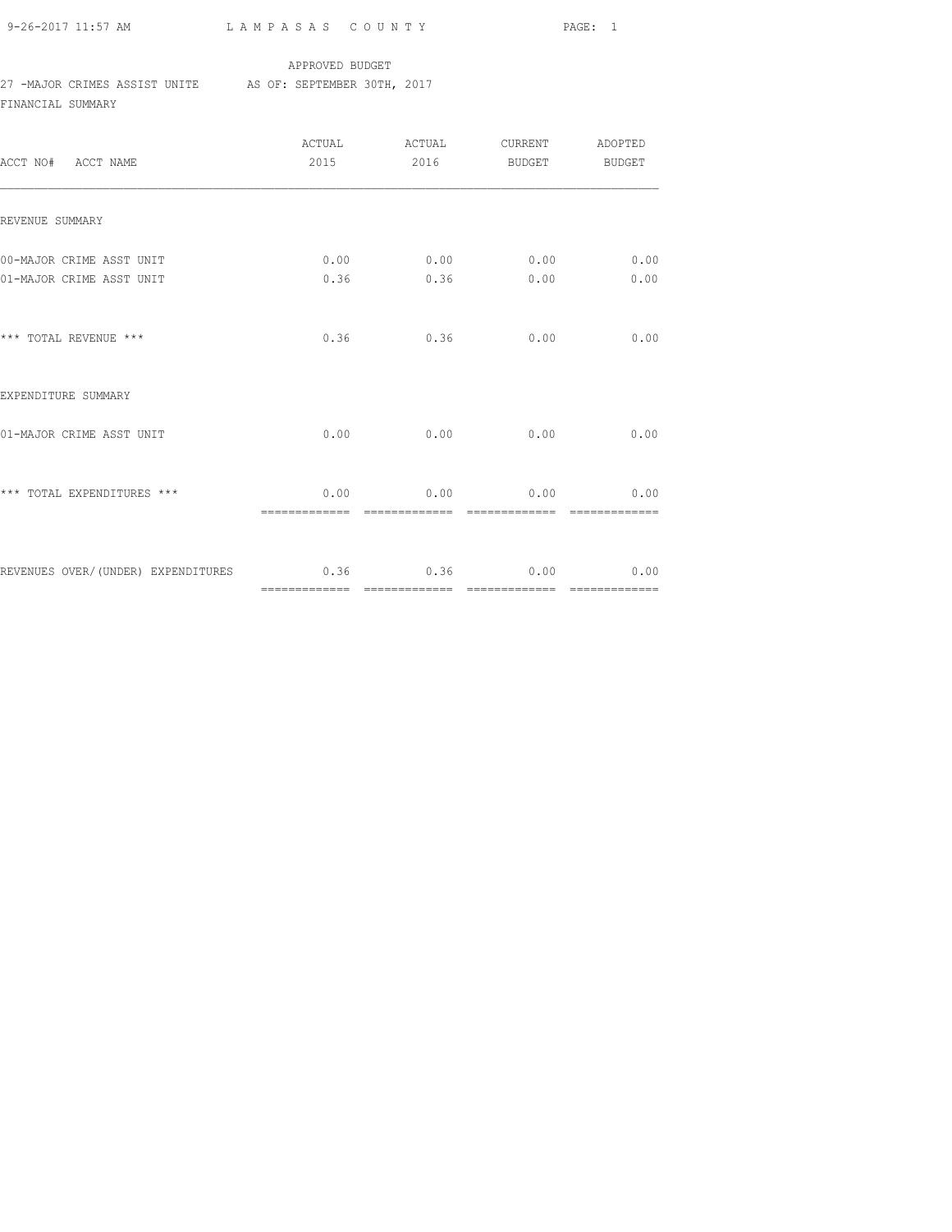APPROVED BUDGET

27 -MAJOR CRIMES ASSIST UNITE AS OF: SEPTEMBER 30TH, 2017

FINANCIAL SUMMARY

| ACCT NO# ACCT NAME | ACTUAL 2015 | ACTUAL 2016 | CURRENT BUDGET | ADOPTED BUDGET |
|---|---|---|---|---|
| REVENUE SUMMARY | | | | |
| 00-MAJOR CRIME ASST UNIT | 0.00 | 0.00 | 0.00 | 0.00 |
| 01-MAJOR CRIME ASST UNIT | 0.36 | 0.36 | 0.00 | 0.00 |
| *** TOTAL REVENUE *** | 0.36 | 0.36 | 0.00 | 0.00 |
| EXPENDITURE SUMMARY | | | | |
| 01-MAJOR CRIME ASST UNIT | 0.00 | 0.00 | 0.00 | 0.00 |
| *** TOTAL EXPENDITURES *** | 0.00 | 0.00 | 0.00 | 0.00 |
| REVENUES OVER/(UNDER) EXPENDITURES | 0.36 | 0.36 | 0.00 | 0.00 |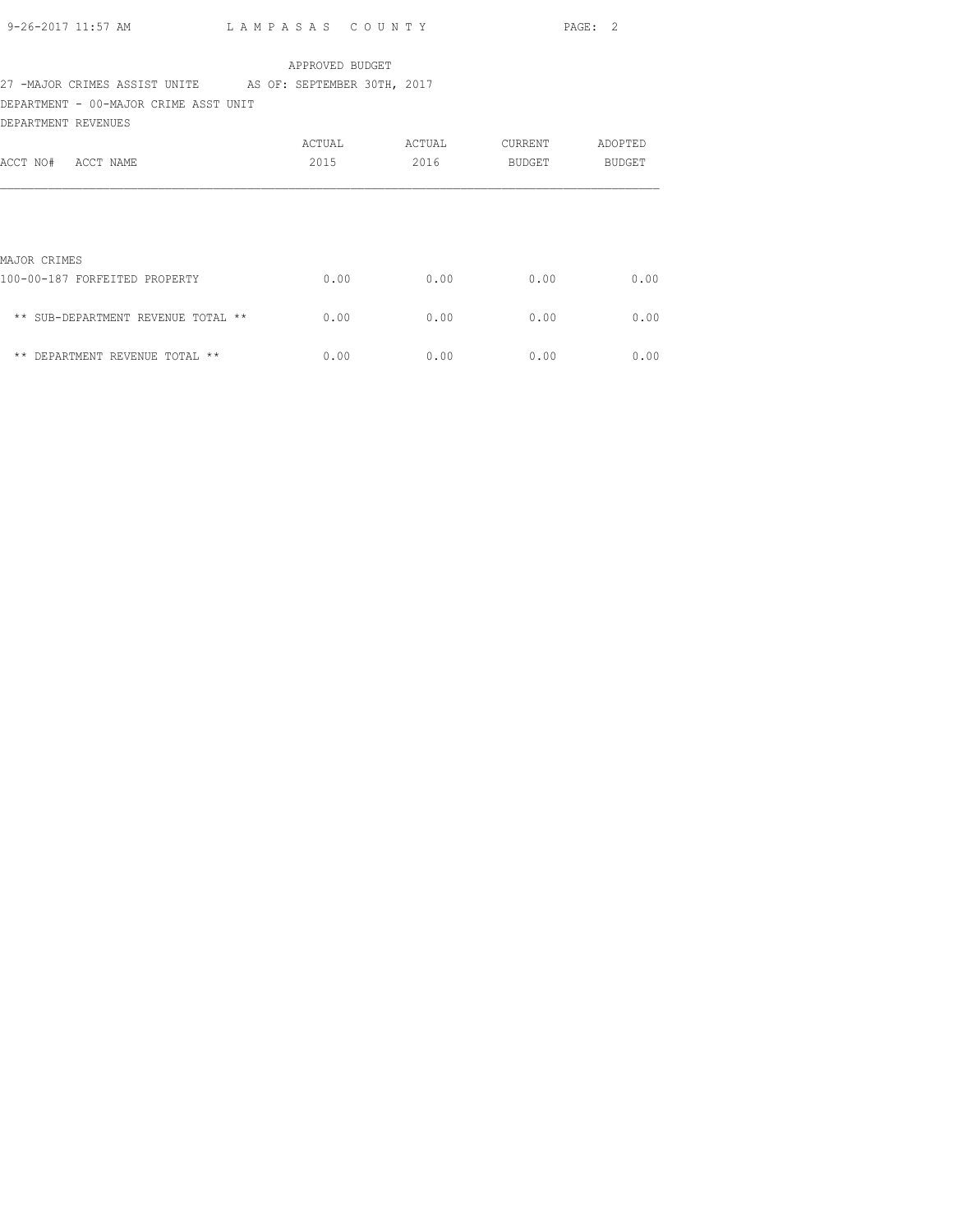APPROVED BUDGET

27 -MAJOR CRIMES ASSIST UNITE AS OF: SEPTEMBER 30TH, 2017

DEPARTMENT - 00-MAJOR CRIME ASST UNIT

DEPARTMENT REVENUES

| ACCT NO# ACCT NAME | ACTUAL 2015 | ACTUAL 2016 | CURRENT BUDGET | ADOPTED BUDGET |
|---|---|---|---|---|
| MAJOR CRIMES | | | | |
| 100-00-187 FORFEITED PROPERTY | 0.00 | 0.00 | 0.00 | 0.00 |
| ** SUB-DEPARTMENT REVENUE TOTAL ** | 0.00 | 0.00 | 0.00 | 0.00 |
| ** DEPARTMENT REVENUE TOTAL ** | 0.00 | 0.00 | 0.00 | 0.00 |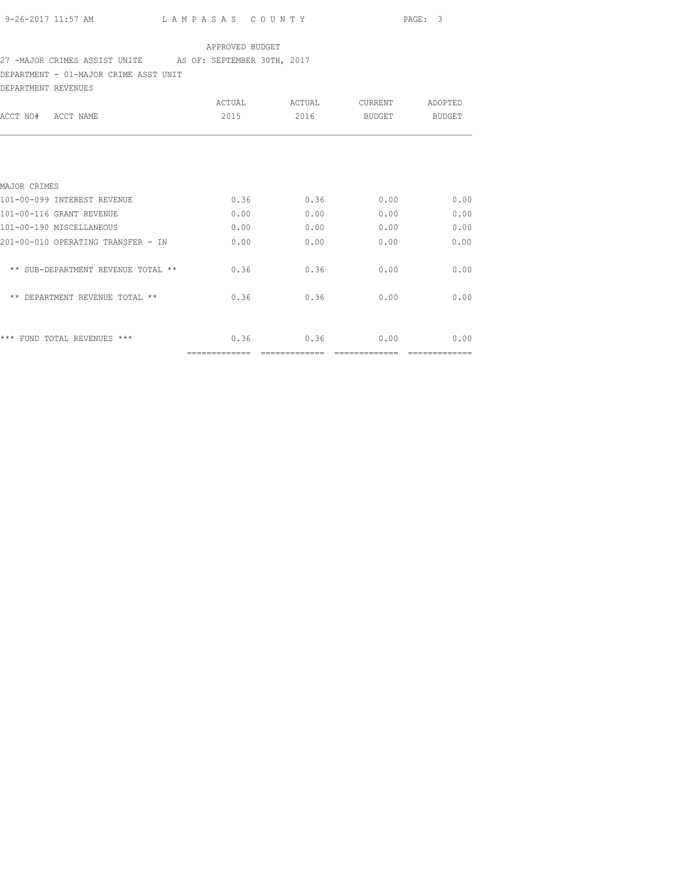APPROVED BUDGET

27 -MAJOR CRIMES ASSIST UNITE AS OF: SEPTEMBER 30TH, 2017

DEPARTMENT - 01-MAJOR CRIME ASST UNIT

DEPARTMENT REVENUES

| ACCT NO# ACCT NAME | ACTUAL 2015 | ACTUAL 2016 | CURRENT BUDGET | ADOPTED BUDGET |
|---|---|---|---|---|
| MAJOR CRIMES | | | | |
| 101-00-099 INTEREST REVENUE | 0.36 | 0.36 | 0.00 | 0.00 |
| 101-00-116 GRANT REVENUE | 0.00 | 0.00 | 0.00 | 0.00 |
| 101-00-190 MISCELLANEOUS | 0.00 | 0.00 | 0.00 | 0.00 |
| 201-00-010 OPERATING TRANSFER - IN | 0.00 | 0.00 | 0.00 | 0.00 |
| ** SUB-DEPARTMENT REVENUE TOTAL ** | 0.36 | 0.36 | 0.00 | 0.00 |
| ** DEPARTMENT REVENUE TOTAL ** | 0.36 | 0.36 | 0.00 | 0.00 |
| *** FUND TOTAL REVENUES *** | 0.36 | 0.36 | 0.00 | 0.00 |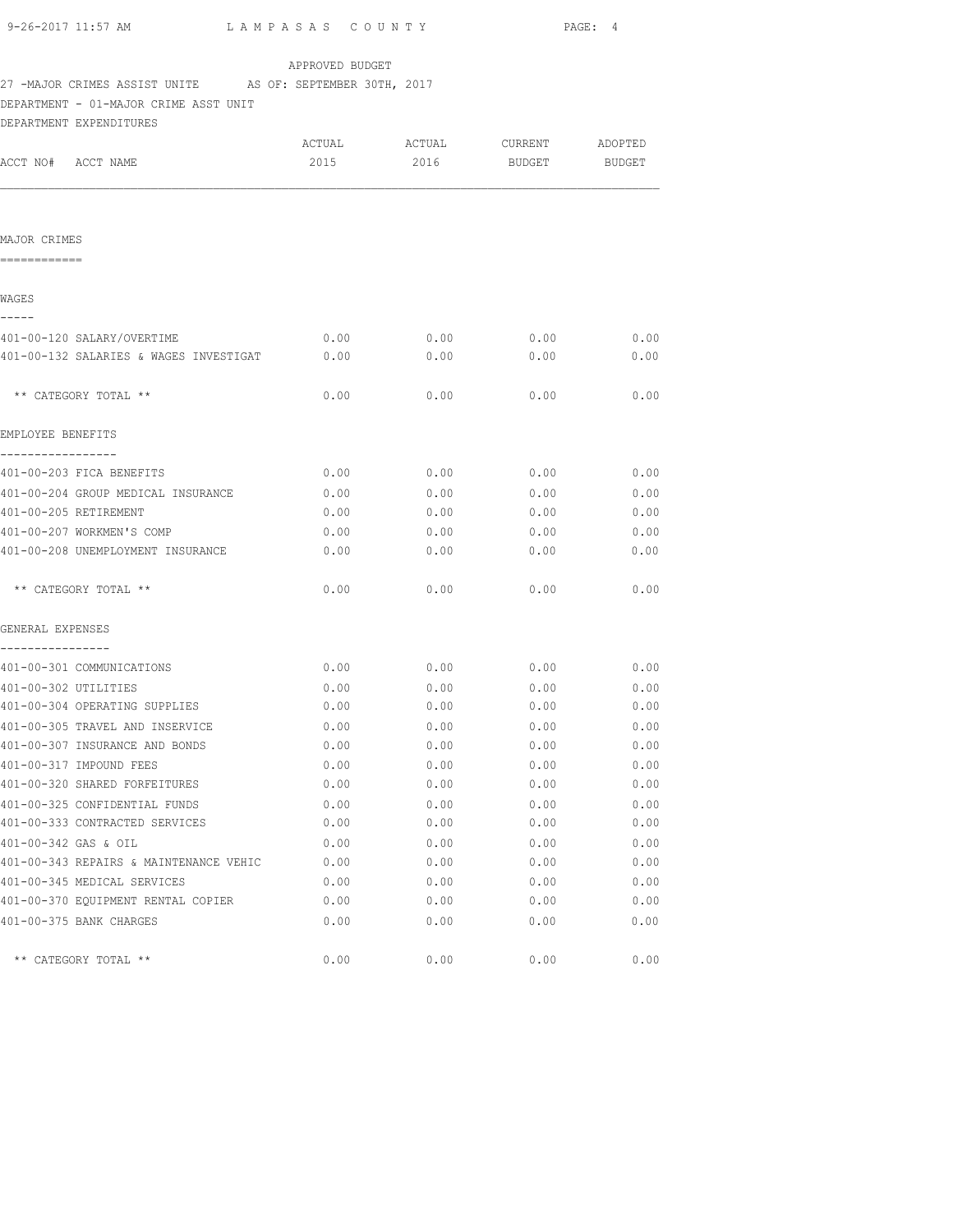APPROVED BUDGET

27 -MAJOR CRIMES ASSIST UNITE AS OF: SEPTEMBER 30TH, 2017

DEPARTMENT - 01-MAJOR CRIME ASST UNIT

DEPARTMENT EXPENDITURES

| ACCT NO# ACCT NAME | ACTUAL 2015 | ACTUAL 2016 | CURRENT BUDGET | ADOPTED BUDGET |
|---|---|---|---|---|
| **MAJOR CRIMES** | | | | |
| **WAGES** | | | | |
| 401-00-120 SALARY/OVERTIME | 0.00 | 0.00 | 0.00 | 0.00 |
| 401-00-132 SALARIES & WAGES INVESTIGAT | 0.00 | 0.00 | 0.00 | 0.00 |
| ** CATEGORY TOTAL ** | 0.00 | 0.00 | 0.00 | 0.00 |
| **EMPLOYEE BENEFITS** | | | | |
| 401-00-203 FICA BENEFITS | 0.00 | 0.00 | 0.00 | 0.00 |
| 401-00-204 GROUP MEDICAL INSURANCE | 0.00 | 0.00 | 0.00 | 0.00 |
| 401-00-205 RETIREMENT | 0.00 | 0.00 | 0.00 | 0.00 |
| 401-00-207 WORKMEN'S COMP | 0.00 | 0.00 | 0.00 | 0.00 |
| 401-00-208 UNEMPLOYMENT INSURANCE | 0.00 | 0.00 | 0.00 | 0.00 |
| ** CATEGORY TOTAL ** | 0.00 | 0.00 | 0.00 | 0.00 |
| **GENERAL EXPENSES** | | | | |
| 401-00-301 COMMUNICATIONS | 0.00 | 0.00 | 0.00 | 0.00 |
| 401-00-302 UTILITIES | 0.00 | 0.00 | 0.00 | 0.00 |
| 401-00-304 OPERATING SUPPLIES | 0.00 | 0.00 | 0.00 | 0.00 |
| 401-00-305 TRAVEL AND INSERVICE | 0.00 | 0.00 | 0.00 | 0.00 |
| 401-00-307 INSURANCE AND BONDS | 0.00 | 0.00 | 0.00 | 0.00 |
| 401-00-317 IMPOUND FEES | 0.00 | 0.00 | 0.00 | 0.00 |
| 401-00-320 SHARED FORFEITURES | 0.00 | 0.00 | 0.00 | 0.00 |
| 401-00-325 CONFIDENTIAL FUNDS | 0.00 | 0.00 | 0.00 | 0.00 |
| 401-00-333 CONTRACTED SERVICES | 0.00 | 0.00 | 0.00 | 0.00 |
| 401-00-342 GAS & OIL | 0.00 | 0.00 | 0.00 | 0.00 |
| 401-00-343 REPAIRS & MAINTENANCE VEHIC | 0.00 | 0.00 | 0.00 | 0.00 |
| 401-00-345 MEDICAL SERVICES | 0.00 | 0.00 | 0.00 | 0.00 |
| 401-00-370 EQUIPMENT RENTAL COPIER | 0.00 | 0.00 | 0.00 | 0.00 |
| 401-00-375 BANK CHARGES | 0.00 | 0.00 | 0.00 | 0.00 |
| ** CATEGORY TOTAL ** | 0.00 | 0.00 | 0.00 | 0.00 |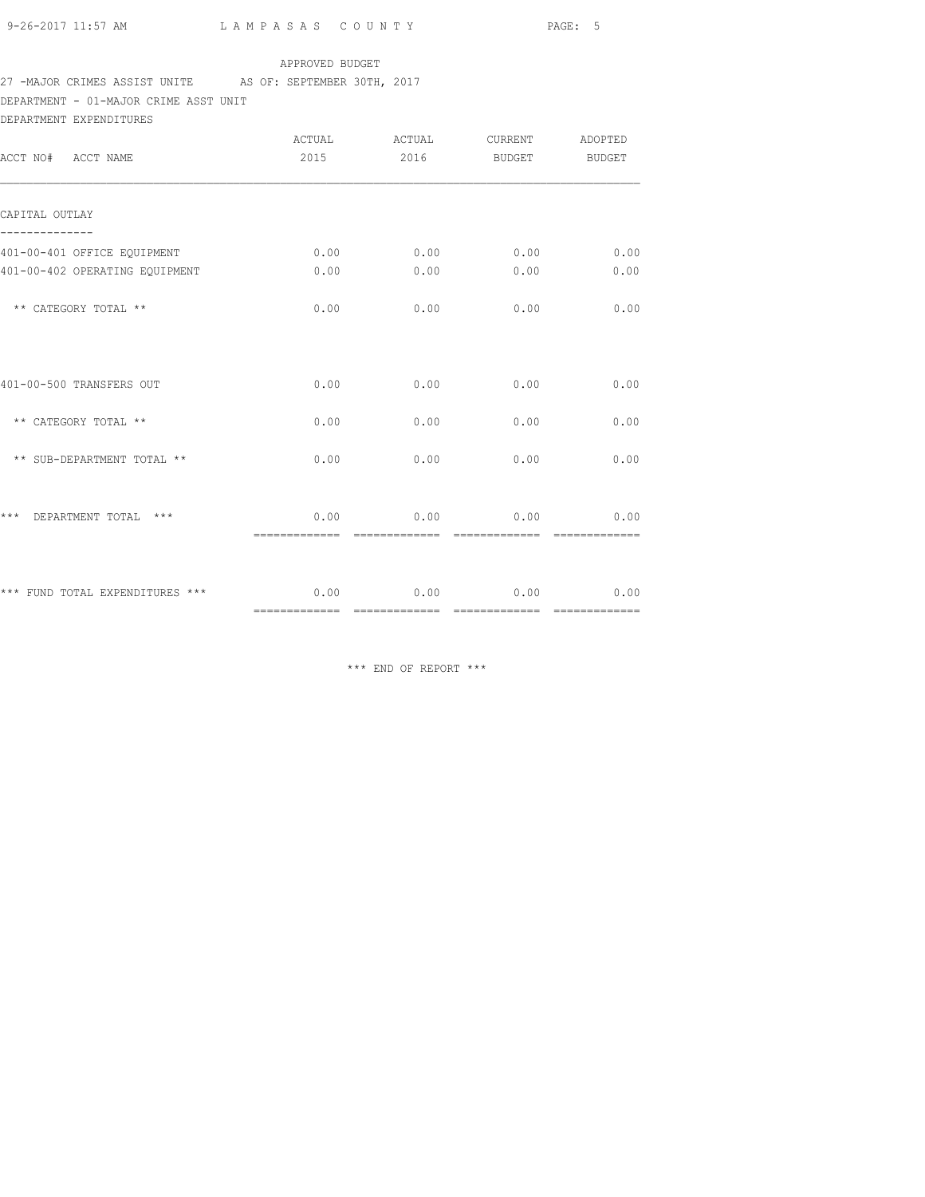APPROVED BUDGET

27 -MAJOR CRIMES ASSIST UNITE AS OF: SEPTEMBER 30TH, 2017

DEPARTMENT - 01-MAJOR CRIME ASST UNIT

DEPARTMENT EXPENDITURES

| ACCT NO# ACCT NAME | ACTUAL 2015 | ACTUAL 2016 | CURRENT BUDGET | ADOPTED BUDGET |
|---|---|---|---|---|
| CAPITAL OUTLAY | | | | |
| 401-00-401 OFFICE EQUIPMENT | 0.00 | 0.00 | 0.00 | 0.00 |
| 401-00-402 OPERATING EQUIPMENT | 0.00 | 0.00 | 0.00 | 0.00 |
| ** CATEGORY TOTAL ** | 0.00 | 0.00 | 0.00 | 0.00 |
| 401-00-500 TRANSFERS OUT | 0.00 | 0.00 | 0.00 | 0.00 |
| ** CATEGORY TOTAL ** | 0.00 | 0.00 | 0.00 | 0.00 |
| ** SUB-DEPARTMENT TOTAL ** | 0.00 | 0.00 | 0.00 | 0.00 |
| *** DEPARTMENT TOTAL *** | 0.00 | 0.00 | 0.00 | 0.00 |
| *** FUND TOTAL EXPENDITURES *** | 0.00 | 0.00 | 0.00 | 0.00 |

*** END OF REPORT ***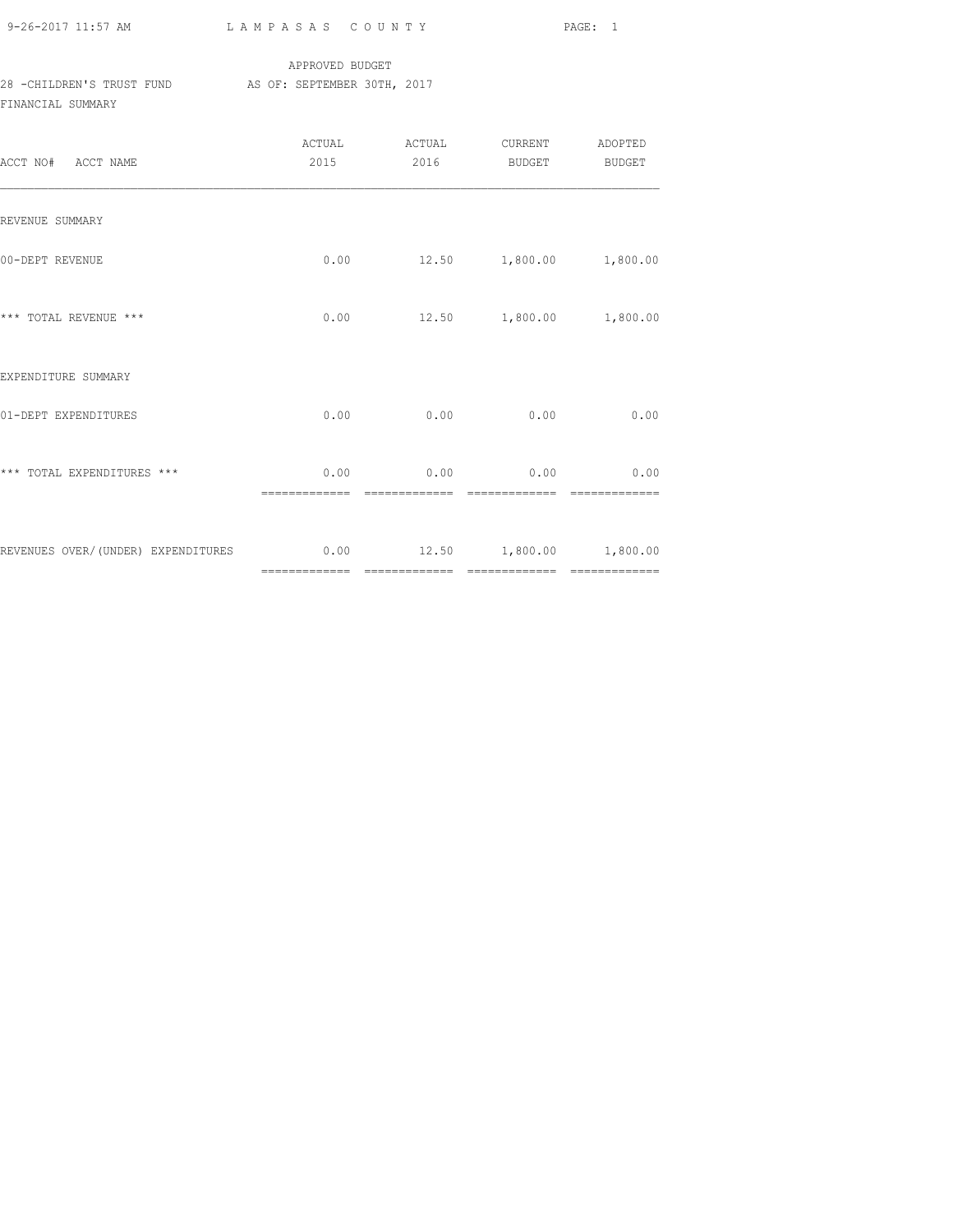APPROVED BUDGET

28 -CHILDREN'S TRUST FUND AS OF: SEPTEMBER 30TH, 2017

FINANCIAL SUMMARY

| ACCT NO# ACCT NAME | ACTUAL 2015 | ACTUAL 2016 | CURRENT BUDGET | ADOPTED BUDGET |
|---|---|---|---|---|
| REVENUE SUMMARY | | | | |
| 00-DEPT REVENUE | 0.00 | 12.50 | 1,800.00 | 1,800.00 |
| *** TOTAL REVENUE *** | 0.00 | 12.50 | 1,800.00 | 1,800.00 |
| EXPENDITURE SUMMARY | | | | |
| 01-DEPT EXPENDITURES | 0.00 | 0.00 | 0.00 | 0.00 |
| *** TOTAL EXPENDITURES *** | 0.00 | 0.00 | 0.00 | 0.00 |
| REVENUES OVER/(UNDER) EXPENDITURES | 0.00 | 12.50 | 1,800.00 | 1,800.00 |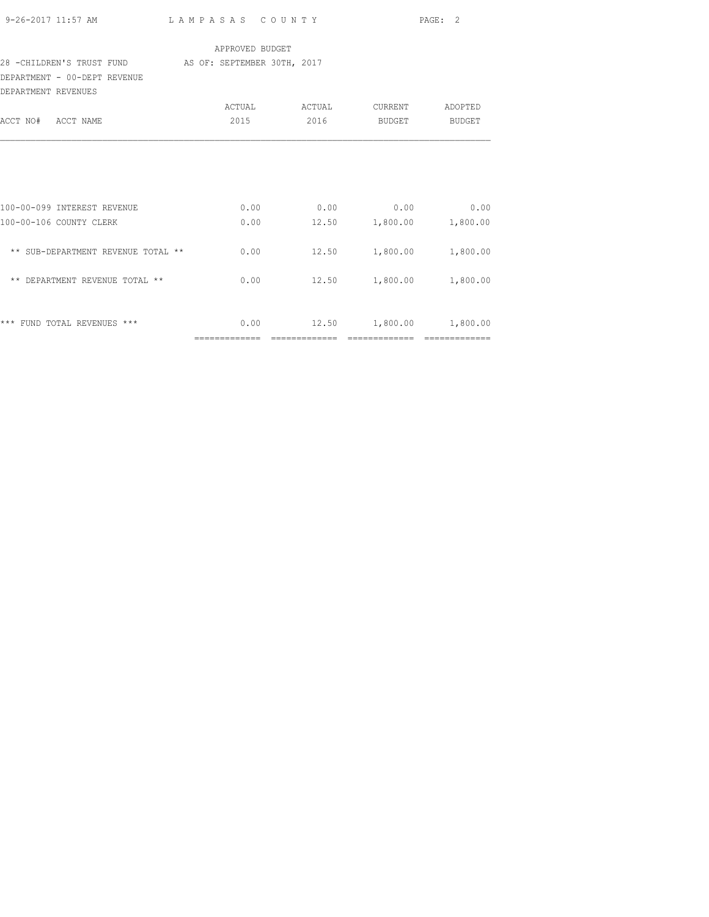APPROVED BUDGET

28 -CHILDREN'S TRUST FUND AS OF: SEPTEMBER 30TH, 2017

DEPARTMENT - 00-DEPT REVENUE

DEPARTMENT REVENUES

| ACCT NO# ACCT NAME | ACTUAL 2015 | ACTUAL 2016 | CURRENT BUDGET | ADOPTED BUDGET |
|---|---|---|---|---|
| 100-00-099 INTEREST REVENUE | 0.00 | 0.00 | 0.00 | 0.00 |
| 100-00-106 COUNTY CLERK | 0.00 | 12.50 | 1,800.00 | 1,800.00 |
| ** SUB-DEPARTMENT REVENUE TOTAL ** | 0.00 | 12.50 | 1,800.00 | 1,800.00 |
| ** DEPARTMENT REVENUE TOTAL ** | 0.00 | 12.50 | 1,800.00 | 1,800.00 |
| *** FUND TOTAL REVENUES *** | 0.00 | 12.50 | 1,800.00 | 1,800.00 |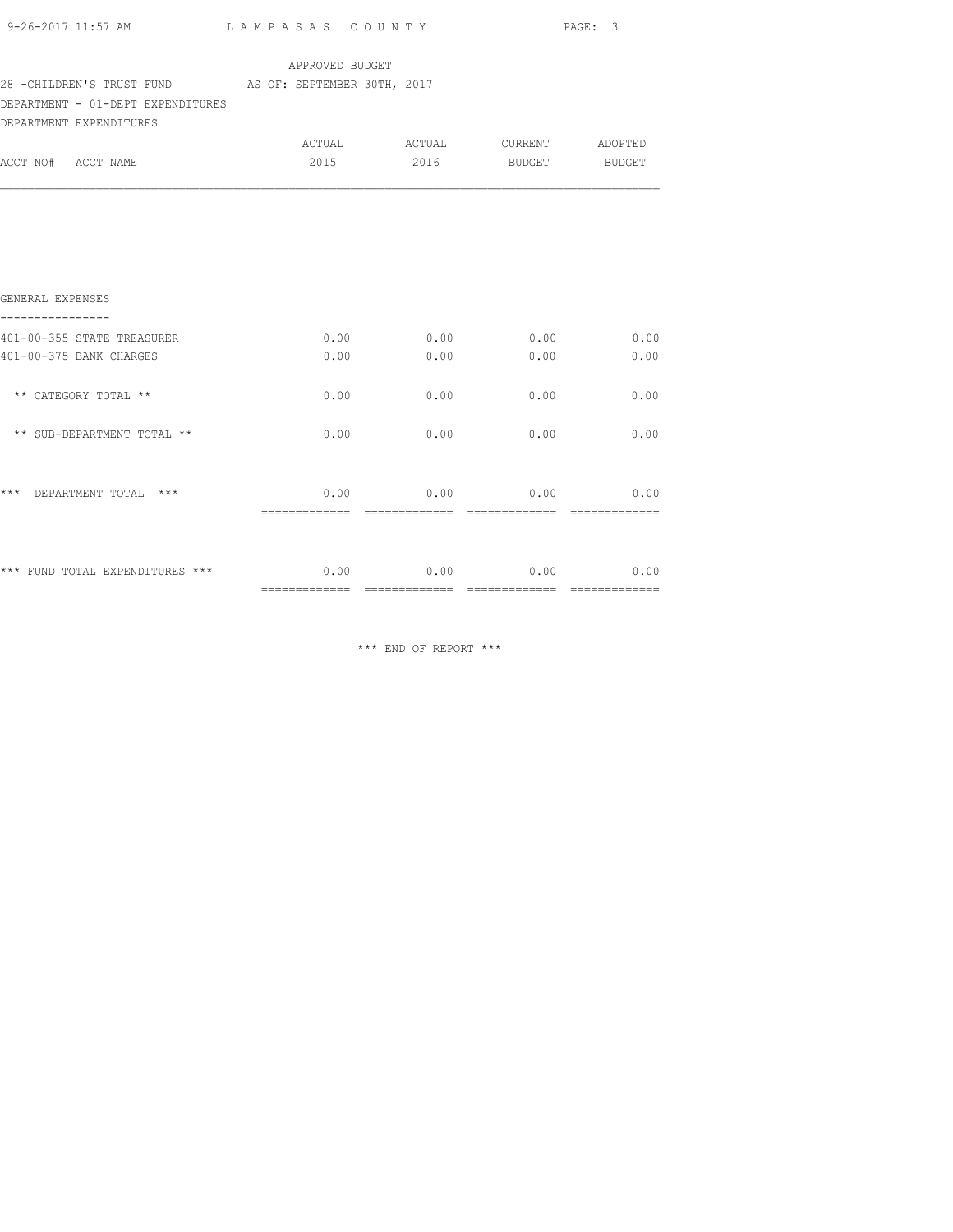APPROVED BUDGET

28 -CHILDREN'S TRUST FUND AS OF: SEPTEMBER 30TH, 2017

DEPARTMENT - 01-DEPT EXPENDITURES

DEPARTMENT EXPENDITURES

| ACCT NO# ACCT NAME | ACTUAL 2015 | ACTUAL 2016 | CURRENT BUDGET | ADOPTED BUDGET |
|---|---|---|---|---|
| GENERAL EXPENSES | | | | |
| 401-00-355 STATE TREASURER | 0.00 | 0.00 | 0.00 | 0.00 |
| 401-00-375 BANK CHARGES | 0.00 | 0.00 | 0.00 | 0.00 |
| ** CATEGORY TOTAL ** | 0.00 | 0.00 | 0.00 | 0.00 |
| ** SUB-DEPARTMENT TOTAL ** | 0.00 | 0.00 | 0.00 | 0.00 |
| *** DEPARTMENT TOTAL *** | 0.00 | 0.00 | 0.00 | 0.00 |
| *** FUND TOTAL EXPENDITURES *** | 0.00 | 0.00 | 0.00 | 0.00 |

*** END OF REPORT ***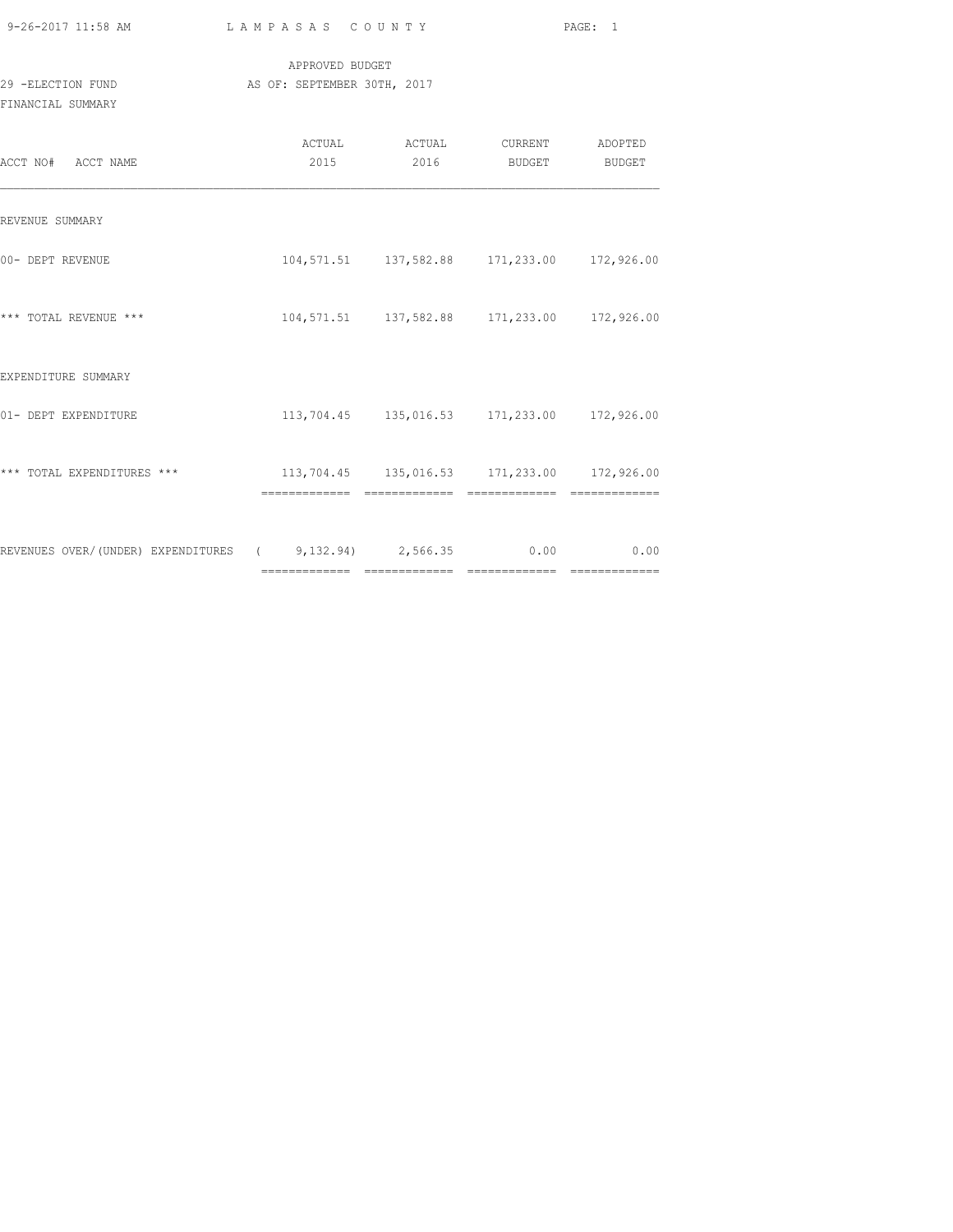APPROVED BUDGET

29 -ELECTION FUND AS OF: SEPTEMBER 30TH, 2017

FINANCIAL SUMMARY

| ACCT NO# ACCT NAME | ACTUAL 2015 | ACTUAL 2016 | CURRENT BUDGET | ADOPTED BUDGET |
|---|---|---|---|---|
| REVENUE SUMMARY | | | | |
| 00- DEPT REVENUE | 104,571.51 | 137,582.88 | 171,233.00 | 172,926.00 |
| *** TOTAL REVENUE *** | 104,571.51 | 137,582.88 | 171,233.00 | 172,926.00 |
| EXPENDITURE SUMMARY | | | | |
| 01- DEPT EXPENDITURE | 113,704.45 | 135,016.53 | 171,233.00 | 172,926.00 |
| *** TOTAL EXPENDITURES *** | 113,704.45 | 135,016.53 | 171,233.00 | 172,926.00 |
| REVENUES OVER/(UNDER) EXPENDITURES | ( 9,132.94) | 2,566.35 | 0.00 | 0.00 |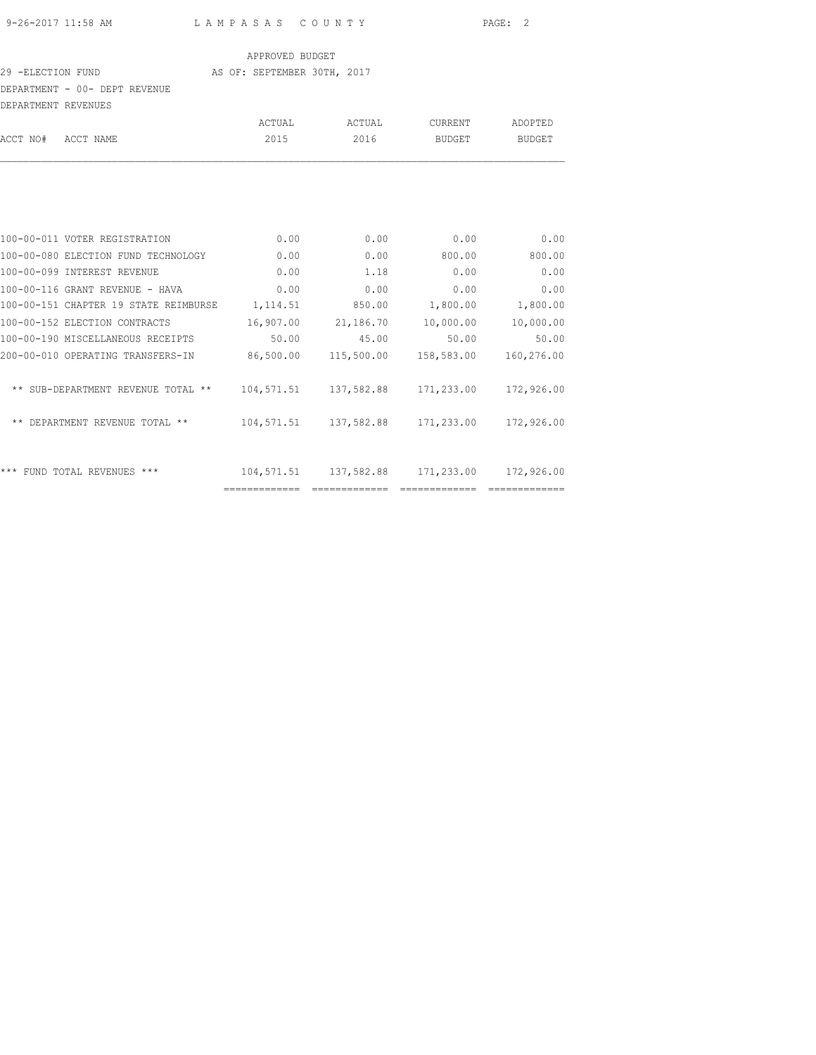LAMPASAS COUNTY

APPROVED BUDGET

29 -ELECTION FUND — AS OF: SEPTEMBER 30TH, 2017

DEPARTMENT - 00- DEPT REVENUE

DEPARTMENT REVENUES

| ACCT NO# | ACCT NAME | ACTUAL 2015 | ACTUAL 2016 | CURRENT BUDGET | ADOPTED BUDGET |
|---|---|---|---|---|---|
| 100-00-011 | VOTER REGISTRATION | 0.00 | 0.00 | 0.00 | 0.00 |
| 100-00-080 | ELECTION FUND TECHNOLOGY | 0.00 | 0.00 | 800.00 | 800.00 |
| 100-00-099 | INTEREST REVENUE | 0.00 | 1.18 | 0.00 | 0.00 |
| 100-00-116 | GRANT REVENUE - HAVA | 0.00 | 0.00 | 0.00 | 0.00 |
| 100-00-151 | CHAPTER 19 STATE REIMBURSE | 1,114.51 | 850.00 | 1,800.00 | 1,800.00 |
| 100-00-152 | ELECTION CONTRACTS | 16,907.00 | 21,186.70 | 10,000.00 | 10,000.00 |
| 100-00-190 | MISCELLANEOUS RECEIPTS | 50.00 | 45.00 | 50.00 | 50.00 |
| 200-00-010 | OPERATING TRANSFERS-IN | 86,500.00 | 115,500.00 | 158,583.00 | 160,276.00 |
| | ** SUB-DEPARTMENT REVENUE TOTAL ** | 104,571.51 | 137,582.88 | 171,233.00 | 172,926.00 |
| | ** DEPARTMENT REVENUE TOTAL ** | 104,571.51 | 137,582.88 | 171,233.00 | 172,926.00 |
| | *** FUND TOTAL REVENUES *** | 104,571.51 | 137,582.88 | 171,233.00 | 172,926.00 |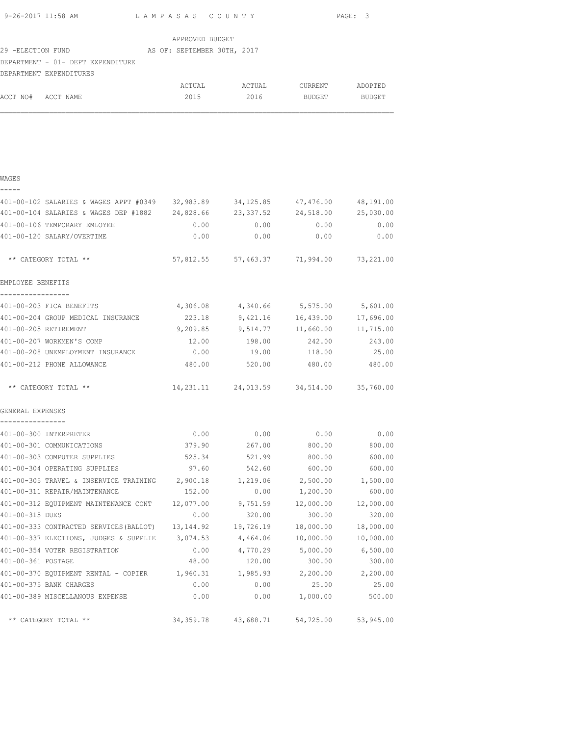APPROVED BUDGET

29 -ELECTION FUND AS OF: SEPTEMBER 30TH, 2017

DEPARTMENT - 01- DEPT EXPENDITURE

DEPARTMENT EXPENDITURES

| ACCT NO# | ACCT NAME | ACTUAL 2015 | ACTUAL 2016 | CURRENT BUDGET | ADOPTED BUDGET |
|---|---|---|---|---|---|
| **WAGES** | | | | | |
| 401-00-102 | SALARIES & WAGES APPT #0349 | 32,983.89 | 34,125.85 | 47,476.00 | 48,191.00 |
| 401-00-104 | SALARIES & WAGES DEP #1882 | 24,828.66 | 23,337.52 | 24,518.00 | 25,030.00 |
| 401-00-106 | TEMPORARY EMLOYEE | 0.00 | 0.00 | 0.00 | 0.00 |
| 401-00-120 | SALARY/OVERTIME | 0.00 | 0.00 | 0.00 | 0.00 |
| | ** CATEGORY TOTAL ** | 57,812.55 | 57,463.37 | 71,994.00 | 73,221.00 |
| **EMPLOYEE BENEFITS** | | | | | |
| 401-00-203 | FICA BENEFITS | 4,306.08 | 4,340.66 | 5,575.00 | 5,601.00 |
| 401-00-204 | GROUP MEDICAL INSURANCE | 223.18 | 9,421.16 | 16,439.00 | 17,696.00 |
| 401-00-205 | RETIREMENT | 9,209.85 | 9,514.77 | 11,660.00 | 11,715.00 |
| 401-00-207 | WORKMEN'S COMP | 12.00 | 198.00 | 242.00 | 243.00 |
| 401-00-208 | UNEMPLOYMENT INSURANCE | 0.00 | 19.00 | 118.00 | 25.00 |
| 401-00-212 | PHONE ALLOWANCE | 480.00 | 520.00 | 480.00 | 480.00 |
| | ** CATEGORY TOTAL ** | 14,231.11 | 24,013.59 | 34,514.00 | 35,760.00 |
| **GENERAL EXPENSES** | | | | | |
| 401-00-300 | INTERPRETER | 0.00 | 0.00 | 0.00 | 0.00 |
| 401-00-301 | COMMUNICATIONS | 379.90 | 267.00 | 800.00 | 800.00 |
| 401-00-303 | COMPUTER SUPPLIES | 525.34 | 521.99 | 800.00 | 600.00 |
| 401-00-304 | OPERATING SUPPLIES | 97.60 | 542.60 | 600.00 | 600.00 |
| 401-00-305 | TRAVEL & INSERVICE TRAINING | 2,900.18 | 1,219.06 | 2,500.00 | 1,500.00 |
| 401-00-311 | REPAIR/MAINTENANCE | 152.00 | 0.00 | 1,200.00 | 600.00 |
| 401-00-312 | EQUIPMENT MAINTENANCE CONT | 12,077.00 | 9,751.59 | 12,000.00 | 12,000.00 |
| 401-00-315 | DUES | 0.00 | 320.00 | 300.00 | 320.00 |
| 401-00-333 | CONTRACTED SERVICES(BALLOT) | 13,144.92 | 19,726.19 | 18,000.00 | 18,000.00 |
| 401-00-337 | ELECTIONS, JUDGES & SUPPLIE | 3,074.53 | 4,464.06 | 10,000.00 | 10,000.00 |
| 401-00-354 | VOTER REGISTRATION | 0.00 | 4,770.29 | 5,000.00 | 6,500.00 |
| 401-00-361 | POSTAGE | 48.00 | 120.00 | 300.00 | 300.00 |
| 401-00-370 | EQUIPMENT RENTAL - COPIER | 1,960.31 | 1,985.93 | 2,200.00 | 2,200.00 |
| 401-00-375 | BANK CHARGES | 0.00 | 0.00 | 25.00 | 25.00 |
| 401-00-389 | MISCELLANOUS EXPENSE | 0.00 | 0.00 | 1,000.00 | 500.00 |
| | ** CATEGORY TOTAL ** | 34,359.78 | 43,688.71 | 54,725.00 | 53,945.00 |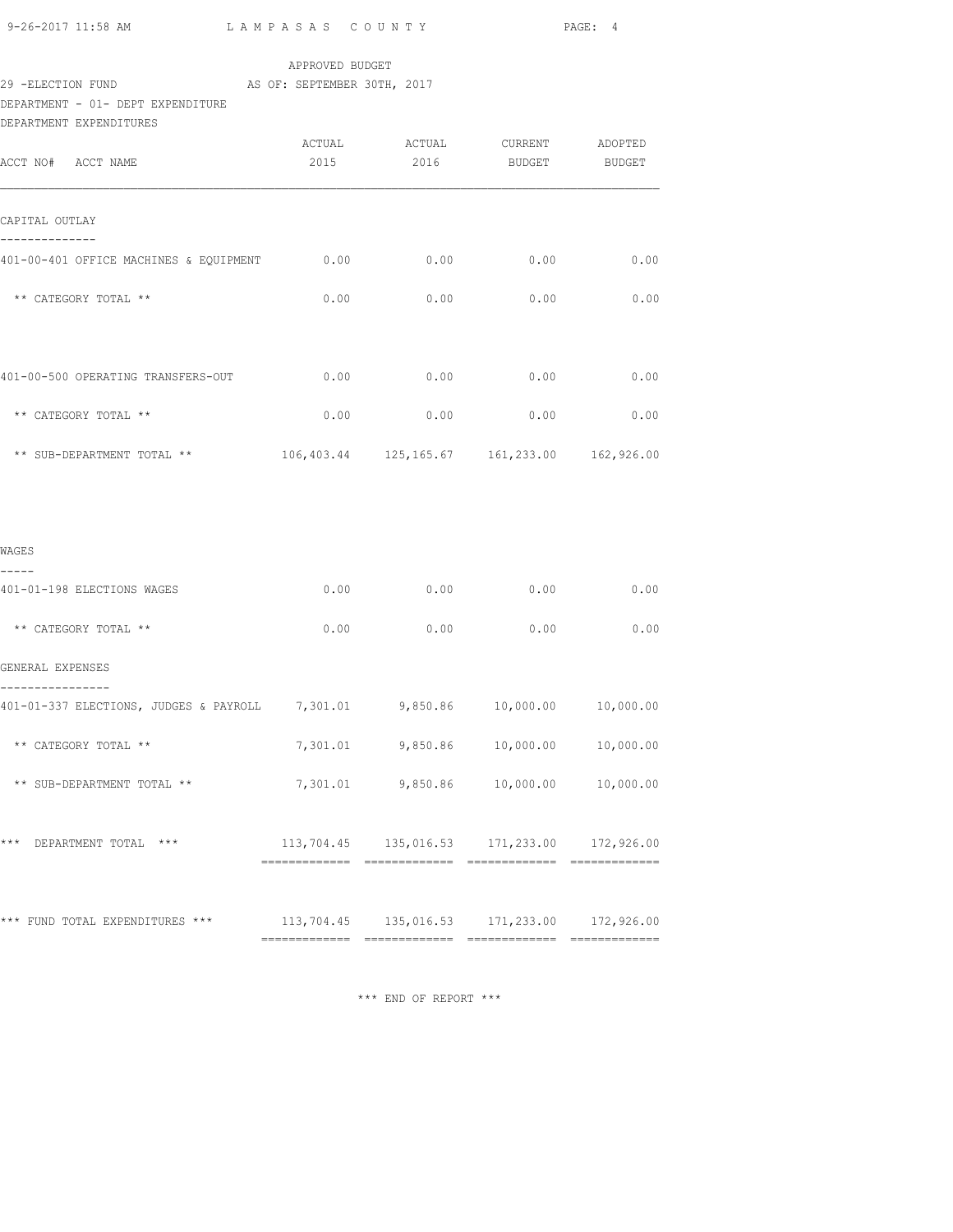LAMPASAS COUNTY

APPROVED BUDGET

29 -ELECTION FUND AS OF: SEPTEMBER 30TH, 2017

DEPARTMENT - 01- DEPT EXPENDITURE

DEPARTMENT EXPENDITURES

| ACCT NO# ACCT NAME | ACTUAL 2015 | ACTUAL 2016 | CURRENT BUDGET | ADOPTED BUDGET |
|---|---|---|---|---|
| **CAPITAL OUTLAY** | | | | |
| 401-00-401 OFFICE MACHINES & EQUIPMENT | 0.00 | 0.00 | 0.00 | 0.00 |
| ** CATEGORY TOTAL ** | 0.00 | 0.00 | 0.00 | 0.00 |
| 401-00-500 OPERATING TRANSFERS-OUT | 0.00 | 0.00 | 0.00 | 0.00 |
| ** CATEGORY TOTAL ** | 0.00 | 0.00 | 0.00 | 0.00 |
| ** SUB-DEPARTMENT TOTAL ** | 106,403.44 | 125,165.67 | 161,233.00 | 162,926.00 |
| **WAGES** | | | | |
| 401-01-198 ELECTIONS WAGES | 0.00 | 0.00 | 0.00 | 0.00 |
| ** CATEGORY TOTAL ** | 0.00 | 0.00 | 0.00 | 0.00 |
| **GENERAL EXPENSES** | | | | |
| 401-01-337 ELECTIONS, JUDGES & PAYROLL | 7,301.01 | 9,850.86 | 10,000.00 | 10,000.00 |
| ** CATEGORY TOTAL ** | 7,301.01 | 9,850.86 | 10,000.00 | 10,000.00 |
| ** SUB-DEPARTMENT TOTAL ** | 7,301.01 | 9,850.86 | 10,000.00 | 10,000.00 |
| *** DEPARTMENT TOTAL *** | 113,704.45 | 135,016.53 | 171,233.00 | 172,926.00 |
| *** FUND TOTAL EXPENDITURES *** | 113,704.45 | 135,016.53 | 171,233.00 | 172,926.00 |

*** END OF REPORT ***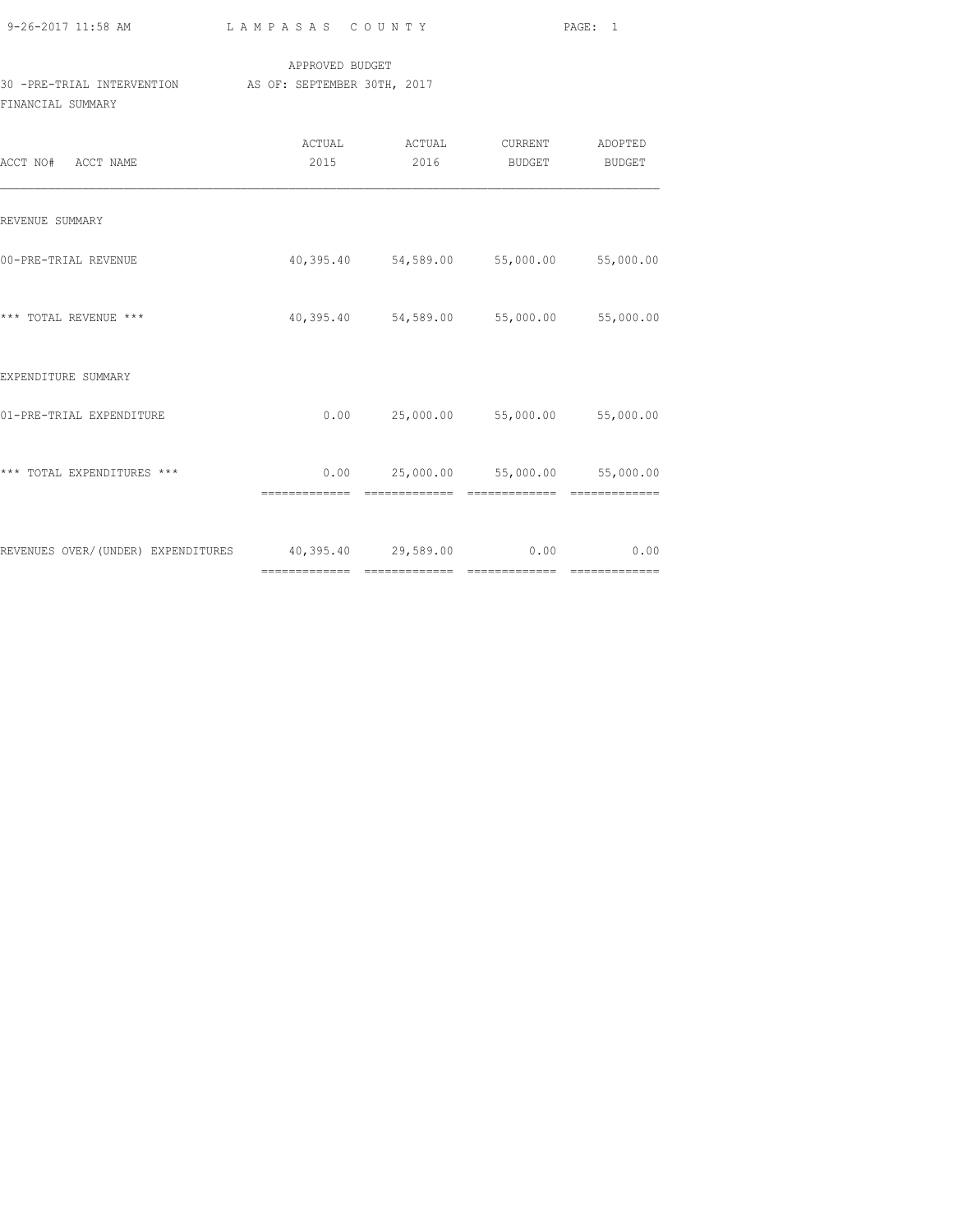APPROVED BUDGET

30 -PRE-TRIAL INTERVENTION AS OF: SEPTEMBER 30TH, 2017

FINANCIAL SUMMARY

| ACCT NO# ACCT NAME | ACTUAL 2015 | ACTUAL 2016 | CURRENT BUDGET | ADOPTED BUDGET |
|---|---|---|---|---|
| REVENUE SUMMARY | | | | |
| 00-PRE-TRIAL REVENUE | 40,395.40 | 54,589.00 | 55,000.00 | 55,000.00 |
| *** TOTAL REVENUE *** | 40,395.40 | 54,589.00 | 55,000.00 | 55,000.00 |
| EXPENDITURE SUMMARY | | | | |
| 01-PRE-TRIAL EXPENDITURE | 0.00 | 25,000.00 | 55,000.00 | 55,000.00 |
| *** TOTAL EXPENDITURES *** | 0.00 | 25,000.00 | 55,000.00 | 55,000.00 |
| REVENUES OVER/(UNDER) EXPENDITURES | 40,395.40 | 29,589.00 | 0.00 | 0.00 |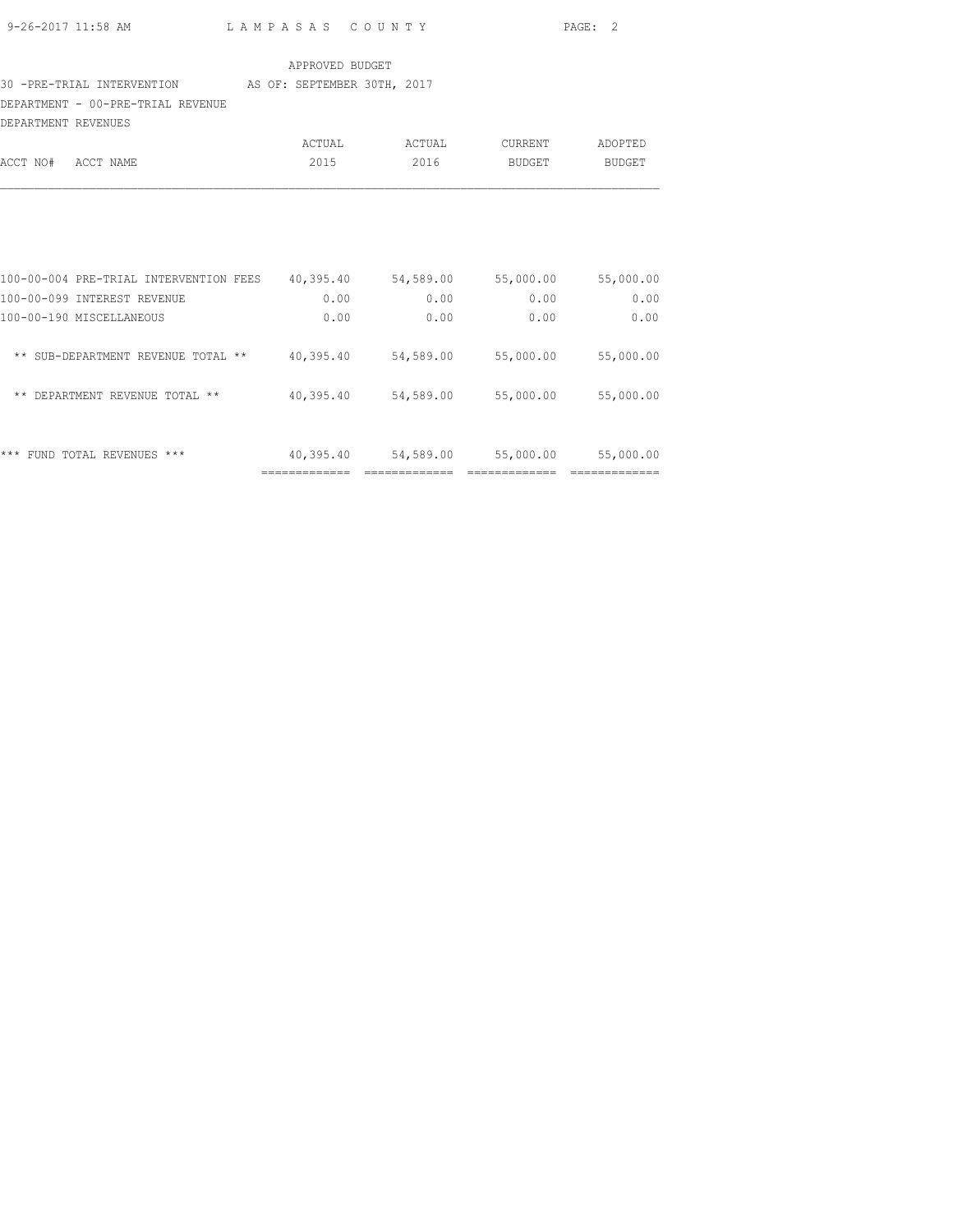APPROVED BUDGET

30 -PRE-TRIAL INTERVENTION AS OF: SEPTEMBER 30TH, 2017

DEPARTMENT - 00-PRE-TRIAL REVENUE

DEPARTMENT REVENUES

| ACCT NO# ACCT NAME | ACTUAL 2015 | ACTUAL 2016 | CURRENT BUDGET | ADOPTED BUDGET |
|---|---|---|---|---|
| 100-00-004 PRE-TRIAL INTERVENTION FEES | 40,395.40 | 54,589.00 | 55,000.00 | 55,000.00 |
| 100-00-099 INTEREST REVENUE | 0.00 | 0.00 | 0.00 | 0.00 |
| 100-00-190 MISCELLANEOUS | 0.00 | 0.00 | 0.00 | 0.00 |
| ** SUB-DEPARTMENT REVENUE TOTAL ** | 40,395.40 | 54,589.00 | 55,000.00 | 55,000.00 |
| ** DEPARTMENT REVENUE TOTAL ** | 40,395.40 | 54,589.00 | 55,000.00 | 55,000.00 |
| *** FUND TOTAL REVENUES *** | 40,395.40 | 54,589.00 | 55,000.00 | 55,000.00 |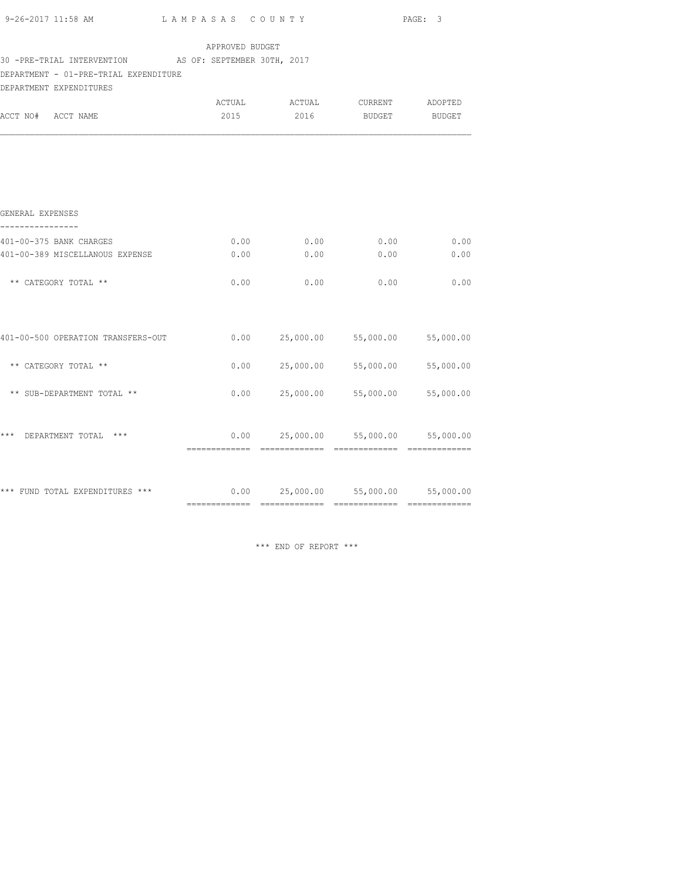APPROVED BUDGET

30 -PRE-TRIAL INTERVENTION AS OF: SEPTEMBER 30TH, 2017

DEPARTMENT - 01-PRE-TRIAL EXPENDITURE

DEPARTMENT EXPENDITURES

| ACCT NO# ACCT NAME | ACTUAL 2015 | ACTUAL 2016 | CURRENT BUDGET | ADOPTED BUDGET |
|---|---|---|---|---|
| **GENERAL EXPENSES** | | | | |
| 401-00-375 BANK CHARGES | 0.00 | 0.00 | 0.00 | 0.00 |
| 401-00-389 MISCELLANOUS EXPENSE | 0.00 | 0.00 | 0.00 | 0.00 |
| ** CATEGORY TOTAL ** | 0.00 | 0.00 | 0.00 | 0.00 |
| 401-00-500 OPERATION TRANSFERS-OUT | 0.00 | 25,000.00 | 55,000.00 | 55,000.00 |
| ** CATEGORY TOTAL ** | 0.00 | 25,000.00 | 55,000.00 | 55,000.00 |
| ** SUB-DEPARTMENT TOTAL ** | 0.00 | 25,000.00 | 55,000.00 | 55,000.00 |
| *** DEPARTMENT TOTAL *** | 0.00 | 25,000.00 | 55,000.00 | 55,000.00 |
| *** FUND TOTAL EXPENDITURES *** | 0.00 | 25,000.00 | 55,000.00 | 55,000.00 |

*** END OF REPORT ***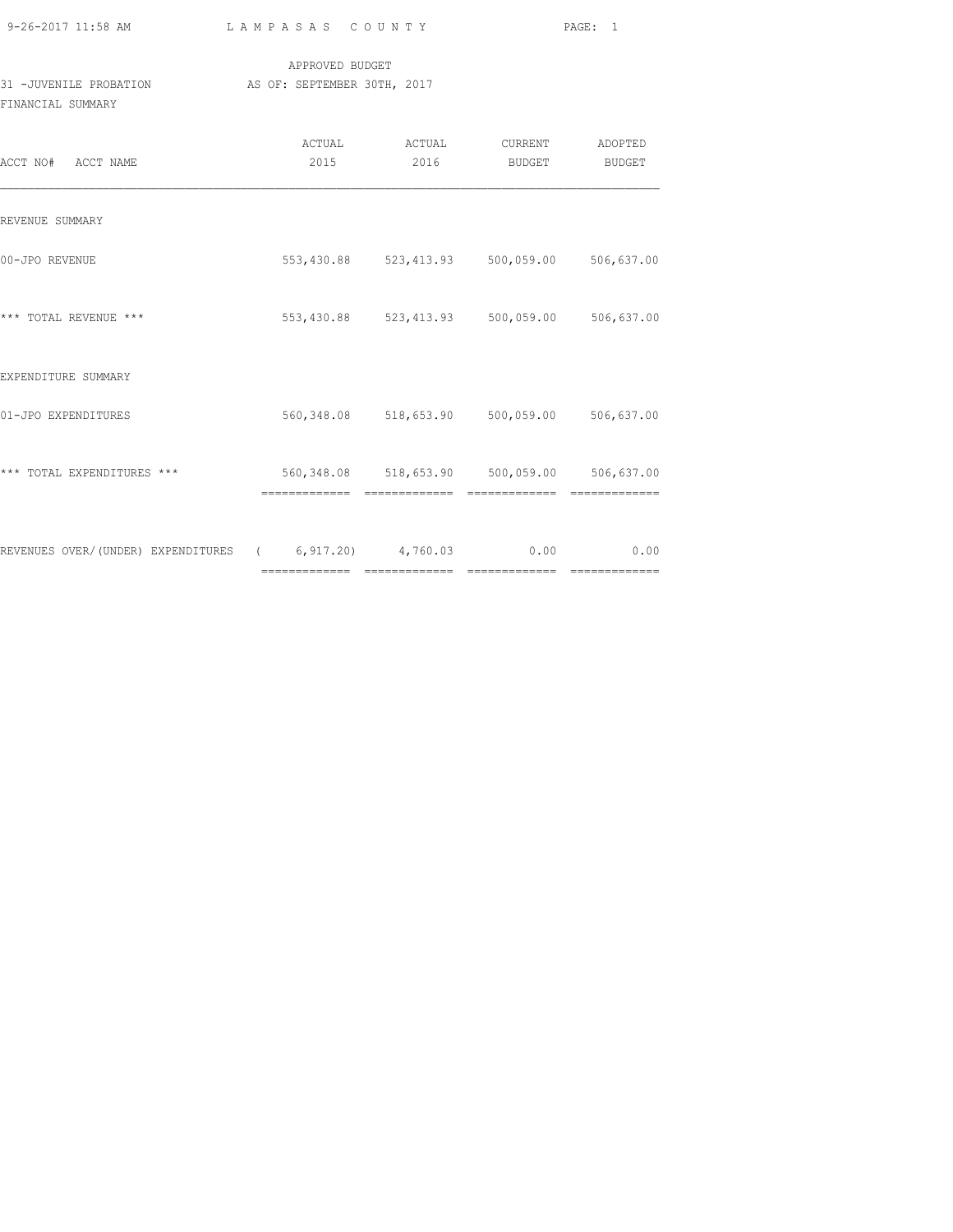APPROVED BUDGET

31 -JUVENILE PROBATION AS OF: SEPTEMBER 30TH, 2017

FINANCIAL SUMMARY

| ACCT NO# ACCT NAME | ACTUAL 2015 | ACTUAL 2016 | CURRENT BUDGET | ADOPTED BUDGET |
|---|---|---|---|---|
| REVENUE SUMMARY | | | | |
| 00-JPO REVENUE | 553,430.88 | 523,413.93 | 500,059.00 | 506,637.00 |
| *** TOTAL REVENUE *** | 553,430.88 | 523,413.93 | 500,059.00 | 506,637.00 |
| EXPENDITURE SUMMARY | | | | |
| 01-JPO EXPENDITURES | 560,348.08 | 518,653.90 | 500,059.00 | 506,637.00 |
| *** TOTAL EXPENDITURES *** | 560,348.08 | 518,653.90 | 500,059.00 | 506,637.00 |
| REVENUES OVER/(UNDER) EXPENDITURES | ( 6,917.20) | 4,760.03 | 0.00 | 0.00 |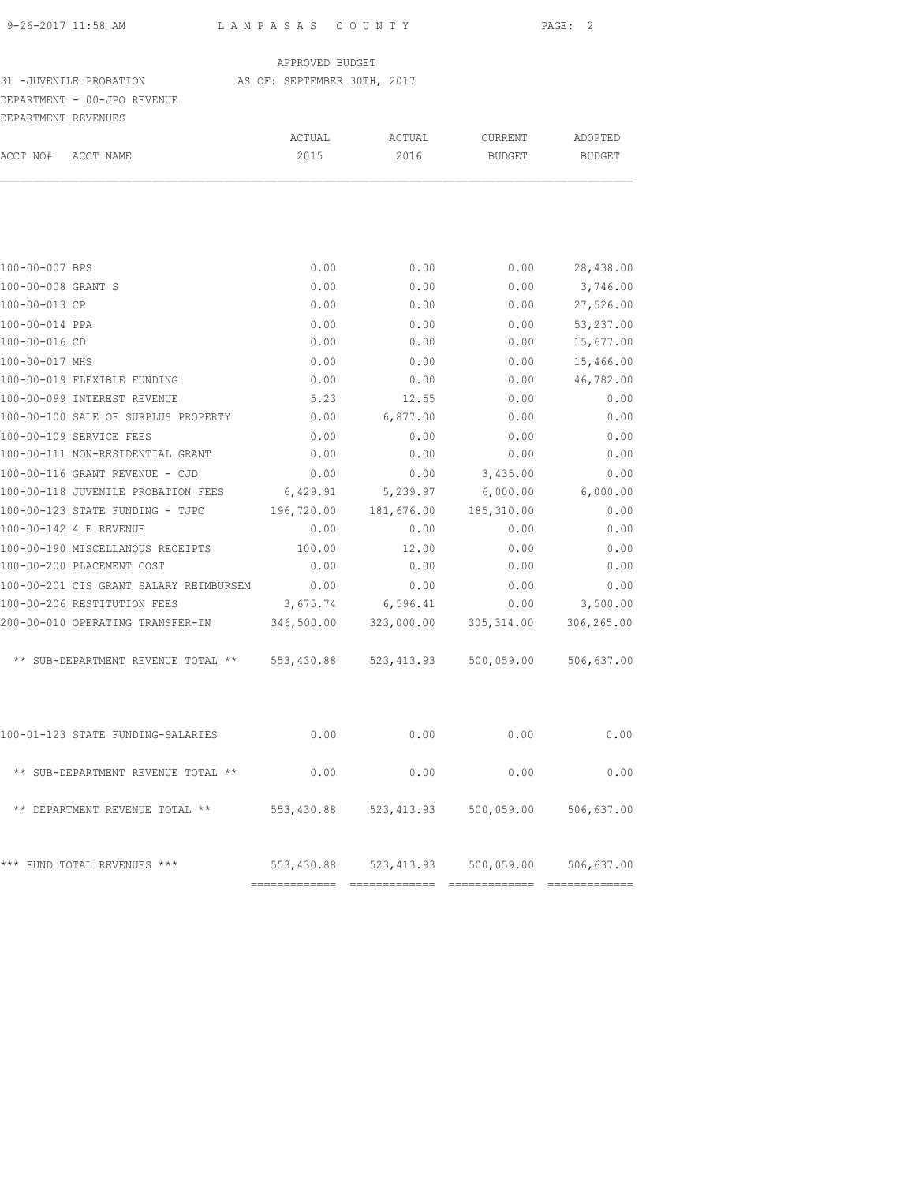APPROVED BUDGET

31 -JUVENILE PROBATION AS OF: SEPTEMBER 30TH, 2017

DEPARTMENT - 00-JPO REVENUE

DEPARTMENT REVENUES

| ACCT NO# ACCT NAME | ACTUAL 2015 | ACTUAL 2016 | CURRENT BUDGET | ADOPTED BUDGET |
|---|---|---|---|---|
| 100-00-007 BPS | 0.00 | 0.00 | 0.00 | 28,438.00 |
| 100-00-008 GRANT S | 0.00 | 0.00 | 0.00 | 3,746.00 |
| 100-00-013 CP | 0.00 | 0.00 | 0.00 | 27,526.00 |
| 100-00-014 PPA | 0.00 | 0.00 | 0.00 | 53,237.00 |
| 100-00-016 CD | 0.00 | 0.00 | 0.00 | 15,677.00 |
| 100-00-017 MHS | 0.00 | 0.00 | 0.00 | 15,466.00 |
| 100-00-019 FLEXIBLE FUNDING | 0.00 | 0.00 | 0.00 | 46,782.00 |
| 100-00-099 INTEREST REVENUE | 5.23 | 12.55 | 0.00 | 0.00 |
| 100-00-100 SALE OF SURPLUS PROPERTY | 0.00 | 6,877.00 | 0.00 | 0.00 |
| 100-00-109 SERVICE FEES | 0.00 | 0.00 | 0.00 | 0.00 |
| 100-00-111 NON-RESIDENTIAL GRANT | 0.00 | 0.00 | 0.00 | 0.00 |
| 100-00-116 GRANT REVENUE - CJD | 0.00 | 0.00 | 3,435.00 | 0.00 |
| 100-00-118 JUVENILE PROBATION FEES | 6,429.91 | 5,239.97 | 6,000.00 | 6,000.00 |
| 100-00-123 STATE FUNDING - TJPC | 196,720.00 | 181,676.00 | 185,310.00 | 0.00 |
| 100-00-142 4 E REVENUE | 0.00 | 0.00 | 0.00 | 0.00 |
| 100-00-190 MISCELLANOUS RECEIPTS | 100.00 | 12.00 | 0.00 | 0.00 |
| 100-00-200 PLACEMENT COST | 0.00 | 0.00 | 0.00 | 0.00 |
| 100-00-201 CIS GRANT SALARY REIMBURSEM | 0.00 | 0.00 | 0.00 | 0.00 |
| 100-00-206 RESTITUTION FEES | 3,675.74 | 6,596.41 | 0.00 | 3,500.00 |
| 200-00-010 OPERATING TRANSFER-IN | 346,500.00 | 323,000.00 | 305,314.00 | 306,265.00 |
| ** SUB-DEPARTMENT REVENUE TOTAL ** | 553,430.88 | 523,413.93 | 500,059.00 | 506,637.00 |
| 100-01-123 STATE FUNDING-SALARIES | 0.00 | 0.00 | 0.00 | 0.00 |
| ** SUB-DEPARTMENT REVENUE TOTAL ** | 0.00 | 0.00 | 0.00 | 0.00 |
| ** DEPARTMENT REVENUE TOTAL ** | 553,430.88 | 523,413.93 | 500,059.00 | 506,637.00 |
| *** FUND TOTAL REVENUES *** | 553,430.88 | 523,413.93 | 500,059.00 | 506,637.00 |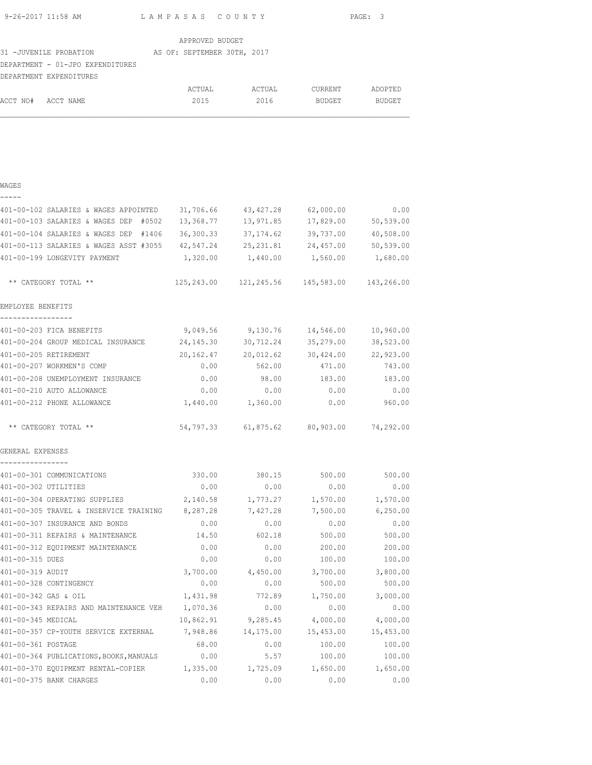APPROVED BUDGET
31 -JUVENILE PROBATION AS OF: SEPTEMBER 30TH, 2017
DEPARTMENT - 01-JPO EXPENDITURES
DEPARTMENT EXPENDITURES

| ACCT NO# | ACCT NAME | ACTUAL 2015 | ACTUAL 2016 | CURRENT BUDGET | ADOPTED BUDGET |
|---|---|---|---|---|---|
| **WAGES** | | | | | |
| 401-00-102 | SALARIES & WAGES APPOINTED | 31,706.66 | 43,427.28 | 62,000.00 | 0.00 |
| 401-00-103 | SALARIES & WAGES DEP #0502 | 13,368.77 | 13,971.85 | 17,829.00 | 50,539.00 |
| 401-00-104 | SALARIES & WAGES DEP #1406 | 36,300.33 | 37,174.62 | 39,737.00 | 40,508.00 |
| 401-00-113 | SALARIES & WAGES ASST #3055 | 42,547.24 | 25,231.81 | 24,457.00 | 50,539.00 |
| 401-00-199 | LONGEVITY PAYMENT | 1,320.00 | 1,440.00 | 1,560.00 | 1,680.00 |
| | ** CATEGORY TOTAL ** | 125,243.00 | 121,245.56 | 145,583.00 | 143,266.00 |
| **EMPLOYEE BENEFITS** | | | | | |
| 401-00-203 | FICA BENEFITS | 9,049.56 | 9,130.76 | 14,546.00 | 10,960.00 |
| 401-00-204 | GROUP MEDICAL INSURANCE | 24,145.30 | 30,712.24 | 35,279.00 | 38,523.00 |
| 401-00-205 | RETIREMENT | 20,162.47 | 20,012.62 | 30,424.00 | 22,923.00 |
| 401-00-207 | WORKMEN'S COMP | 0.00 | 562.00 | 471.00 | 743.00 |
| 401-00-208 | UNEMPLOYMENT INSURANCE | 0.00 | 98.00 | 183.00 | 183.00 |
| 401-00-210 | AUTO ALLOWANCE | 0.00 | 0.00 | 0.00 | 0.00 |
| 401-00-212 | PHONE ALLOWANCE | 1,440.00 | 1,360.00 | 0.00 | 960.00 |
| | ** CATEGORY TOTAL ** | 54,797.33 | 61,875.62 | 80,903.00 | 74,292.00 |
| **GENERAL EXPENSES** | | | | | |
| 401-00-301 | COMMUNICATIONS | 330.00 | 380.15 | 500.00 | 500.00 |
| 401-00-302 | UTILITIES | 0.00 | 0.00 | 0.00 | 0.00 |
| 401-00-304 | OPERATING SUPPLIES | 2,140.58 | 1,773.27 | 1,570.00 | 1,570.00 |
| 401-00-305 | TRAVEL & INSERVICE TRAINING | 8,287.28 | 7,427.28 | 7,500.00 | 6,250.00 |
| 401-00-307 | INSURANCE AND BONDS | 0.00 | 0.00 | 0.00 | 0.00 |
| 401-00-311 | REPAIRS & MAINTENANCE | 14.50 | 602.18 | 500.00 | 500.00 |
| 401-00-312 | EQUIPMENT MAINTENANCE | 0.00 | 0.00 | 200.00 | 200.00 |
| 401-00-315 | DUES | 0.00 | 0.00 | 100.00 | 100.00 |
| 401-00-319 | AUDIT | 3,700.00 | 4,450.00 | 3,700.00 | 3,800.00 |
| 401-00-328 | CONTINGENCY | 0.00 | 0.00 | 500.00 | 500.00 |
| 401-00-342 | GAS & OIL | 1,431.98 | 772.89 | 1,750.00 | 3,000.00 |
| 401-00-343 | REPAIRS AND MAINTENANCE VEH | 1,070.36 | 0.00 | 0.00 | 0.00 |
| 401-00-345 | MEDICAL | 10,862.91 | 9,285.45 | 4,000.00 | 4,000.00 |
| 401-00-357 | CP-YOUTH SERVICE EXTERNAL | 7,948.86 | 14,175.00 | 15,453.00 | 15,453.00 |
| 401-00-361 | POSTAGE | 68.00 | 0.00 | 100.00 | 100.00 |
| 401-00-364 | PUBLICATIONS,BOOKS,MANUALS | 0.00 | 5.57 | 100.00 | 100.00 |
| 401-00-370 | EQUIPMENT RENTAL-COPIER | 1,335.00 | 1,725.09 | 1,650.00 | 1,650.00 |
| 401-00-375 | BANK CHARGES | 0.00 | 0.00 | 0.00 | 0.00 |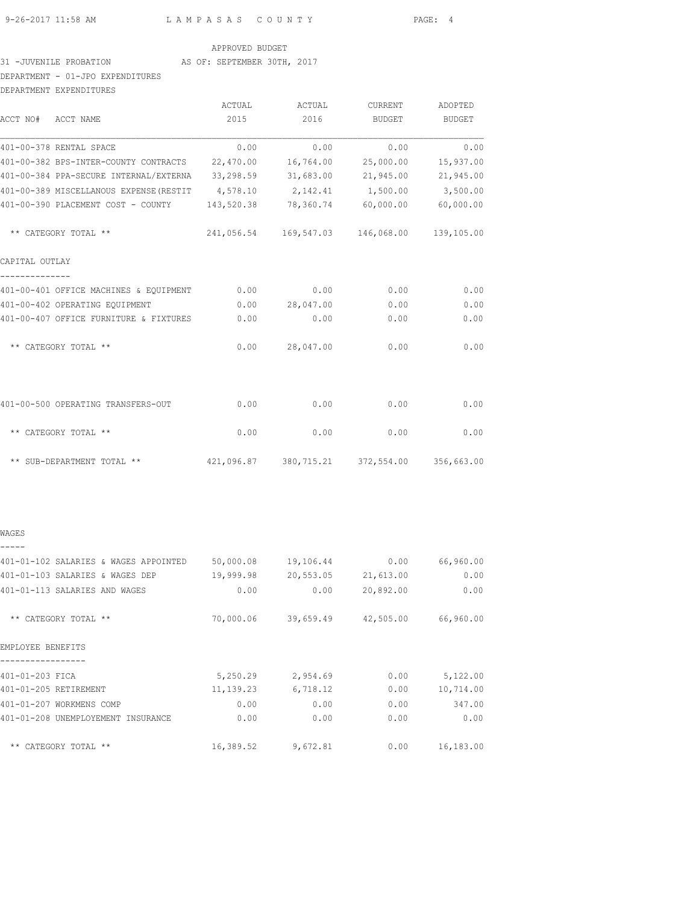APPROVED BUDGET

31 -JUVENILE PROBATION AS OF: SEPTEMBER 30TH, 2017

DEPARTMENT - 01-JPO EXPENDITURES

DEPARTMENT EXPENDITURES

| ACCT NO# ACCT NAME | ACTUAL 2015 | ACTUAL 2016 | CURRENT BUDGET | ADOPTED BUDGET |
|---|---|---|---|---|
| 401-00-378 RENTAL SPACE | 0.00 | 0.00 | 0.00 | 0.00 |
| 401-00-382 BPS-INTER-COUNTY CONTRACTS | 22,470.00 | 16,764.00 | 25,000.00 | 15,937.00 |
| 401-00-384 PPA-SECURE INTERNAL/EXTERNA | 33,298.59 | 31,683.00 | 21,945.00 | 21,945.00 |
| 401-00-389 MISCELLANOUS EXPENSE(RESTIT | 4,578.10 | 2,142.41 | 1,500.00 | 3,500.00 |
| 401-00-390 PLACEMENT COST - COUNTY | 143,520.38 | 78,360.74 | 60,000.00 | 60,000.00 |
| ** CATEGORY TOTAL ** | 241,056.54 | 169,547.03 | 146,068.00 | 139,105.00 |
| **CAPITAL OUTLAY** | | | | |
| 401-00-401 OFFICE MACHINES & EQUIPMENT | 0.00 | 0.00 | 0.00 | 0.00 |
| 401-00-402 OPERATING EQUIPMENT | 0.00 | 28,047.00 | 0.00 | 0.00 |
| 401-00-407 OFFICE FURNITURE & FIXTURES | 0.00 | 0.00 | 0.00 | 0.00 |
| ** CATEGORY TOTAL ** | 0.00 | 28,047.00 | 0.00 | 0.00 |
| 401-00-500 OPERATING TRANSFERS-OUT | 0.00 | 0.00 | 0.00 | 0.00 |
| ** CATEGORY TOTAL ** | 0.00 | 0.00 | 0.00 | 0.00 |
| ** SUB-DEPARTMENT TOTAL ** | 421,096.87 | 380,715.21 | 372,554.00 | 356,663.00 |

| ACCT NO# ACCT NAME | ACTUAL 2015 | ACTUAL 2016 | CURRENT BUDGET | ADOPTED BUDGET |
|---|---|---|---|---|
| **WAGES** | | | | |
| 401-01-102 SALARIES & WAGES APPOINTED | 50,000.08 | 19,106.44 | 0.00 | 66,960.00 |
| 401-01-103 SALARIES & WAGES DEP | 19,999.98 | 20,553.05 | 21,613.00 | 0.00 |
| 401-01-113 SALARIES AND WAGES | 0.00 | 0.00 | 20,892.00 | 0.00 |
| ** CATEGORY TOTAL ** | 70,000.06 | 39,659.49 | 42,505.00 | 66,960.00 |
| **EMPLOYEE BENEFITS** | | | | |
| 401-01-203 FICA | 5,250.29 | 2,954.69 | 0.00 | 5,122.00 |
| 401-01-205 RETIREMENT | 11,139.23 | 6,718.12 | 0.00 | 10,714.00 |
| 401-01-207 WORKMENS COMP | 0.00 | 0.00 | 0.00 | 347.00 |
| 401-01-208 UNEMPLOYEMENT INSURANCE | 0.00 | 0.00 | 0.00 | 0.00 |
| ** CATEGORY TOTAL ** | 16,389.52 | 9,672.81 | 0.00 | 16,183.00 |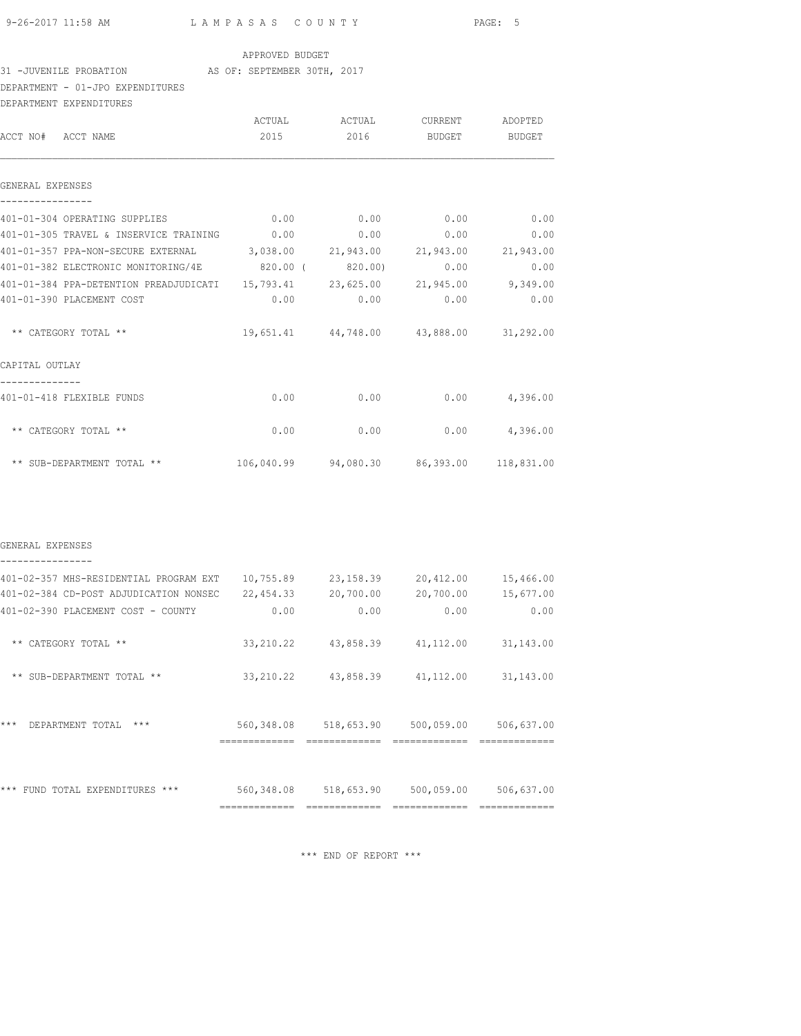APPROVED BUDGET

31 -JUVENILE PROBATION AS OF: SEPTEMBER 30TH, 2017

DEPARTMENT - 01-JPO EXPENDITURES

DEPARTMENT EXPENDITURES

| ACCT NO# ACCT NAME | ACTUAL 2015 | ACTUAL 2016 | CURRENT BUDGET | ADOPTED BUDGET |
|---|---|---|---|---|
| **GENERAL EXPENSES** | | | | |
| 401-01-304 OPERATING SUPPLIES | 0.00 | 0.00 | 0.00 | 0.00 |
| 401-01-305 TRAVEL & INSERVICE TRAINING | 0.00 | 0.00 | 0.00 | 0.00 |
| 401-01-357 PPA-NON-SECURE EXTERNAL | 3,038.00 | 21,943.00 | 21,943.00 | 21,943.00 |
| 401-01-382 ELECTRONIC MONITORING/4E | 820.00 | ( 820.00) | 0.00 | 0.00 |
| 401-01-384 PPA-DETENTION PREADJUDICATI | 15,793.41 | 23,625.00 | 21,945.00 | 9,349.00 |
| 401-01-390 PLACEMENT COST | 0.00 | 0.00 | 0.00 | 0.00 |
| ** CATEGORY TOTAL ** | 19,651.41 | 44,748.00 | 43,888.00 | 31,292.00 |
| **CAPITAL OUTLAY** | | | | |
| 401-01-418 FLEXIBLE FUNDS | 0.00 | 0.00 | 0.00 | 4,396.00 |
| ** CATEGORY TOTAL ** | 0.00 | 0.00 | 0.00 | 4,396.00 |
| ** SUB-DEPARTMENT TOTAL ** | 106,040.99 | 94,080.30 | 86,393.00 | 118,831.00 |
| **GENERAL EXPENSES** | | | | |
| 401-02-357 MHS-RESIDENTIAL PROGRAM EXT | 10,755.89 | 23,158.39 | 20,412.00 | 15,466.00 |
| 401-02-384 CD-POST ADJUDICATION NONSEC | 22,454.33 | 20,700.00 | 20,700.00 | 15,677.00 |
| 401-02-390 PLACEMENT COST - COUNTY | 0.00 | 0.00 | 0.00 | 0.00 |
| ** CATEGORY TOTAL ** | 33,210.22 | 43,858.39 | 41,112.00 | 31,143.00 |
| ** SUB-DEPARTMENT TOTAL ** | 33,210.22 | 43,858.39 | 41,112.00 | 31,143.00 |
| *** DEPARTMENT TOTAL *** | 560,348.08 | 518,653.90 | 500,059.00 | 506,637.00 |
| *** FUND TOTAL EXPENDITURES *** | 560,348.08 | 518,653.90 | 500,059.00 | 506,637.00 |

*** END OF REPORT ***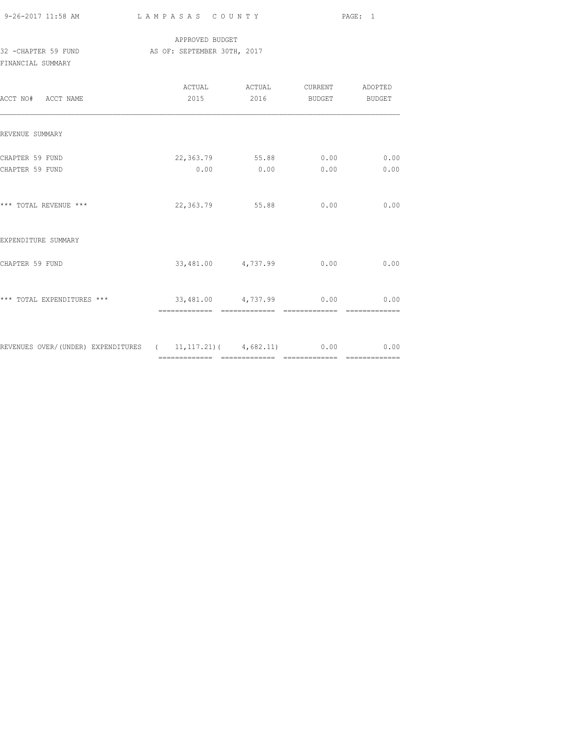LAMPASAS COUNTY

APPROVED BUDGET

32 -CHAPTER 59 FUND AS OF: SEPTEMBER 30TH, 2017

FINANCIAL SUMMARY

| ACCT NO# ACCT NAME | ACTUAL 2015 | ACTUAL 2016 | CURRENT BUDGET | ADOPTED BUDGET |
|---|---|---|---|---|
| REVENUE SUMMARY | | | | |
| CHAPTER 59 FUND | 22,363.79 | 55.88 | 0.00 | 0.00 |
| CHAPTER 59 FUND | 0.00 | 0.00 | 0.00 | 0.00 |
| *** TOTAL REVENUE *** | 22,363.79 | 55.88 | 0.00 | 0.00 |
| EXPENDITURE SUMMARY | | | | |
| CHAPTER 59 FUND | 33,481.00 | 4,737.99 | 0.00 | 0.00 |
| *** TOTAL EXPENDITURES *** | 33,481.00 | 4,737.99 | 0.00 | 0.00 |
| REVENUES OVER/(UNDER) EXPENDITURES | ( 11,117.21) | ( 4,682.11) | 0.00 | 0.00 |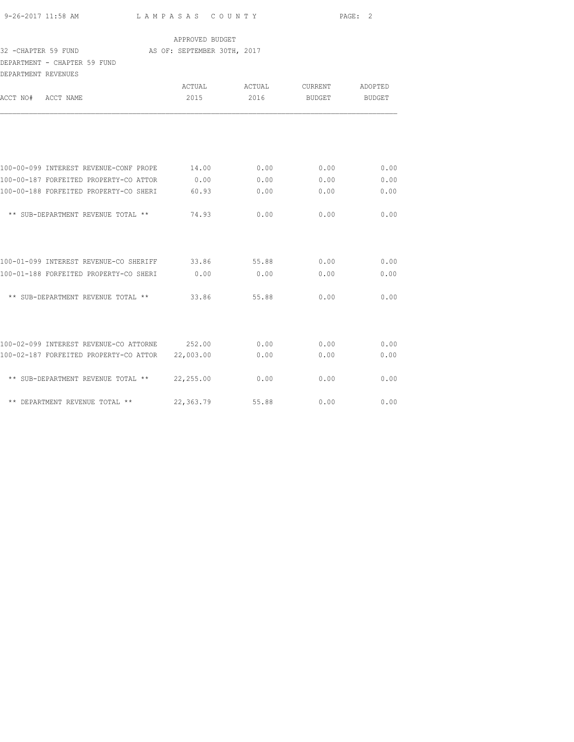APPROVED BUDGET

32 -CHAPTER 59 FUND AS OF: SEPTEMBER 30TH, 2017

DEPARTMENT - CHAPTER 59 FUND

DEPARTMENT REVENUES

| ACCT NO# ACCT NAME | ACTUAL 2015 | ACTUAL 2016 | CURRENT BUDGET | ADOPTED BUDGET |
|---|---|---|---|---|
| 100-00-099 INTEREST REVENUE-CONF PROPE | 14.00 | 0.00 | 0.00 | 0.00 |
| 100-00-187 FORFEITED PROPERTY-CO ATTOR | 0.00 | 0.00 | 0.00 | 0.00 |
| 100-00-188 FORFEITED PROPERTY-CO SHERI | 60.93 | 0.00 | 0.00 | 0.00 |
| ** SUB-DEPARTMENT REVENUE TOTAL ** | 74.93 | 0.00 | 0.00 | 0.00 |
| 100-01-099 INTEREST REVENUE-CO SHERIFF | 33.86 | 55.88 | 0.00 | 0.00 |
| 100-01-188 FORFEITED PROPERTY-CO SHERI | 0.00 | 0.00 | 0.00 | 0.00 |
| ** SUB-DEPARTMENT REVENUE TOTAL ** | 33.86 | 55.88 | 0.00 | 0.00 |
| 100-02-099 INTEREST REVENUE-CO ATTORNE | 252.00 | 0.00 | 0.00 | 0.00 |
| 100-02-187 FORFEITED PROPERTY-CO ATTOR | 22,003.00 | 0.00 | 0.00 | 0.00 |
| ** SUB-DEPARTMENT REVENUE TOTAL ** | 22,255.00 | 0.00 | 0.00 | 0.00 |
| ** DEPARTMENT REVENUE TOTAL ** | 22,363.79 | 55.88 | 0.00 | 0.00 |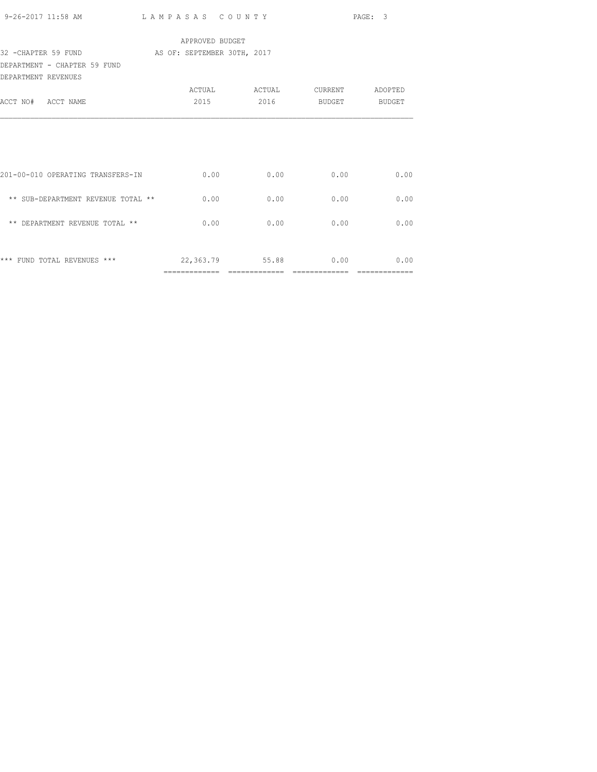APPROVED BUDGET

32 -CHAPTER 59 FUND AS OF: SEPTEMBER 30TH, 2017

DEPARTMENT - CHAPTER 59 FUND

DEPARTMENT REVENUES

| ACCT NO# ACCT NAME | ACTUAL 2015 | ACTUAL 2016 | CURRENT BUDGET | ADOPTED BUDGET |
|---|---|---|---|---|
| 201-00-010 OPERATING TRANSFERS-IN | 0.00 | 0.00 | 0.00 | 0.00 |
| ** SUB-DEPARTMENT REVENUE TOTAL ** | 0.00 | 0.00 | 0.00 | 0.00 |
| ** DEPARTMENT REVENUE TOTAL ** | 0.00 | 0.00 | 0.00 | 0.00 |
| *** FUND TOTAL REVENUES *** | 22,363.79 | 55.88 | 0.00 | 0.00 |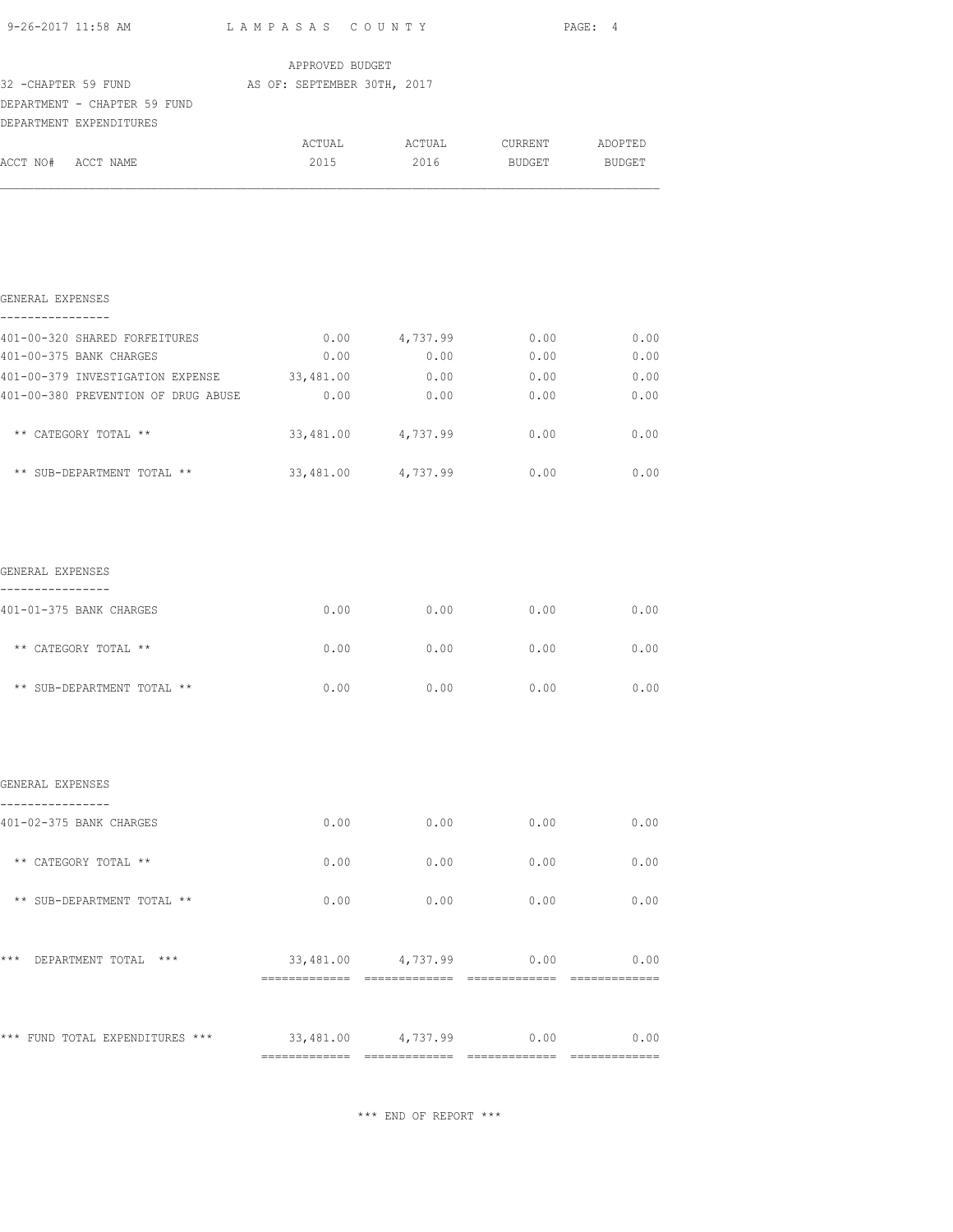LAMPASAS COUNTY

APPROVED BUDGET

32 -CHAPTER 59 FUND AS OF: SEPTEMBER 30TH, 2017

DEPARTMENT - CHAPTER 59 FUND

DEPARTMENT EXPENDITURES

| ACCT NO# ACCT NAME | ACTUAL 2015 | ACTUAL 2016 | CURRENT BUDGET | ADOPTED BUDGET |
|---|---|---|---|---|
| **GENERAL EXPENSES** | | | | |
| 401-00-320 SHARED FORFEITURES | 0.00 | 4,737.99 | 0.00 | 0.00 |
| 401-00-375 BANK CHARGES | 0.00 | 0.00 | 0.00 | 0.00 |
| 401-00-379 INVESTIGATION EXPENSE | 33,481.00 | 0.00 | 0.00 | 0.00 |
| 401-00-380 PREVENTION OF DRUG ABUSE | 0.00 | 0.00 | 0.00 | 0.00 |
| ** CATEGORY TOTAL ** | 33,481.00 | 4,737.99 | 0.00 | 0.00 |
| ** SUB-DEPARTMENT TOTAL ** | 33,481.00 | 4,737.99 | 0.00 | 0.00 |
| **GENERAL EXPENSES** | | | | |
| 401-01-375 BANK CHARGES | 0.00 | 0.00 | 0.00 | 0.00 |
| ** CATEGORY TOTAL ** | 0.00 | 0.00 | 0.00 | 0.00 |
| ** SUB-DEPARTMENT TOTAL ** | 0.00 | 0.00 | 0.00 | 0.00 |
| **GENERAL EXPENSES** | | | | |
| 401-02-375 BANK CHARGES | 0.00 | 0.00 | 0.00 | 0.00 |
| ** CATEGORY TOTAL ** | 0.00 | 0.00 | 0.00 | 0.00 |
| ** SUB-DEPARTMENT TOTAL ** | 0.00 | 0.00 | 0.00 | 0.00 |
| *** DEPARTMENT TOTAL *** | 33,481.00 | 4,737.99 | 0.00 | 0.00 |
| *** FUND TOTAL EXPENDITURES *** | 33,481.00 | 4,737.99 | 0.00 | 0.00 |

*** END OF REPORT ***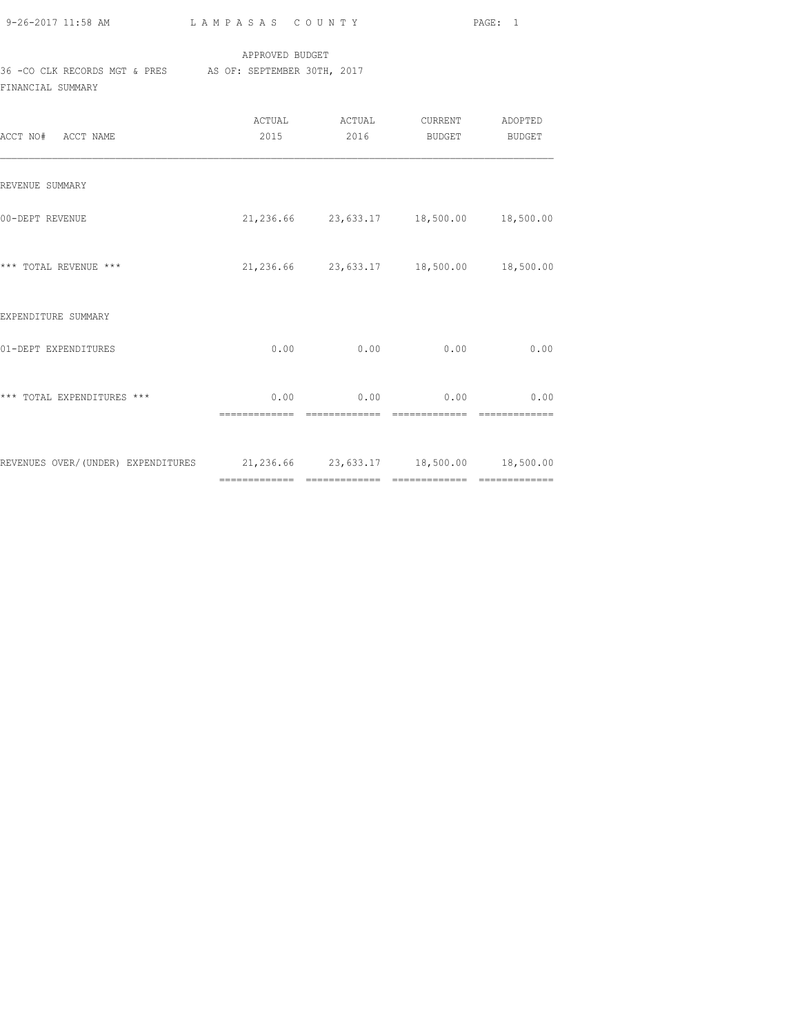APPROVED BUDGET

36 -CO CLK RECORDS MGT & PRES AS OF: SEPTEMBER 30TH, 2017

FINANCIAL SUMMARY

| ACCT NO# ACCT NAME | ACTUAL 2015 | ACTUAL 2016 | CURRENT BUDGET | ADOPTED BUDGET |
|---|---|---|---|---|
| REVENUE SUMMARY | | | | |
| 00-DEPT REVENUE | 21,236.66 | 23,633.17 | 18,500.00 | 18,500.00 |
| *** TOTAL REVENUE *** | 21,236.66 | 23,633.17 | 18,500.00 | 18,500.00 |
| EXPENDITURE SUMMARY | | | | |
| 01-DEPT EXPENDITURES | 0.00 | 0.00 | 0.00 | 0.00 |
| *** TOTAL EXPENDITURES *** | 0.00 | 0.00 | 0.00 | 0.00 |
| REVENUES OVER/(UNDER) EXPENDITURES | 21,236.66 | 23,633.17 | 18,500.00 | 18,500.00 |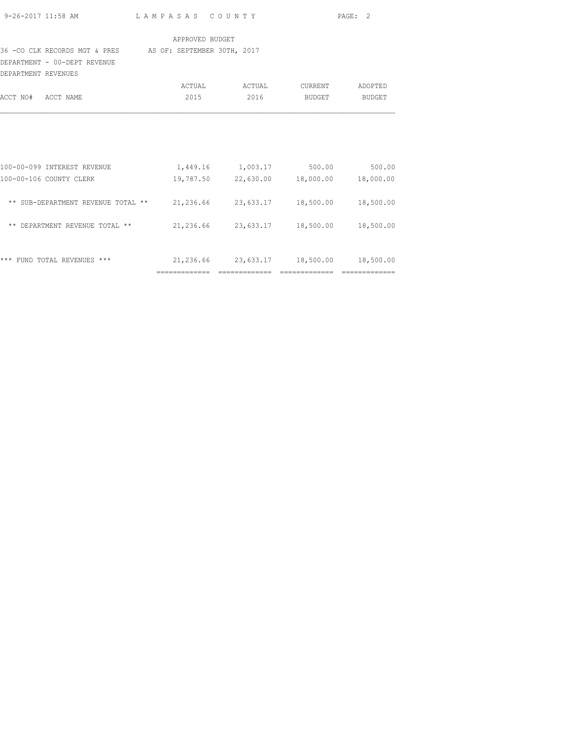APPROVED BUDGET

36 -CO CLK RECORDS MGT & PRES    AS OF: SEPTEMBER 30TH, 2017

DEPARTMENT - 00-DEPT REVENUE

DEPARTMENT REVENUES

| ACCT NO# ACCT NAME | ACTUAL 2015 | ACTUAL 2016 | CURRENT BUDGET | ADOPTED BUDGET |
|---|---|---|---|---|
| 100-00-099 INTEREST REVENUE | 1,449.16 | 1,003.17 | 500.00 | 500.00 |
| 100-00-106 COUNTY CLERK | 19,787.50 | 22,630.00 | 18,000.00 | 18,000.00 |
| ** SUB-DEPARTMENT REVENUE TOTAL ** | 21,236.66 | 23,633.17 | 18,500.00 | 18,500.00 |
| ** DEPARTMENT REVENUE TOTAL ** | 21,236.66 | 23,633.17 | 18,500.00 | 18,500.00 |
| *** FUND TOTAL REVENUES *** | 21,236.66 | 23,633.17 | 18,500.00 | 18,500.00 |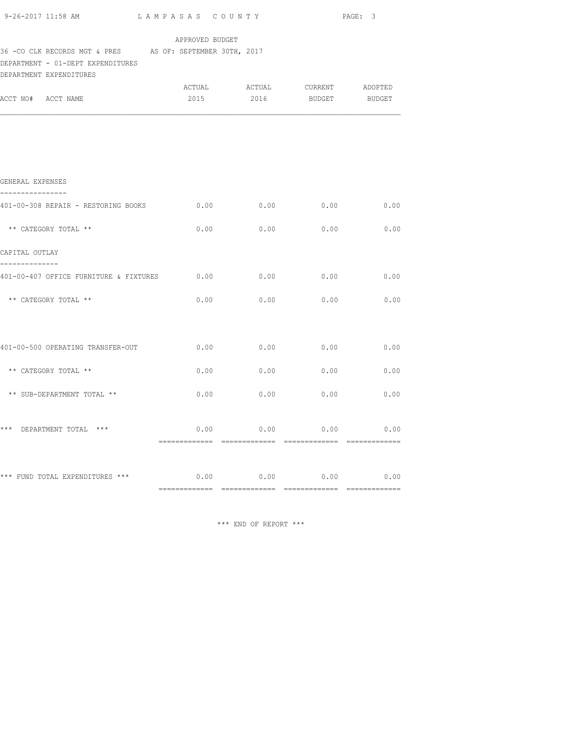APPROVED BUDGET

36 -CO CLK RECORDS MGT & PRES AS OF: SEPTEMBER 30TH, 2017

DEPARTMENT - 01-DEPT EXPENDITURES

DEPARTMENT EXPENDITURES

| ACCT NO# ACCT NAME | ACTUAL 2015 | ACTUAL 2016 | CURRENT BUDGET | ADOPTED BUDGET |
|---|---|---|---|---|
| **GENERAL EXPENSES** | | | | |
| 401-00-308 REPAIR - RESTORING BOOKS | 0.00 | 0.00 | 0.00 | 0.00 |
| ** CATEGORY TOTAL ** | 0.00 | 0.00 | 0.00 | 0.00 |
| **CAPITAL OUTLAY** | | | | |
| 401-00-407 OFFICE FURNITURE & FIXTURES | 0.00 | 0.00 | 0.00 | 0.00 |
| ** CATEGORY TOTAL ** | 0.00 | 0.00 | 0.00 | 0.00 |
| 401-00-500 OPERATING TRANSFER-OUT | 0.00 | 0.00 | 0.00 | 0.00 |
| ** CATEGORY TOTAL ** | 0.00 | 0.00 | 0.00 | 0.00 |
| ** SUB-DEPARTMENT TOTAL ** | 0.00 | 0.00 | 0.00 | 0.00 |
| *** DEPARTMENT TOTAL *** | 0.00 | 0.00 | 0.00 | 0.00 |
| *** FUND TOTAL EXPENDITURES *** | 0.00 | 0.00 | 0.00 | 0.00 |

*** END OF REPORT ***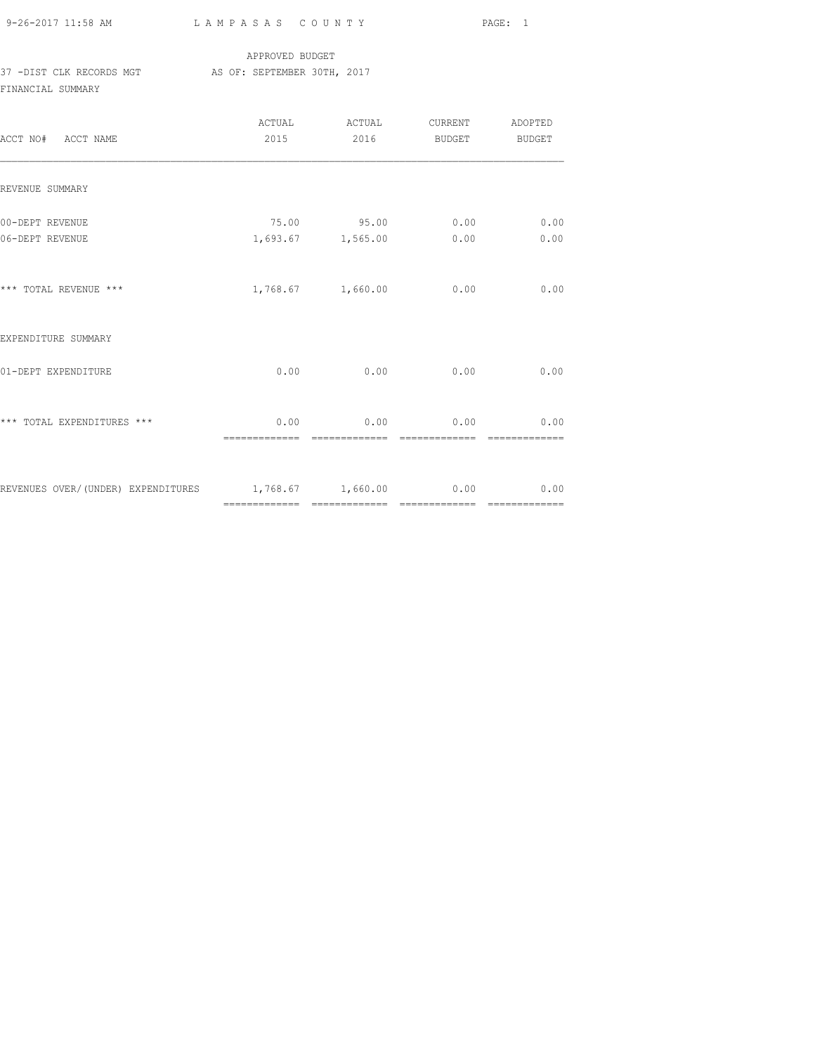APPROVED BUDGET

37 -DIST CLK RECORDS MGT    AS OF: SEPTEMBER 30TH, 2017

FINANCIAL SUMMARY

| ACCT NO# ACCT NAME | ACTUAL 2015 | ACTUAL 2016 | CURRENT BUDGET | ADOPTED BUDGET |
|---|---|---|---|---|
| REVENUE SUMMARY | | | | |
| 00-DEPT REVENUE | 75.00 | 95.00 | 0.00 | 0.00 |
| 06-DEPT REVENUE | 1,693.67 | 1,565.00 | 0.00 | 0.00 |
| *** TOTAL REVENUE *** | 1,768.67 | 1,660.00 | 0.00 | 0.00 |
| EXPENDITURE SUMMARY | | | | |
| 01-DEPT EXPENDITURE | 0.00 | 0.00 | 0.00 | 0.00 |
| *** TOTAL EXPENDITURES *** | 0.00 | 0.00 | 0.00 | 0.00 |
| REVENUES OVER/(UNDER) EXPENDITURES | 1,768.67 | 1,660.00 | 0.00 | 0.00 |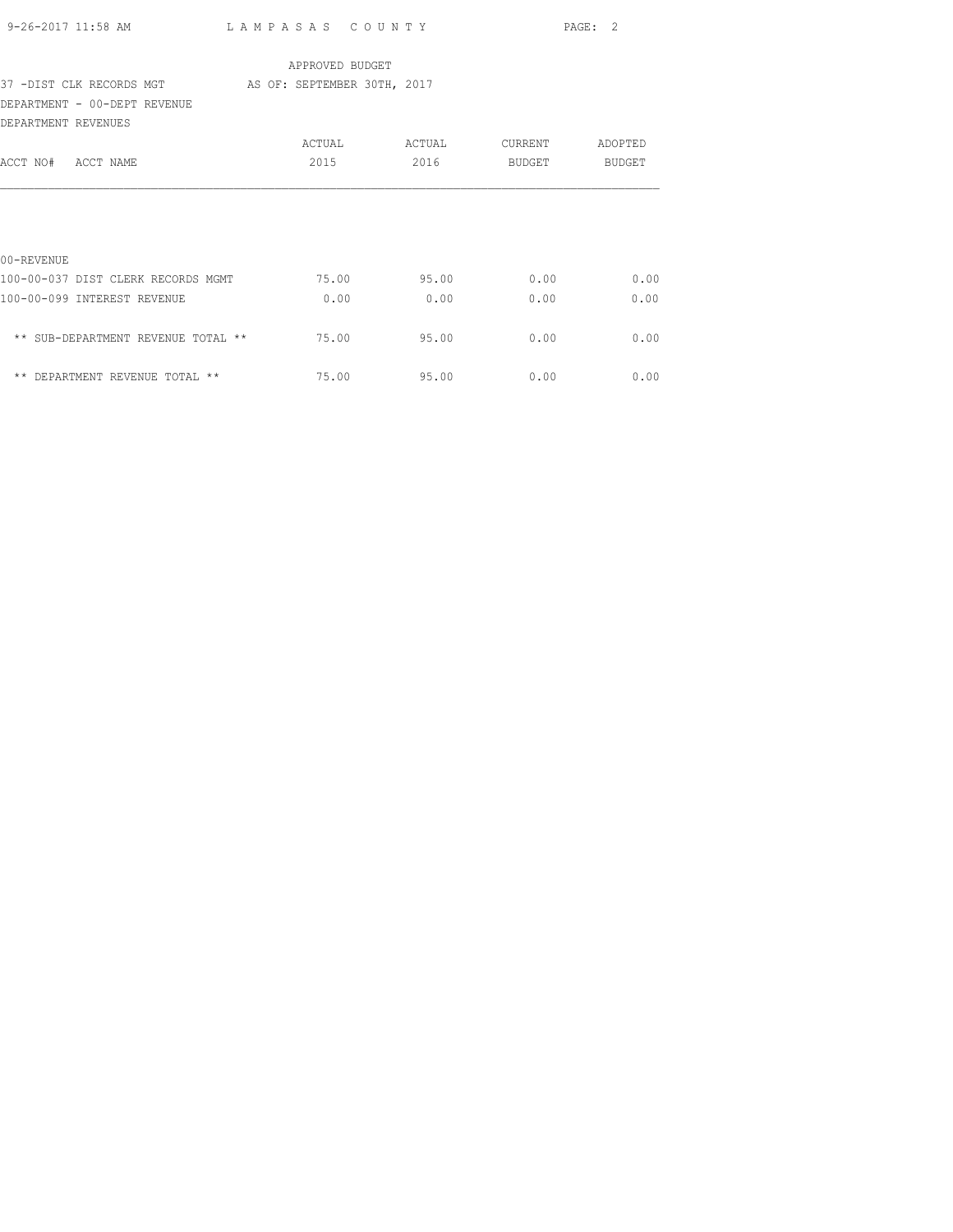APPROVED BUDGET

37 -DIST CLK RECORDS MGT AS OF: SEPTEMBER 30TH, 2017

DEPARTMENT - 00-DEPT REVENUE

DEPARTMENT REVENUES

| ACCT NO# ACCT NAME | ACTUAL 2015 | ACTUAL 2016 | CURRENT BUDGET | ADOPTED BUDGET |
|---|---|---|---|---|
| 00-REVENUE | | | | |
| 100-00-037 DIST CLERK RECORDS MGMT | 75.00 | 95.00 | 0.00 | 0.00 |
| 100-00-099 INTEREST REVENUE | 0.00 | 0.00 | 0.00 | 0.00 |
| ** SUB-DEPARTMENT REVENUE TOTAL ** | 75.00 | 95.00 | 0.00 | 0.00 |
| ** DEPARTMENT REVENUE TOTAL ** | 75.00 | 95.00 | 0.00 | 0.00 |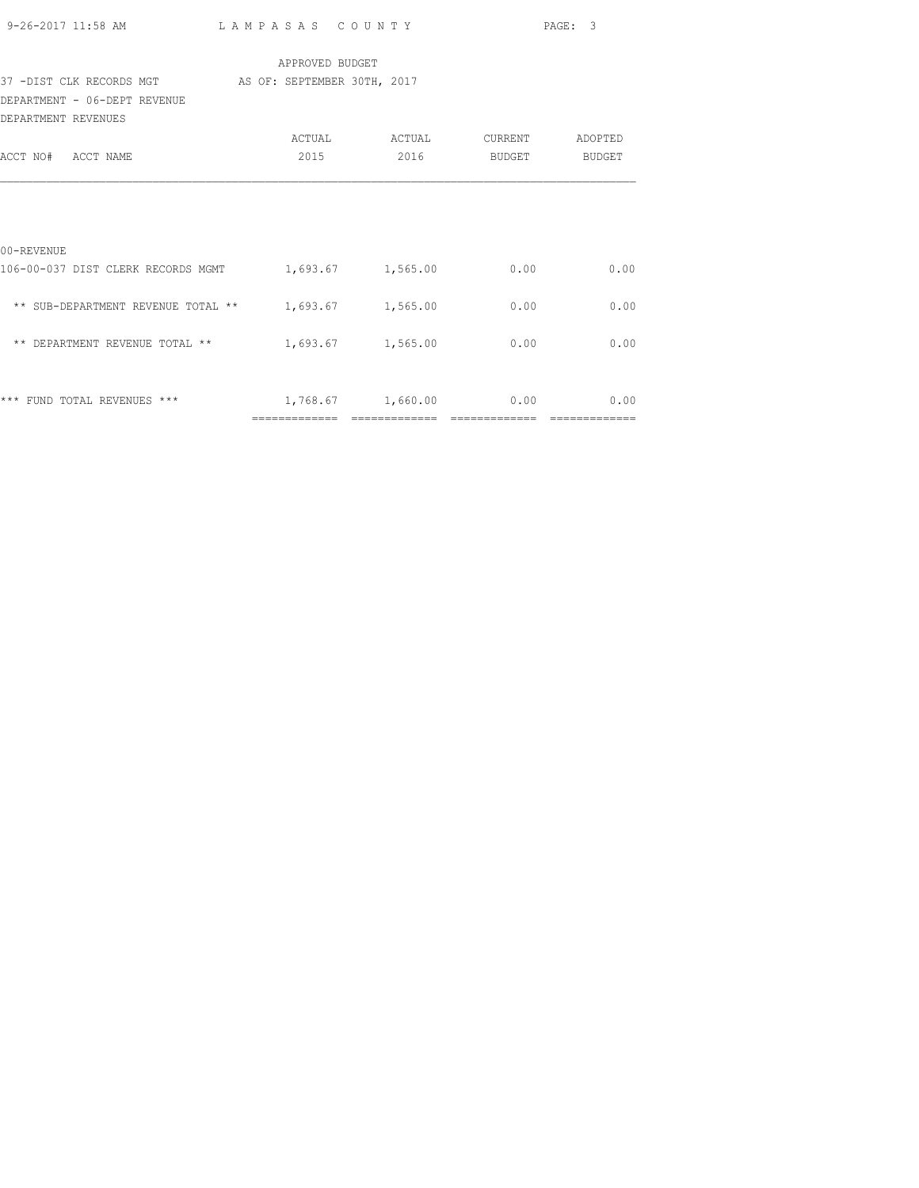APPROVED BUDGET

37 -DIST CLK RECORDS MGT AS OF: SEPTEMBER 30TH, 2017

DEPARTMENT - 06-DEPT REVENUE

DEPARTMENT REVENUES

| ACCT NO# ACCT NAME | ACTUAL 2015 | ACTUAL 2016 | CURRENT BUDGET | ADOPTED BUDGET |
|---|---|---|---|---|
| 00-REVENUE | | | | |
| 106-00-037 DIST CLERK RECORDS MGMT | 1,693.67 | 1,565.00 | 0.00 | 0.00 |
| ** SUB-DEPARTMENT REVENUE TOTAL ** | 1,693.67 | 1,565.00 | 0.00 | 0.00 |
| ** DEPARTMENT REVENUE TOTAL ** | 1,693.67 | 1,565.00 | 0.00 | 0.00 |
| *** FUND TOTAL REVENUES *** | 1,768.67 | 1,660.00 | 0.00 | 0.00 |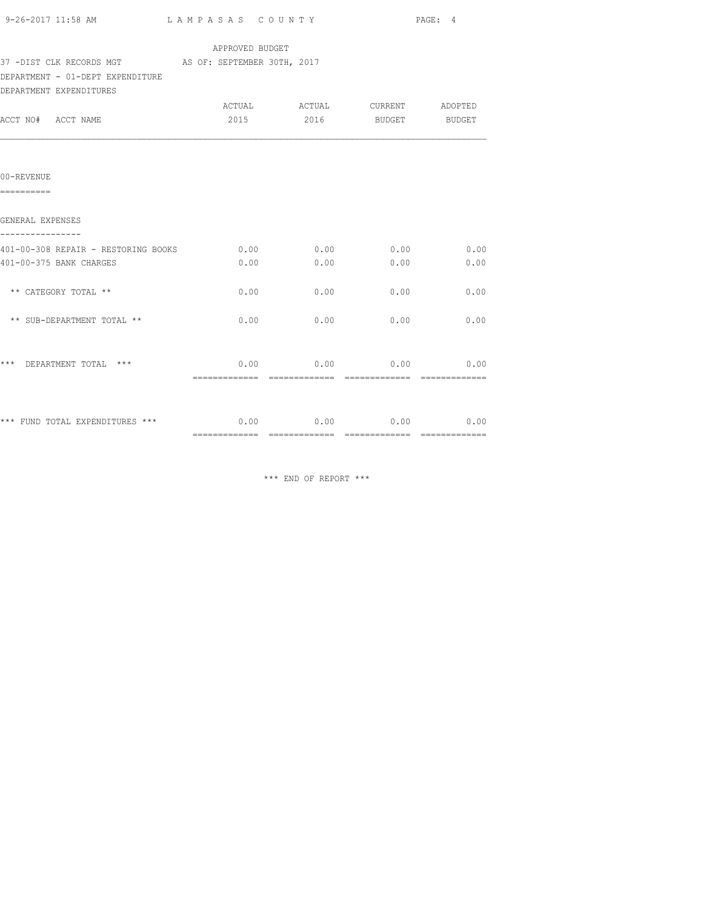APPROVED BUDGET

37 -DIST CLK RECORDS MGT AS OF: SEPTEMBER 30TH, 2017

DEPARTMENT - 01-DEPT EXPENDITURE

DEPARTMENT EXPENDITURES

| ACCT NO# ACCT NAME | ACTUAL 2015 | ACTUAL 2016 | CURRENT BUDGET | ADOPTED BUDGET |
|---|---|---|---|---|
| **00-REVENUE** | | | | |
| **GENERAL EXPENSES** | | | | |
| 401-00-308 REPAIR - RESTORING BOOKS | 0.00 | 0.00 | 0.00 | 0.00 |
| 401-00-375 BANK CHARGES | 0.00 | 0.00 | 0.00 | 0.00 |
| ** CATEGORY TOTAL ** | 0.00 | 0.00 | 0.00 | 0.00 |
| ** SUB-DEPARTMENT TOTAL ** | 0.00 | 0.00 | 0.00 | 0.00 |
| *** DEPARTMENT TOTAL *** | 0.00 | 0.00 | 0.00 | 0.00 |
| *** FUND TOTAL EXPENDITURES *** | 0.00 | 0.00 | 0.00 | 0.00 |

*** END OF REPORT ***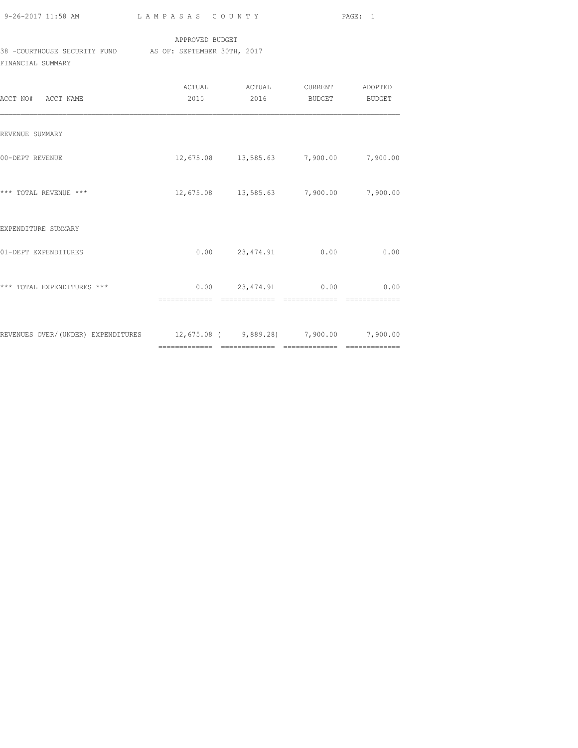LAMPASAS COUNTY

APPROVED BUDGET

38 -COURTHOUSE SECURITY FUND AS OF: SEPTEMBER 30TH, 2017

FINANCIAL SUMMARY

| ACCT NO# ACCT NAME | ACTUAL 2015 | ACTUAL 2016 | CURRENT BUDGET | ADOPTED BUDGET |
|---|---|---|---|---|
| REVENUE SUMMARY | | | | |
| 00-DEPT REVENUE | 12,675.08 | 13,585.63 | 7,900.00 | 7,900.00 |
| *** TOTAL REVENUE *** | 12,675.08 | 13,585.63 | 7,900.00 | 7,900.00 |
| EXPENDITURE SUMMARY | | | | |
| 01-DEPT EXPENDITURES | 0.00 | 23,474.91 | 0.00 | 0.00 |
| *** TOTAL EXPENDITURES *** | 0.00 | 23,474.91 | 0.00 | 0.00 |
| REVENUES OVER/(UNDER) EXPENDITURES | 12,675.08 | ( 9,889.28) | 7,900.00 | 7,900.00 |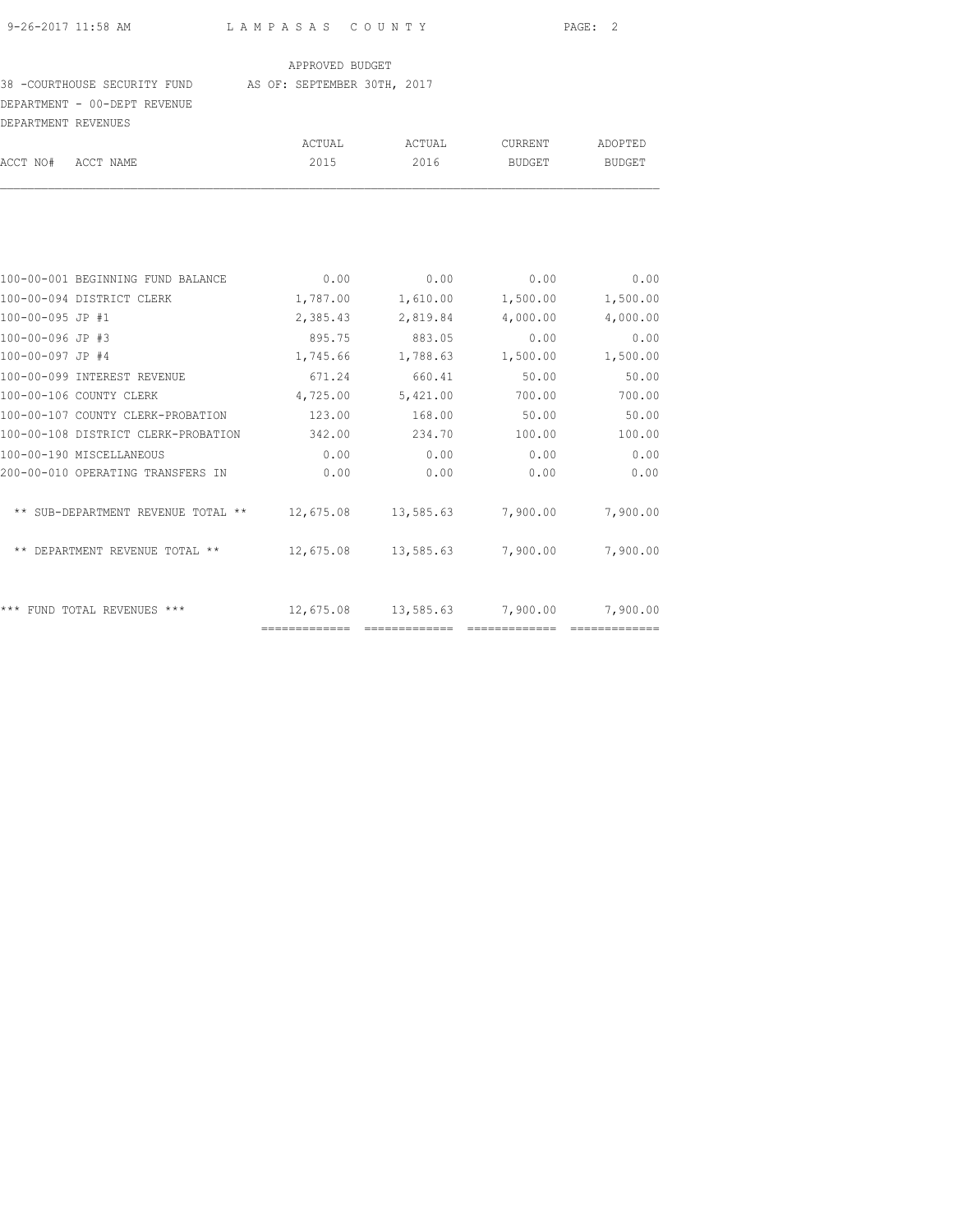APPROVED BUDGET

38 -COURTHOUSE SECURITY FUND AS OF: SEPTEMBER 30TH, 2017

DEPARTMENT - 00-DEPT REVENUE

DEPARTMENT REVENUES

| ACCT NO# | ACCT NAME | ACTUAL 2015 | ACTUAL 2016 | CURRENT BUDGET | ADOPTED BUDGET |
|---|---|---|---|---|---|
| 100-00-001 | BEGINNING FUND BALANCE | 0.00 | 0.00 | 0.00 | 0.00 |
| 100-00-094 | DISTRICT CLERK | 1,787.00 | 1,610.00 | 1,500.00 | 1,500.00 |
| 100-00-095 | JP #1 | 2,385.43 | 2,819.84 | 4,000.00 | 4,000.00 |
| 100-00-096 | JP #3 | 895.75 | 883.05 | 0.00 | 0.00 |
| 100-00-097 | JP #4 | 1,745.66 | 1,788.63 | 1,500.00 | 1,500.00 |
| 100-00-099 | INTEREST REVENUE | 671.24 | 660.41 | 50.00 | 50.00 |
| 100-00-106 | COUNTY CLERK | 4,725.00 | 5,421.00 | 700.00 | 700.00 |
| 100-00-107 | COUNTY CLERK-PROBATION | 123.00 | 168.00 | 50.00 | 50.00 |
| 100-00-108 | DISTRICT CLERK-PROBATION | 342.00 | 234.70 | 100.00 | 100.00 |
| 100-00-190 | MISCELLANEOUS | 0.00 | 0.00 | 0.00 | 0.00 |
| 200-00-010 | OPERATING TRANSFERS IN | 0.00 | 0.00 | 0.00 | 0.00 |
| | ** SUB-DEPARTMENT REVENUE TOTAL ** | 12,675.08 | 13,585.63 | 7,900.00 | 7,900.00 |
| | ** DEPARTMENT REVENUE TOTAL ** | 12,675.08 | 13,585.63 | 7,900.00 | 7,900.00 |
| | *** FUND TOTAL REVENUES *** | 12,675.08 | 13,585.63 | 7,900.00 | 7,900.00 |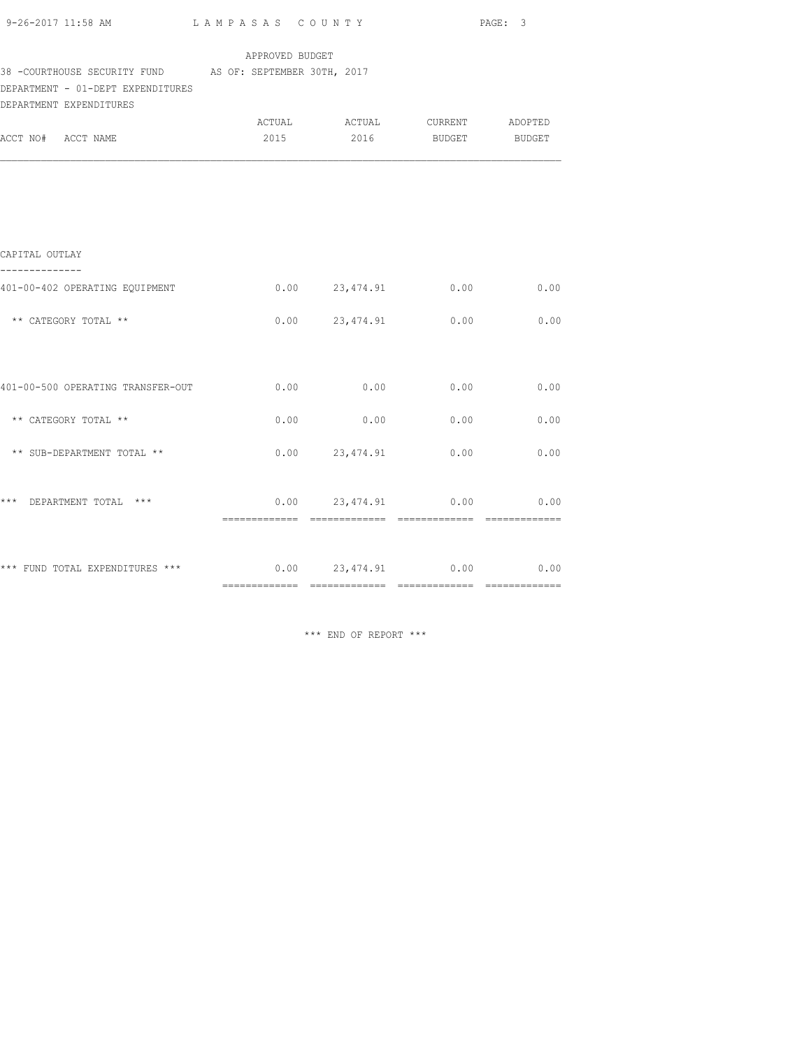APPROVED BUDGET

38 -COURTHOUSE SECURITY FUND AS OF: SEPTEMBER 30TH, 2017

DEPARTMENT - 01-DEPT EXPENDITURES

DEPARTMENT EXPENDITURES

| ACCT NO# ACCT NAME | ACTUAL 2015 | ACTUAL 2016 | CURRENT BUDGET | ADOPTED BUDGET |
|---|---|---|---|---|
| **CAPITAL OUTLAY** | | | | |
| 401-00-402 OPERATING EQUIPMENT | 0.00 | 23,474.91 | 0.00 | 0.00 |
| ** CATEGORY TOTAL ** | 0.00 | 23,474.91 | 0.00 | 0.00 |
| 401-00-500 OPERATING TRANSFER-OUT | 0.00 | 0.00 | 0.00 | 0.00 |
| ** CATEGORY TOTAL ** | 0.00 | 0.00 | 0.00 | 0.00 |
| ** SUB-DEPARTMENT TOTAL ** | 0.00 | 23,474.91 | 0.00 | 0.00 |
| *** DEPARTMENT TOTAL *** | 0.00 | 23,474.91 | 0.00 | 0.00 |
| *** FUND TOTAL EXPENDITURES *** | 0.00 | 23,474.91 | 0.00 | 0.00 |

*** END OF REPORT ***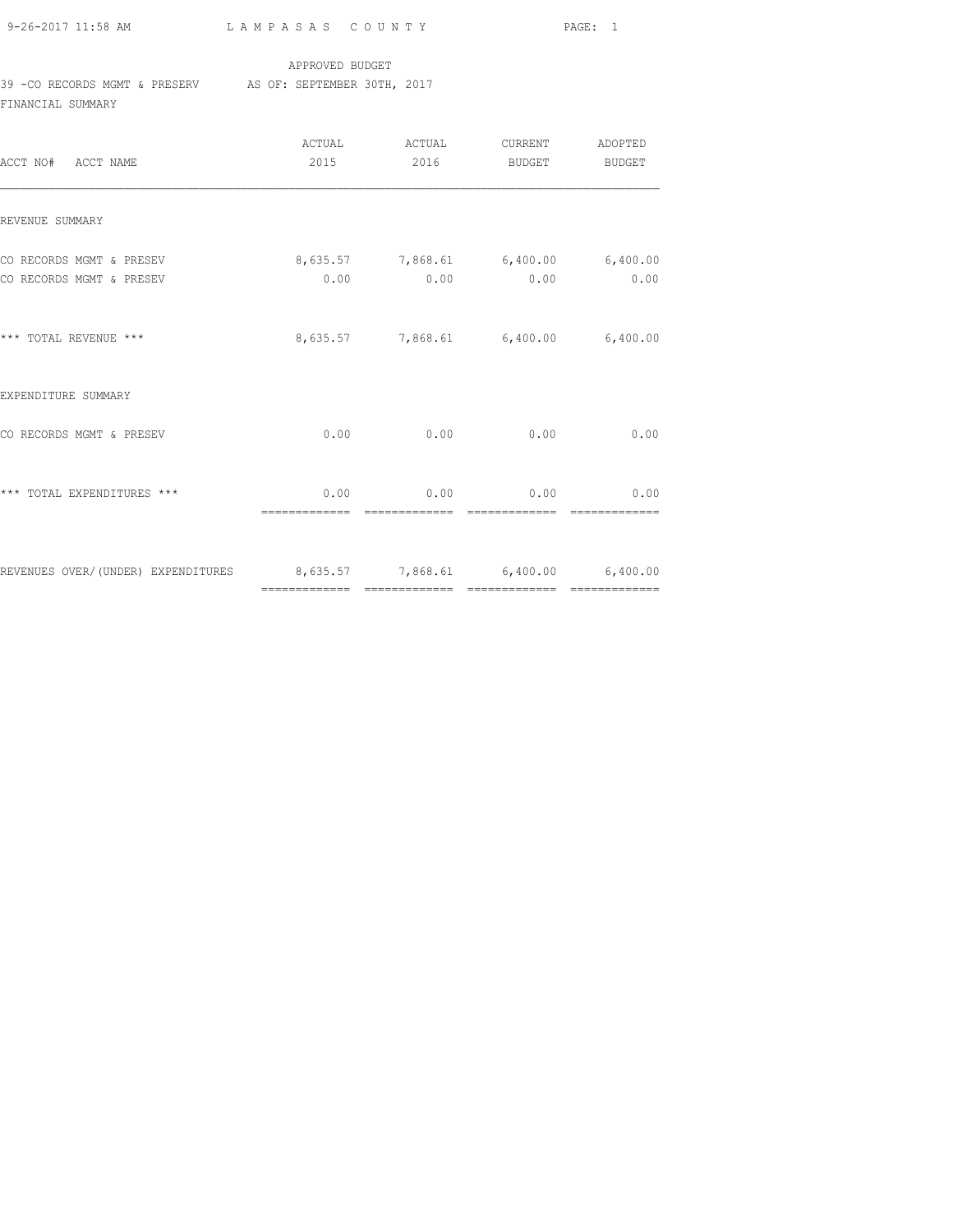APPROVED BUDGET

39 -CO RECORDS MGMT & PRESERV AS OF: SEPTEMBER 30TH, 2017

FINANCIAL SUMMARY

| ACCT NO# ACCT NAME | ACTUAL 2015 | ACTUAL 2016 | CURRENT BUDGET | ADOPTED BUDGET |
|---|---|---|---|---|
| REVENUE SUMMARY | | | | |
| CO RECORDS MGMT & PRESEV | 8,635.57 | 7,868.61 | 6,400.00 | 6,400.00 |
| CO RECORDS MGMT & PRESEV | 0.00 | 0.00 | 0.00 | 0.00 |
| *** TOTAL REVENUE *** | 8,635.57 | 7,868.61 | 6,400.00 | 6,400.00 |
| EXPENDITURE SUMMARY | | | | |
| CO RECORDS MGMT & PRESEV | 0.00 | 0.00 | 0.00 | 0.00 |
| *** TOTAL EXPENDITURES *** | 0.00 | 0.00 | 0.00 | 0.00 |
| REVENUES OVER/(UNDER) EXPENDITURES | 8,635.57 | 7,868.61 | 6,400.00 | 6,400.00 |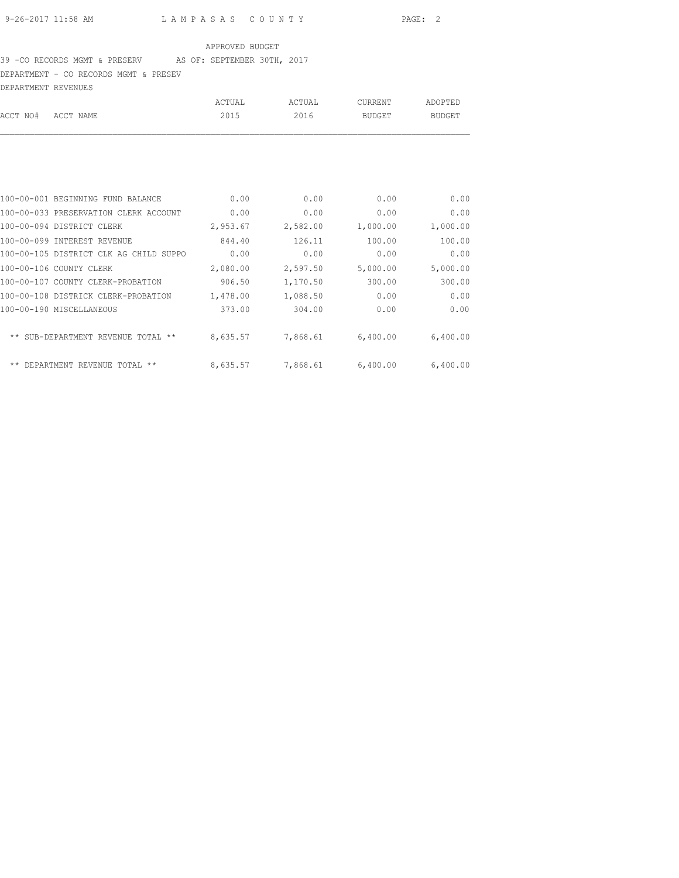APPROVED BUDGET

39 -CO RECORDS MGMT & PRESERV AS OF: SEPTEMBER 30TH, 2017

DEPARTMENT - CO RECORDS MGMT & PRESEV

DEPARTMENT REVENUES

| ACCT NO# ACCT NAME | ACTUAL 2015 | ACTUAL 2016 | CURRENT BUDGET | ADOPTED BUDGET |
|---|---|---|---|---|
| 100-00-001 BEGINNING FUND BALANCE | 0.00 | 0.00 | 0.00 | 0.00 |
| 100-00-033 PRESERVATION CLERK ACCOUNT | 0.00 | 0.00 | 0.00 | 0.00 |
| 100-00-094 DISTRICT CLERK | 2,953.67 | 2,582.00 | 1,000.00 | 1,000.00 |
| 100-00-099 INTEREST REVENUE | 844.40 | 126.11 | 100.00 | 100.00 |
| 100-00-105 DISTRICT CLK AG CHILD SUPPO | 0.00 | 0.00 | 0.00 | 0.00 |
| 100-00-106 COUNTY CLERK | 2,080.00 | 2,597.50 | 5,000.00 | 5,000.00 |
| 100-00-107 COUNTY CLERK-PROBATION | 906.50 | 1,170.50 | 300.00 | 300.00 |
| 100-00-108 DISTRICK CLERK-PROBATION | 1,478.00 | 1,088.50 | 0.00 | 0.00 |
| 100-00-190 MISCELLANEOUS | 373.00 | 304.00 | 0.00 | 0.00 |
| ** SUB-DEPARTMENT REVENUE TOTAL ** | 8,635.57 | 7,868.61 | 6,400.00 | 6,400.00 |
| ** DEPARTMENT REVENUE TOTAL ** | 8,635.57 | 7,868.61 | 6,400.00 | 6,400.00 |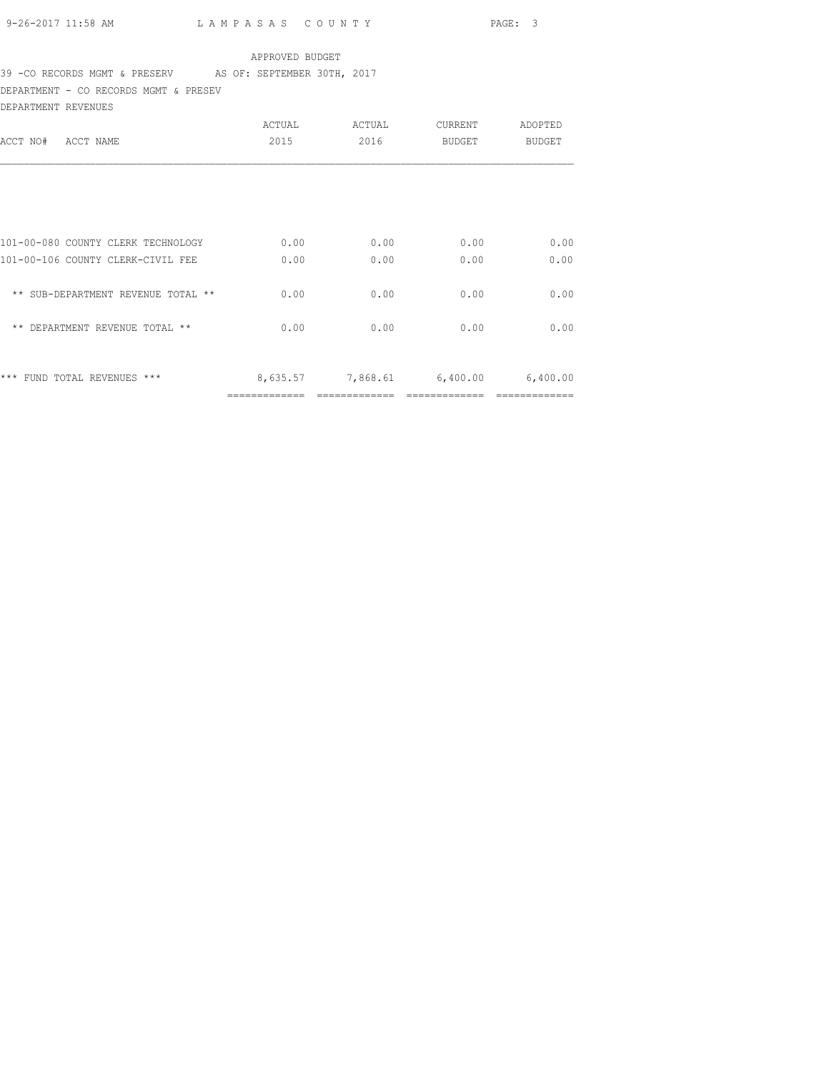APPROVED BUDGET

39 -CO RECORDS MGMT & PRESERV AS OF: SEPTEMBER 30TH, 2017

DEPARTMENT - CO RECORDS MGMT & PRESEV

DEPARTMENT REVENUES

| ACCT NO# ACCT NAME | ACTUAL 2015 | ACTUAL 2016 | CURRENT BUDGET | ADOPTED BUDGET |
|---|---|---|---|---|
| 101-00-080 COUNTY CLERK TECHNOLOGY | 0.00 | 0.00 | 0.00 | 0.00 |
| 101-00-106 COUNTY CLERK-CIVIL FEE | 0.00 | 0.00 | 0.00 | 0.00 |
| ** SUB-DEPARTMENT REVENUE TOTAL ** | 0.00 | 0.00 | 0.00 | 0.00 |
| ** DEPARTMENT REVENUE TOTAL ** | 0.00 | 0.00 | 0.00 | 0.00 |
| *** FUND TOTAL REVENUES *** | 8,635.57 | 7,868.61 | 6,400.00 | 6,400.00 |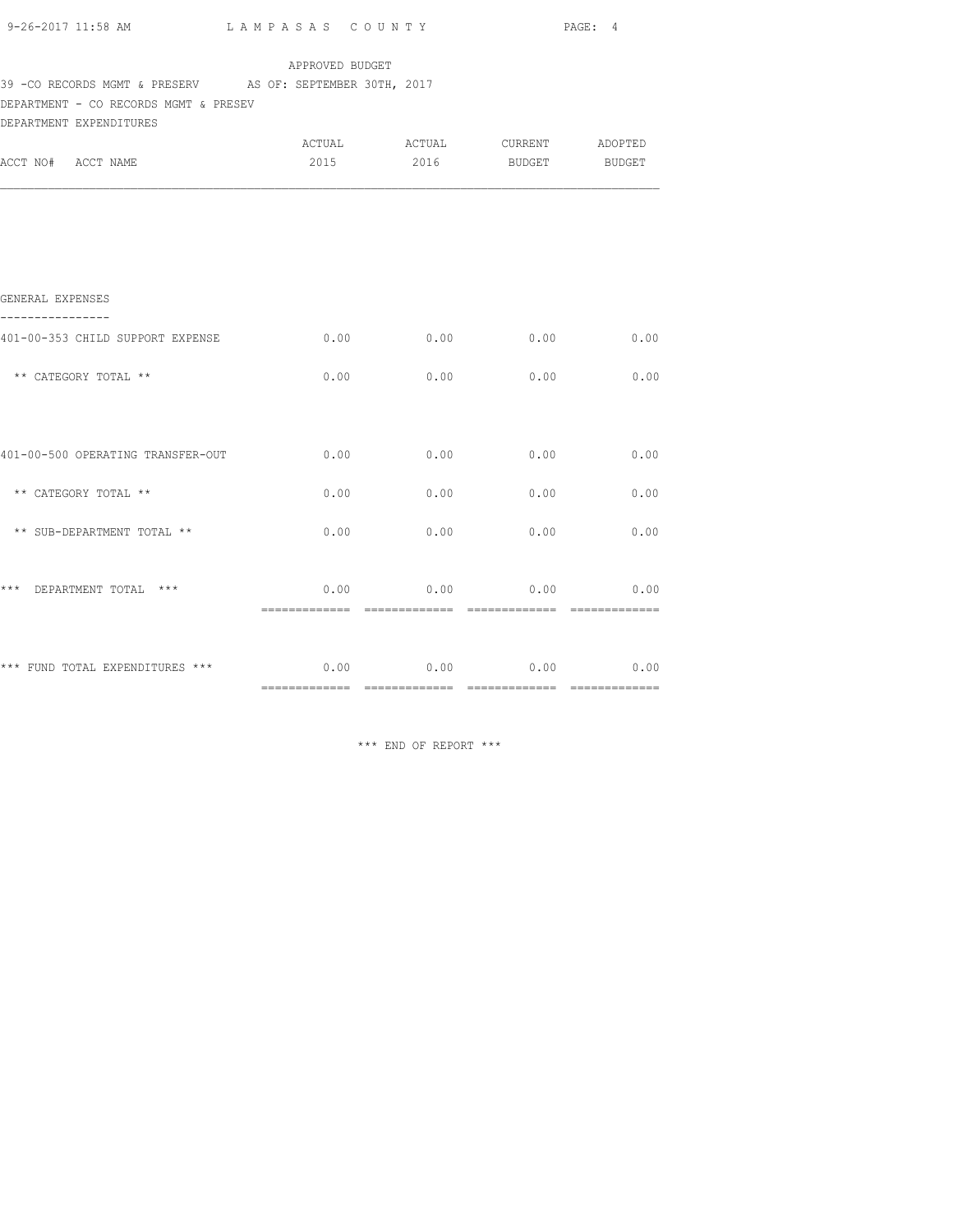APPROVED BUDGET

39 -CO RECORDS MGMT & PRESERV    AS OF: SEPTEMBER 30TH, 2017

DEPARTMENT - CO RECORDS MGMT & PRESEV

DEPARTMENT EXPENDITURES

| ACCT NO# ACCT NAME | ACTUAL 2015 | ACTUAL 2016 | CURRENT BUDGET | ADOPTED BUDGET |
|---|---|---|---|---|
| **GENERAL EXPENSES** | | | | |
| 401-00-353 CHILD SUPPORT EXPENSE | 0.00 | 0.00 | 0.00 | 0.00 |
| ** CATEGORY TOTAL ** | 0.00 | 0.00 | 0.00 | 0.00 |
| 401-00-500 OPERATING TRANSFER-OUT | 0.00 | 0.00 | 0.00 | 0.00 |
| ** CATEGORY TOTAL ** | 0.00 | 0.00 | 0.00 | 0.00 |
| ** SUB-DEPARTMENT TOTAL ** | 0.00 | 0.00 | 0.00 | 0.00 |
| *** DEPARTMENT TOTAL *** | 0.00 | 0.00 | 0.00 | 0.00 |
| *** FUND TOTAL EXPENDITURES *** | 0.00 | 0.00 | 0.00 | 0.00 |

*** END OF REPORT ***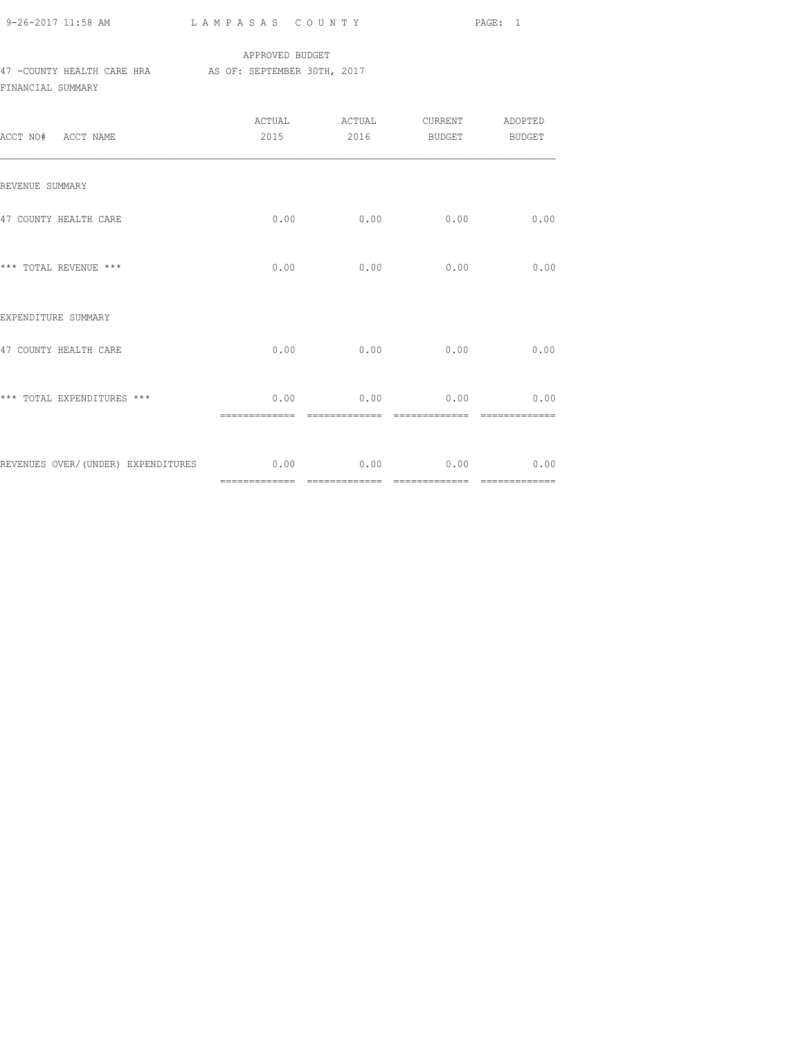APPROVED BUDGET

47 -COUNTY HEALTH CARE HRA        AS OF: SEPTEMBER 30TH, 2017

FINANCIAL SUMMARY

| ACCT NO# ACCT NAME | ACTUAL 2015 | ACTUAL 2016 | CURRENT BUDGET | ADOPTED BUDGET |
|---|---|---|---|---|
| REVENUE SUMMARY | | | | |
| 47 COUNTY HEALTH CARE | 0.00 | 0.00 | 0.00 | 0.00 |
| *** TOTAL REVENUE *** | 0.00 | 0.00 | 0.00 | 0.00 |
| EXPENDITURE SUMMARY | | | | |
| 47 COUNTY HEALTH CARE | 0.00 | 0.00 | 0.00 | 0.00 |
| *** TOTAL EXPENDITURES *** | 0.00 | 0.00 | 0.00 | 0.00 |
| REVENUES OVER/(UNDER) EXPENDITURES | 0.00 | 0.00 | 0.00 | 0.00 |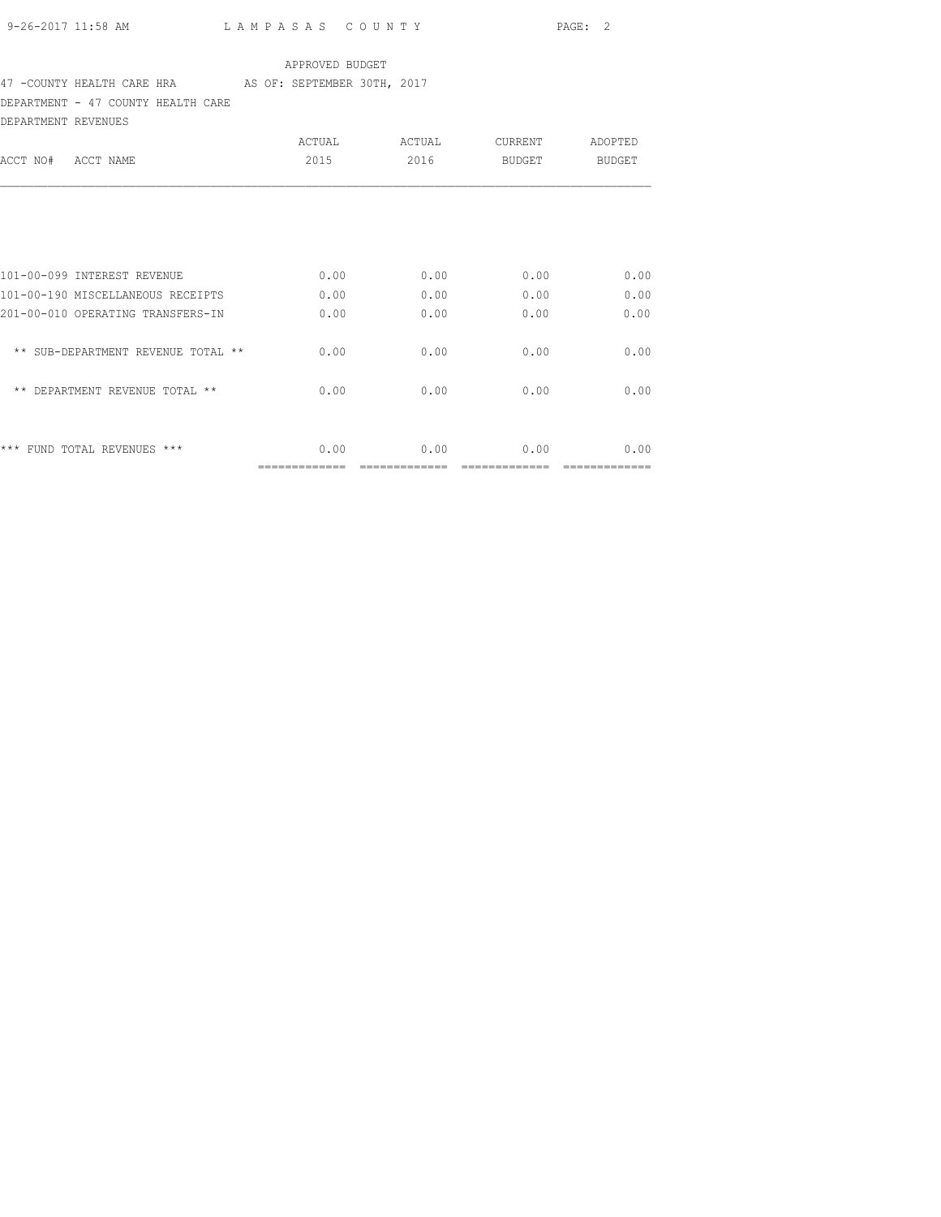APPROVED BUDGET

47 -COUNTY HEALTH CARE HRA AS OF: SEPTEMBER 30TH, 2017

DEPARTMENT - 47 COUNTY HEALTH CARE

DEPARTMENT REVENUES

| ACCT NO# ACCT NAME | ACTUAL 2015 | ACTUAL 2016 | CURRENT BUDGET | ADOPTED BUDGET |
|---|---|---|---|---|
| 101-00-099 INTEREST REVENUE | 0.00 | 0.00 | 0.00 | 0.00 |
| 101-00-190 MISCELLANEOUS RECEIPTS | 0.00 | 0.00 | 0.00 | 0.00 |
| 201-00-010 OPERATING TRANSFERS-IN | 0.00 | 0.00 | 0.00 | 0.00 |
| ** SUB-DEPARTMENT REVENUE TOTAL ** | 0.00 | 0.00 | 0.00 | 0.00 |
| ** DEPARTMENT REVENUE TOTAL ** | 0.00 | 0.00 | 0.00 | 0.00 |
| *** FUND TOTAL REVENUES *** | 0.00 | 0.00 | 0.00 | 0.00 |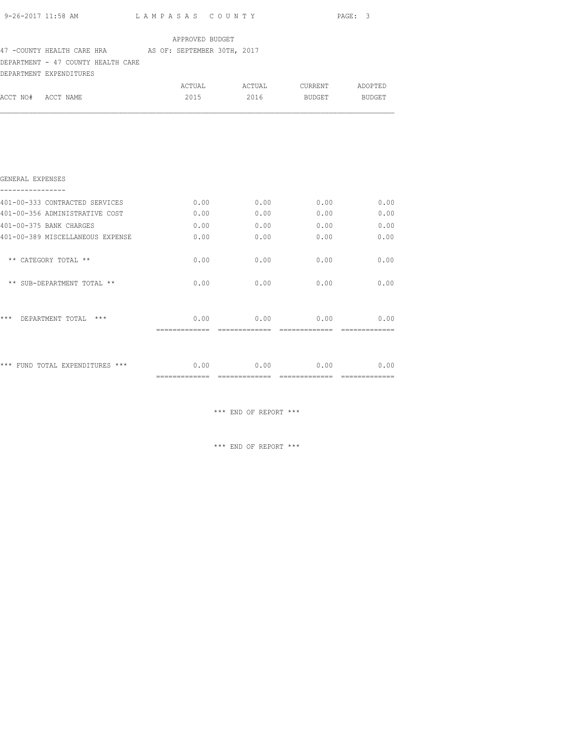APPROVED BUDGET

47 -COUNTY HEALTH CARE HRA AS OF: SEPTEMBER 30TH, 2017

DEPARTMENT - 47 COUNTY HEALTH CARE

DEPARTMENT EXPENDITURES

| ACCT NO# ACCT NAME | ACTUAL 2015 | ACTUAL 2016 | CURRENT BUDGET | ADOPTED BUDGET |
|---|---|---|---|---|
| **GENERAL EXPENSES** | | | | |
| 401-00-333 CONTRACTED SERVICES | 0.00 | 0.00 | 0.00 | 0.00 |
| 401-00-356 ADMINISTRATIVE COST | 0.00 | 0.00 | 0.00 | 0.00 |
| 401-00-375 BANK CHARGES | 0.00 | 0.00 | 0.00 | 0.00 |
| 401-00-389 MISCELLANEOUS EXPENSE | 0.00 | 0.00 | 0.00 | 0.00 |
| ** CATEGORY TOTAL ** | 0.00 | 0.00 | 0.00 | 0.00 |
| ** SUB-DEPARTMENT TOTAL ** | 0.00 | 0.00 | 0.00 | 0.00 |
| *** DEPARTMENT TOTAL *** | 0.00 | 0.00 | 0.00 | 0.00 |
| *** FUND TOTAL EXPENDITURES *** | 0.00 | 0.00 | 0.00 | 0.00 |

*** END OF REPORT ***

*** END OF REPORT ***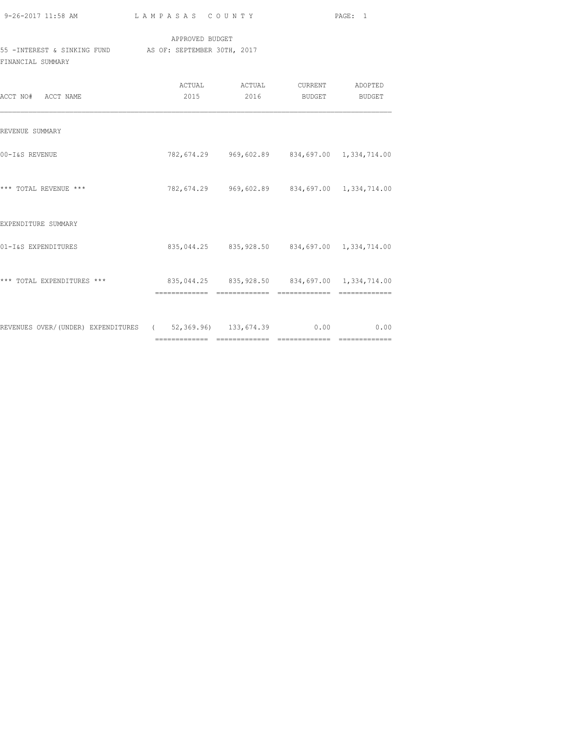APPROVED BUDGET

55 -INTEREST & SINKING FUND AS OF: SEPTEMBER 30TH, 2017

FINANCIAL SUMMARY

| ACCT NO# ACCT NAME | ACTUAL 2015 | ACTUAL 2016 | CURRENT BUDGET | ADOPTED BUDGET |
|---|---|---|---|---|
| REVENUE SUMMARY | | | | |
| 00-I&S REVENUE | 782,674.29 | 969,602.89 | 834,697.00 | 1,334,714.00 |
| *** TOTAL REVENUE *** | 782,674.29 | 969,602.89 | 834,697.00 | 1,334,714.00 |
| EXPENDITURE SUMMARY | | | | |
| 01-I&S EXPENDITURES | 835,044.25 | 835,928.50 | 834,697.00 | 1,334,714.00 |
| *** TOTAL EXPENDITURES *** | 835,044.25 | 835,928.50 | 834,697.00 | 1,334,714.00 |
| REVENUES OVER/(UNDER) EXPENDITURES | ( 52,369.96) | 133,674.39 | 0.00 | 0.00 |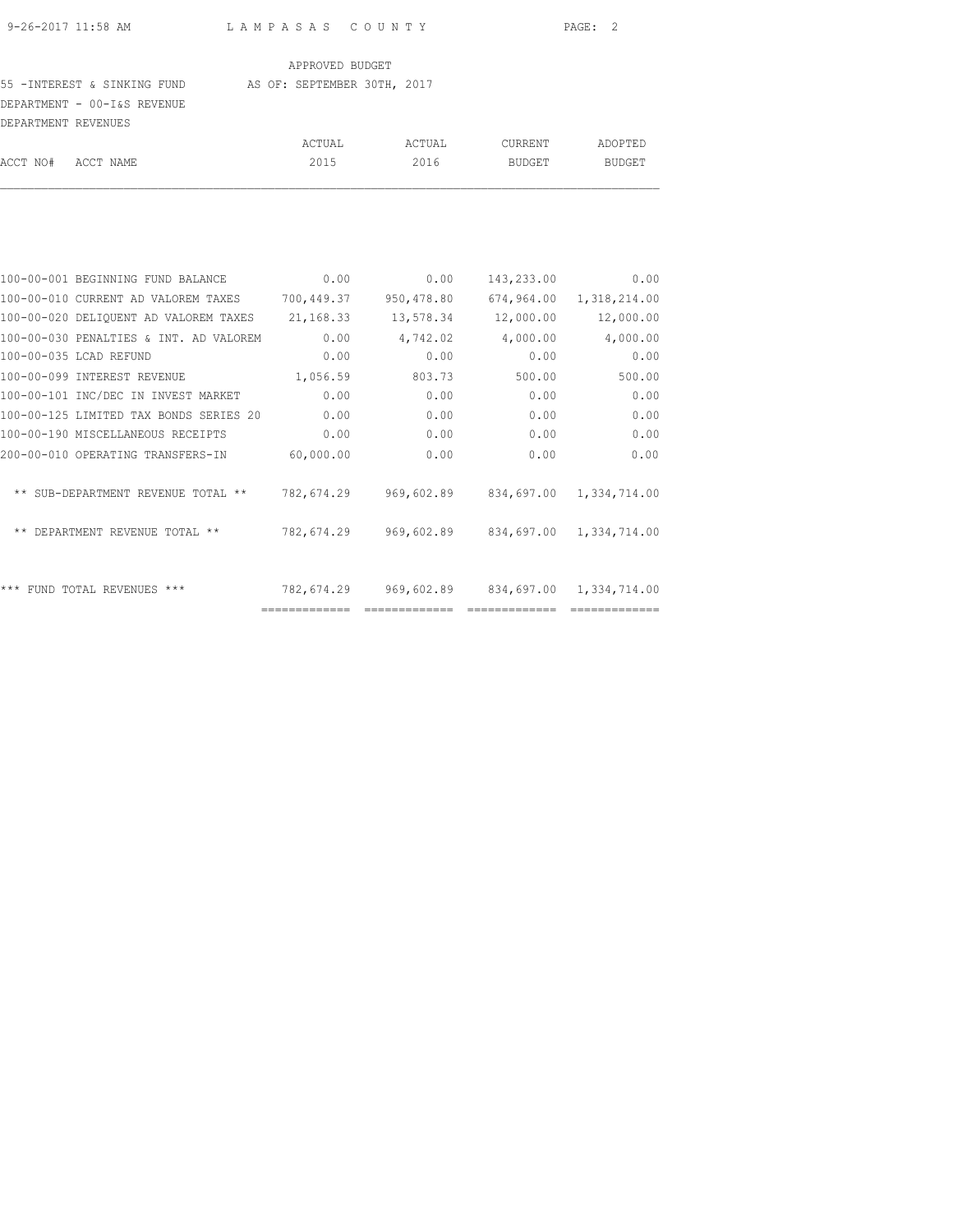APPROVED BUDGET

55 -INTEREST & SINKING FUND AS OF: SEPTEMBER 30TH, 2017

DEPARTMENT - 00-I&S REVENUE

DEPARTMENT REVENUES

| ACCT NO# | ACCT NAME | ACTUAL 2015 | ACTUAL 2016 | CURRENT BUDGET | ADOPTED BUDGET |
|---|---|---|---|---|---|
| 100-00-001 | BEGINNING FUND BALANCE | 0.00 | 0.00 | 143,233.00 | 0.00 |
| 100-00-010 | CURRENT AD VALOREM TAXES | 700,449.37 | 950,478.80 | 674,964.00 | 1,318,214.00 |
| 100-00-020 | DELIQUENT AD VALOREM TAXES | 21,168.33 | 13,578.34 | 12,000.00 | 12,000.00 |
| 100-00-030 | PENALTIES & INT. AD VALOREM | 0.00 | 4,742.02 | 4,000.00 | 4,000.00 |
| 100-00-035 | LCAD REFUND | 0.00 | 0.00 | 0.00 | 0.00 |
| 100-00-099 | INTEREST REVENUE | 1,056.59 | 803.73 | 500.00 | 500.00 |
| 100-00-101 | INC/DEC IN INVEST MARKET | 0.00 | 0.00 | 0.00 | 0.00 |
| 100-00-125 | LIMITED TAX BONDS SERIES 20 | 0.00 | 0.00 | 0.00 | 0.00 |
| 100-00-190 | MISCELLANEOUS RECEIPTS | 0.00 | 0.00 | 0.00 | 0.00 |
| 200-00-010 | OPERATING TRANSFERS-IN | 60,000.00 | 0.00 | 0.00 | 0.00 |
| | ** SUB-DEPARTMENT REVENUE TOTAL ** | 782,674.29 | 969,602.89 | 834,697.00 | 1,334,714.00 |
| | ** DEPARTMENT REVENUE TOTAL ** | 782,674.29 | 969,602.89 | 834,697.00 | 1,334,714.00 |
| | *** FUND TOTAL REVENUES *** | 782,674.29 | 969,602.89 | 834,697.00 | 1,334,714.00 |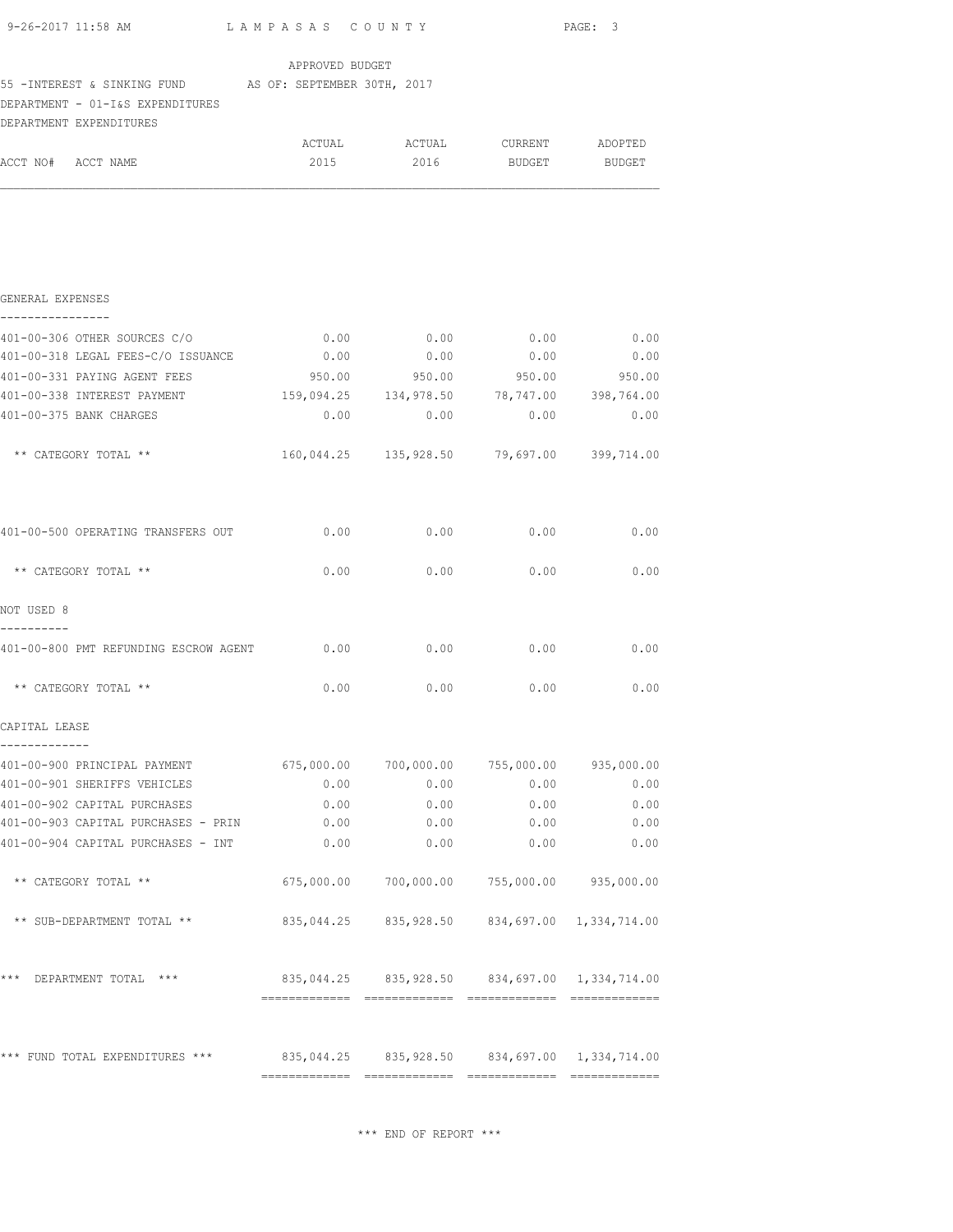APPROVED BUDGET

55 -INTEREST & SINKING FUND AS OF: SEPTEMBER 30TH, 2017

DEPARTMENT - 01-I&S EXPENDITURES

DEPARTMENT EXPENDITURES

| ACCT NO# ACCT NAME | ACTUAL 2015 | ACTUAL 2016 | CURRENT BUDGET | ADOPTED BUDGET |
|---|---|---|---|---|
| **GENERAL EXPENSES** | | | | |
| 401-00-306 OTHER SOURCES C/O | 0.00 | 0.00 | 0.00 | 0.00 |
| 401-00-318 LEGAL FEES-C/O ISSUANCE | 0.00 | 0.00 | 0.00 | 0.00 |
| 401-00-331 PAYING AGENT FEES | 950.00 | 950.00 | 950.00 | 950.00 |
| 401-00-338 INTEREST PAYMENT | 159,094.25 | 134,978.50 | 78,747.00 | 398,764.00 |
| 401-00-375 BANK CHARGES | 0.00 | 0.00 | 0.00 | 0.00 |
| ** CATEGORY TOTAL ** | 160,044.25 | 135,928.50 | 79,697.00 | 399,714.00 |
| 401-00-500 OPERATING TRANSFERS OUT | 0.00 | 0.00 | 0.00 | 0.00 |
| ** CATEGORY TOTAL ** | 0.00 | 0.00 | 0.00 | 0.00 |
| **NOT USED 8** | | | | |
| 401-00-800 PMT REFUNDING ESCROW AGENT | 0.00 | 0.00 | 0.00 | 0.00 |
| ** CATEGORY TOTAL ** | 0.00 | 0.00 | 0.00 | 0.00 |
| **CAPITAL LEASE** | | | | |
| 401-00-900 PRINCIPAL PAYMENT | 675,000.00 | 700,000.00 | 755,000.00 | 935,000.00 |
| 401-00-901 SHERIFFS VEHICLES | 0.00 | 0.00 | 0.00 | 0.00 |
| 401-00-902 CAPITAL PURCHASES | 0.00 | 0.00 | 0.00 | 0.00 |
| 401-00-903 CAPITAL PURCHASES - PRIN | 0.00 | 0.00 | 0.00 | 0.00 |
| 401-00-904 CAPITAL PURCHASES - INT | 0.00 | 0.00 | 0.00 | 0.00 |
| ** CATEGORY TOTAL ** | 675,000.00 | 700,000.00 | 755,000.00 | 935,000.00 |
| ** SUB-DEPARTMENT TOTAL ** | 835,044.25 | 835,928.50 | 834,697.00 | 1,334,714.00 |
| *** DEPARTMENT TOTAL *** | 835,044.25 | 835,928.50 | 834,697.00 | 1,334,714.00 |
| *** FUND TOTAL EXPENDITURES *** | 835,044.25 | 835,928.50 | 834,697.00 | 1,334,714.00 |

*** END OF REPORT ***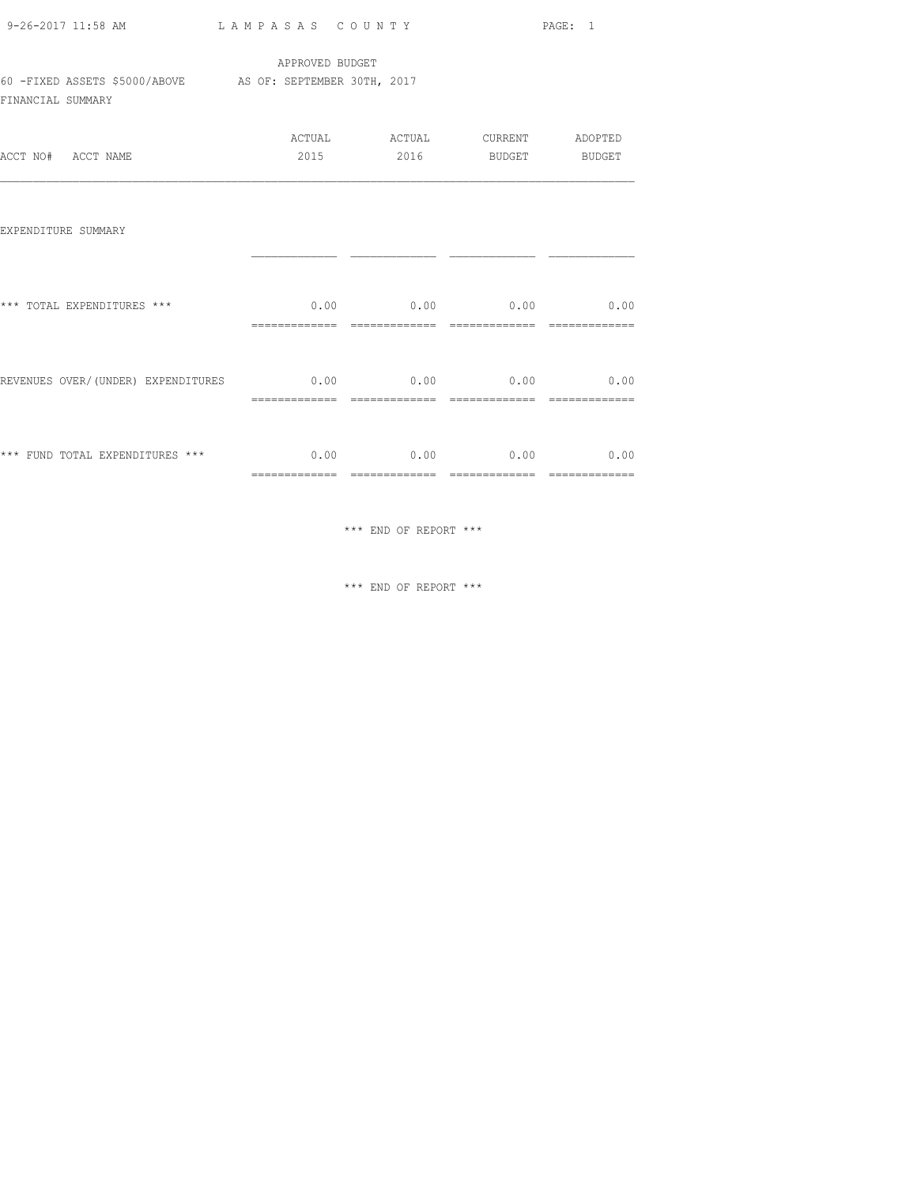LAMPASAS COUNTY

APPROVED BUDGET

60 -FIXED ASSETS $5000/ABOVE    AS OF: SEPTEMBER 30TH, 2017

FINANCIAL SUMMARY

| ACCT NO# ACCT NAME | ACTUAL 2015 | ACTUAL 2016 | CURRENT BUDGET | ADOPTED BUDGET |
|---|---|---|---|---|
| EXPENDITURE SUMMARY | | | | |
| *** TOTAL EXPENDITURES *** | 0.00 | 0.00 | 0.00 | 0.00 |
| REVENUES OVER/(UNDER) EXPENDITURES | 0.00 | 0.00 | 0.00 | 0.00 |
| *** FUND TOTAL EXPENDITURES *** | 0.00 | 0.00 | 0.00 | 0.00 |

*** END OF REPORT ***

*** END OF REPORT ***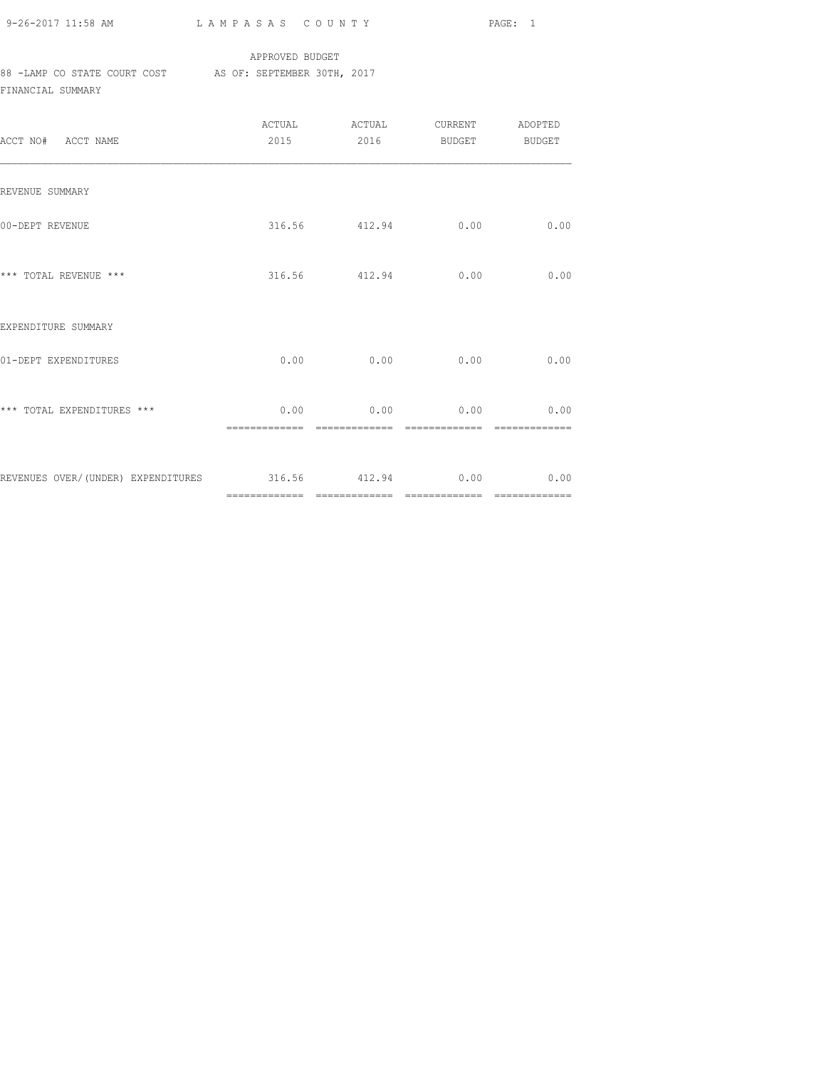APPROVED BUDGET

88 -LAMP CO STATE COURT COST AS OF: SEPTEMBER 30TH, 2017

FINANCIAL SUMMARY

| ACCT NO# ACCT NAME | ACTUAL 2015 | ACTUAL 2016 | CURRENT BUDGET | ADOPTED BUDGET |
|---|---|---|---|---|
| REVENUE SUMMARY | | | | |
| 00-DEPT REVENUE | 316.56 | 412.94 | 0.00 | 0.00 |
| *** TOTAL REVENUE *** | 316.56 | 412.94 | 0.00 | 0.00 |
| EXPENDITURE SUMMARY | | | | |
| 01-DEPT EXPENDITURES | 0.00 | 0.00 | 0.00 | 0.00 |
| *** TOTAL EXPENDITURES *** | 0.00 | 0.00 | 0.00 | 0.00 |
| REVENUES OVER/(UNDER) EXPENDITURES | 316.56 | 412.94 | 0.00 | 0.00 |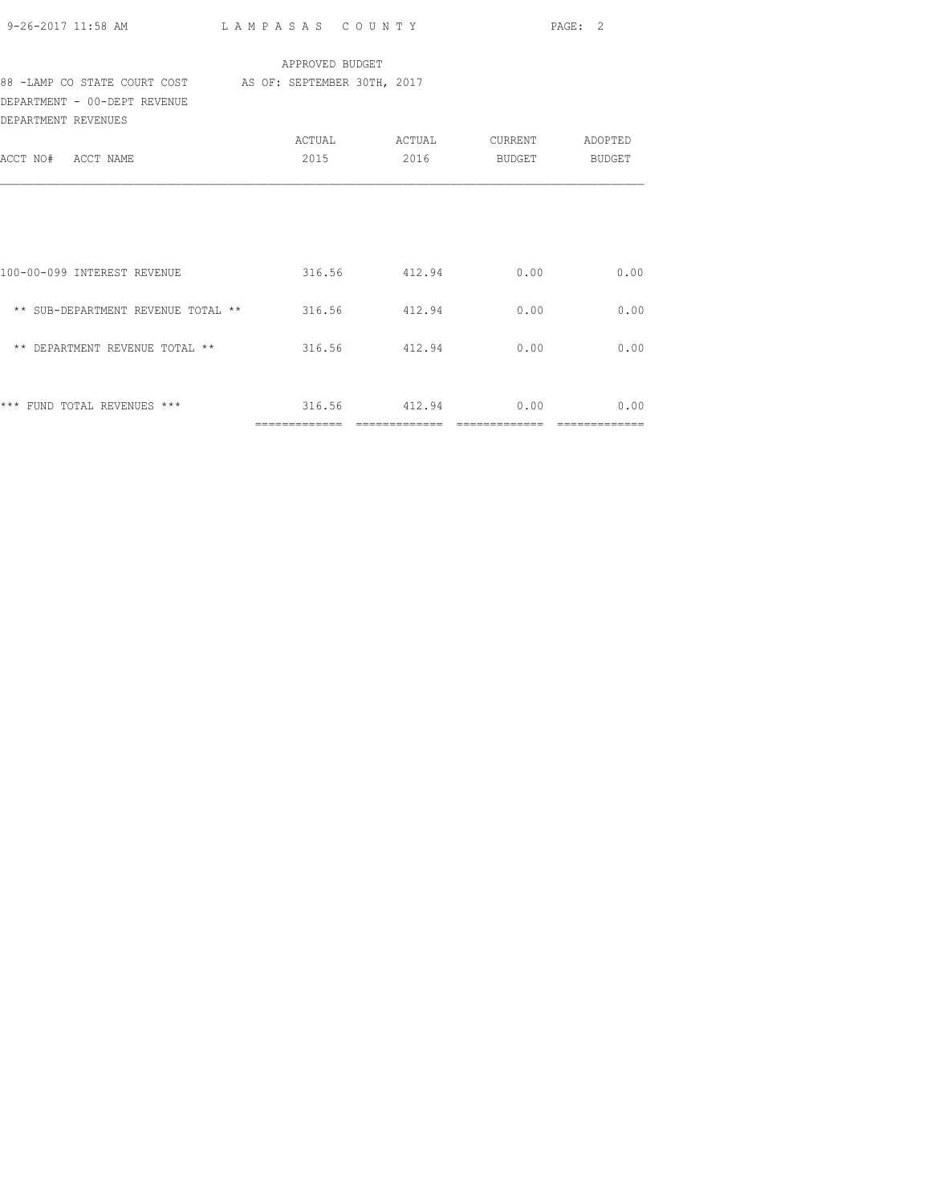APPROVED BUDGET

88 -LAMP CO STATE COURT COST AS OF: SEPTEMBER 30TH, 2017

DEPARTMENT - 00-DEPT REVENUE

DEPARTMENT REVENUES

| ACCT NO# ACCT NAME | ACTUAL 2015 | ACTUAL 2016 | CURRENT BUDGET | ADOPTED BUDGET |
|---|---|---|---|---|
| 100-00-099 INTEREST REVENUE | 316.56 | 412.94 | 0.00 | 0.00 |
| ** SUB-DEPARTMENT REVENUE TOTAL ** | 316.56 | 412.94 | 0.00 | 0.00 |
| ** DEPARTMENT REVENUE TOTAL ** | 316.56 | 412.94 | 0.00 | 0.00 |
| *** FUND TOTAL REVENUES *** | 316.56 | 412.94 | 0.00 | 0.00 |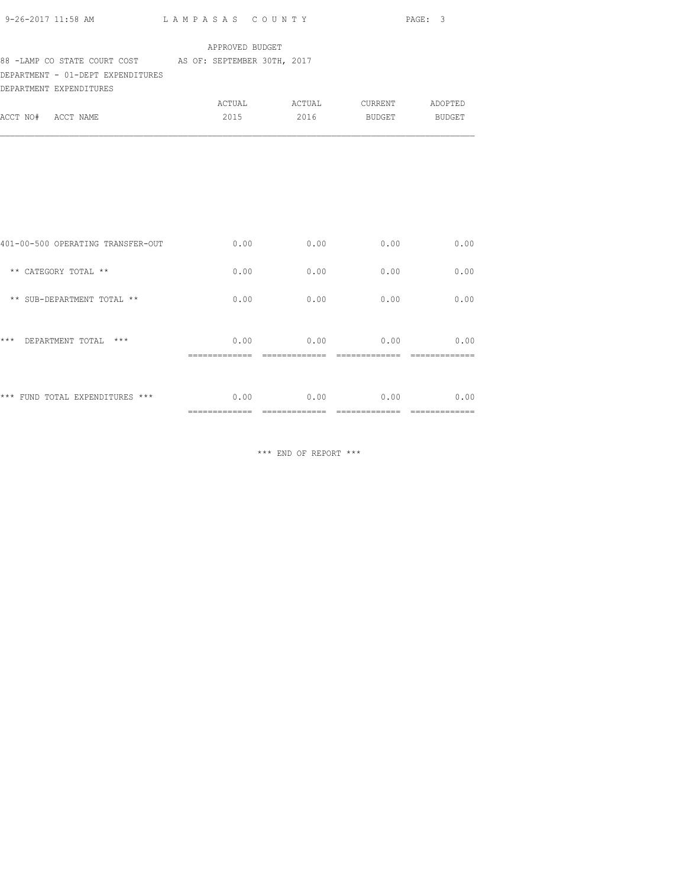APPROVED BUDGET

88 -LAMP CO STATE COURT COST    AS OF: SEPTEMBER 30TH, 2017

DEPARTMENT - 01-DEPT EXPENDITURES

DEPARTMENT EXPENDITURES

| ACCT NO# ACCT NAME | ACTUAL 2015 | ACTUAL 2016 | CURRENT BUDGET | ADOPTED BUDGET |
|---|---|---|---|---|
| 401-00-500 OPERATING TRANSFER-OUT | 0.00 | 0.00 | 0.00 | 0.00 |
| ** CATEGORY TOTAL ** | 0.00 | 0.00 | 0.00 | 0.00 |
| ** SUB-DEPARTMENT TOTAL ** | 0.00 | 0.00 | 0.00 | 0.00 |
| *** DEPARTMENT TOTAL *** | 0.00 | 0.00 | 0.00 | 0.00 |
| *** FUND TOTAL EXPENDITURES *** | 0.00 | 0.00 | 0.00 | 0.00 |

*** END OF REPORT ***